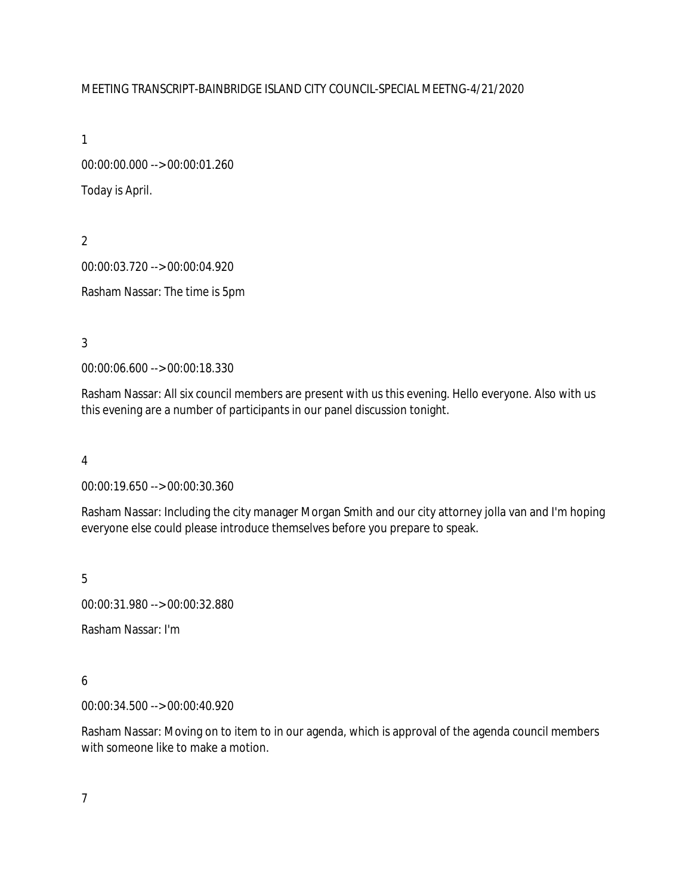MEETING TRANSCRIPT-BAINBRIDGE ISLAND CITY COUNCIL-SPECIAL MEETNG-4/21/2020

1

00:00:00.000 --> 00:00:01.260

Today is April.

2

00:00:03.720 --> 00:00:04.920

Rasham Nassar: The time is 5pm

3

00:00:06.600 --> 00:00:18.330

Rasham Nassar: All six council members are present with us this evening. Hello everyone. Also with us this evening are a number of participants in our panel discussion tonight.

4

00:00:19.650 --> 00:00:30.360

Rasham Nassar: Including the city manager Morgan Smith and our city attorney jolla van and I'm hoping everyone else could please introduce themselves before you prepare to speak.

5

00:00:31.980 --> 00:00:32.880

Rasham Nassar: I'm

6

00:00:34.500 --> 00:00:40.920

Rasham Nassar: Moving on to item to in our agenda, which is approval of the agenda council members with someone like to make a motion.

7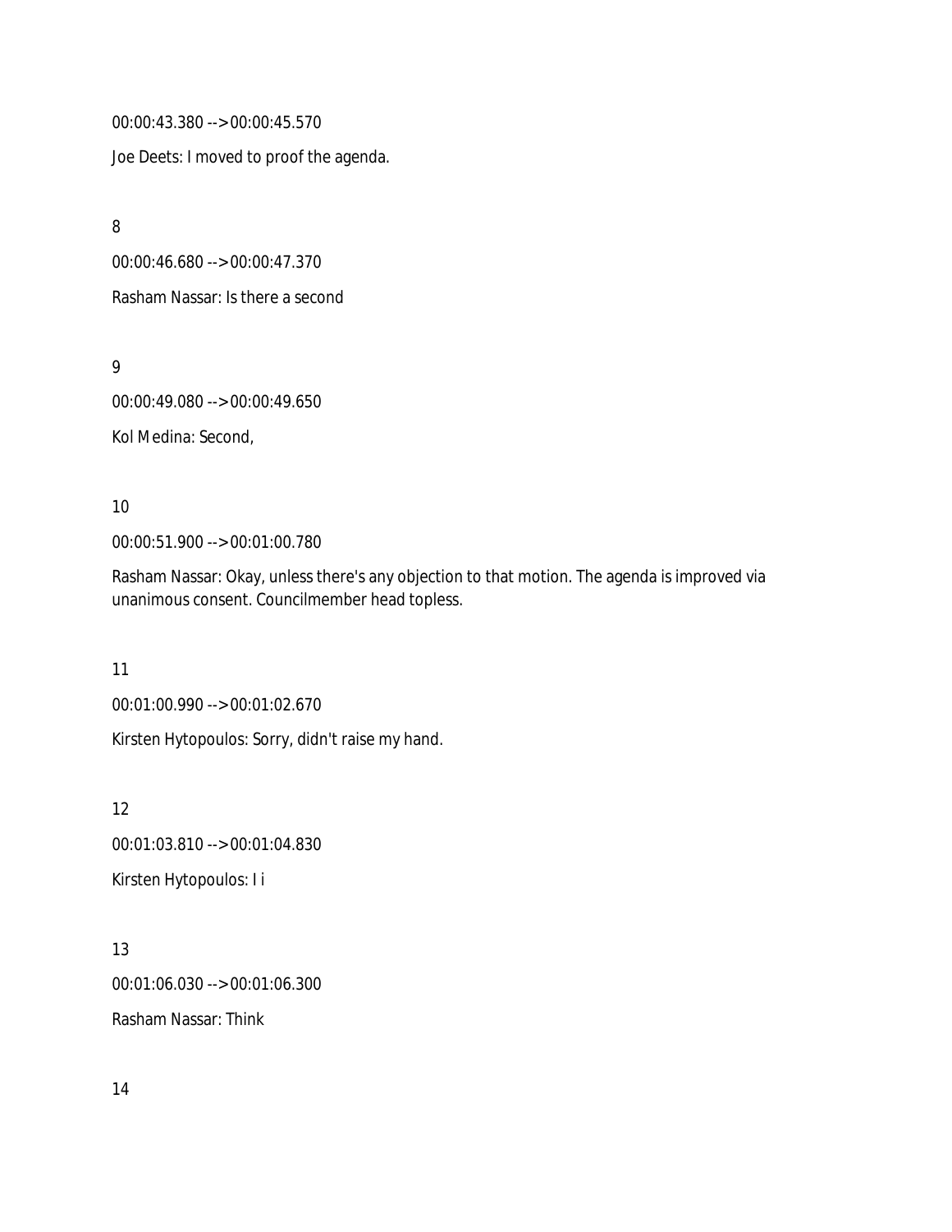00:00:43.380 --> 00:00:45.570

Joe Deets: I moved to proof the agenda.

8

00:00:46.680 --> 00:00:47.370

Rasham Nassar: Is there a second

9

00:00:49.080 --> 00:00:49.650

Kol Medina: Second,

10

00:00:51.900 --> 00:01:00.780

Rasham Nassar: Okay, unless there's any objection to that motion. The agenda is improved via unanimous consent. Councilmember head topless.

11

00:01:00.990 --> 00:01:02.670

Kirsten Hytopoulos: Sorry, didn't raise my hand.

12

00:01:03.810 --> 00:01:04.830

Kirsten Hytopoulos: I i

13

00:01:06.030 --> 00:01:06.300

Rasham Nassar: Think

14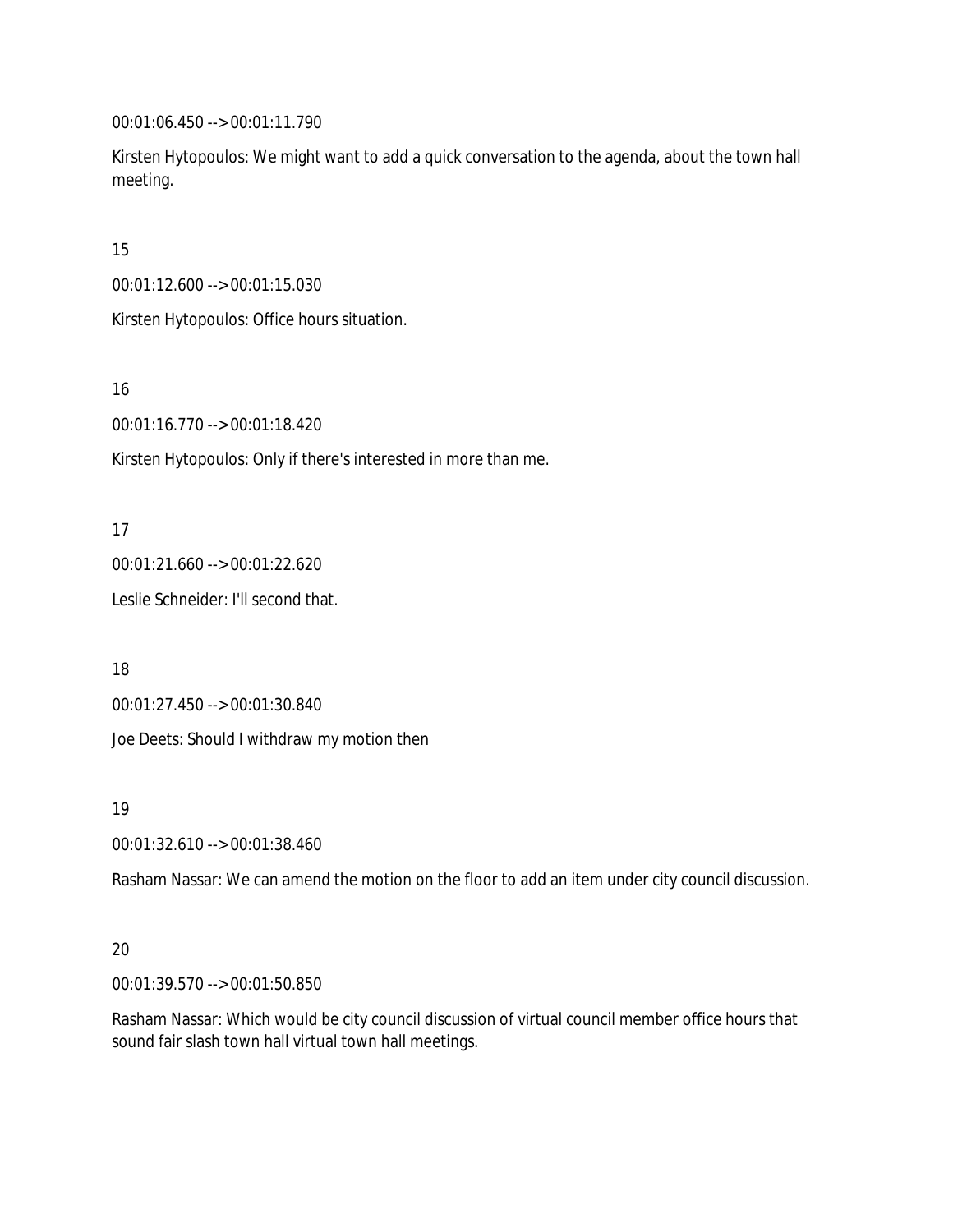00:01:06.450 --> 00:01:11.790

Kirsten Hytopoulos: We might want to add a quick conversation to the agenda, about the town hall meeting.

15

00:01:12.600 --> 00:01:15.030

Kirsten Hytopoulos: Office hours situation.

16

00:01:16.770 --> 00:01:18.420

Kirsten Hytopoulos: Only if there's interested in more than me.

17

00:01:21.660 --> 00:01:22.620

Leslie Schneider: I'll second that.

18

00:01:27.450 --> 00:01:30.840

Joe Deets: Should I withdraw my motion then

19

00:01:32.610 --> 00:01:38.460

Rasham Nassar: We can amend the motion on the floor to add an item under city council discussion.

20

00:01:39.570 --> 00:01:50.850

Rasham Nassar: Which would be city council discussion of virtual council member office hours that sound fair slash town hall virtual town hall meetings.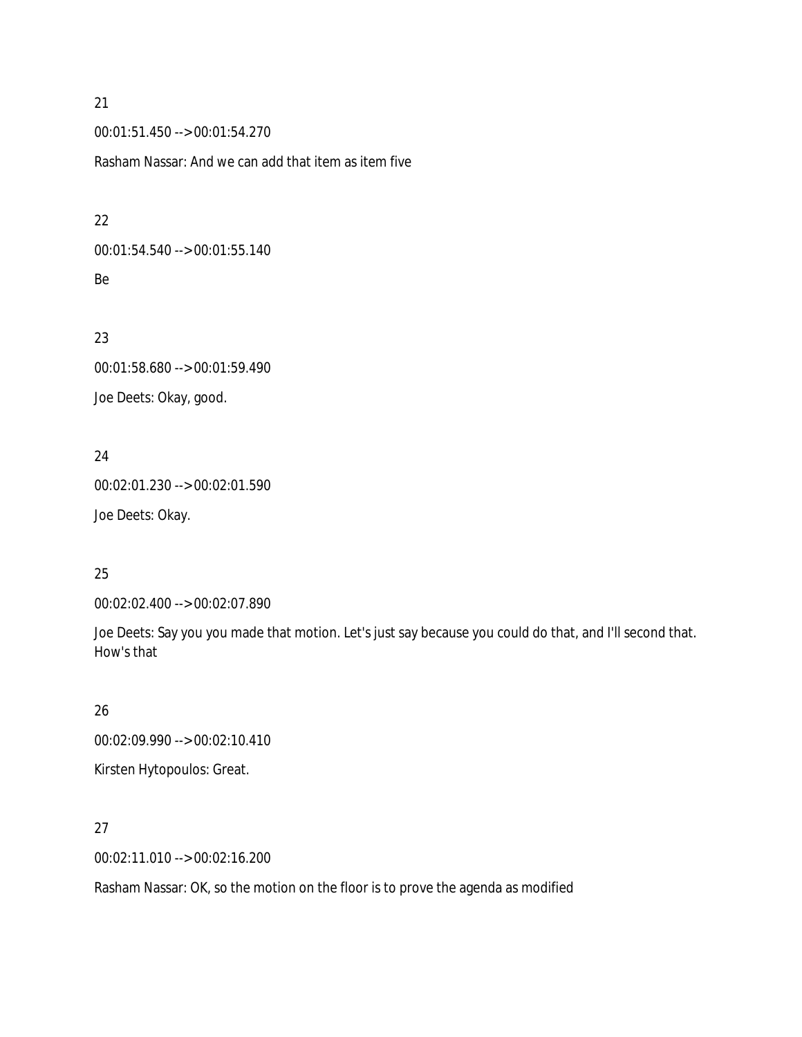21

00:01:51.450 --> 00:01:54.270

Rasham Nassar: And we can add that item as item five

22

00:01:54.540 --> 00:01:55.140

Be

23

00:01:58.680 --> 00:01:59.490

Joe Deets: Okay, good.

24

00:02:01.230 --> 00:02:01.590

Joe Deets: Okay.

25

00:02:02.400 --> 00:02:07.890

Joe Deets: Say you you made that motion. Let's just say because you could do that, and I'll second that. How's that

26

00:02:09.990 --> 00:02:10.410

Kirsten Hytopoulos: Great.

27

00:02:11.010 --> 00:02:16.200

Rasham Nassar: OK, so the motion on the floor is to prove the agenda as modified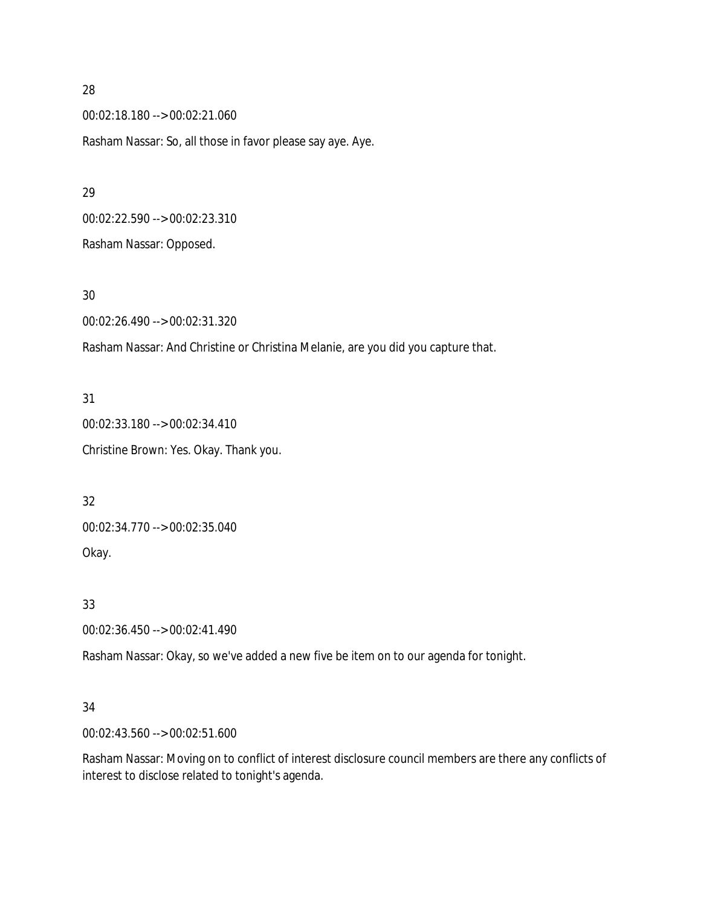28

00:02:18.180 --> 00:02:21.060

Rasham Nassar: So, all those in favor please say aye. Aye.

29

00:02:22.590 --> 00:02:23.310

Rasham Nassar: Opposed.

30

00:02:26.490 --> 00:02:31.320

Rasham Nassar: And Christine or Christina Melanie, are you did you capture that.

31

00:02:33.180 --> 00:02:34.410

Christine Brown: Yes. Okay. Thank you.

32

00:02:34.770 --> 00:02:35.040

Okay.

33

00:02:36.450 --> 00:02:41.490

Rasham Nassar: Okay, so we've added a new five be item on to our agenda for tonight.

34

00:02:43.560 --> 00:02:51.600

Rasham Nassar: Moving on to conflict of interest disclosure council members are there any conflicts of interest to disclose related to tonight's agenda.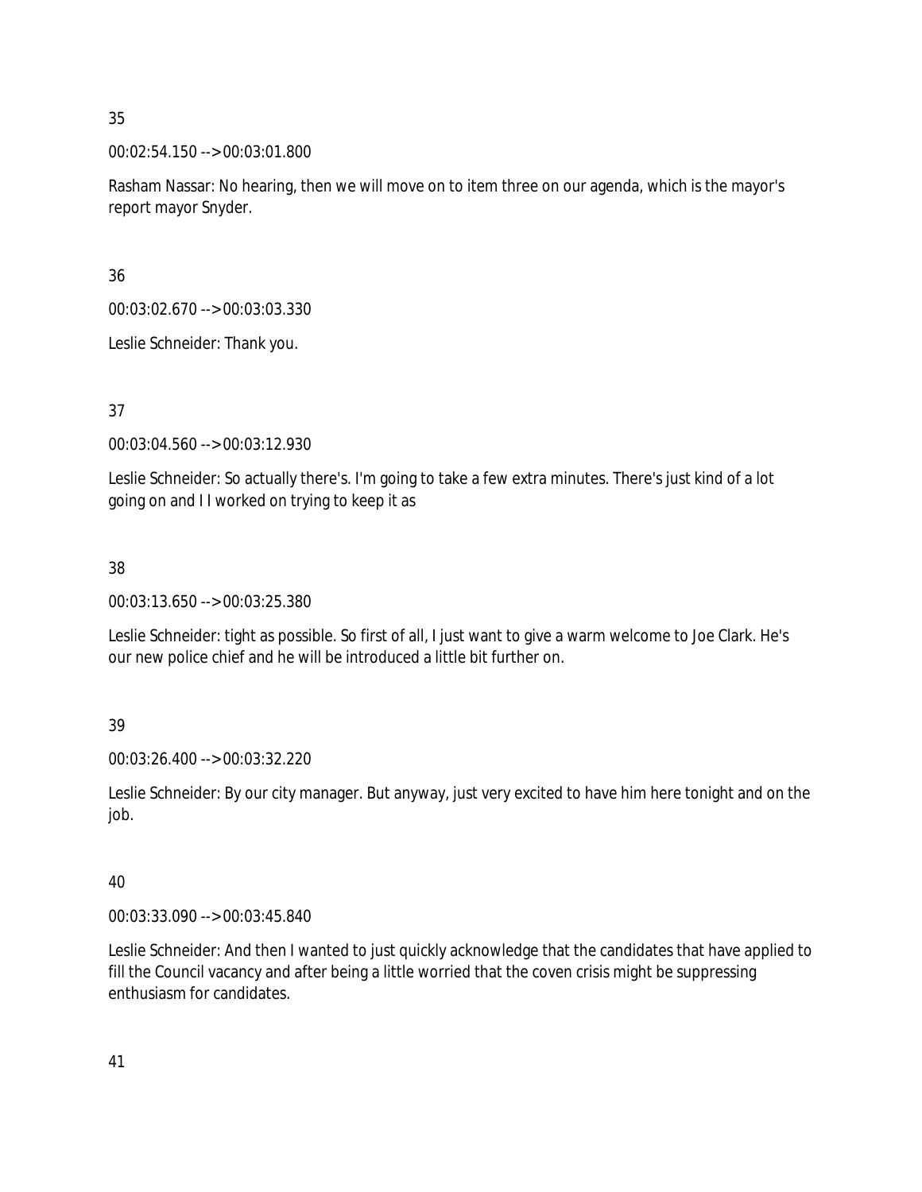35

00:02:54.150 --> 00:03:01.800

Rasham Nassar: No hearing, then we will move on to item three on our agenda, which is the mayor's report mayor Snyder.

36

00:03:02.670 --> 00:03:03.330

Leslie Schneider: Thank you.

37

00:03:04.560 --> 00:03:12.930

Leslie Schneider: So actually there's. I'm going to take a few extra minutes. There's just kind of a lot going on and I I worked on trying to keep it as

38

00:03:13.650 --> 00:03:25.380

Leslie Schneider: tight as possible. So first of all, I just want to give a warm welcome to Joe Clark. He's our new police chief and he will be introduced a little bit further on.

39

00:03:26.400 --> 00:03:32.220

Leslie Schneider: By our city manager. But anyway, just very excited to have him here tonight and on the job.

40

00:03:33.090 --> 00:03:45.840

Leslie Schneider: And then I wanted to just quickly acknowledge that the candidates that have applied to fill the Council vacancy and after being a little worried that the coven crisis might be suppressing enthusiasm for candidates.

41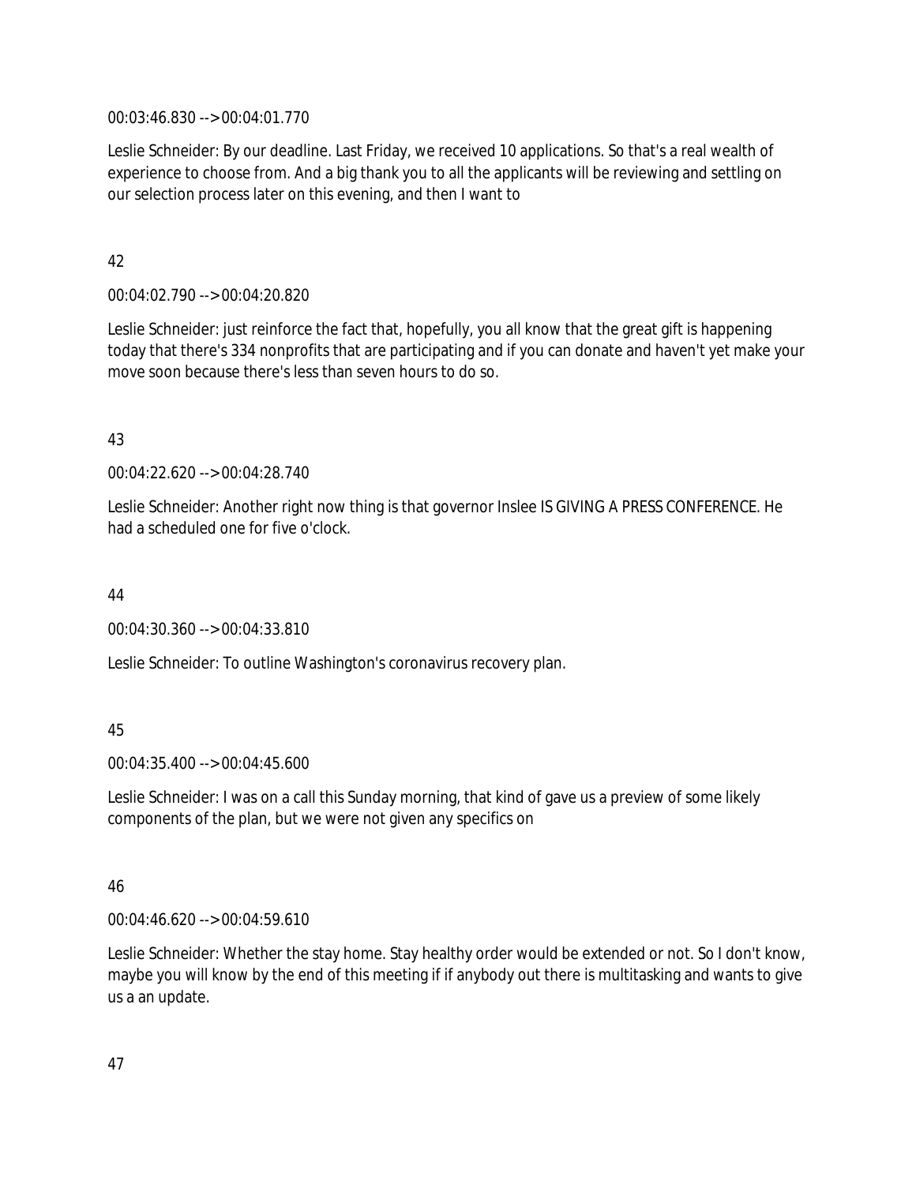00:03:46.830 --> 00:04:01.770

Leslie Schneider: By our deadline. Last Friday, we received 10 applications. So that's a real wealth of experience to choose from. And a big thank you to all the applicants will be reviewing and settling on our selection process later on this evening, and then I want to

42

00:04:02.790 --> 00:04:20.820

Leslie Schneider: just reinforce the fact that, hopefully, you all know that the great gift is happening today that there's 334 nonprofits that are participating and if you can donate and haven't yet make your move soon because there's less than seven hours to do so.

43

00:04:22.620 --> 00:04:28.740

Leslie Schneider: Another right now thing is that governor Inslee IS GIVING A PRESS CONFERENCE. He had a scheduled one for five o'clock.

44

00:04:30.360 --> 00:04:33.810

Leslie Schneider: To outline Washington's coronavirus recovery plan.

45

00:04:35.400 --> 00:04:45.600

Leslie Schneider: I was on a call this Sunday morning, that kind of gave us a preview of some likely components of the plan, but we were not given any specifics on

46

00:04:46.620 --> 00:04:59.610

Leslie Schneider: Whether the stay home. Stay healthy order would be extended or not. So I don't know, maybe you will know by the end of this meeting if if anybody out there is multitasking and wants to give us a an update.

47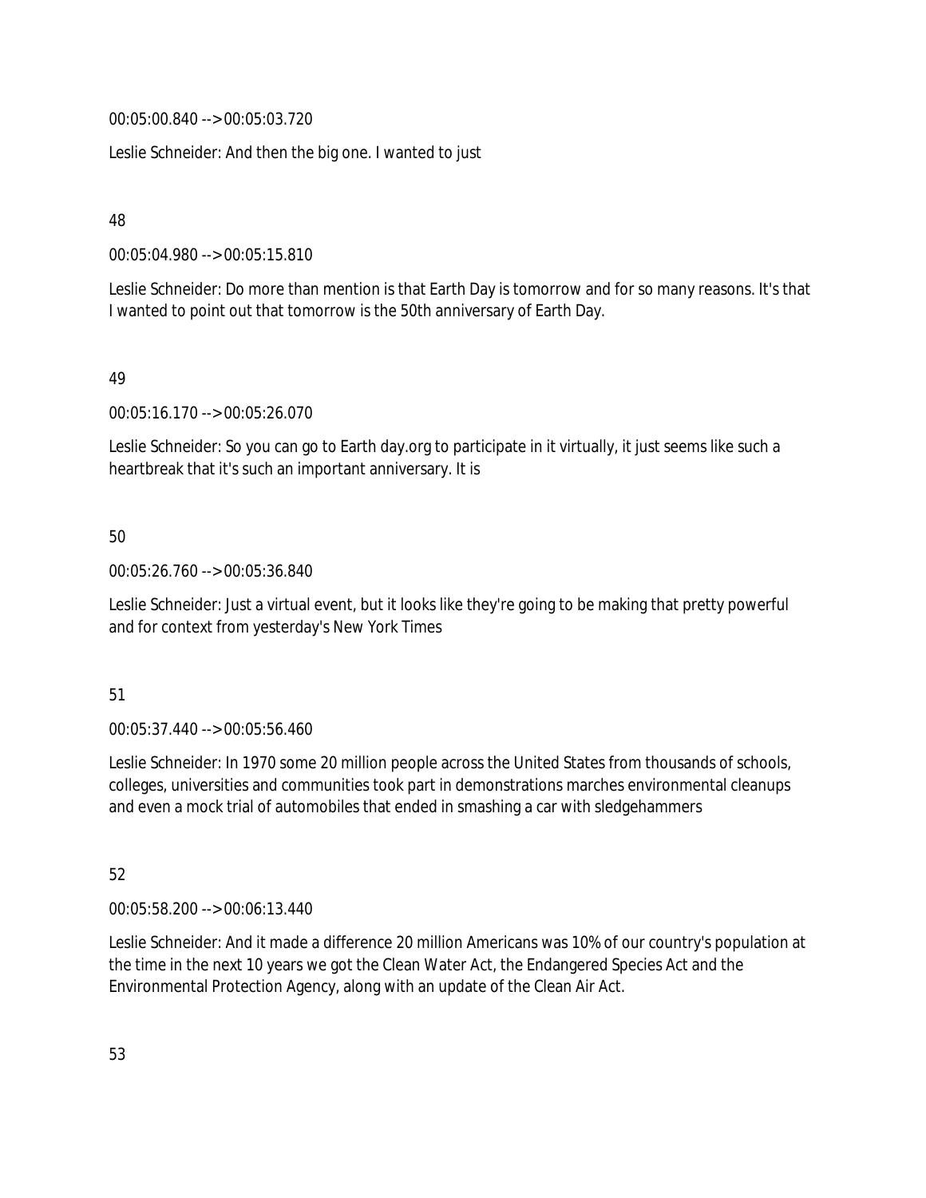00:05:00.840 --> 00:05:03.720

Leslie Schneider: And then the big one. I wanted to just

48

00:05:04.980 --> 00:05:15.810

Leslie Schneider: Do more than mention is that Earth Day is tomorrow and for so many reasons. It's that I wanted to point out that tomorrow is the 50th anniversary of Earth Day.

49

00:05:16.170 --> 00:05:26.070

Leslie Schneider: So you can go to Earth day.org to participate in it virtually, it just seems like such a heartbreak that it's such an important anniversary. It is

50

00:05:26.760 --> 00:05:36.840

Leslie Schneider: Just a virtual event, but it looks like they're going to be making that pretty powerful and for context from yesterday's New York Times

51

00:05:37.440 --> 00:05:56.460

Leslie Schneider: In 1970 some 20 million people across the United States from thousands of schools, colleges, universities and communities took part in demonstrations marches environmental cleanups and even a mock trial of automobiles that ended in smashing a car with sledgehammers

52

00:05:58.200 --> 00:06:13.440

Leslie Schneider: And it made a difference 20 million Americans was 10% of our country's population at the time in the next 10 years we got the Clean Water Act, the Endangered Species Act and the Environmental Protection Agency, along with an update of the Clean Air Act.

53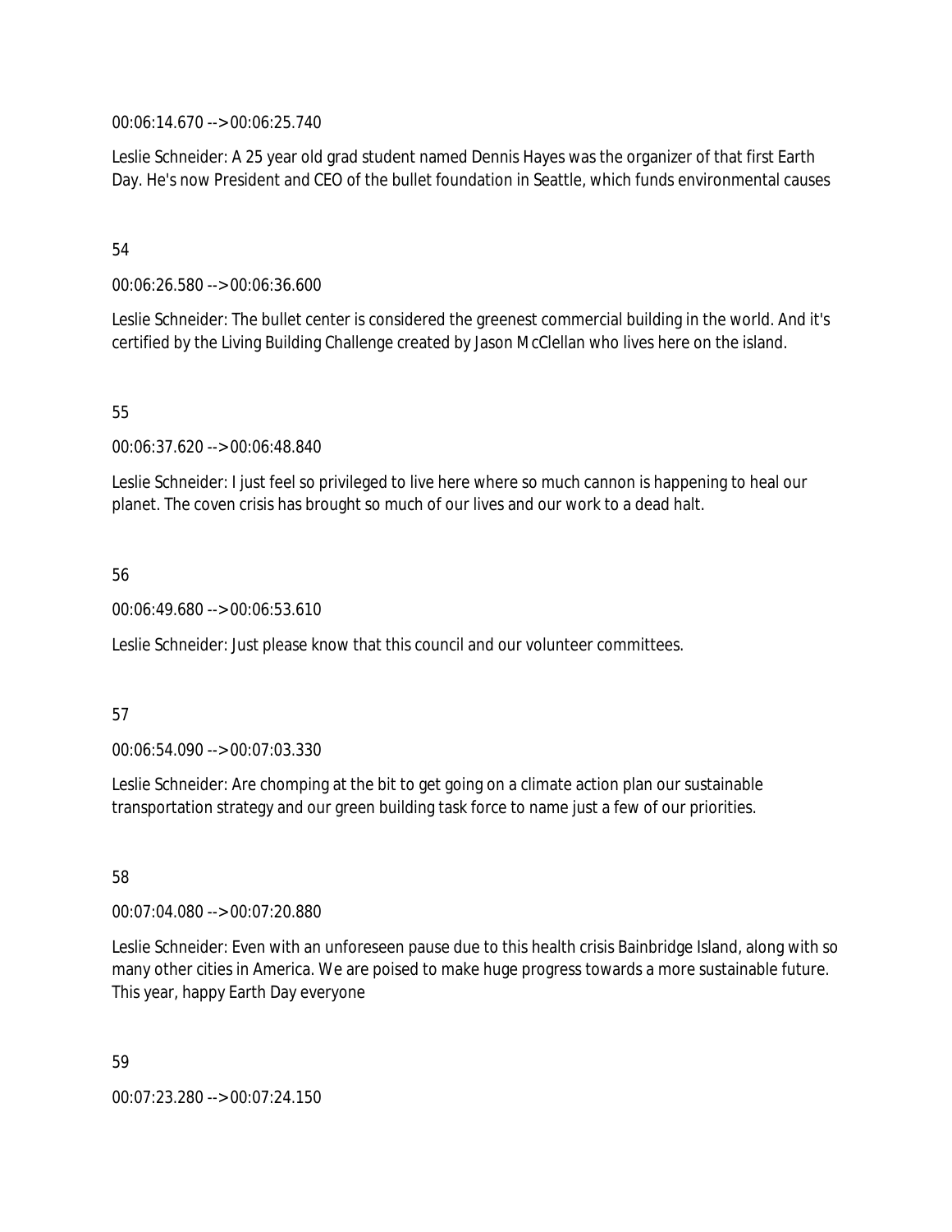00:06:14.670 --> 00:06:25.740

Leslie Schneider: A 25 year old grad student named Dennis Hayes was the organizer of that first Earth Day. He's now President and CEO of the bullet foundation in Seattle, which funds environmental causes

54

00:06:26.580 --> 00:06:36.600

Leslie Schneider: The bullet center is considered the greenest commercial building in the world. And it's certified by the Living Building Challenge created by Jason McClellan who lives here on the island.

55

00:06:37.620 --> 00:06:48.840

Leslie Schneider: I just feel so privileged to live here where so much cannon is happening to heal our planet. The coven crisis has brought so much of our lives and our work to a dead halt.

56

00:06:49.680 --> 00:06:53.610

Leslie Schneider: Just please know that this council and our volunteer committees.

57

00:06:54.090 --> 00:07:03.330

Leslie Schneider: Are chomping at the bit to get going on a climate action plan our sustainable transportation strategy and our green building task force to name just a few of our priorities.

58

00:07:04.080 --> 00:07:20.880

Leslie Schneider: Even with an unforeseen pause due to this health crisis Bainbridge Island, along with so many other cities in America. We are poised to make huge progress towards a more sustainable future. This year, happy Earth Day everyone

59

00:07:23.280 --> 00:07:24.150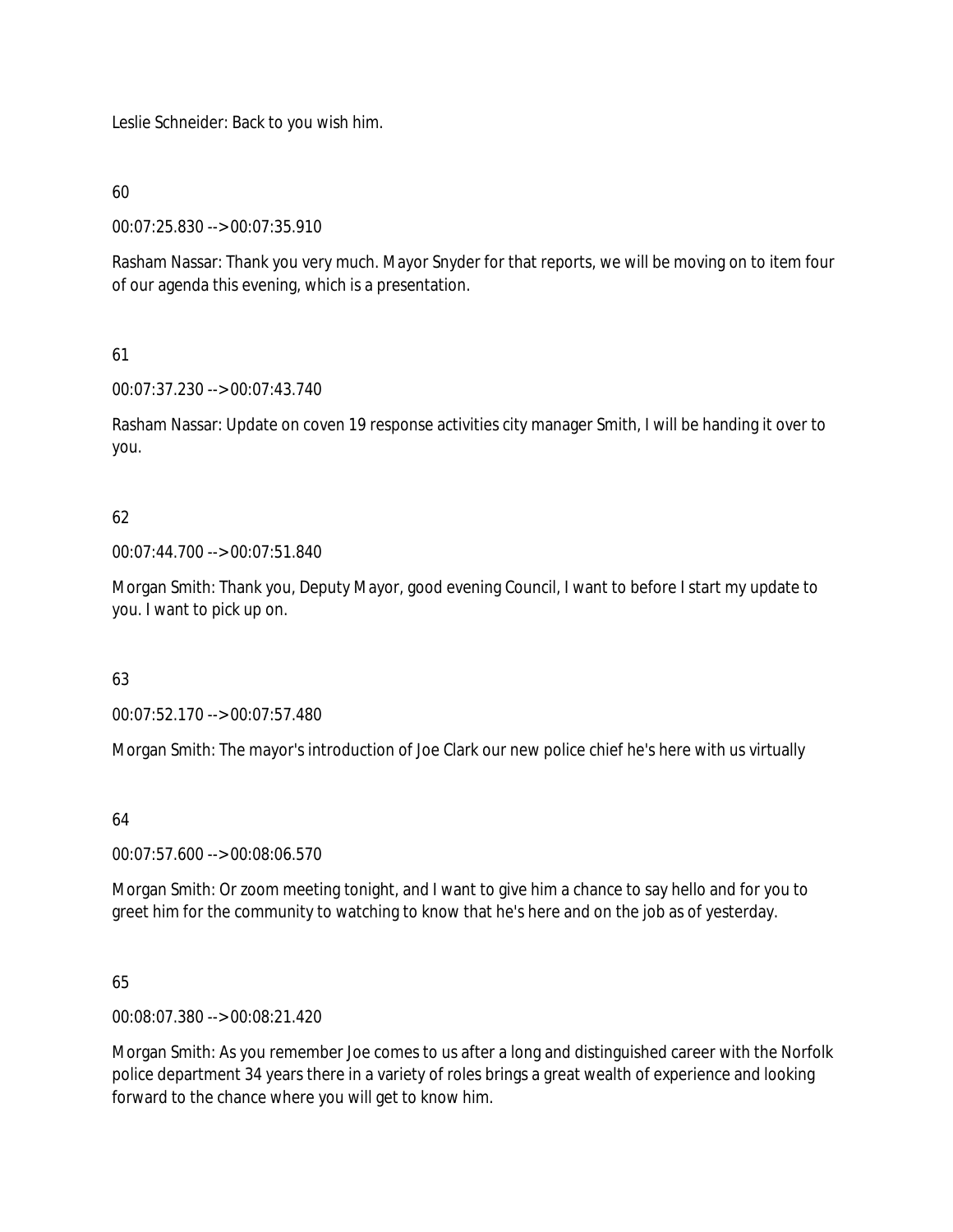Leslie Schneider: Back to you wish him.

60

00:07:25.830 --> 00:07:35.910

Rasham Nassar: Thank you very much. Mayor Snyder for that reports, we will be moving on to item four of our agenda this evening, which is a presentation.

61

00:07:37.230 --> 00:07:43.740

Rasham Nassar: Update on coven 19 response activities city manager Smith, I will be handing it over to you.

62

00:07:44.700 --> 00:07:51.840

Morgan Smith: Thank you, Deputy Mayor, good evening Council, I want to before I start my update to you. I want to pick up on.

63

00:07:52.170 --> 00:07:57.480

Morgan Smith: The mayor's introduction of Joe Clark our new police chief he's here with us virtually

64

00:07:57.600 --> 00:08:06.570

Morgan Smith: Or zoom meeting tonight, and I want to give him a chance to say hello and for you to greet him for the community to watching to know that he's here and on the job as of yesterday.

65

00:08:07.380 --> 00:08:21.420

Morgan Smith: As you remember Joe comes to us after a long and distinguished career with the Norfolk police department 34 years there in a variety of roles brings a great wealth of experience and looking forward to the chance where you will get to know him.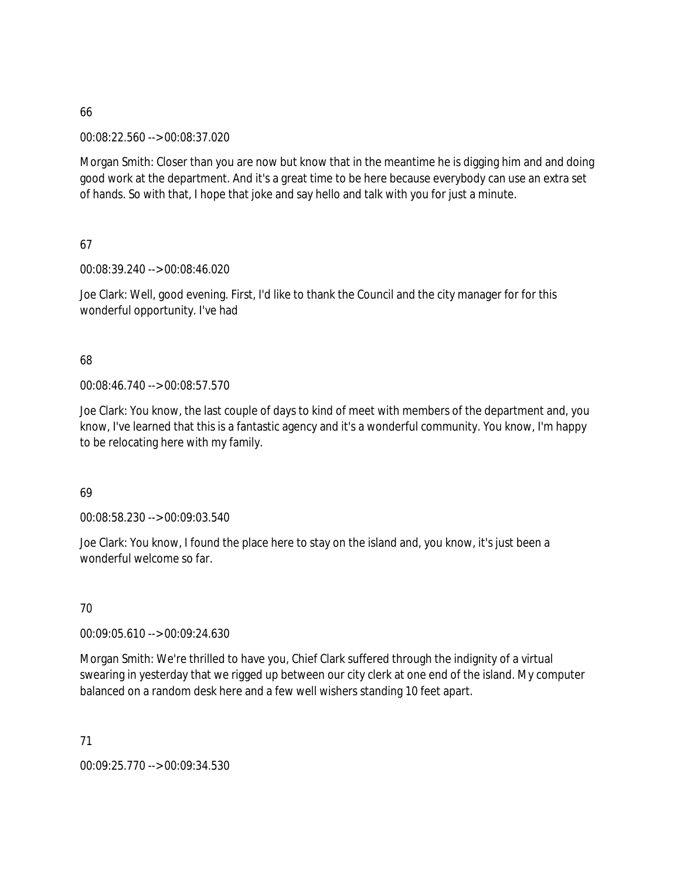66

00:08:22.560 --> 00:08:37.020

Morgan Smith: Closer than you are now but know that in the meantime he is digging him and and doing good work at the department. And it's a great time to be here because everybody can use an extra set of hands. So with that, I hope that joke and say hello and talk with you for just a minute.

67

00:08:39.240 --> 00:08:46.020

Joe Clark: Well, good evening. First, I'd like to thank the Council and the city manager for for this wonderful opportunity. I've had

68

00:08:46.740 --> 00:08:57.570

Joe Clark: You know, the last couple of days to kind of meet with members of the department and, you know, I've learned that this is a fantastic agency and it's a wonderful community. You know, I'm happy to be relocating here with my family.

69

00:08:58.230 --> 00:09:03.540

Joe Clark: You know, I found the place here to stay on the island and, you know, it's just been a wonderful welcome so far.

70

00:09:05.610 --> 00:09:24.630

Morgan Smith: We're thrilled to have you, Chief Clark suffered through the indignity of a virtual swearing in yesterday that we rigged up between our city clerk at one end of the island. My computer balanced on a random desk here and a few well wishers standing 10 feet apart.

71

00:09:25.770 --> 00:09:34.530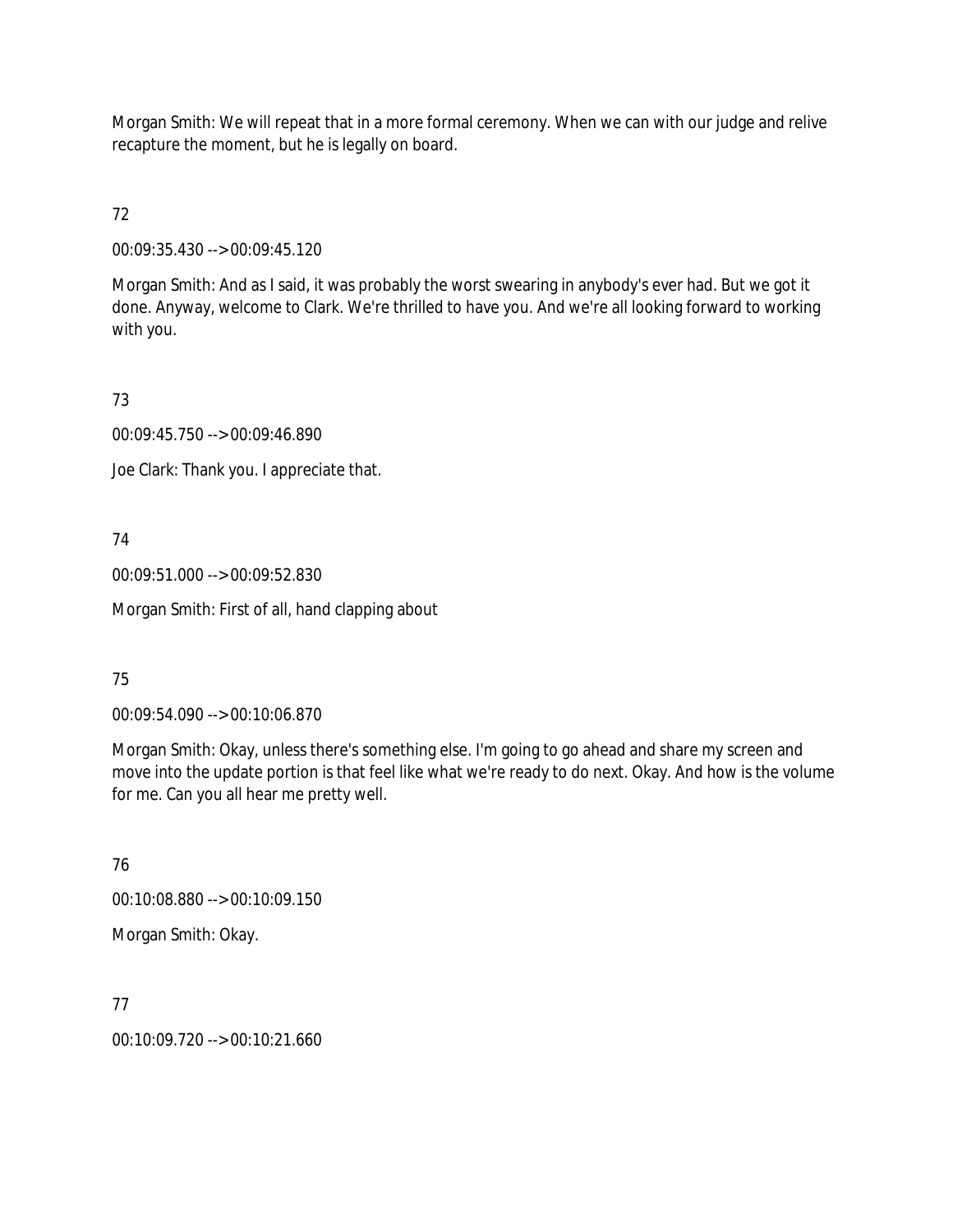Morgan Smith: We will repeat that in a more formal ceremony. When we can with our judge and relive recapture the moment, but he is legally on board.

72

00:09:35.430 --> 00:09:45.120

Morgan Smith: And as I said, it was probably the worst swearing in anybody's ever had. But we got it done. Anyway, welcome to Clark. We're thrilled to have you. And we're all looking forward to working with you.

73

00:09:45.750 --> 00:09:46.890

Joe Clark: Thank you. I appreciate that.

74

00:09:51.000 --> 00:09:52.830

Morgan Smith: First of all, hand clapping about

75

00:09:54.090 --> 00:10:06.870

Morgan Smith: Okay, unless there's something else. I'm going to go ahead and share my screen and move into the update portion is that feel like what we're ready to do next. Okay. And how is the volume for me. Can you all hear me pretty well.

76

00:10:08.880 --> 00:10:09.150

Morgan Smith: Okay.

77

00:10:09.720 --> 00:10:21.660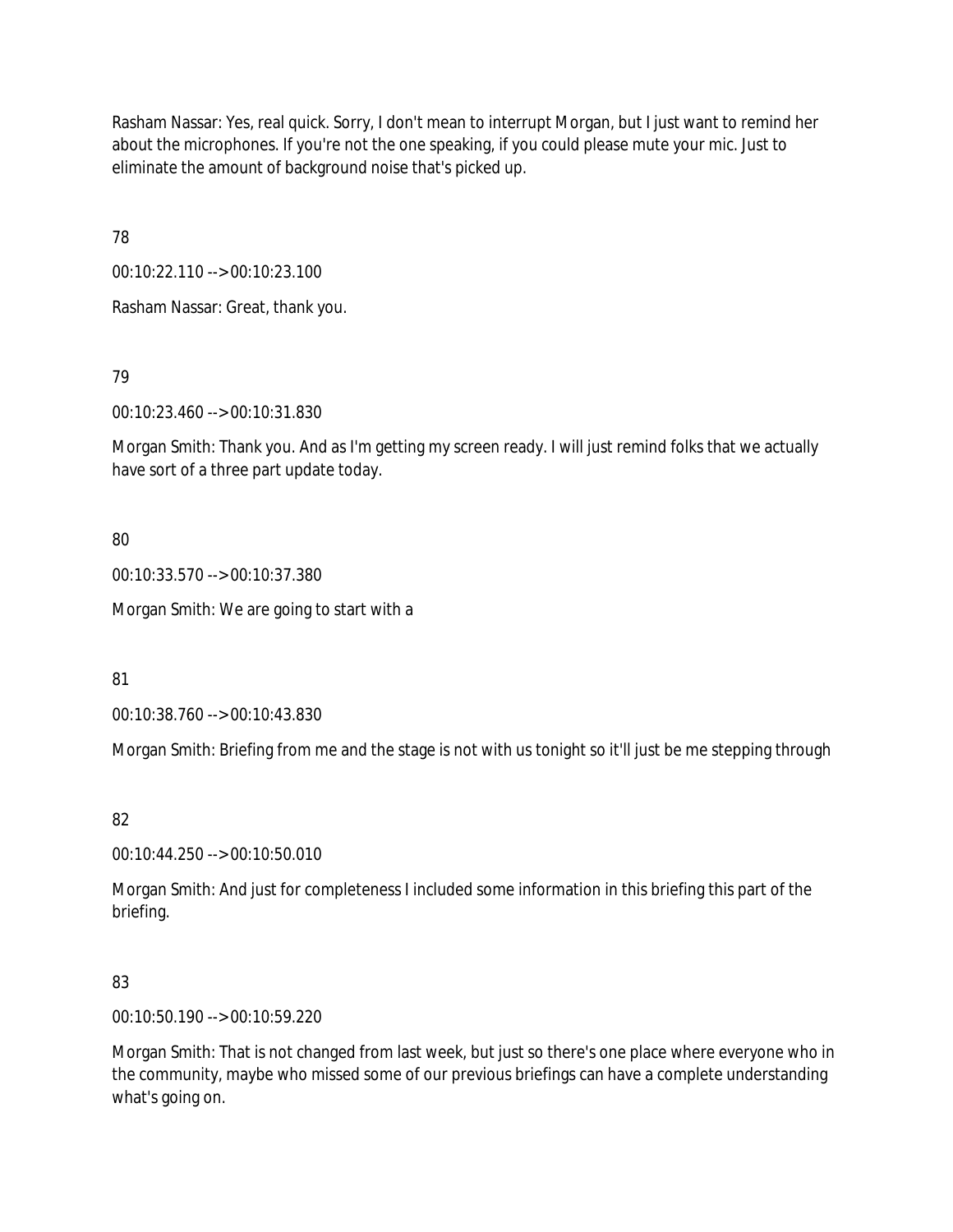Rasham Nassar: Yes, real quick. Sorry, I don't mean to interrupt Morgan, but I just want to remind her about the microphones. If you're not the one speaking, if you could please mute your mic. Just to eliminate the amount of background noise that's picked up.

78

00:10:22.110 --> 00:10:23.100

Rasham Nassar: Great, thank you.

79

00:10:23.460 --> 00:10:31.830

Morgan Smith: Thank you. And as I'm getting my screen ready. I will just remind folks that we actually have sort of a three part update today.

80

00:10:33.570 --> 00:10:37.380

Morgan Smith: We are going to start with a

81

00:10:38.760 --> 00:10:43.830

Morgan Smith: Briefing from me and the stage is not with us tonight so it'll just be me stepping through

82

00:10:44.250 --> 00:10:50.010

Morgan Smith: And just for completeness I included some information in this briefing this part of the briefing.

83

00:10:50.190 --> 00:10:59.220

Morgan Smith: That is not changed from last week, but just so there's one place where everyone who in the community, maybe who missed some of our previous briefings can have a complete understanding what's going on.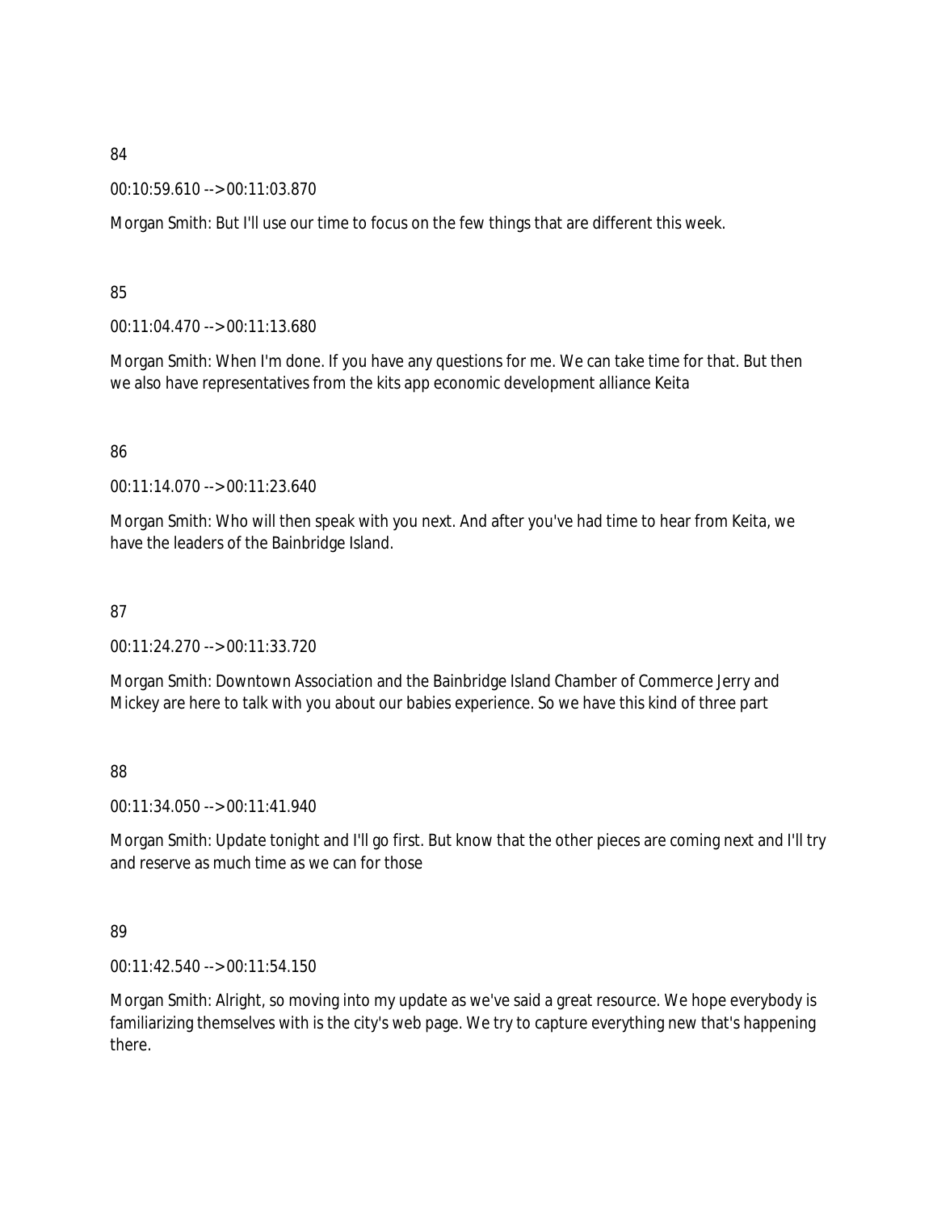84

00:10:59.610 --> 00:11:03.870

Morgan Smith: But I'll use our time to focus on the few things that are different this week.

85

00:11:04.470 --> 00:11:13.680

Morgan Smith: When I'm done. If you have any questions for me. We can take time for that. But then we also have representatives from the kits app economic development alliance Keita

86

00:11:14.070 --> 00:11:23.640

Morgan Smith: Who will then speak with you next. And after you've had time to hear from Keita, we have the leaders of the Bainbridge Island.

87

00:11:24.270 --> 00:11:33.720

Morgan Smith: Downtown Association and the Bainbridge Island Chamber of Commerce Jerry and Mickey are here to talk with you about our babies experience. So we have this kind of three part

88

00:11:34.050 --> 00:11:41.940

Morgan Smith: Update tonight and I'll go first. But know that the other pieces are coming next and I'll try and reserve as much time as we can for those

89

00:11:42.540 --> 00:11:54.150

Morgan Smith: Alright, so moving into my update as we've said a great resource. We hope everybody is familiarizing themselves with is the city's web page. We try to capture everything new that's happening there.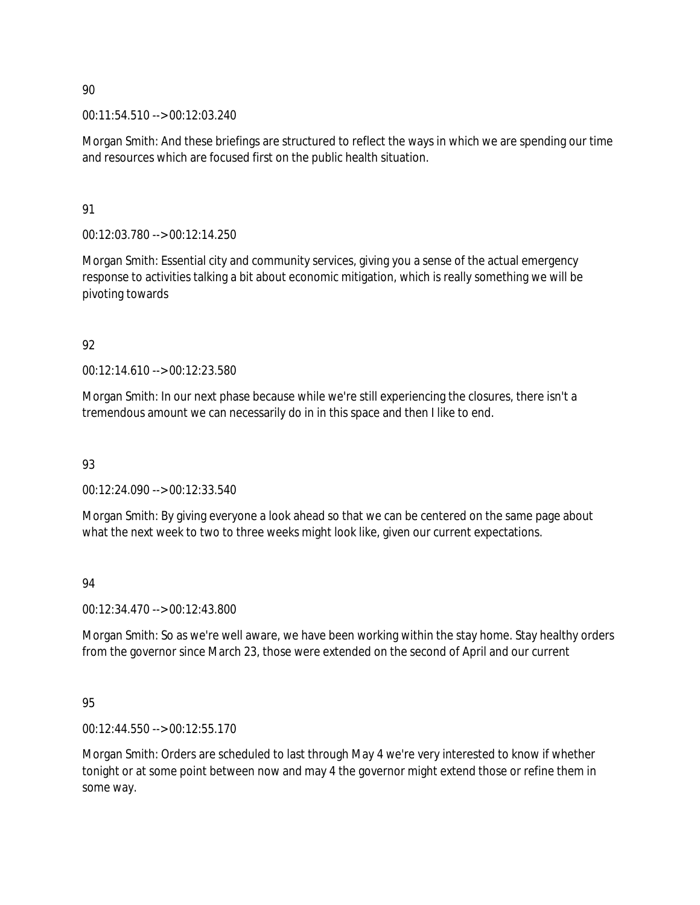90

00:11:54.510 --> 00:12:03.240

Morgan Smith: And these briefings are structured to reflect the ways in which we are spending our time and resources which are focused first on the public health situation.

91

00:12:03.780 --> 00:12:14.250

Morgan Smith: Essential city and community services, giving you a sense of the actual emergency response to activities talking a bit about economic mitigation, which is really something we will be pivoting towards

92

00:12:14.610 --> 00:12:23.580

Morgan Smith: In our next phase because while we're still experiencing the closures, there isn't a tremendous amount we can necessarily do in in this space and then I like to end.

93

00:12:24.090 --> 00:12:33.540

Morgan Smith: By giving everyone a look ahead so that we can be centered on the same page about what the next week to two to three weeks might look like, given our current expectations.

94

00:12:34.470 --> 00:12:43.800

Morgan Smith: So as we're well aware, we have been working within the stay home. Stay healthy orders from the governor since March 23, those were extended on the second of April and our current

95

00:12:44.550 --> 00:12:55.170

Morgan Smith: Orders are scheduled to last through May 4 we're very interested to know if whether tonight or at some point between now and may 4 the governor might extend those or refine them in some way.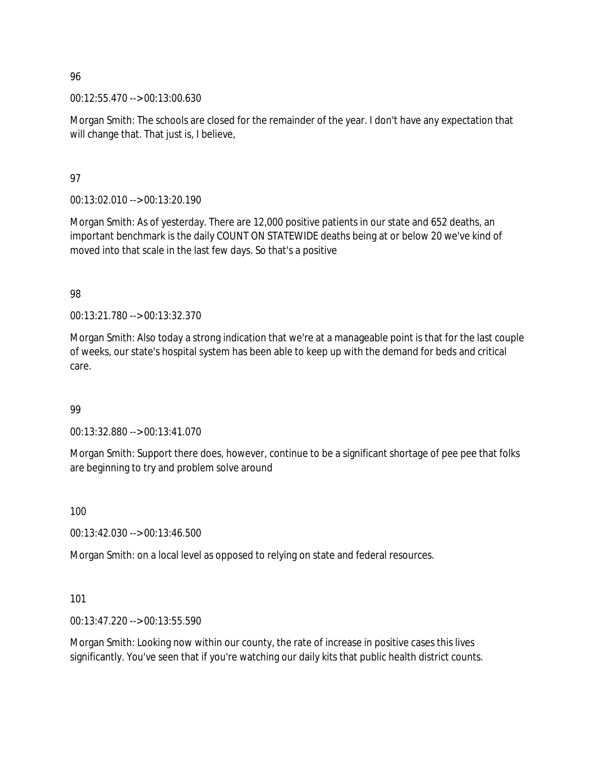96

00:12:55.470 --> 00:13:00.630

Morgan Smith: The schools are closed for the remainder of the year. I don't have any expectation that will change that. That just is, I believe,

97

00:13:02.010 --> 00:13:20.190

Morgan Smith: As of yesterday. There are 12,000 positive patients in our state and 652 deaths, an important benchmark is the daily COUNT ON STATEWIDE deaths being at or below 20 we've kind of moved into that scale in the last few days. So that's a positive

98

00:13:21.780 --> 00:13:32.370

Morgan Smith: Also today a strong indication that we're at a manageable point is that for the last couple of weeks, our state's hospital system has been able to keep up with the demand for beds and critical care.

99

00:13:32.880 --> 00:13:41.070

Morgan Smith: Support there does, however, continue to be a significant shortage of pee pee that folks are beginning to try and problem solve around

100

00:13:42.030 --> 00:13:46.500

Morgan Smith: on a local level as opposed to relying on state and federal resources.

101

00:13:47.220 --> 00:13:55.590

Morgan Smith: Looking now within our county, the rate of increase in positive cases this lives significantly. You've seen that if you're watching our daily kits that public health district counts.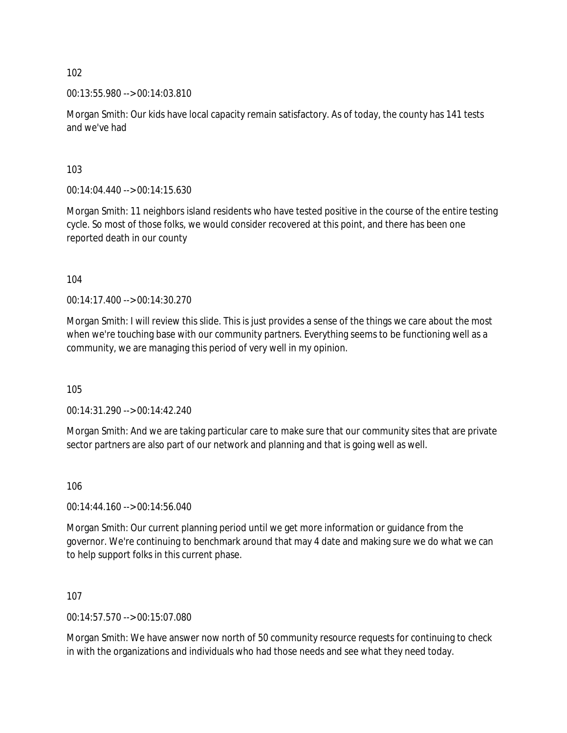102

00:13:55.980 --> 00:14:03.810

Morgan Smith: Our kids have local capacity remain satisfactory. As of today, the county has 141 tests and we've had

103

00:14:04.440 --> 00:14:15.630

Morgan Smith: 11 neighbors island residents who have tested positive in the course of the entire testing cycle. So most of those folks, we would consider recovered at this point, and there has been one reported death in our county

104

00:14:17.400 --> 00:14:30.270

Morgan Smith: I will review this slide. This is just provides a sense of the things we care about the most when we're touching base with our community partners. Everything seems to be functioning well as a community, we are managing this period of very well in my opinion.

105

00:14:31.290 --> 00:14:42.240

Morgan Smith: And we are taking particular care to make sure that our community sites that are private sector partners are also part of our network and planning and that is going well as well.

106

00:14:44.160 --> 00:14:56.040

Morgan Smith: Our current planning period until we get more information or guidance from the governor. We're continuing to benchmark around that may 4 date and making sure we do what we can to help support folks in this current phase.

107

00:14:57.570 --> 00:15:07.080

Morgan Smith: We have answer now north of 50 community resource requests for continuing to check in with the organizations and individuals who had those needs and see what they need today.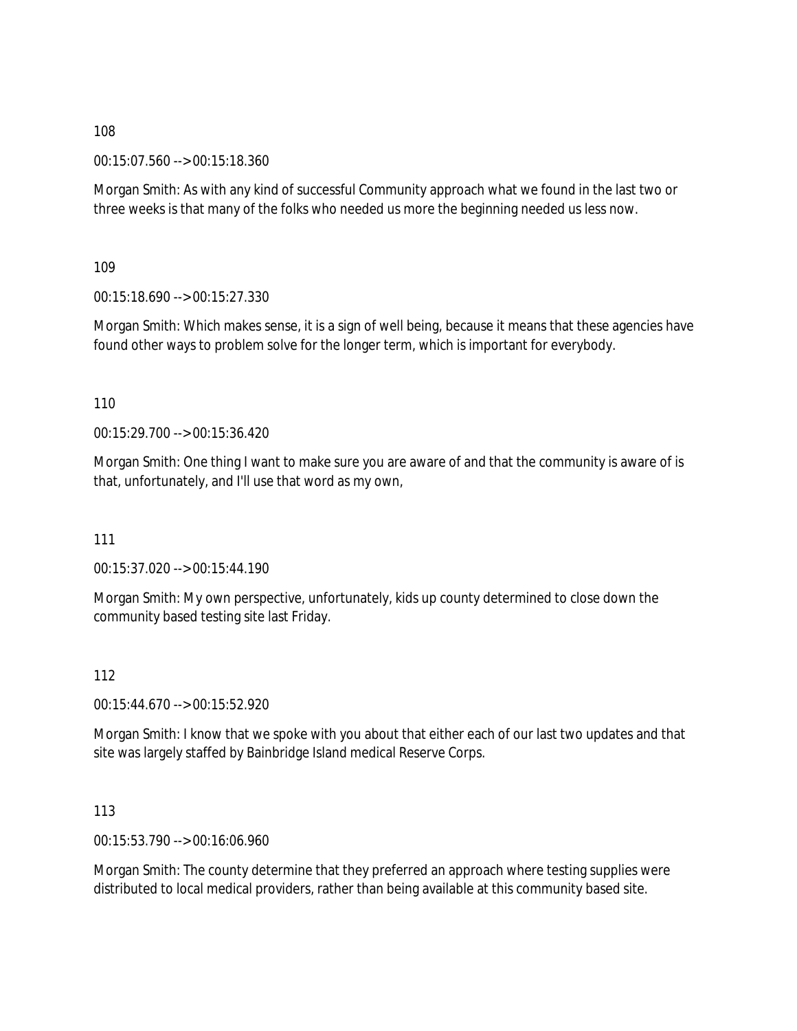108

00:15:07.560 --> 00:15:18.360

Morgan Smith: As with any kind of successful Community approach what we found in the last two or three weeks is that many of the folks who needed us more the beginning needed us less now.

109

00:15:18.690 --> 00:15:27.330

Morgan Smith: Which makes sense, it is a sign of well being, because it means that these agencies have found other ways to problem solve for the longer term, which is important for everybody.

110

00:15:29.700 --> 00:15:36.420

Morgan Smith: One thing I want to make sure you are aware of and that the community is aware of is that, unfortunately, and I'll use that word as my own,

111

00:15:37.020 --> 00:15:44.190

Morgan Smith: My own perspective, unfortunately, kids up county determined to close down the community based testing site last Friday.

112

00:15:44.670 --> 00:15:52.920

Morgan Smith: I know that we spoke with you about that either each of our last two updates and that site was largely staffed by Bainbridge Island medical Reserve Corps.

113

00:15:53.790 --> 00:16:06.960

Morgan Smith: The county determine that they preferred an approach where testing supplies were distributed to local medical providers, rather than being available at this community based site.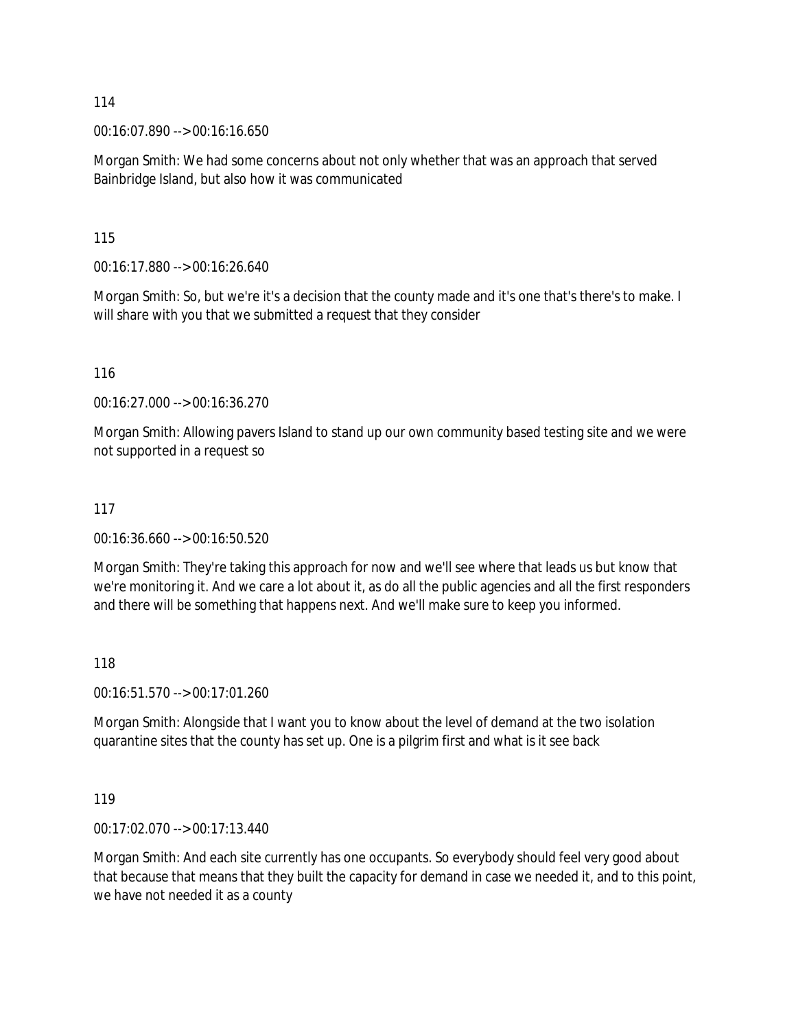114

00:16:07.890 --> 00:16:16.650

Morgan Smith: We had some concerns about not only whether that was an approach that served Bainbridge Island, but also how it was communicated

115

00:16:17.880 --> 00:16:26.640

Morgan Smith: So, but we're it's a decision that the county made and it's one that's there's to make. I will share with you that we submitted a request that they consider

116

00:16:27.000 --> 00:16:36.270

Morgan Smith: Allowing pavers Island to stand up our own community based testing site and we were not supported in a request so

117

00:16:36.660 --> 00:16:50.520

Morgan Smith: They're taking this approach for now and we'll see where that leads us but know that we're monitoring it. And we care a lot about it, as do all the public agencies and all the first responders and there will be something that happens next. And we'll make sure to keep you informed.

118

00:16:51.570 --> 00:17:01.260

Morgan Smith: Alongside that I want you to know about the level of demand at the two isolation quarantine sites that the county has set up. One is a pilgrim first and what is it see back

119

00:17:02.070 --> 00:17:13.440

Morgan Smith: And each site currently has one occupants. So everybody should feel very good about that because that means that they built the capacity for demand in case we needed it, and to this point, we have not needed it as a county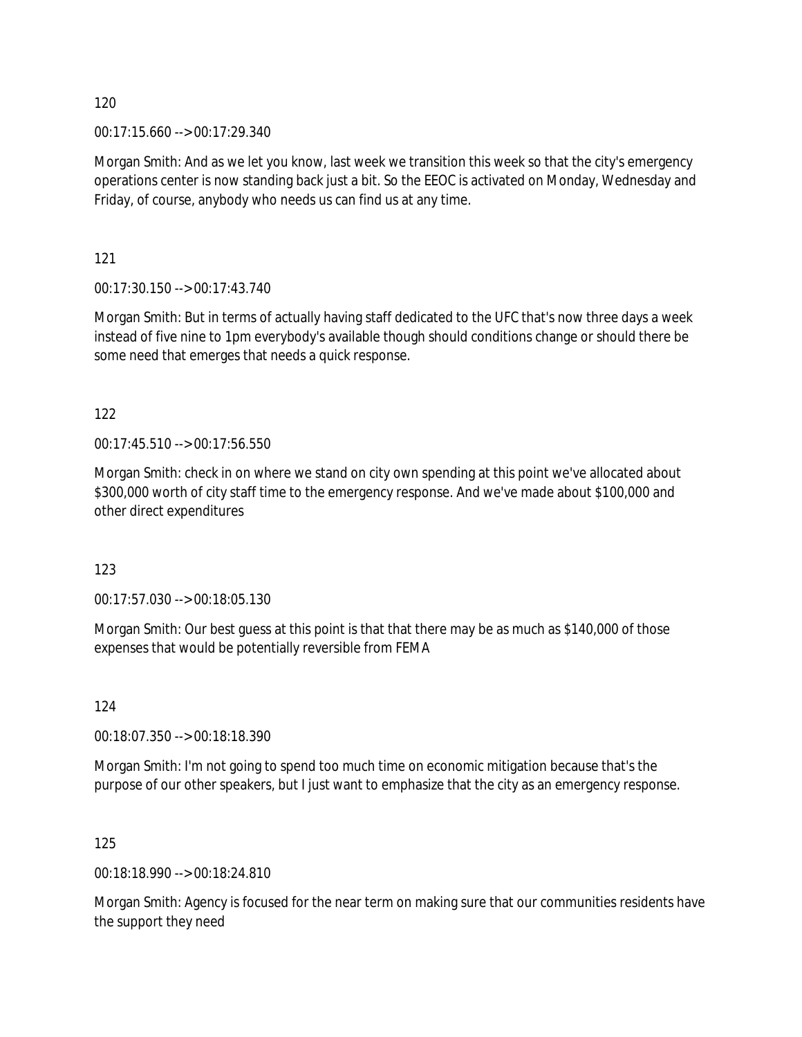120

00:17:15.660 --> 00:17:29.340

Morgan Smith: And as we let you know, last week we transition this week so that the city's emergency operations center is now standing back just a bit. So the EEOC is activated on Monday, Wednesday and Friday, of course, anybody who needs us can find us at any time.

121

00:17:30.150 --> 00:17:43.740

Morgan Smith: But in terms of actually having staff dedicated to the UFC that's now three days a week instead of five nine to 1pm everybody's available though should conditions change or should there be some need that emerges that needs a quick response.

122

00:17:45.510 --> 00:17:56.550

Morgan Smith: check in on where we stand on city own spending at this point we've allocated about $300,000 worth of city staff time to the emergency response. And we've made about $100,000 and other direct expenditures

123

00:17:57.030 --> 00:18:05.130

Morgan Smith: Our best guess at this point is that that there may be as much as $140,000 of those expenses that would be potentially reversible from FEMA

124

00:18:07.350 --> 00:18:18.390

Morgan Smith: I'm not going to spend too much time on economic mitigation because that's the purpose of our other speakers, but I just want to emphasize that the city as an emergency response.

125

00:18:18.990 --> 00:18:24.810

Morgan Smith: Agency is focused for the near term on making sure that our communities residents have the support they need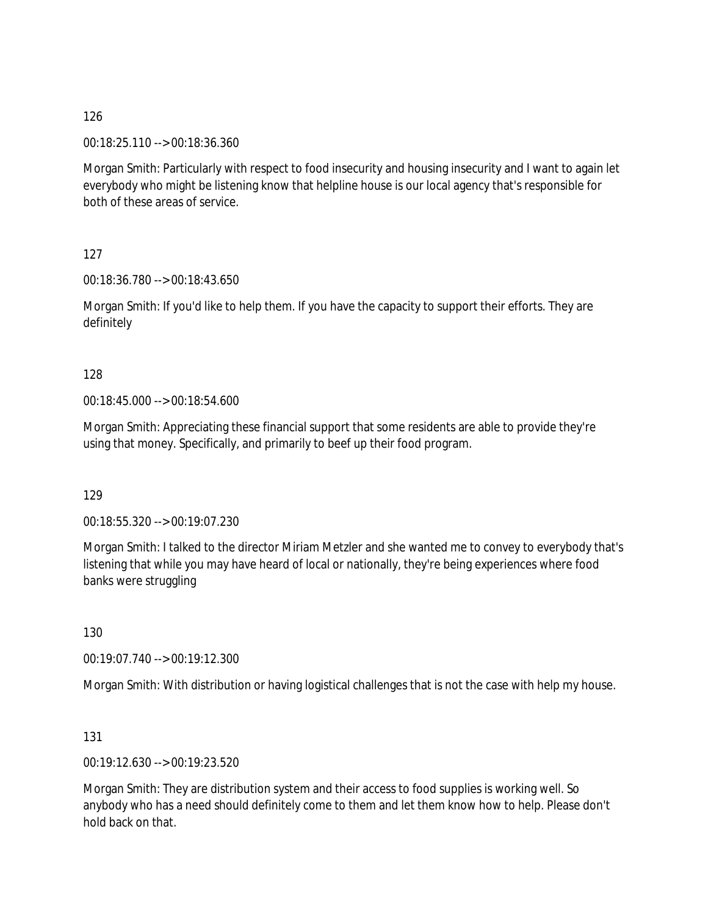126

00:18:25.110 --> 00:18:36.360

Morgan Smith: Particularly with respect to food insecurity and housing insecurity and I want to again let everybody who might be listening know that helpline house is our local agency that's responsible for both of these areas of service.

127

00:18:36.780 --> 00:18:43.650

Morgan Smith: If you'd like to help them. If you have the capacity to support their efforts. They are definitely

128

00:18:45.000 --> 00:18:54.600

Morgan Smith: Appreciating these financial support that some residents are able to provide they're using that money. Specifically, and primarily to beef up their food program.

129

00:18:55.320 --> 00:19:07.230

Morgan Smith: I talked to the director Miriam Metzler and she wanted me to convey to everybody that's listening that while you may have heard of local or nationally, they're being experiences where food banks were struggling

130

00:19:07.740 --> 00:19:12.300

Morgan Smith: With distribution or having logistical challenges that is not the case with help my house.

131

00:19:12.630 --> 00:19:23.520

Morgan Smith: They are distribution system and their access to food supplies is working well. So anybody who has a need should definitely come to them and let them know how to help. Please don't hold back on that.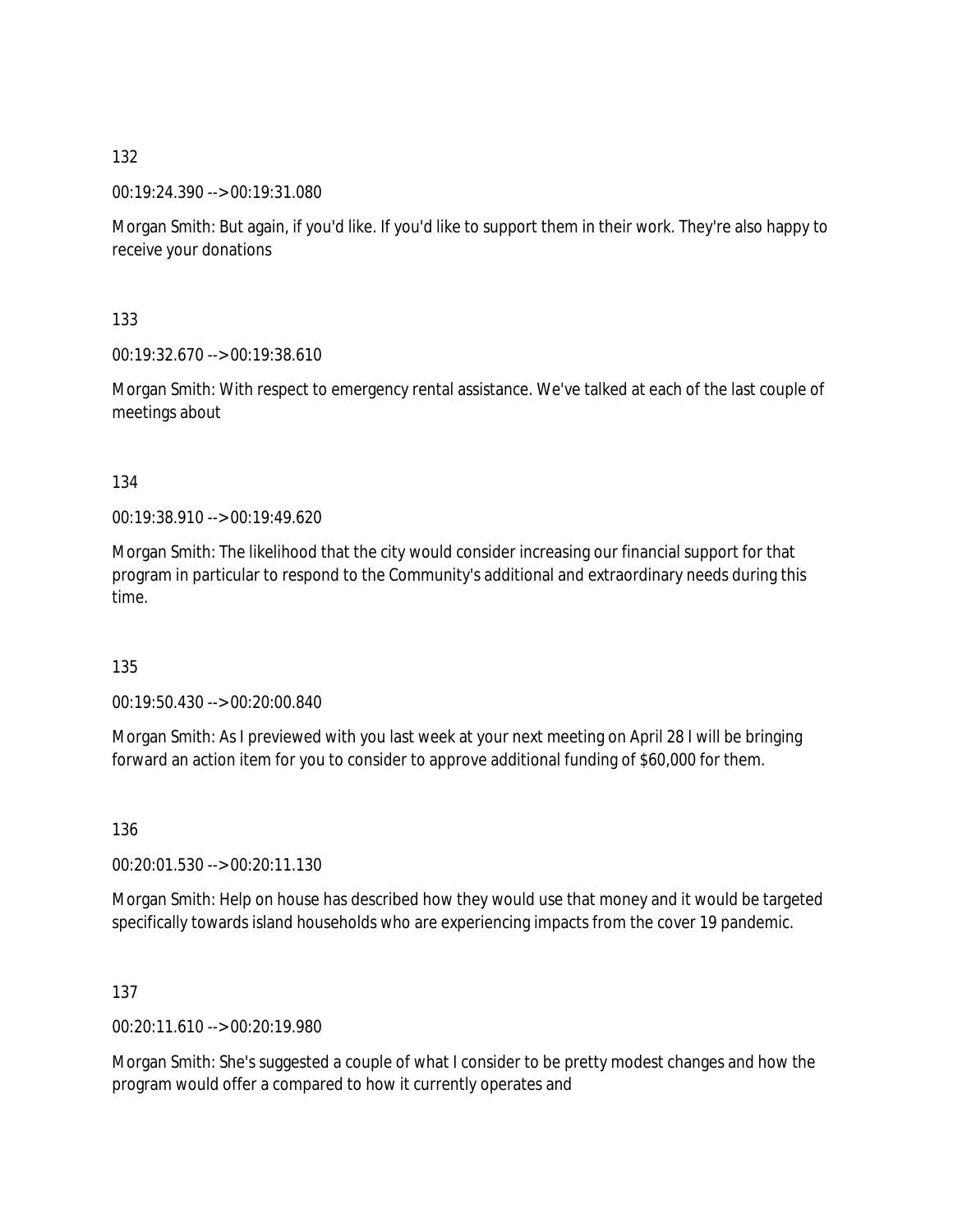132

00:19:24.390 --> 00:19:31.080

Morgan Smith: But again, if you'd like. If you'd like to support them in their work. They're also happy to receive your donations

133

00:19:32.670 --> 00:19:38.610

Morgan Smith: With respect to emergency rental assistance. We've talked at each of the last couple of meetings about

134

00:19:38.910 --> 00:19:49.620

Morgan Smith: The likelihood that the city would consider increasing our financial support for that program in particular to respond to the Community's additional and extraordinary needs during this time.

135

00:19:50.430 --> 00:20:00.840

Morgan Smith: As I previewed with you last week at your next meeting on April 28 I will be bringing forward an action item for you to consider to approve additional funding of $60,000 for them.

136

00:20:01.530 --> 00:20:11.130

Morgan Smith: Help on house has described how they would use that money and it would be targeted specifically towards island households who are experiencing impacts from the cover 19 pandemic.

137

00:20:11.610 --> 00:20:19.980

Morgan Smith: She's suggested a couple of what I consider to be pretty modest changes and how the program would offer a compared to how it currently operates and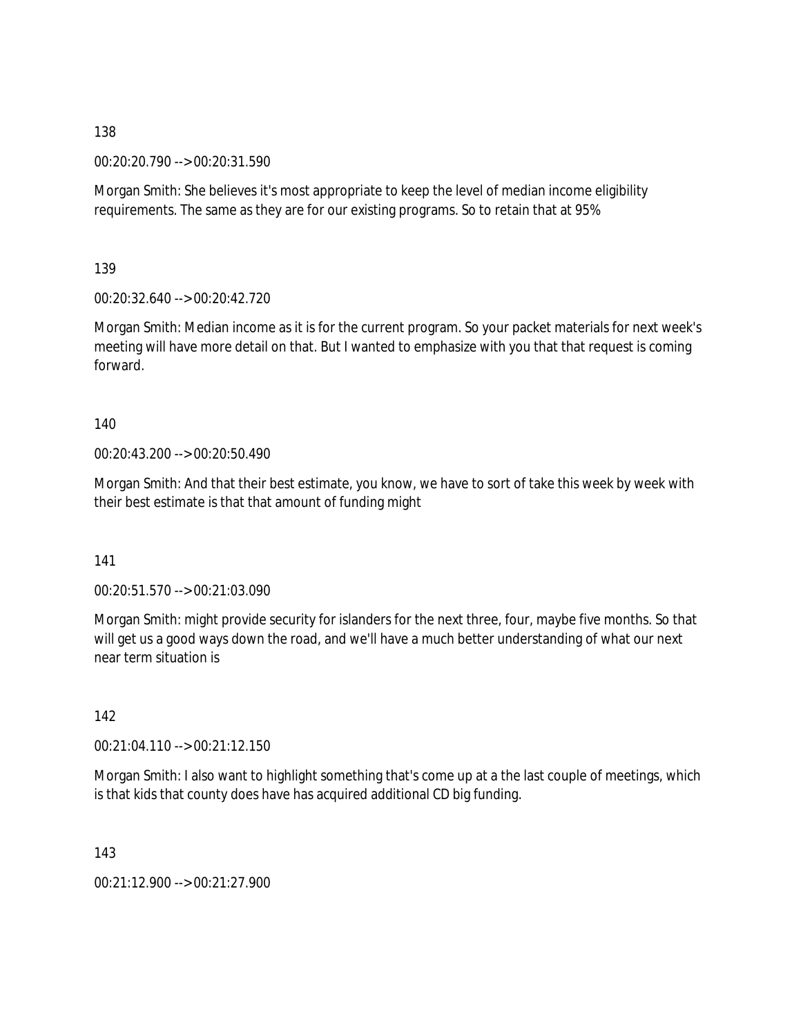138

00:20:20.790 --> 00:20:31.590

Morgan Smith: She believes it's most appropriate to keep the level of median income eligibility requirements. The same as they are for our existing programs. So to retain that at 95%

139

00:20:32.640 --> 00:20:42.720

Morgan Smith: Median income as it is for the current program. So your packet materials for next week's meeting will have more detail on that. But I wanted to emphasize with you that that request is coming forward.

140

00:20:43.200 --> 00:20:50.490

Morgan Smith: And that their best estimate, you know, we have to sort of take this week by week with their best estimate is that that amount of funding might

141

00:20:51.570 --> 00:21:03.090

Morgan Smith: might provide security for islanders for the next three, four, maybe five months. So that will get us a good ways down the road, and we'll have a much better understanding of what our next near term situation is

142

00:21:04.110 --> 00:21:12.150

Morgan Smith: I also want to highlight something that's come up at a the last couple of meetings, which is that kids that county does have has acquired additional CD big funding.

143

00:21:12.900 --> 00:21:27.900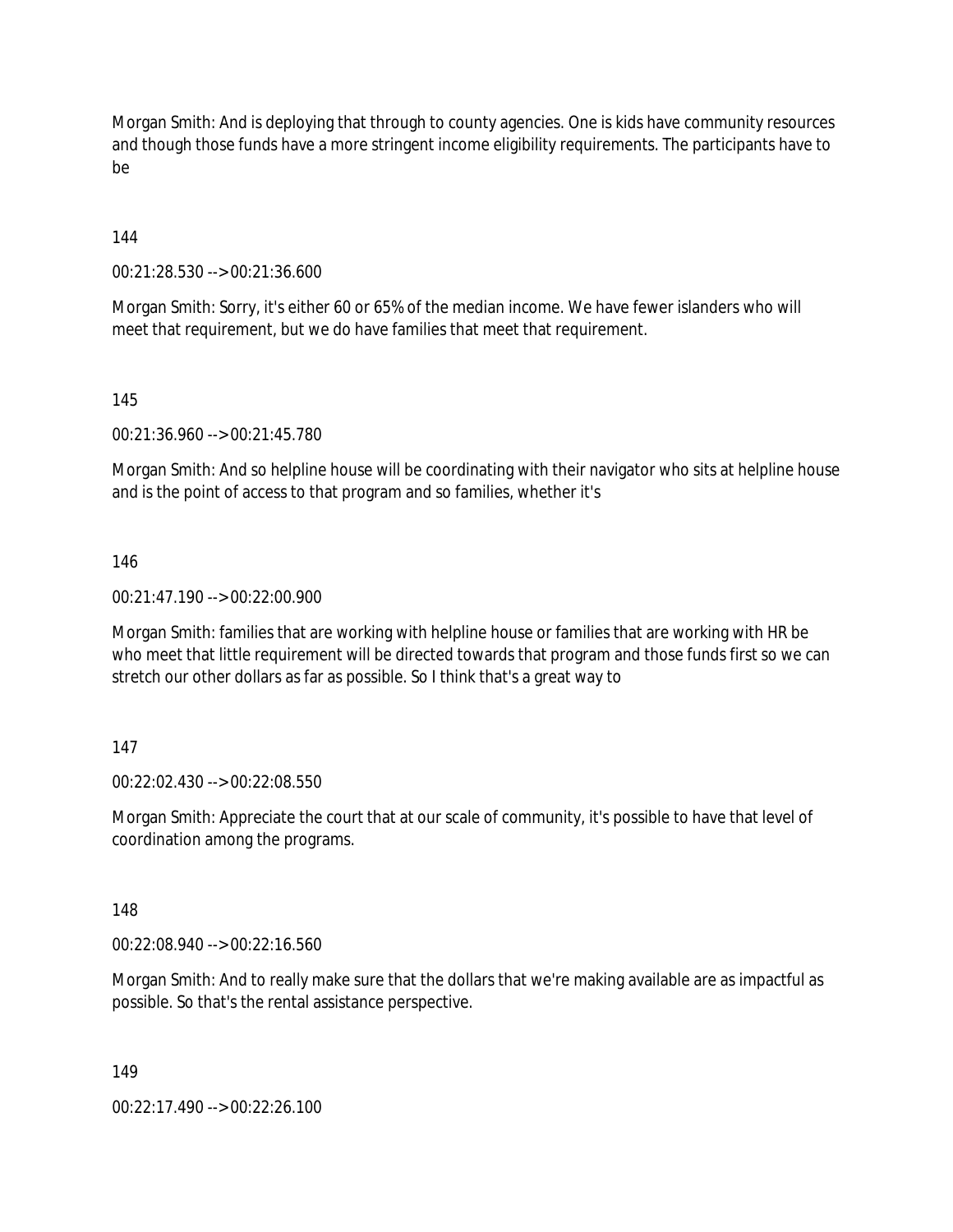Morgan Smith: And is deploying that through to county agencies. One is kids have community resources and though those funds have a more stringent income eligibility requirements. The participants have to be

144

00:21:28.530 --> 00:21:36.600

Morgan Smith: Sorry, it's either 60 or 65% of the median income. We have fewer islanders who will meet that requirement, but we do have families that meet that requirement.

145

00:21:36.960 --> 00:21:45.780

Morgan Smith: And so helpline house will be coordinating with their navigator who sits at helpline house and is the point of access to that program and so families, whether it's

146

00:21:47.190 --> 00:22:00.900

Morgan Smith: families that are working with helpline house or families that are working with HR be who meet that little requirement will be directed towards that program and those funds first so we can stretch our other dollars as far as possible. So I think that's a great way to

147

00:22:02.430 --> 00:22:08.550

Morgan Smith: Appreciate the court that at our scale of community, it's possible to have that level of coordination among the programs.

148

00:22:08.940 --> 00:22:16.560

Morgan Smith: And to really make sure that the dollars that we're making available are as impactful as possible. So that's the rental assistance perspective.

149

00:22:17.490 --> 00:22:26.100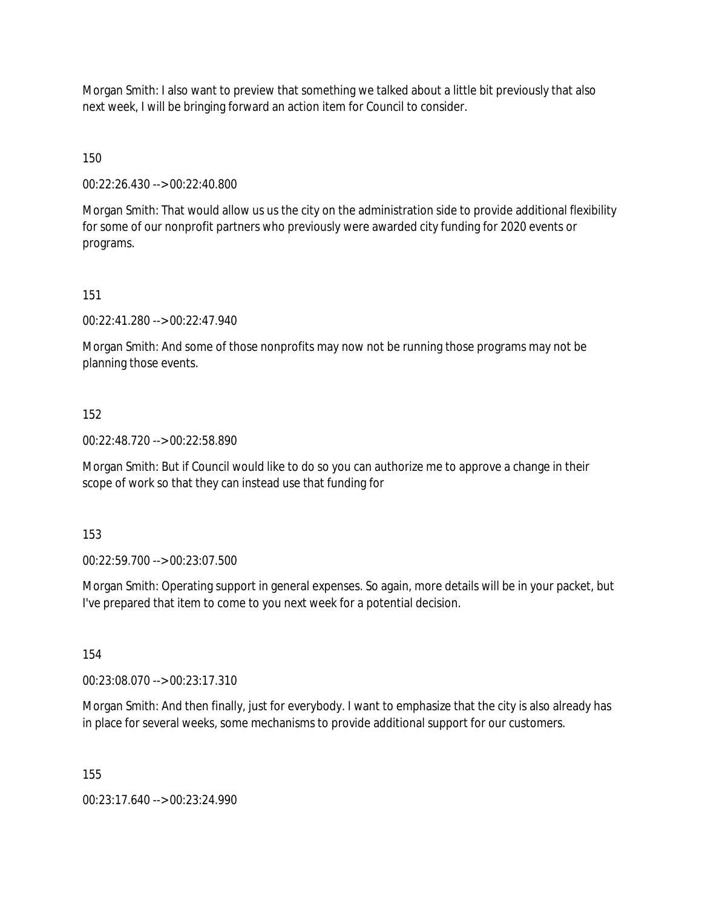Morgan Smith: I also want to preview that something we talked about a little bit previously that also next week, I will be bringing forward an action item for Council to consider.

150

00:22:26.430 --> 00:22:40.800

Morgan Smith: That would allow us us the city on the administration side to provide additional flexibility for some of our nonprofit partners who previously were awarded city funding for 2020 events or programs.

151

00:22:41.280 --> 00:22:47.940

Morgan Smith: And some of those nonprofits may now not be running those programs may not be planning those events.

152

00:22:48.720 --> 00:22:58.890

Morgan Smith: But if Council would like to do so you can authorize me to approve a change in their scope of work so that they can instead use that funding for

153

00:22:59.700 --> 00:23:07.500

Morgan Smith: Operating support in general expenses. So again, more details will be in your packet, but I've prepared that item to come to you next week for a potential decision.

154

00:23:08.070 --> 00:23:17.310

Morgan Smith: And then finally, just for everybody. I want to emphasize that the city is also already has in place for several weeks, some mechanisms to provide additional support for our customers.

155

00:23:17.640 --> 00:23:24.990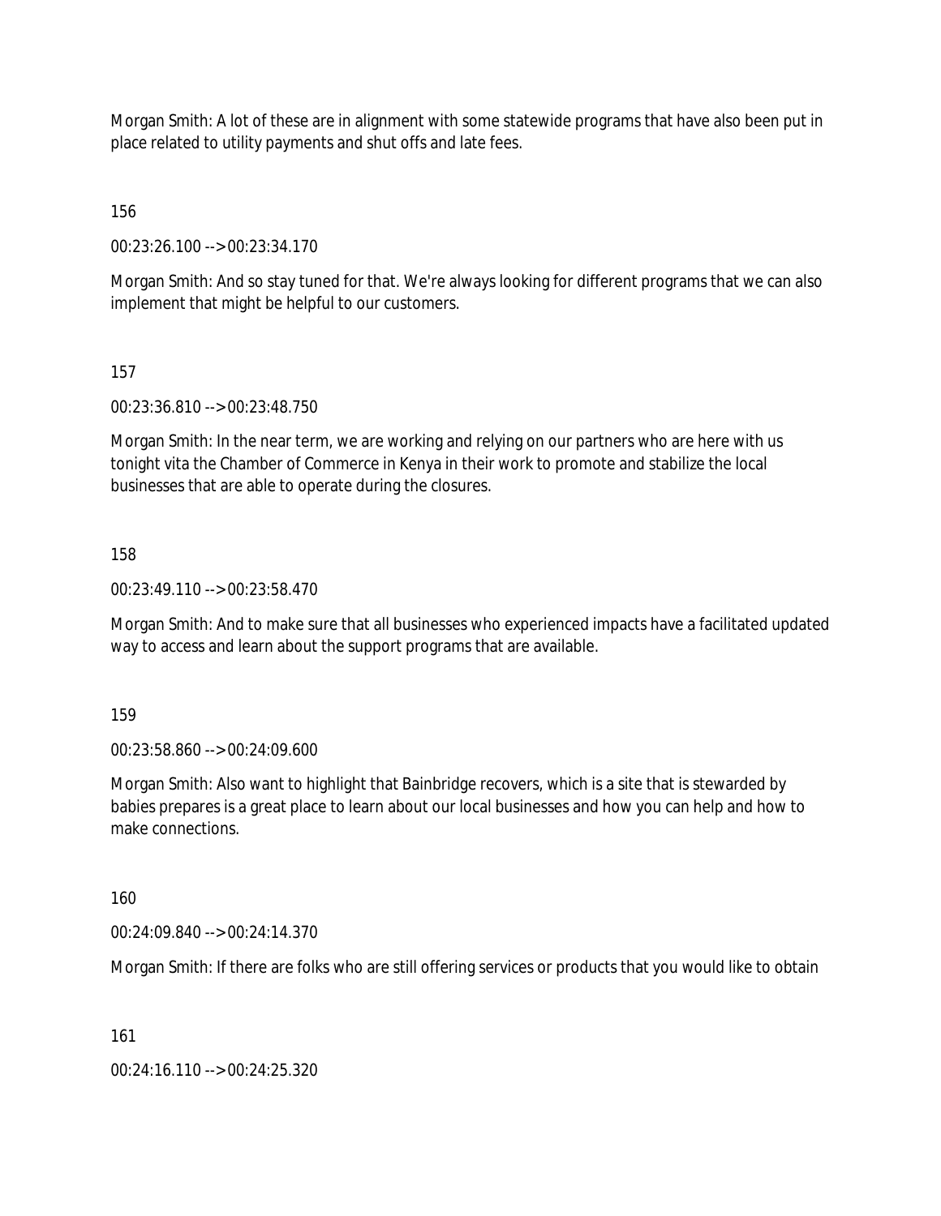Morgan Smith: A lot of these are in alignment with some statewide programs that have also been put in place related to utility payments and shut offs and late fees.

156

00:23:26.100 --> 00:23:34.170

Morgan Smith: And so stay tuned for that. We're always looking for different programs that we can also implement that might be helpful to our customers.

157

00:23:36.810 --> 00:23:48.750

Morgan Smith: In the near term, we are working and relying on our partners who are here with us tonight vita the Chamber of Commerce in Kenya in their work to promote and stabilize the local businesses that are able to operate during the closures.

158

00:23:49.110 --> 00:23:58.470

Morgan Smith: And to make sure that all businesses who experienced impacts have a facilitated updated way to access and learn about the support programs that are available.

159

00:23:58.860 --> 00:24:09.600

Morgan Smith: Also want to highlight that Bainbridge recovers, which is a site that is stewarded by babies prepares is a great place to learn about our local businesses and how you can help and how to make connections.

160

00:24:09.840 --> 00:24:14.370

Morgan Smith: If there are folks who are still offering services or products that you would like to obtain

161

00:24:16.110 --> 00:24:25.320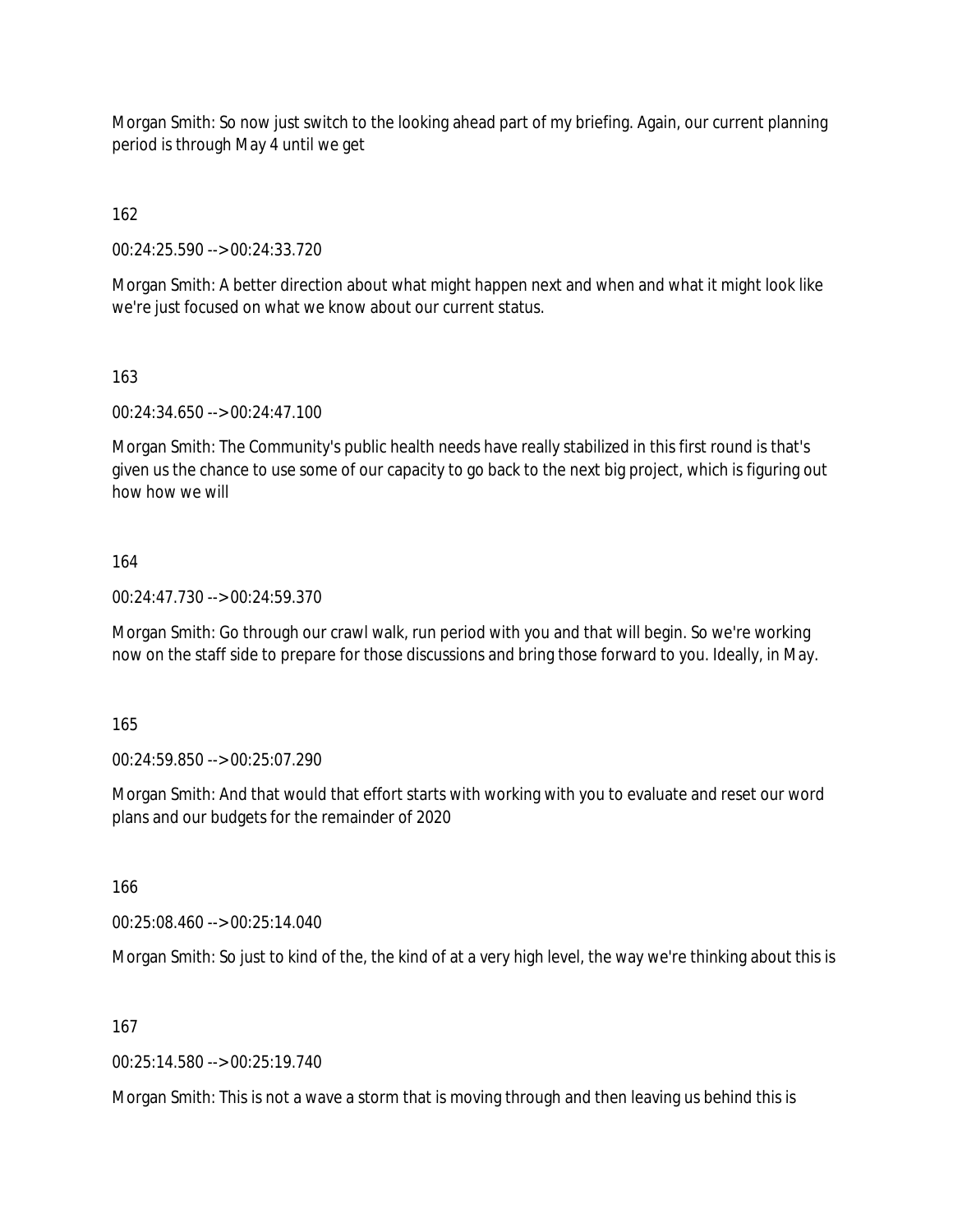Morgan Smith: So now just switch to the looking ahead part of my briefing. Again, our current planning period is through May 4 until we get

162

00:24:25.590 --> 00:24:33.720

Morgan Smith: A better direction about what might happen next and when and what it might look like we're just focused on what we know about our current status.

163

00:24:34.650 --> 00:24:47.100

Morgan Smith: The Community's public health needs have really stabilized in this first round is that's given us the chance to use some of our capacity to go back to the next big project, which is figuring out how how we will

164

00:24:47.730 --> 00:24:59.370

Morgan Smith: Go through our crawl walk, run period with you and that will begin. So we're working now on the staff side to prepare for those discussions and bring those forward to you. Ideally, in May.

165

00:24:59.850 --> 00:25:07.290

Morgan Smith: And that would that effort starts with working with you to evaluate and reset our word plans and our budgets for the remainder of 2020

166

00:25:08.460 --> 00:25:14.040

Morgan Smith: So just to kind of the, the kind of at a very high level, the way we're thinking about this is

167

00:25:14.580 --> 00:25:19.740

Morgan Smith: This is not a wave a storm that is moving through and then leaving us behind this is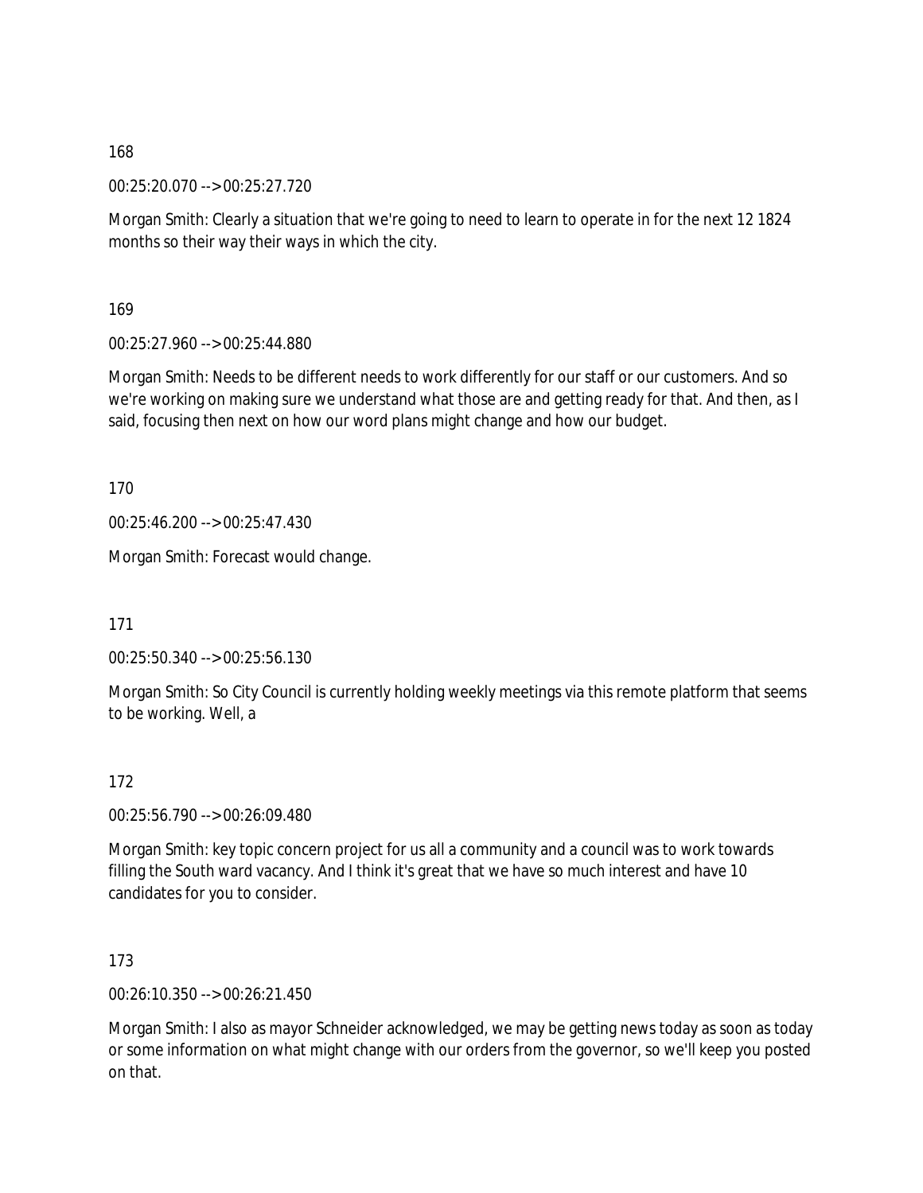168

00:25:20.070 --> 00:25:27.720

Morgan Smith: Clearly a situation that we're going to need to learn to operate in for the next 12 1824 months so their way their ways in which the city.

169

00:25:27.960 --> 00:25:44.880

Morgan Smith: Needs to be different needs to work differently for our staff or our customers. And so we're working on making sure we understand what those are and getting ready for that. And then, as I said, focusing then next on how our word plans might change and how our budget.

170

00:25:46.200 --> 00:25:47.430

Morgan Smith: Forecast would change.

171

00:25:50.340 --> 00:25:56.130

Morgan Smith: So City Council is currently holding weekly meetings via this remote platform that seems to be working. Well, a

172

00:25:56.790 --> 00:26:09.480

Morgan Smith: key topic concern project for us all a community and a council was to work towards filling the South ward vacancy. And I think it's great that we have so much interest and have 10 candidates for you to consider.

173

00:26:10.350 --> 00:26:21.450

Morgan Smith: I also as mayor Schneider acknowledged, we may be getting news today as soon as today or some information on what might change with our orders from the governor, so we'll keep you posted on that.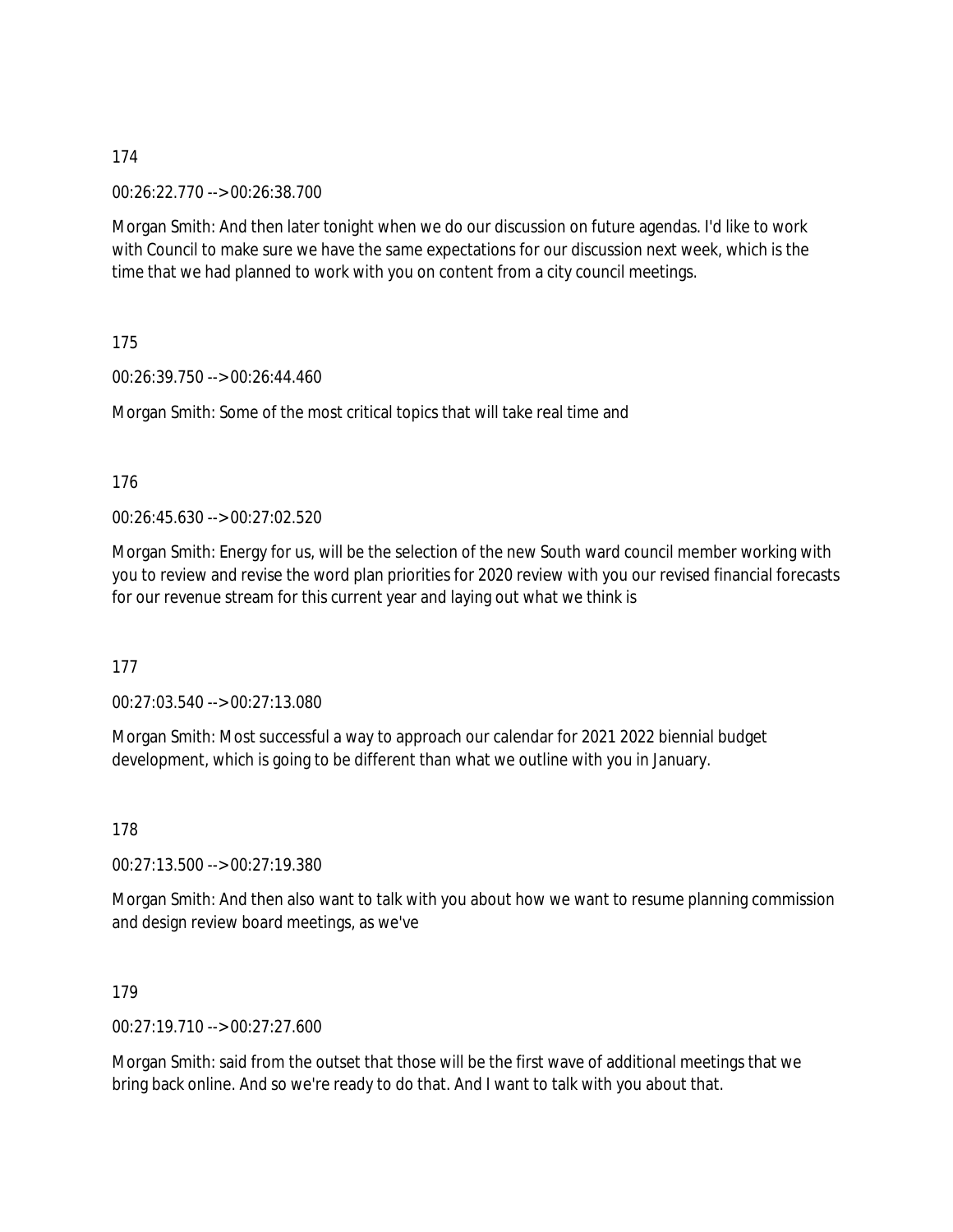174

00:26:22.770 --> 00:26:38.700

Morgan Smith: And then later tonight when we do our discussion on future agendas. I'd like to work with Council to make sure we have the same expectations for our discussion next week, which is the time that we had planned to work with you on content from a city council meetings.

175

00:26:39.750 --> 00:26:44.460

Morgan Smith: Some of the most critical topics that will take real time and

176

00:26:45.630 --> 00:27:02.520

Morgan Smith: Energy for us, will be the selection of the new South ward council member working with you to review and revise the word plan priorities for 2020 review with you our revised financial forecasts for our revenue stream for this current year and laying out what we think is

177

00:27:03.540 --> 00:27:13.080

Morgan Smith: Most successful a way to approach our calendar for 2021 2022 biennial budget development, which is going to be different than what we outline with you in January.

178

00:27:13.500 --> 00:27:19.380

Morgan Smith: And then also want to talk with you about how we want to resume planning commission and design review board meetings, as we've

179

00:27:19.710 --> 00:27:27.600

Morgan Smith: said from the outset that those will be the first wave of additional meetings that we bring back online. And so we're ready to do that. And I want to talk with you about that.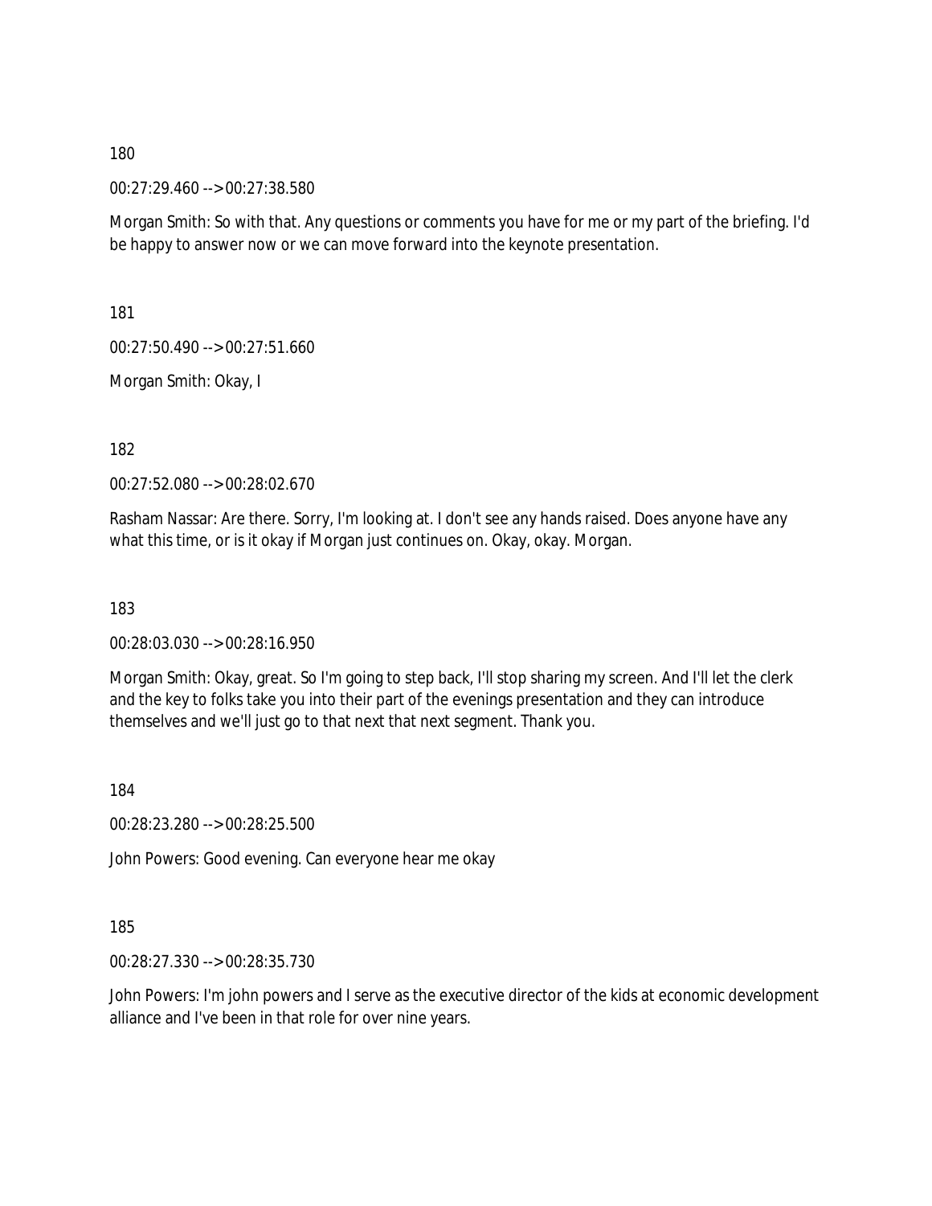180

00:27:29.460 --> 00:27:38.580

Morgan Smith: So with that. Any questions or comments you have for me or my part of the briefing. I'd be happy to answer now or we can move forward into the keynote presentation.

181

00:27:50.490 --> 00:27:51.660

Morgan Smith: Okay, I

182

00:27:52.080 --> 00:28:02.670

Rasham Nassar: Are there. Sorry, I'm looking at. I don't see any hands raised. Does anyone have any what this time, or is it okay if Morgan just continues on. Okay, okay. Morgan.

183

00:28:03.030 --> 00:28:16.950

Morgan Smith: Okay, great. So I'm going to step back, I'll stop sharing my screen. And I'll let the clerk and the key to folks take you into their part of the evenings presentation and they can introduce themselves and we'll just go to that next that next segment. Thank you.

184

00:28:23.280 --> 00:28:25.500

John Powers: Good evening. Can everyone hear me okay

185

00:28:27.330 --> 00:28:35.730

John Powers: I'm john powers and I serve as the executive director of the kids at economic development alliance and I've been in that role for over nine years.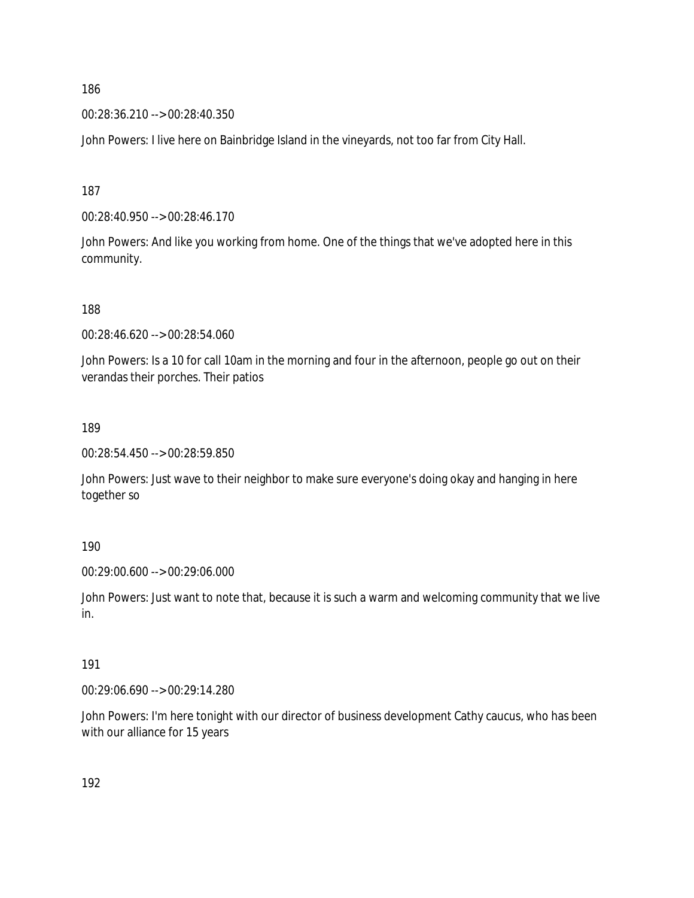186

00:28:36.210 --> 00:28:40.350

John Powers: I live here on Bainbridge Island in the vineyards, not too far from City Hall.

187

00:28:40.950 --> 00:28:46.170

John Powers: And like you working from home. One of the things that we've adopted here in this community.

188

00:28:46.620 --> 00:28:54.060

John Powers: Is a 10 for call 10am in the morning and four in the afternoon, people go out on their verandas their porches. Their patios

189

00:28:54.450 --> 00:28:59.850

John Powers: Just wave to their neighbor to make sure everyone's doing okay and hanging in here together so

190

00:29:00.600 --> 00:29:06.000

John Powers: Just want to note that, because it is such a warm and welcoming community that we live in.

191

00:29:06.690 --> 00:29:14.280

John Powers: I'm here tonight with our director of business development Cathy caucus, who has been with our alliance for 15 years

192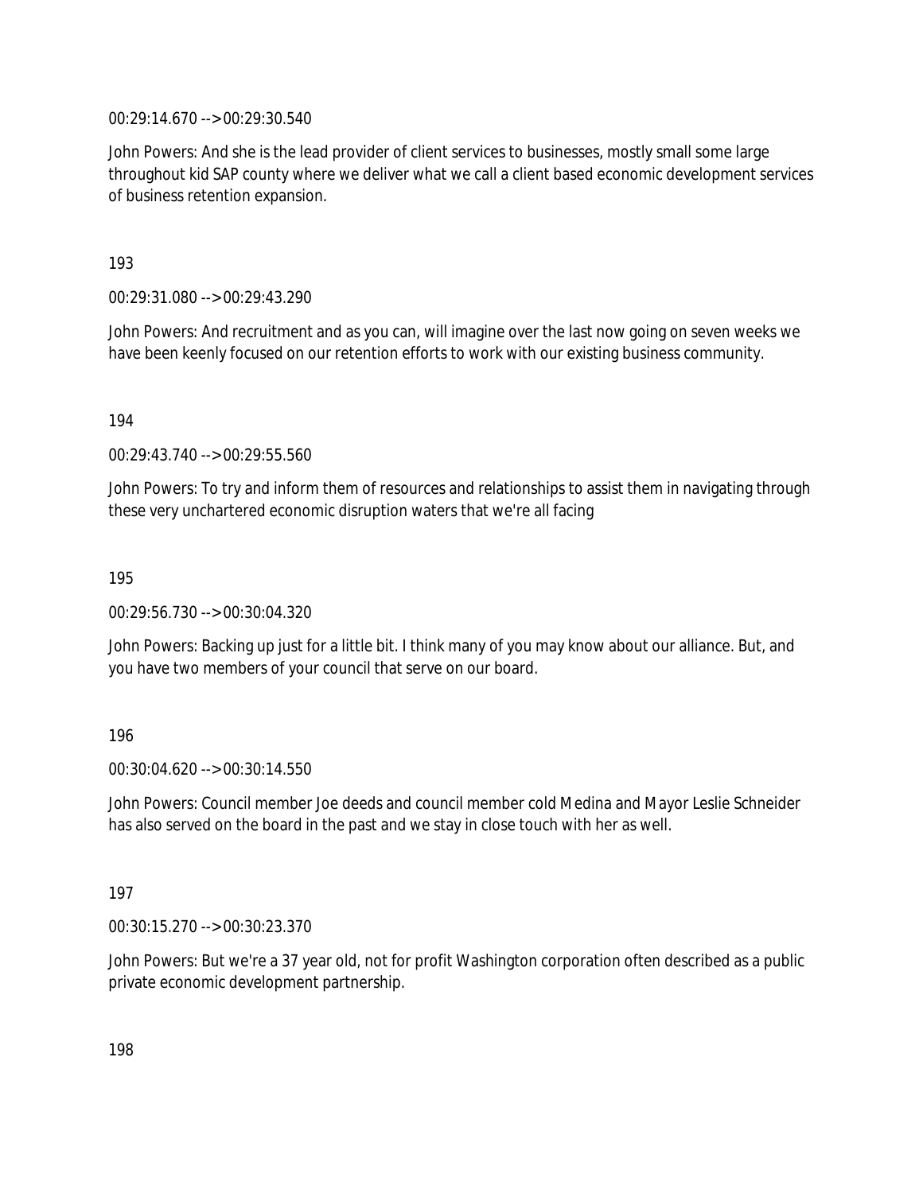00:29:14.670 --> 00:29:30.540

John Powers: And she is the lead provider of client services to businesses, mostly small some large throughout kid SAP county where we deliver what we call a client based economic development services of business retention expansion.

193

00:29:31.080 --> 00:29:43.290

John Powers: And recruitment and as you can, will imagine over the last now going on seven weeks we have been keenly focused on our retention efforts to work with our existing business community.

194

00:29:43.740 --> 00:29:55.560

John Powers: To try and inform them of resources and relationships to assist them in navigating through these very unchartered economic disruption waters that we're all facing

195

00:29:56.730 --> 00:30:04.320

John Powers: Backing up just for a little bit. I think many of you may know about our alliance. But, and you have two members of your council that serve on our board.

196

00:30:04.620 --> 00:30:14.550

John Powers: Council member Joe deeds and council member cold Medina and Mayor Leslie Schneider has also served on the board in the past and we stay in close touch with her as well.

197

00:30:15.270 --> 00:30:23.370

John Powers: But we're a 37 year old, not for profit Washington corporation often described as a public private economic development partnership.

198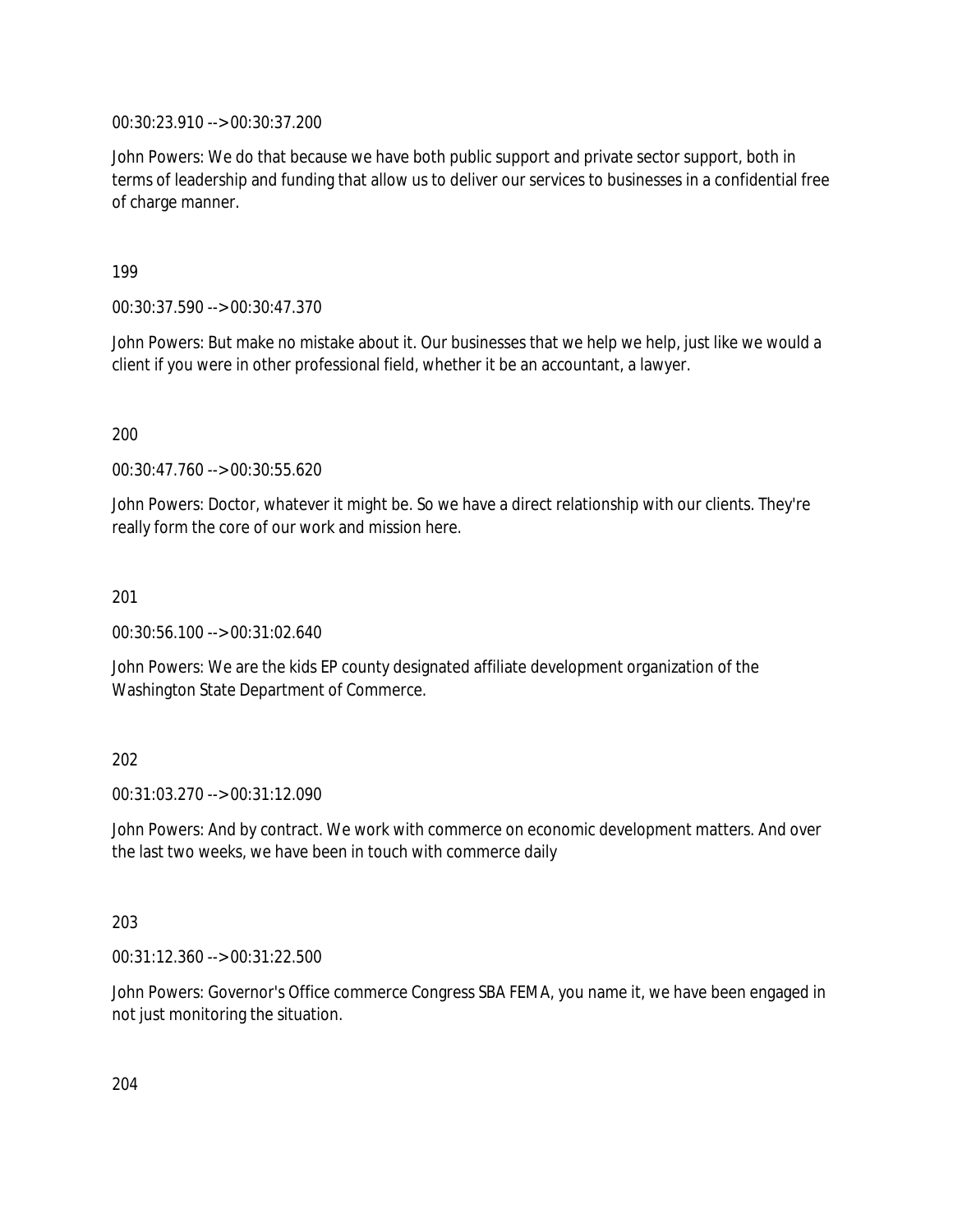00:30:23.910 --> 00:30:37.200

John Powers: We do that because we have both public support and private sector support, both in terms of leadership and funding that allow us to deliver our services to businesses in a confidential free of charge manner.

199

00:30:37.590 --> 00:30:47.370

John Powers: But make no mistake about it. Our businesses that we help we help, just like we would a client if you were in other professional field, whether it be an accountant, a lawyer.

200

00:30:47.760 --> 00:30:55.620

John Powers: Doctor, whatever it might be. So we have a direct relationship with our clients. They're really form the core of our work and mission here.

201

00:30:56.100 --> 00:31:02.640

John Powers: We are the kids EP county designated affiliate development organization of the Washington State Department of Commerce.

202

00:31:03.270 --> 00:31:12.090

John Powers: And by contract. We work with commerce on economic development matters. And over the last two weeks, we have been in touch with commerce daily

203

00:31:12.360 --> 00:31:22.500

John Powers: Governor's Office commerce Congress SBA FEMA, you name it, we have been engaged in not just monitoring the situation.

204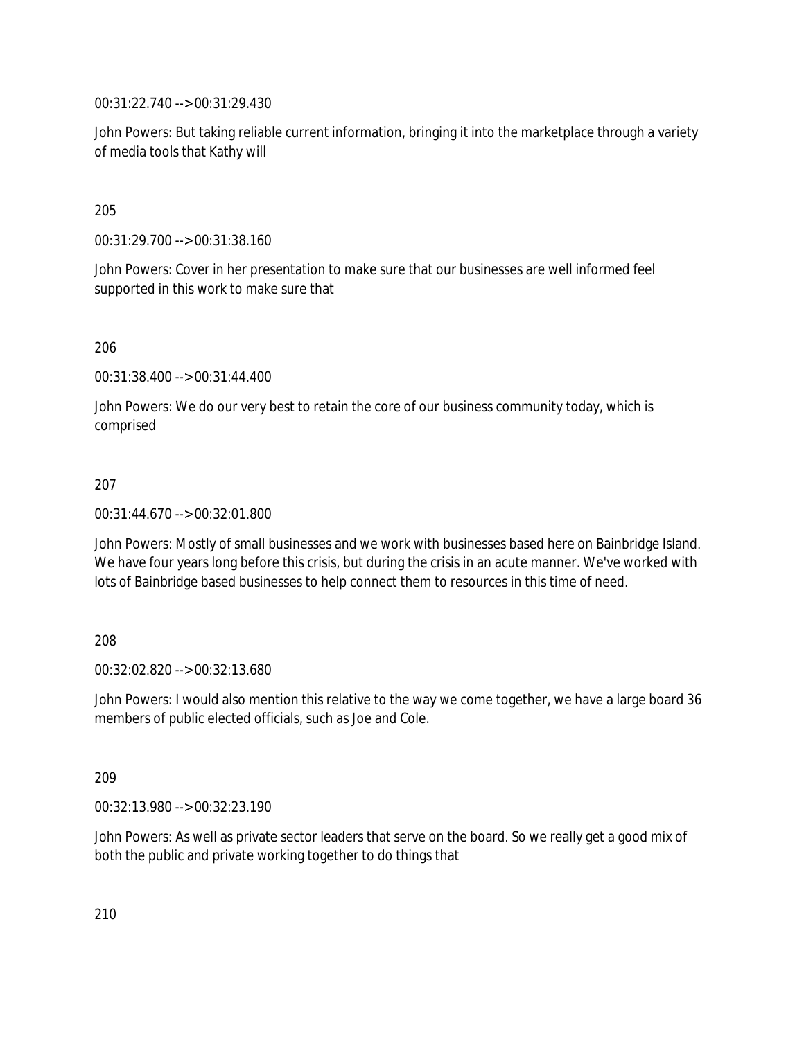00:31:22.740 --> 00:31:29.430

John Powers: But taking reliable current information, bringing it into the marketplace through a variety of media tools that Kathy will

205

00:31:29.700 --> 00:31:38.160

John Powers: Cover in her presentation to make sure that our businesses are well informed feel supported in this work to make sure that

206

00:31:38.400 --> 00:31:44.400

John Powers: We do our very best to retain the core of our business community today, which is comprised

207

00:31:44.670 --> 00:32:01.800

John Powers: Mostly of small businesses and we work with businesses based here on Bainbridge Island. We have four years long before this crisis, but during the crisis in an acute manner. We've worked with lots of Bainbridge based businesses to help connect them to resources in this time of need.

208

00:32:02.820 --> 00:32:13.680

John Powers: I would also mention this relative to the way we come together, we have a large board 36 members of public elected officials, such as Joe and Cole.

209

00:32:13.980 --> 00:32:23.190

John Powers: As well as private sector leaders that serve on the board. So we really get a good mix of both the public and private working together to do things that

210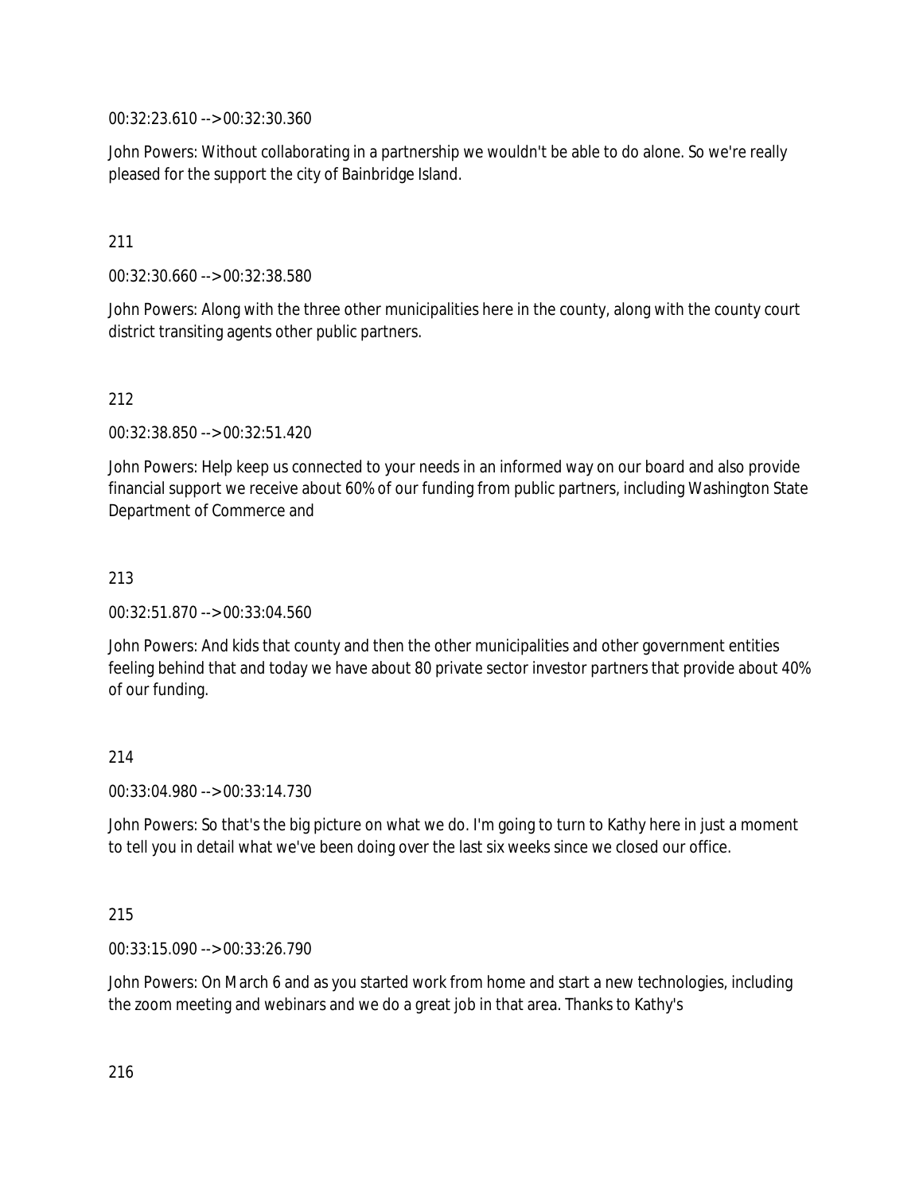00:32:23.610 --> 00:32:30.360

John Powers: Without collaborating in a partnership we wouldn't be able to do alone. So we're really pleased for the support the city of Bainbridge Island.

211

00:32:30.660 --> 00:32:38.580

John Powers: Along with the three other municipalities here in the county, along with the county court district transiting agents other public partners.

212

00:32:38.850 --> 00:32:51.420

John Powers: Help keep us connected to your needs in an informed way on our board and also provide financial support we receive about 60% of our funding from public partners, including Washington State Department of Commerce and

213

00:32:51.870 --> 00:33:04.560

John Powers: And kids that county and then the other municipalities and other government entities feeling behind that and today we have about 80 private sector investor partners that provide about 40% of our funding.

214

00:33:04.980 --> 00:33:14.730

John Powers: So that's the big picture on what we do. I'm going to turn to Kathy here in just a moment to tell you in detail what we've been doing over the last six weeks since we closed our office.

215

00:33:15.090 --> 00:33:26.790

John Powers: On March 6 and as you started work from home and start a new technologies, including the zoom meeting and webinars and we do a great job in that area. Thanks to Kathy's

216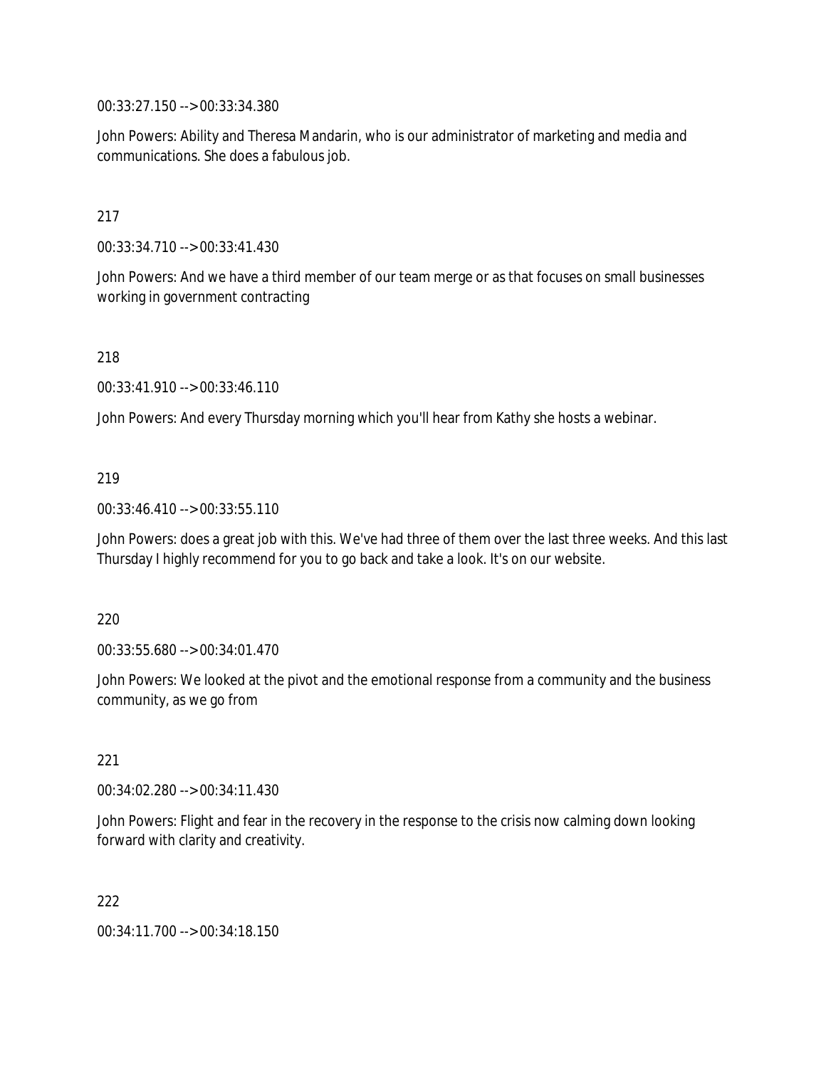00:33:27.150 --> 00:33:34.380

John Powers: Ability and Theresa Mandarin, who is our administrator of marketing and media and communications. She does a fabulous job.

217

00:33:34.710 --> 00:33:41.430

John Powers: And we have a third member of our team merge or as that focuses on small businesses working in government contracting

218

00:33:41.910 --> 00:33:46.110

John Powers: And every Thursday morning which you'll hear from Kathy she hosts a webinar.

219

00:33:46.410 --> 00:33:55.110

John Powers: does a great job with this. We've had three of them over the last three weeks. And this last Thursday I highly recommend for you to go back and take a look. It's on our website.

220

00:33:55.680 --> 00:34:01.470

John Powers: We looked at the pivot and the emotional response from a community and the business community, as we go from

221

00:34:02.280 --> 00:34:11.430

John Powers: Flight and fear in the recovery in the response to the crisis now calming down looking forward with clarity and creativity.

222

00:34:11.700 --> 00:34:18.150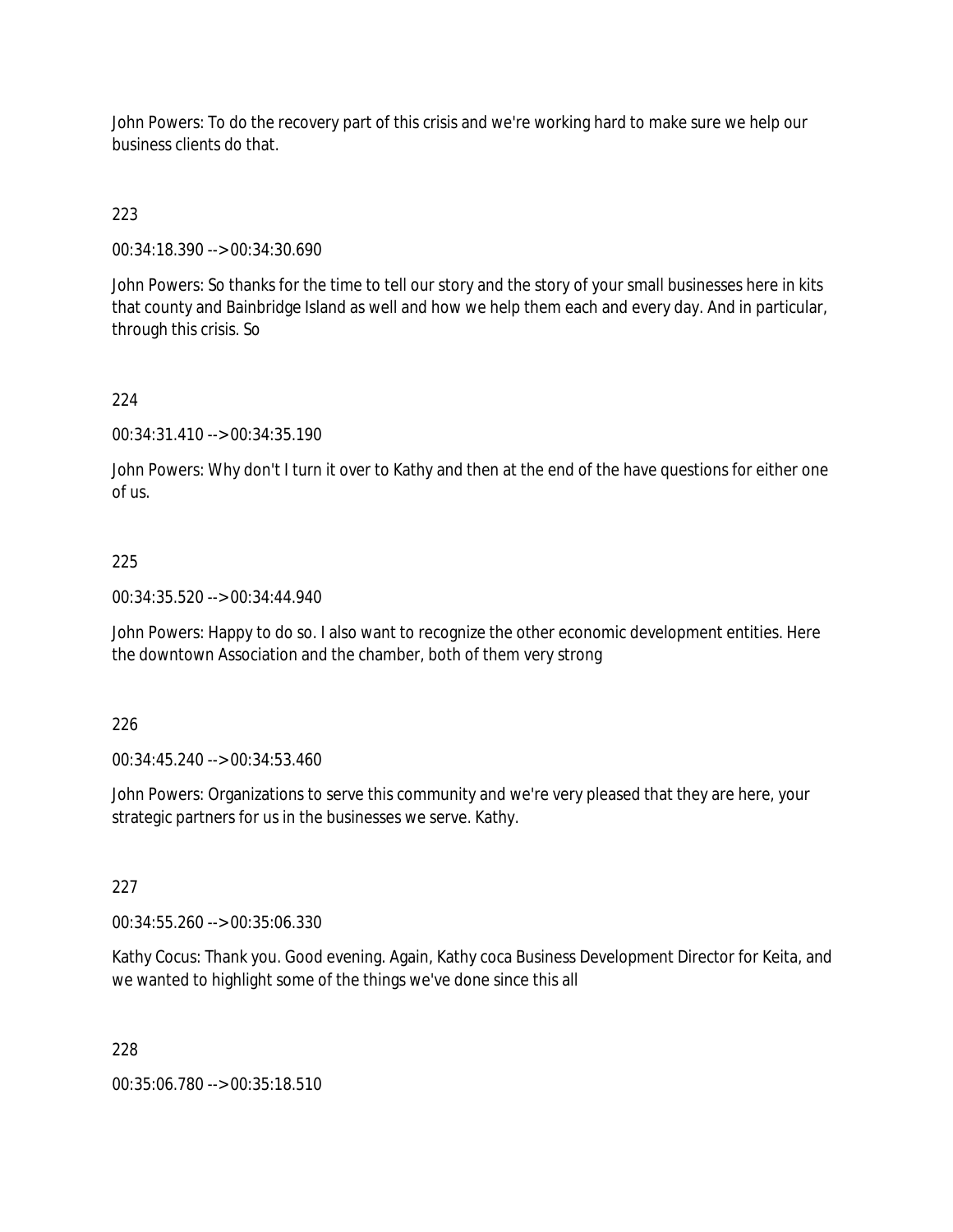John Powers: To do the recovery part of this crisis and we're working hard to make sure we help our business clients do that.

223

00:34:18.390 --> 00:34:30.690

John Powers: So thanks for the time to tell our story and the story of your small businesses here in kits that county and Bainbridge Island as well and how we help them each and every day. And in particular, through this crisis. So

224

00:34:31.410 --> 00:34:35.190

John Powers: Why don't I turn it over to Kathy and then at the end of the have questions for either one of us.

225

00:34:35.520 --> 00:34:44.940

John Powers: Happy to do so. I also want to recognize the other economic development entities. Here the downtown Association and the chamber, both of them very strong

226

00:34:45.240 --> 00:34:53.460

John Powers: Organizations to serve this community and we're very pleased that they are here, your strategic partners for us in the businesses we serve. Kathy.

227

00:34:55.260 --> 00:35:06.330

Kathy Cocus: Thank you. Good evening. Again, Kathy coca Business Development Director for Keita, and we wanted to highlight some of the things we've done since this all

228

00:35:06.780 --> 00:35:18.510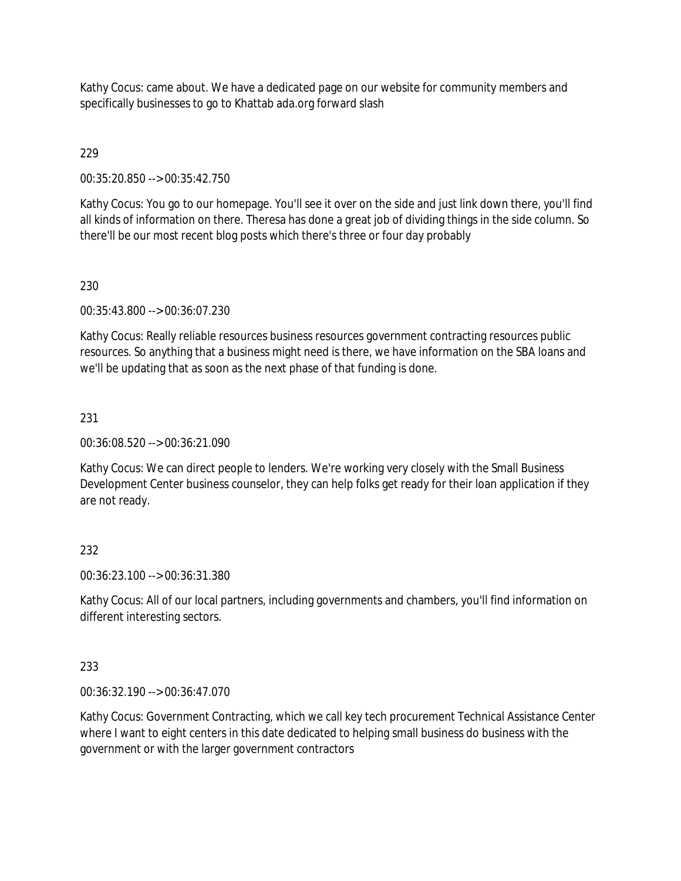Kathy Cocus: came about. We have a dedicated page on our website for community members and specifically businesses to go to Khattab ada.org forward slash

229

00:35:20.850 --> 00:35:42.750

Kathy Cocus: You go to our homepage. You'll see it over on the side and just link down there, you'll find all kinds of information on there. Theresa has done a great job of dividing things in the side column. So there'll be our most recent blog posts which there's three or four day probably

230

00:35:43.800 --> 00:36:07.230

Kathy Cocus: Really reliable resources business resources government contracting resources public resources. So anything that a business might need is there, we have information on the SBA loans and we'll be updating that as soon as the next phase of that funding is done.

231

00:36:08.520 --> 00:36:21.090

Kathy Cocus: We can direct people to lenders. We're working very closely with the Small Business Development Center business counselor, they can help folks get ready for their loan application if they are not ready.

232

00:36:23.100 --> 00:36:31.380

Kathy Cocus: All of our local partners, including governments and chambers, you'll find information on different interesting sectors.

233

00:36:32.190 --> 00:36:47.070

Kathy Cocus: Government Contracting, which we call key tech procurement Technical Assistance Center where I want to eight centers in this date dedicated to helping small business do business with the government or with the larger government contractors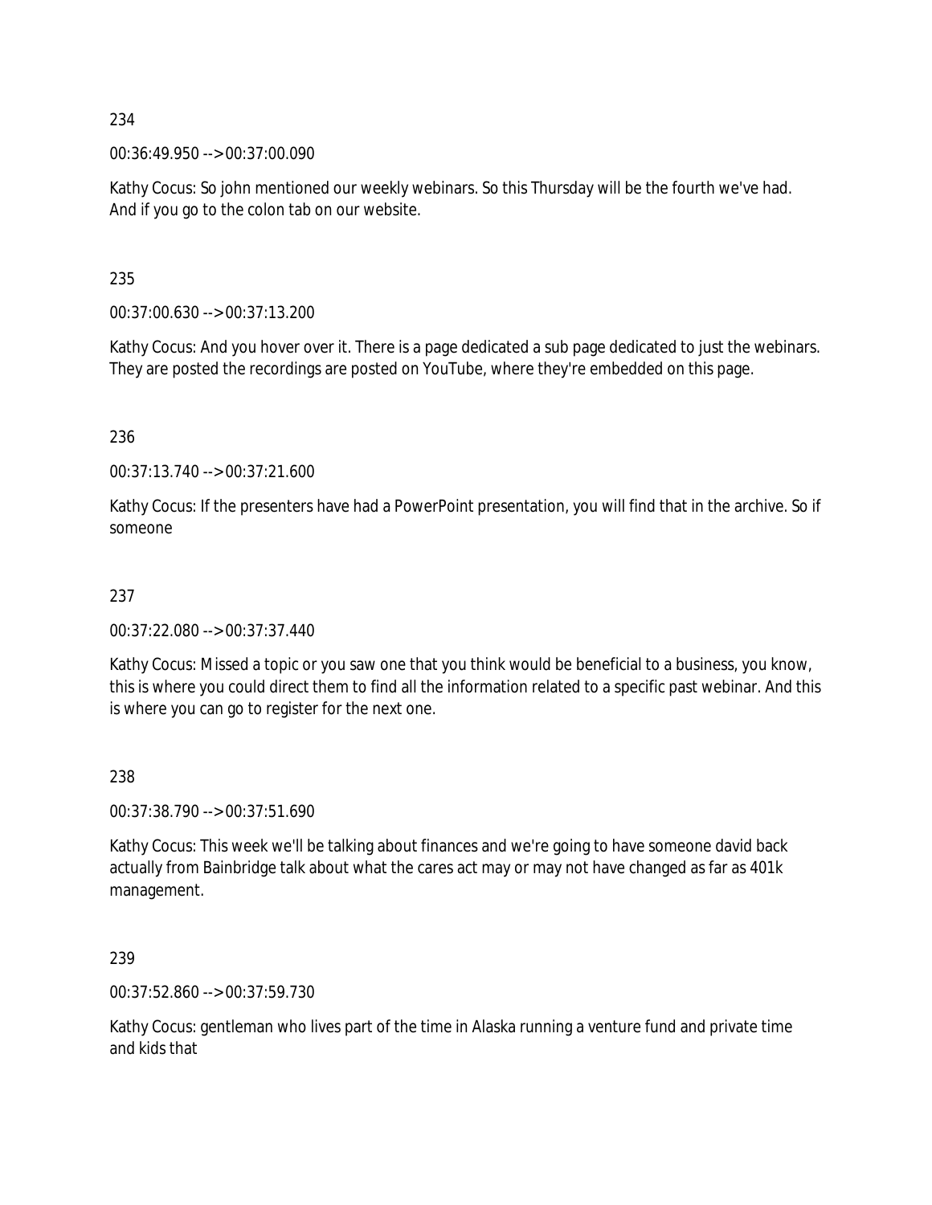234

00:36:49.950 --> 00:37:00.090

Kathy Cocus: So john mentioned our weekly webinars. So this Thursday will be the fourth we've had. And if you go to the colon tab on our website.

235

00:37:00.630 --> 00:37:13.200

Kathy Cocus: And you hover over it. There is a page dedicated a sub page dedicated to just the webinars. They are posted the recordings are posted on YouTube, where they're embedded on this page.

236

00:37:13.740 --> 00:37:21.600

Kathy Cocus: If the presenters have had a PowerPoint presentation, you will find that in the archive. So if someone

237

00:37:22.080 --> 00:37:37.440

Kathy Cocus: Missed a topic or you saw one that you think would be beneficial to a business, you know, this is where you could direct them to find all the information related to a specific past webinar. And this is where you can go to register for the next one.

238

00:37:38.790 --> 00:37:51.690

Kathy Cocus: This week we'll be talking about finances and we're going to have someone david back actually from Bainbridge talk about what the cares act may or may not have changed as far as 401k management.

239

00:37:52.860 --> 00:37:59.730

Kathy Cocus: gentleman who lives part of the time in Alaska running a venture fund and private time and kids that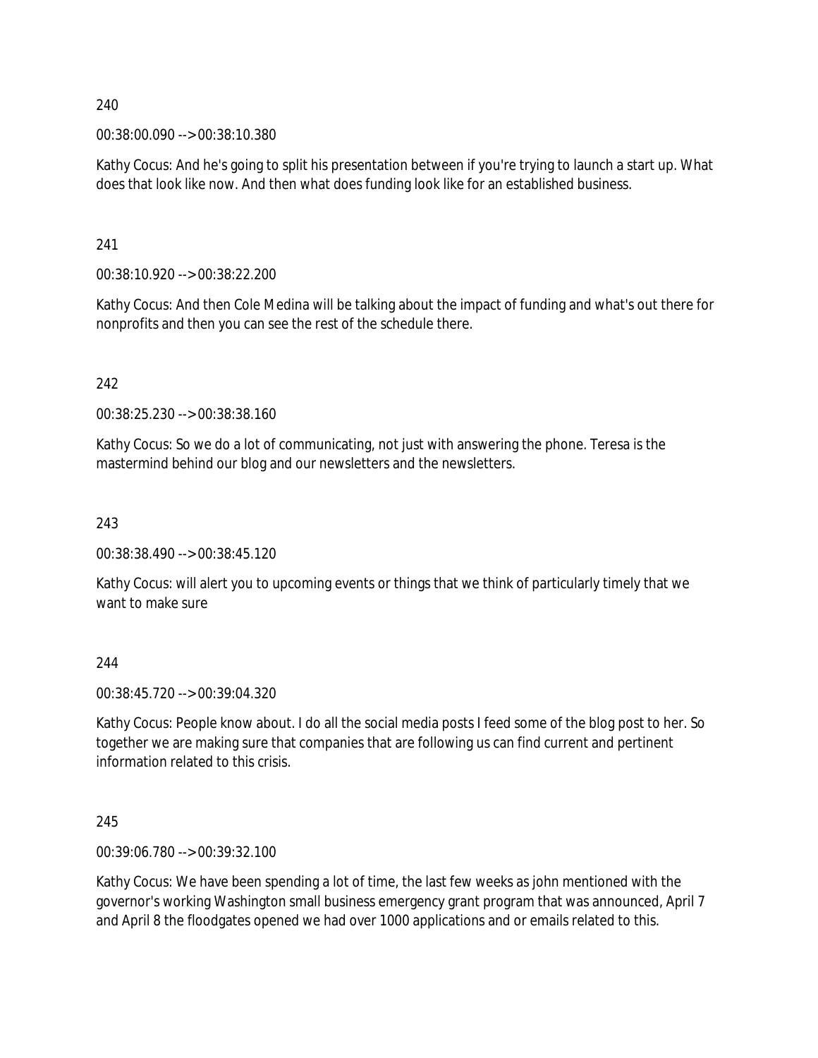240

00:38:00.090 --> 00:38:10.380

Kathy Cocus: And he's going to split his presentation between if you're trying to launch a start up. What does that look like now. And then what does funding look like for an established business.

241

00:38:10.920 --> 00:38:22.200

Kathy Cocus: And then Cole Medina will be talking about the impact of funding and what's out there for nonprofits and then you can see the rest of the schedule there.

242

00:38:25.230 --> 00:38:38.160

Kathy Cocus: So we do a lot of communicating, not just with answering the phone. Teresa is the mastermind behind our blog and our newsletters and the newsletters.

243

00:38:38.490 --> 00:38:45.120

Kathy Cocus: will alert you to upcoming events or things that we think of particularly timely that we want to make sure

244

00:38:45.720 --> 00:39:04.320

Kathy Cocus: People know about. I do all the social media posts I feed some of the blog post to her. So together we are making sure that companies that are following us can find current and pertinent information related to this crisis.

245

00:39:06.780 --> 00:39:32.100

Kathy Cocus: We have been spending a lot of time, the last few weeks as john mentioned with the governor's working Washington small business emergency grant program that was announced, April 7 and April 8 the floodgates opened we had over 1000 applications and or emails related to this.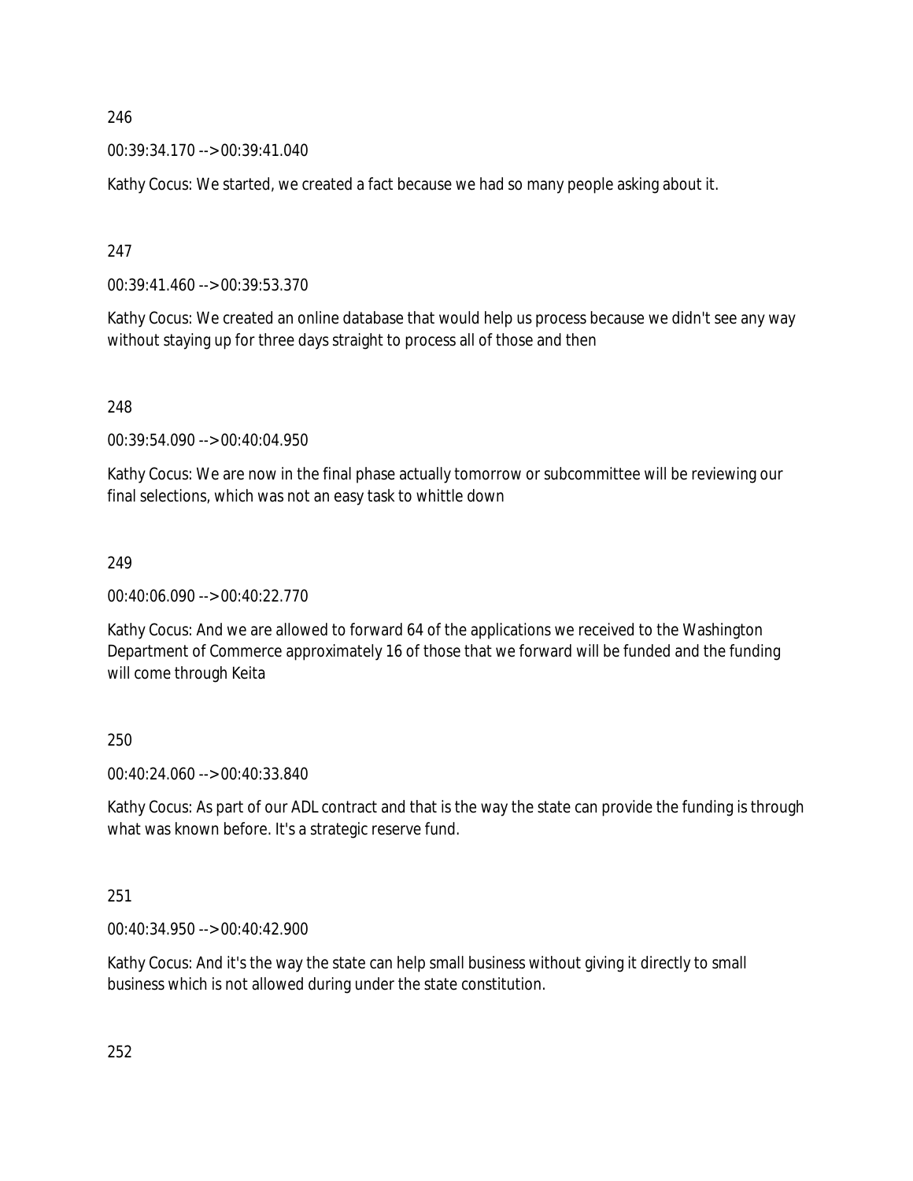246

00:39:34.170 --> 00:39:41.040

Kathy Cocus: We started, we created a fact because we had so many people asking about it.

247

00:39:41.460 --> 00:39:53.370

Kathy Cocus: We created an online database that would help us process because we didn't see any way without staying up for three days straight to process all of those and then

248

00:39:54.090 --> 00:40:04.950

Kathy Cocus: We are now in the final phase actually tomorrow or subcommittee will be reviewing our final selections, which was not an easy task to whittle down

249

00:40:06.090 --> 00:40:22.770

Kathy Cocus: And we are allowed to forward 64 of the applications we received to the Washington Department of Commerce approximately 16 of those that we forward will be funded and the funding will come through Keita

250

00:40:24.060 --> 00:40:33.840

Kathy Cocus: As part of our ADL contract and that is the way the state can provide the funding is through what was known before. It's a strategic reserve fund.

251

00:40:34.950 --> 00:40:42.900

Kathy Cocus: And it's the way the state can help small business without giving it directly to small business which is not allowed during under the state constitution.

252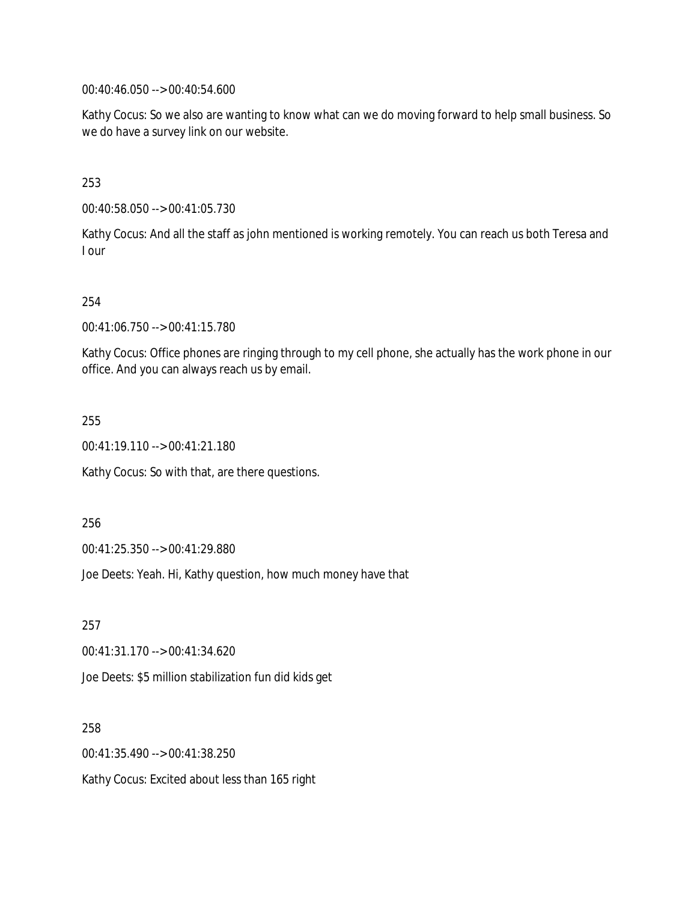00:40:46.050 --> 00:40:54.600

Kathy Cocus: So we also are wanting to know what can we do moving forward to help small business. So we do have a survey link on our website.

253

00:40:58.050 --> 00:41:05.730

Kathy Cocus: And all the staff as john mentioned is working remotely. You can reach us both Teresa and I our

254

00:41:06.750 --> 00:41:15.780

Kathy Cocus: Office phones are ringing through to my cell phone, she actually has the work phone in our office. And you can always reach us by email.

255

00:41:19.110 --> 00:41:21.180

Kathy Cocus: So with that, are there questions.

256

00:41:25.350 --> 00:41:29.880

Joe Deets: Yeah. Hi, Kathy question, how much money have that

257

00:41:31.170 --> 00:41:34.620

Joe Deets: $5 million stabilization fun did kids get

258

00:41:35.490 --> 00:41:38.250

Kathy Cocus: Excited about less than 165 right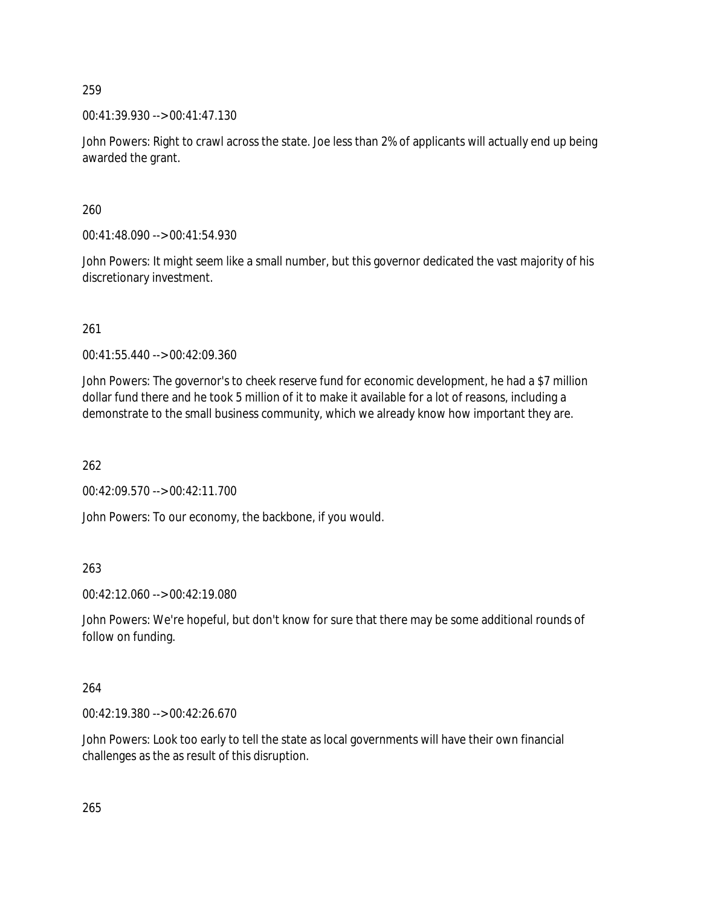259

00:41:39.930 --> 00:41:47.130

John Powers: Right to crawl across the state. Joe less than 2% of applicants will actually end up being awarded the grant.

260

00:41:48.090 --> 00:41:54.930

John Powers: It might seem like a small number, but this governor dedicated the vast majority of his discretionary investment.

261

00:41:55.440 --> 00:42:09.360

John Powers: The governor's to cheek reserve fund for economic development, he had a $7 million dollar fund there and he took 5 million of it to make it available for a lot of reasons, including a demonstrate to the small business community, which we already know how important they are.

262

00:42:09.570 --> 00:42:11.700

John Powers: To our economy, the backbone, if you would.

263

00:42:12.060 --> 00:42:19.080

John Powers: We're hopeful, but don't know for sure that there may be some additional rounds of follow on funding.

264

00:42:19.380 --> 00:42:26.670

John Powers: Look too early to tell the state as local governments will have their own financial challenges as the as result of this disruption.

265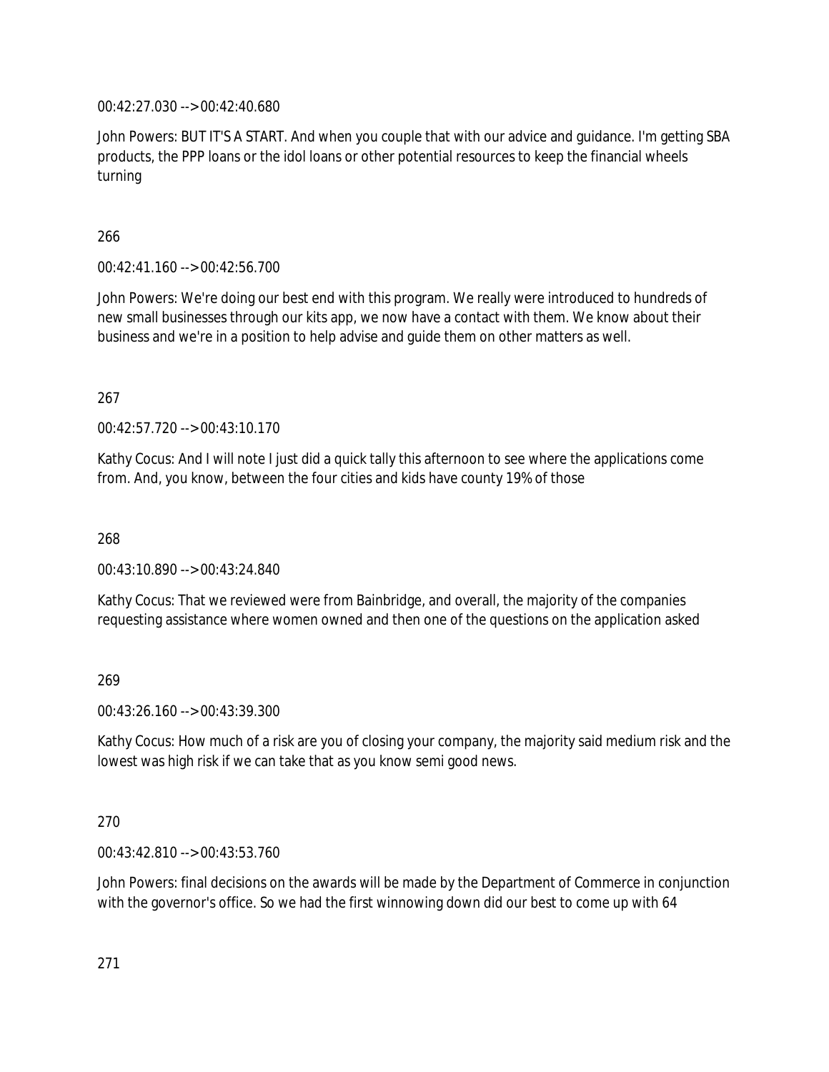00:42:27.030 --> 00:42:40.680

John Powers: BUT IT'S A START. And when you couple that with our advice and guidance. I'm getting SBA products, the PPP loans or the idol loans or other potential resources to keep the financial wheels turning

266

00:42:41.160 --> 00:42:56.700

John Powers: We're doing our best end with this program. We really were introduced to hundreds of new small businesses through our kits app, we now have a contact with them. We know about their business and we're in a position to help advise and guide them on other matters as well.

267

00:42:57.720 --> 00:43:10.170

Kathy Cocus: And I will note I just did a quick tally this afternoon to see where the applications come from. And, you know, between the four cities and kids have county 19% of those

268

00:43:10.890 --> 00:43:24.840

Kathy Cocus: That we reviewed were from Bainbridge, and overall, the majority of the companies requesting assistance where women owned and then one of the questions on the application asked

269

00:43:26.160 --> 00:43:39.300

Kathy Cocus: How much of a risk are you of closing your company, the majority said medium risk and the lowest was high risk if we can take that as you know semi good news.

270

00:43:42.810 --> 00:43:53.760

John Powers: final decisions on the awards will be made by the Department of Commerce in conjunction with the governor's office. So we had the first winnowing down did our best to come up with 64

271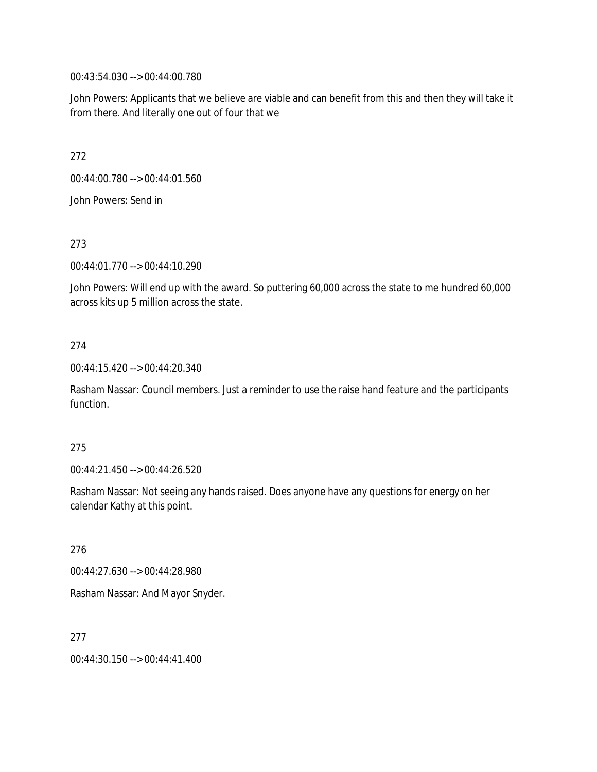00:43:54.030 --> 00:44:00.780

John Powers: Applicants that we believe are viable and can benefit from this and then they will take it from there. And literally one out of four that we

272

00:44:00.780 --> 00:44:01.560

John Powers: Send in

273

00:44:01.770 --> 00:44:10.290

John Powers: Will end up with the award. So puttering 60,000 across the state to me hundred 60,000 across kits up 5 million across the state.

274

00:44:15.420 --> 00:44:20.340

Rasham Nassar: Council members. Just a reminder to use the raise hand feature and the participants function.

275

00:44:21.450 --> 00:44:26.520

Rasham Nassar: Not seeing any hands raised. Does anyone have any questions for energy on her calendar Kathy at this point.

276

00:44:27.630 --> 00:44:28.980

Rasham Nassar: And Mayor Snyder.

277

00:44:30.150 --> 00:44:41.400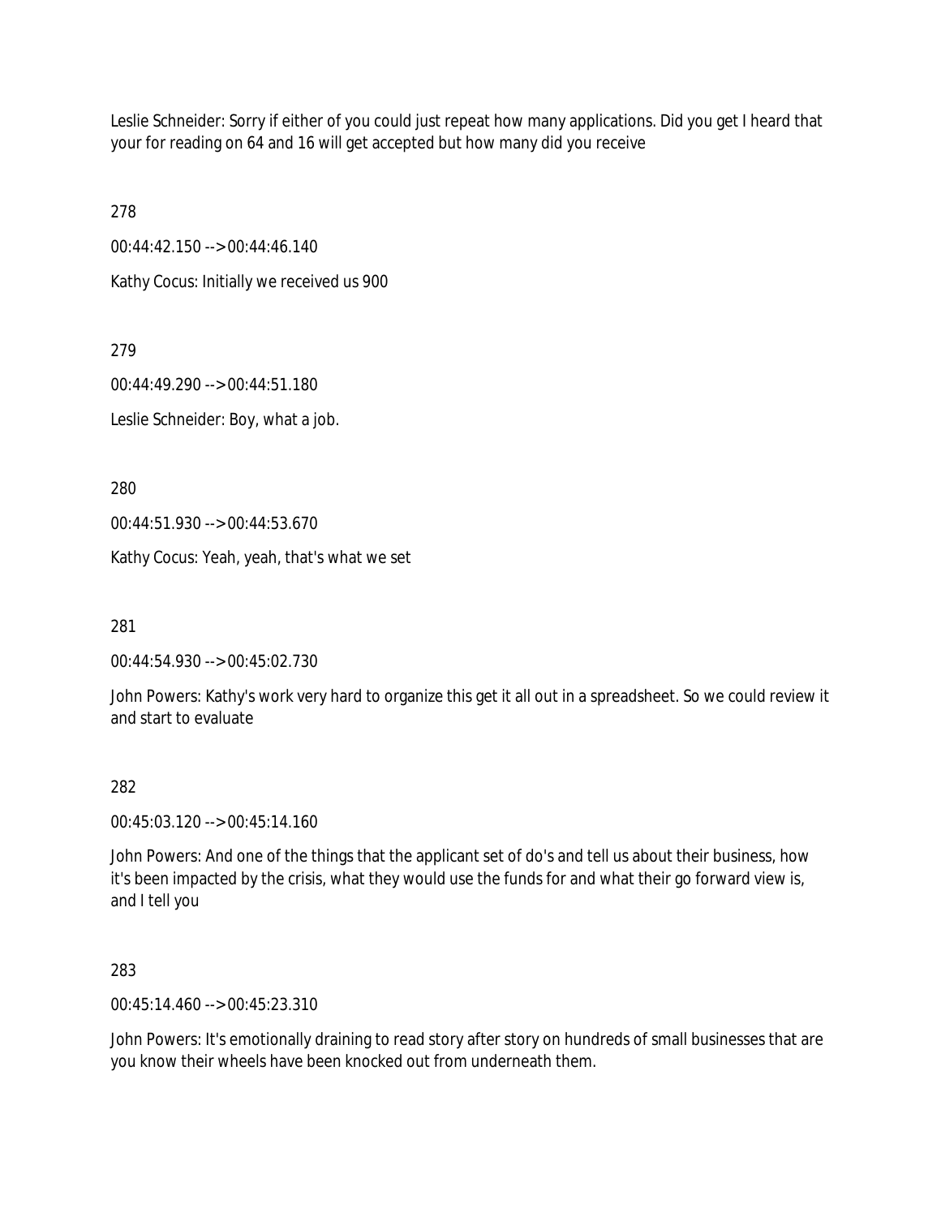Leslie Schneider: Sorry if either of you could just repeat how many applications. Did you get I heard that your for reading on 64 and 16 will get accepted but how many did you receive

278

00:44:42.150 --> 00:44:46.140

Kathy Cocus: Initially we received us 900

279

00:44:49.290 --> 00:44:51.180

Leslie Schneider: Boy, what a job.

280

00:44:51.930 --> 00:44:53.670

Kathy Cocus: Yeah, yeah, that's what we set

281

00:44:54.930 --> 00:45:02.730

John Powers: Kathy's work very hard to organize this get it all out in a spreadsheet. So we could review it and start to evaluate

282

00:45:03.120 --> 00:45:14.160

John Powers: And one of the things that the applicant set of do's and tell us about their business, how it's been impacted by the crisis, what they would use the funds for and what their go forward view is, and I tell you

283

00:45:14.460 --> 00:45:23.310

John Powers: It's emotionally draining to read story after story on hundreds of small businesses that are you know their wheels have been knocked out from underneath them.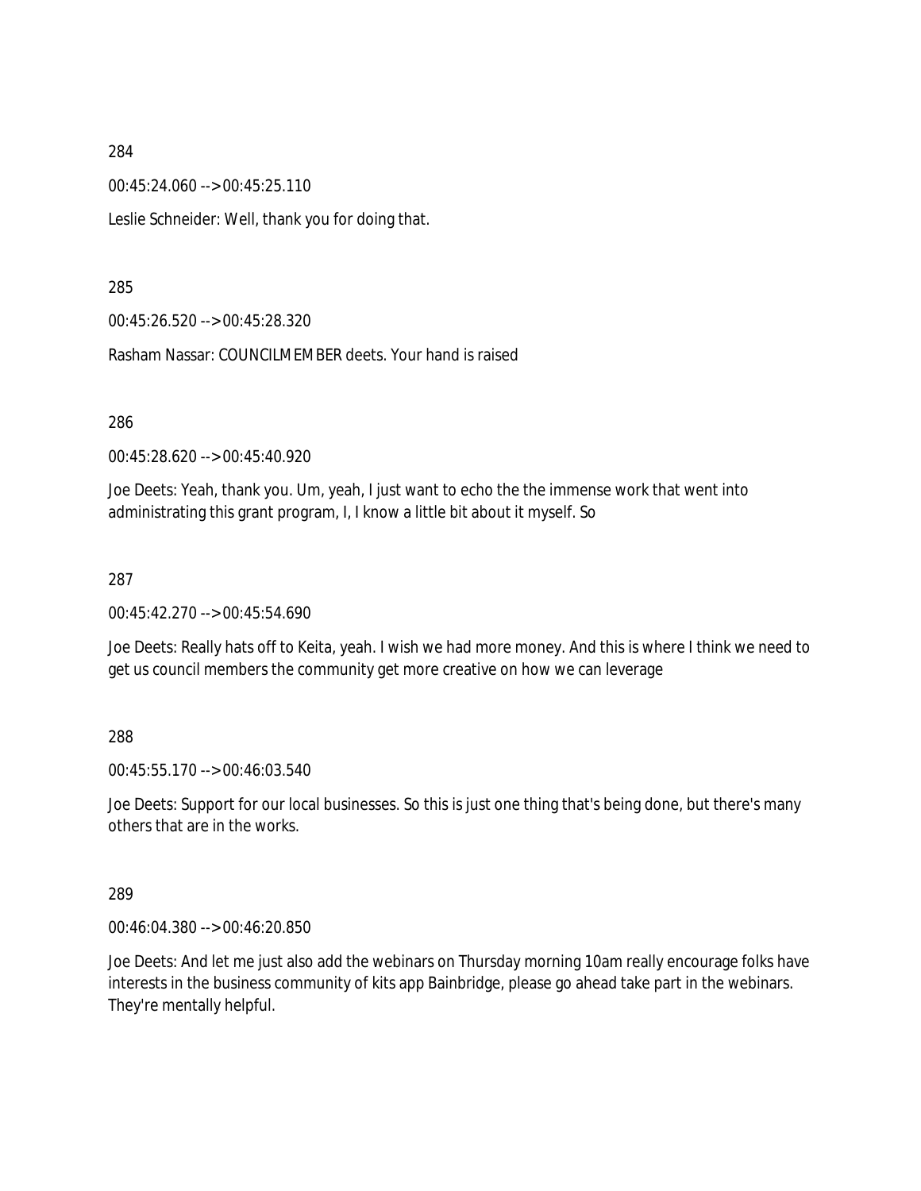284

00:45:24.060 --> 00:45:25.110

Leslie Schneider: Well, thank you for doing that.

285

00:45:26.520 --> 00:45:28.320

Rasham Nassar: COUNCILMEMBER deets. Your hand is raised

286

00:45:28.620 --> 00:45:40.920

Joe Deets: Yeah, thank you. Um, yeah, I just want to echo the the immense work that went into administrating this grant program, I, I know a little bit about it myself. So

287

00:45:42.270 --> 00:45:54.690

Joe Deets: Really hats off to Keita, yeah. I wish we had more money. And this is where I think we need to get us council members the community get more creative on how we can leverage

288

00:45:55.170 --> 00:46:03.540

Joe Deets: Support for our local businesses. So this is just one thing that's being done, but there's many others that are in the works.

289

00:46:04.380 --> 00:46:20.850

Joe Deets: And let me just also add the webinars on Thursday morning 10am really encourage folks have interests in the business community of kits app Bainbridge, please go ahead take part in the webinars. They're mentally helpful.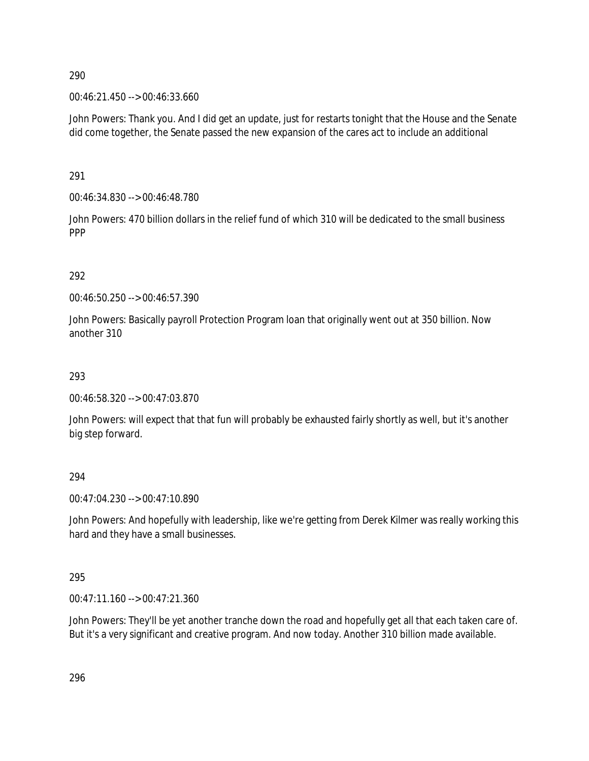290

00:46:21.450 --> 00:46:33.660

John Powers: Thank you. And I did get an update, just for restarts tonight that the House and the Senate did come together, the Senate passed the new expansion of the cares act to include an additional

291

00:46:34.830 --> 00:46:48.780

John Powers: 470 billion dollars in the relief fund of which 310 will be dedicated to the small business PPP

292

00:46:50.250 --> 00:46:57.390

John Powers: Basically payroll Protection Program loan that originally went out at 350 billion. Now another 310

293

00:46:58.320 --> 00:47:03.870

John Powers: will expect that that fun will probably be exhausted fairly shortly as well, but it's another big step forward.

294

00:47:04.230 --> 00:47:10.890

John Powers: And hopefully with leadership, like we're getting from Derek Kilmer was really working this hard and they have a small businesses.

295

00:47:11.160 --> 00:47:21.360

John Powers: They'll be yet another tranche down the road and hopefully get all that each taken care of. But it's a very significant and creative program. And now today. Another 310 billion made available.

296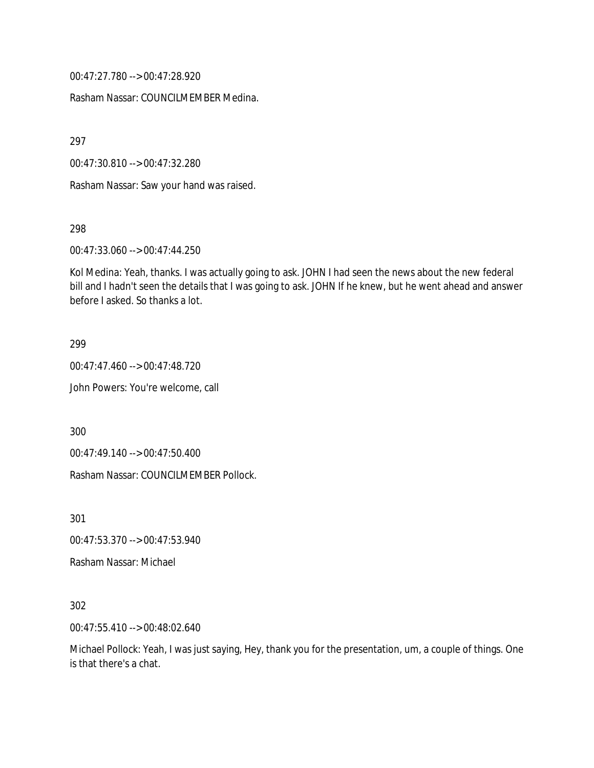00:47:27.780 --> 00:47:28.920

Rasham Nassar: COUNCILMEMBER Medina.

297

00:47:30.810 --> 00:47:32.280

Rasham Nassar: Saw your hand was raised.

298

00:47:33.060 --> 00:47:44.250

Kol Medina: Yeah, thanks. I was actually going to ask. JOHN I had seen the news about the new federal bill and I hadn't seen the details that I was going to ask. JOHN If he knew, but he went ahead and answer before I asked. So thanks a lot.

299

00:47:47.460 --> 00:47:48.720

John Powers: You're welcome, call

300

00:47:49.140 --> 00:47:50.400

Rasham Nassar: COUNCILMEMBER Pollock.

301

00:47:53.370 --> 00:47:53.940

Rasham Nassar: Michael

302

00:47:55.410 --> 00:48:02.640

Michael Pollock: Yeah, I was just saying, Hey, thank you for the presentation, um, a couple of things. One is that there's a chat.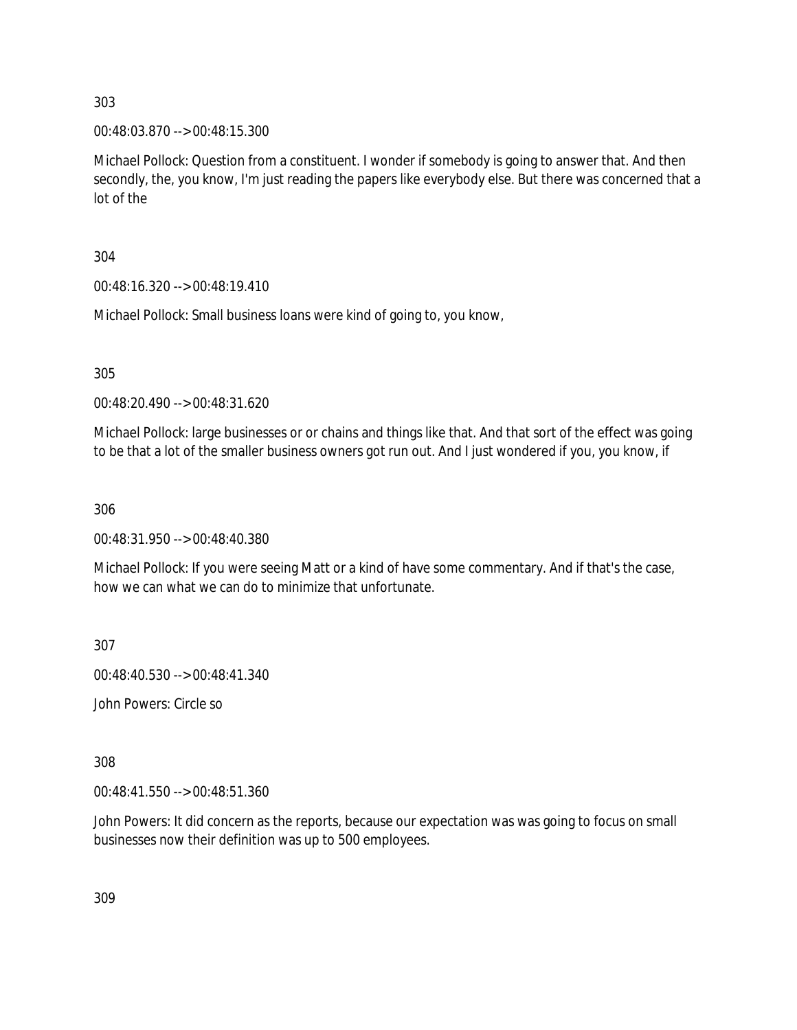303

00:48:03.870 --> 00:48:15.300

Michael Pollock: Question from a constituent. I wonder if somebody is going to answer that. And then secondly, the, you know, I'm just reading the papers like everybody else. But there was concerned that a lot of the

304

00:48:16.320 --> 00:48:19.410

Michael Pollock: Small business loans were kind of going to, you know,

305

00:48:20.490 --> 00:48:31.620

Michael Pollock: large businesses or or chains and things like that. And that sort of the effect was going to be that a lot of the smaller business owners got run out. And I just wondered if you, you know, if

306

00:48:31.950 --> 00:48:40.380

Michael Pollock: If you were seeing Matt or a kind of have some commentary. And if that's the case, how we can what we can do to minimize that unfortunate.

307

00:48:40.530 --> 00:48:41.340

John Powers: Circle so

308

00:48:41.550 --> 00:48:51.360

John Powers: It did concern as the reports, because our expectation was was going to focus on small businesses now their definition was up to 500 employees.

309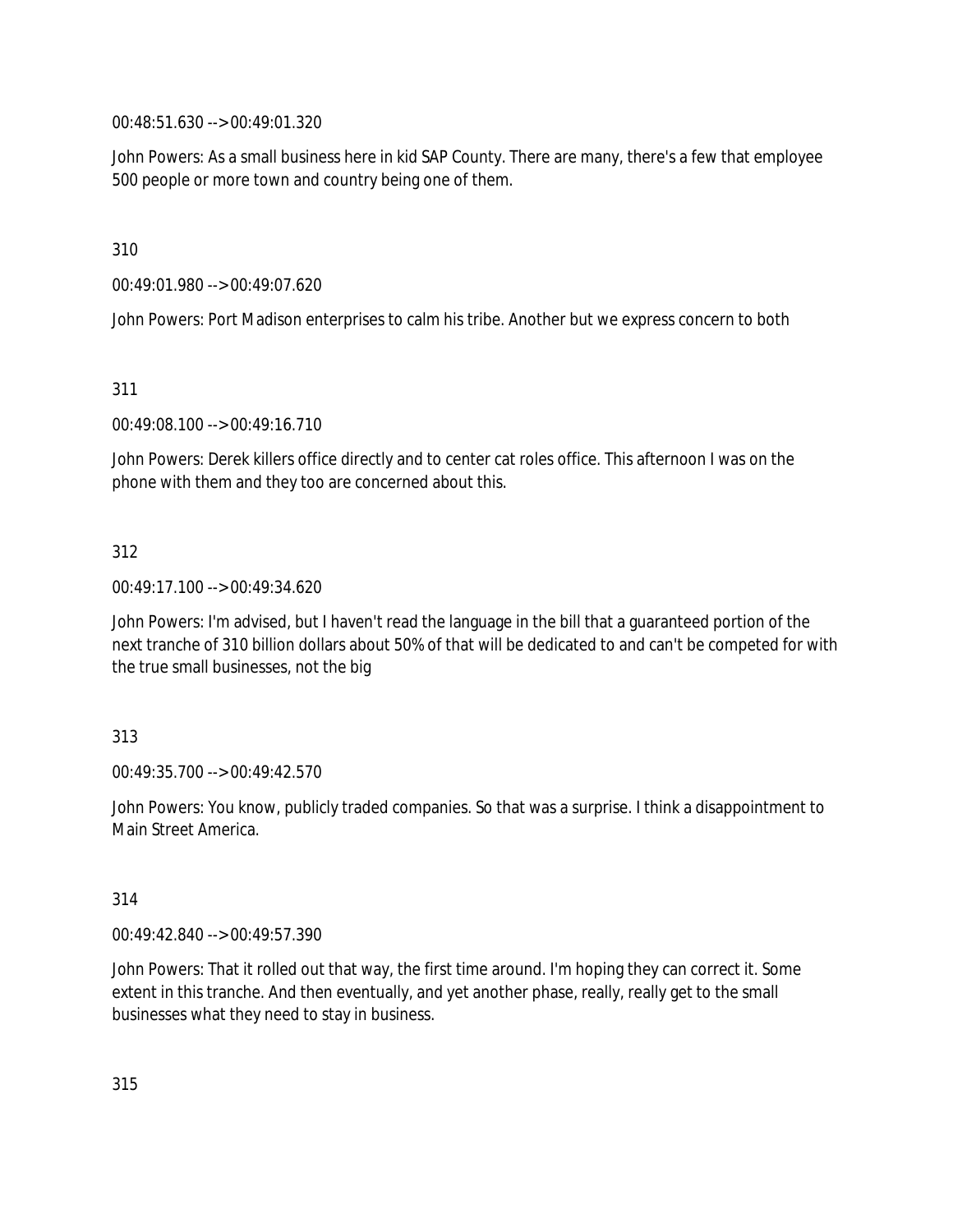00:48:51.630 --> 00:49:01.320

John Powers: As a small business here in kid SAP County. There are many, there's a few that employee 500 people or more town and country being one of them.

310

00:49:01.980 --> 00:49:07.620

John Powers: Port Madison enterprises to calm his tribe. Another but we express concern to both

311

00:49:08.100 --> 00:49:16.710

John Powers: Derek killers office directly and to center cat roles office. This afternoon I was on the phone with them and they too are concerned about this.

312

00:49:17.100 --> 00:49:34.620

John Powers: I'm advised, but I haven't read the language in the bill that a guaranteed portion of the next tranche of 310 billion dollars about 50% of that will be dedicated to and can't be competed for with the true small businesses, not the big

313

00:49:35.700 --> 00:49:42.570

John Powers: You know, publicly traded companies. So that was a surprise. I think a disappointment to Main Street America.

314

00:49:42.840 --> 00:49:57.390

John Powers: That it rolled out that way, the first time around. I'm hoping they can correct it. Some extent in this tranche. And then eventually, and yet another phase, really, really get to the small businesses what they need to stay in business.

315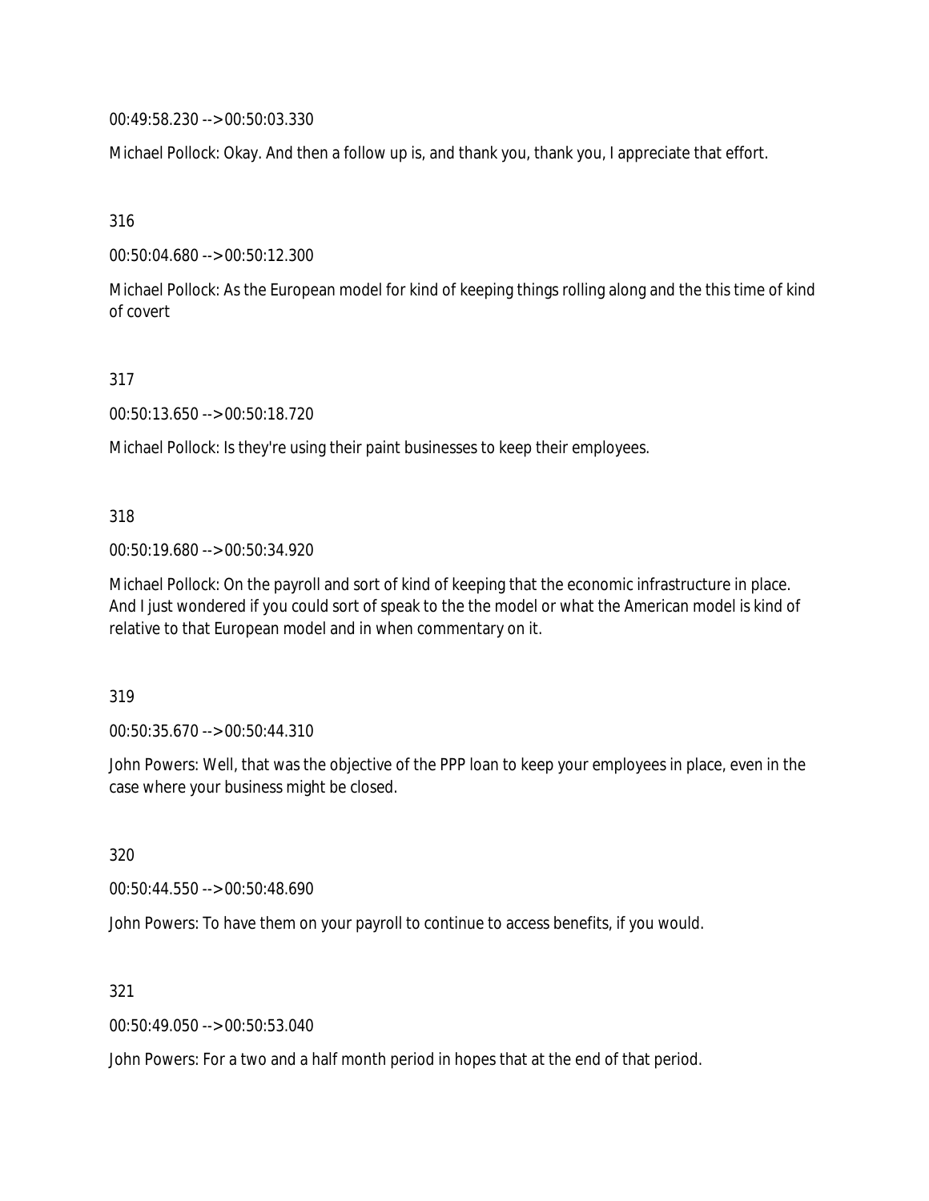00:49:58.230 --> 00:50:03.330

Michael Pollock: Okay. And then a follow up is, and thank you, thank you, I appreciate that effort.

316

00:50:04.680 --> 00:50:12.300

Michael Pollock: As the European model for kind of keeping things rolling along and the this time of kind of covert

317

00:50:13.650 --> 00:50:18.720

Michael Pollock: Is they're using their paint businesses to keep their employees.

318

00:50:19.680 --> 00:50:34.920

Michael Pollock: On the payroll and sort of kind of keeping that the economic infrastructure in place. And I just wondered if you could sort of speak to the the model or what the American model is kind of relative to that European model and in when commentary on it.

319

00:50:35.670 --> 00:50:44.310

John Powers: Well, that was the objective of the PPP loan to keep your employees in place, even in the case where your business might be closed.

320

00:50:44.550 --> 00:50:48.690

John Powers: To have them on your payroll to continue to access benefits, if you would.

321

00:50:49.050 --> 00:50:53.040

John Powers: For a two and a half month period in hopes that at the end of that period.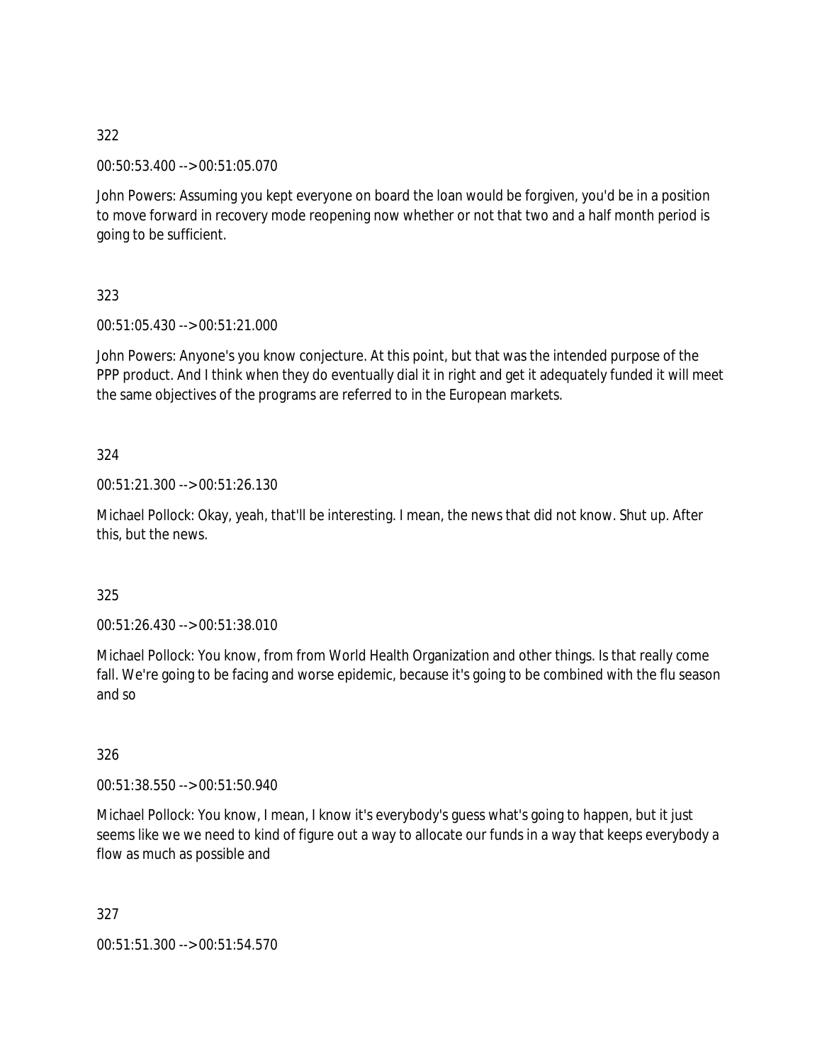322

00:50:53.400 --> 00:51:05.070

John Powers: Assuming you kept everyone on board the loan would be forgiven, you'd be in a position to move forward in recovery mode reopening now whether or not that two and a half month period is going to be sufficient.

323

00:51:05.430 --> 00:51:21.000

John Powers: Anyone's you know conjecture. At this point, but that was the intended purpose of the PPP product. And I think when they do eventually dial it in right and get it adequately funded it will meet the same objectives of the programs are referred to in the European markets.

324

00:51:21.300 --> 00:51:26.130

Michael Pollock: Okay, yeah, that'll be interesting. I mean, the news that did not know. Shut up. After this, but the news.

325

00:51:26.430 --> 00:51:38.010

Michael Pollock: You know, from from World Health Organization and other things. Is that really come fall. We're going to be facing and worse epidemic, because it's going to be combined with the flu season and so

326

00:51:38.550 --> 00:51:50.940

Michael Pollock: You know, I mean, I know it's everybody's guess what's going to happen, but it just seems like we we need to kind of figure out a way to allocate our funds in a way that keeps everybody a flow as much as possible and

327

00:51:51.300 --> 00:51:54.570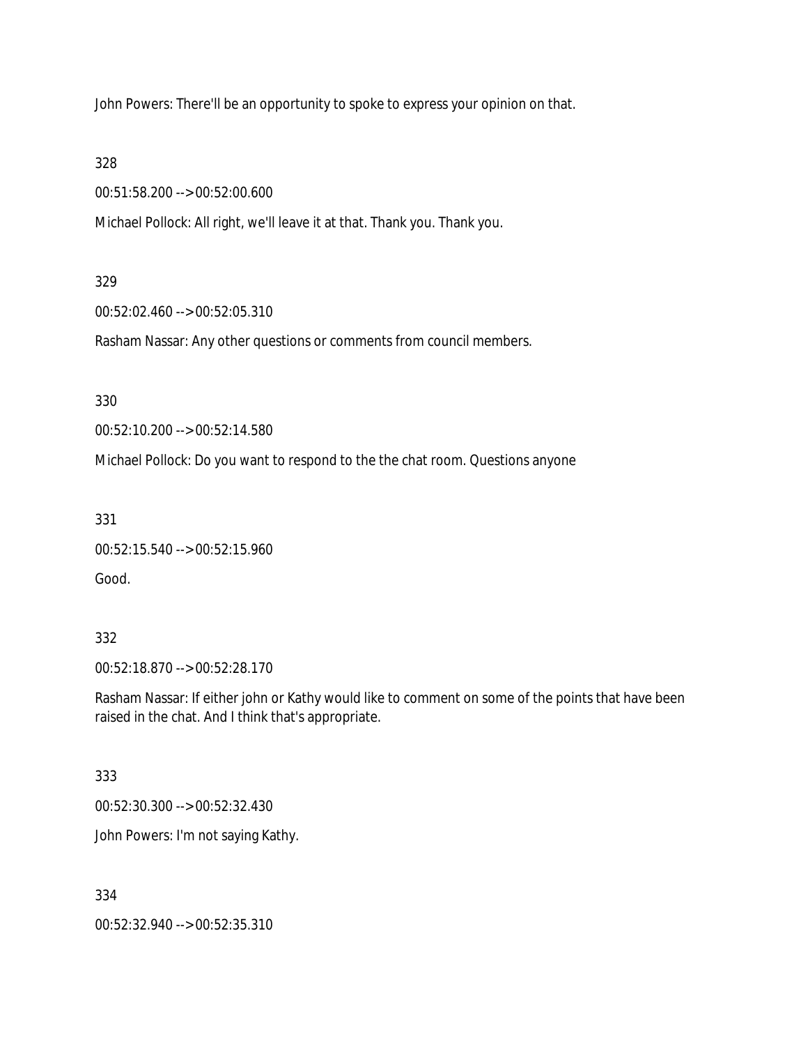John Powers: There'll be an opportunity to spoke to express your opinion on that.

328

00:51:58.200 --> 00:52:00.600

Michael Pollock: All right, we'll leave it at that. Thank you. Thank you.

329

00:52:02.460 --> 00:52:05.310

Rasham Nassar: Any other questions or comments from council members.

330

00:52:10.200 --> 00:52:14.580

Michael Pollock: Do you want to respond to the the chat room. Questions anyone

331

00:52:15.540 --> 00:52:15.960

Good.

332

00:52:18.870 --> 00:52:28.170

Rasham Nassar: If either john or Kathy would like to comment on some of the points that have been raised in the chat. And I think that's appropriate.

333

00:52:30.300 --> 00:52:32.430

John Powers: I'm not saying Kathy.

334

00:52:32.940 --> 00:52:35.310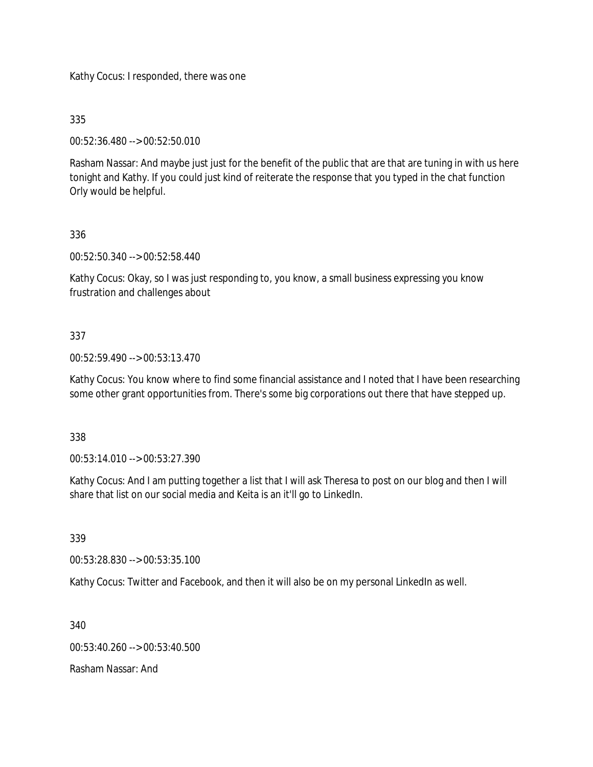Kathy Cocus: I responded, there was one

335

00:52:36.480 --> 00:52:50.010

Rasham Nassar: And maybe just just for the benefit of the public that are that are tuning in with us here tonight and Kathy. If you could just kind of reiterate the response that you typed in the chat function Orly would be helpful.

336

00:52:50.340 --> 00:52:58.440

Kathy Cocus: Okay, so I was just responding to, you know, a small business expressing you know frustration and challenges about

337

00:52:59.490 --> 00:53:13.470

Kathy Cocus: You know where to find some financial assistance and I noted that I have been researching some other grant opportunities from. There's some big corporations out there that have stepped up.

338

00:53:14.010 --> 00:53:27.390

Kathy Cocus: And I am putting together a list that I will ask Theresa to post on our blog and then I will share that list on our social media and Keita is an it'll go to LinkedIn.

339

00:53:28.830 --> 00:53:35.100

Kathy Cocus: Twitter and Facebook, and then it will also be on my personal LinkedIn as well.

340

00:53:40.260 --> 00:53:40.500

Rasham Nassar: And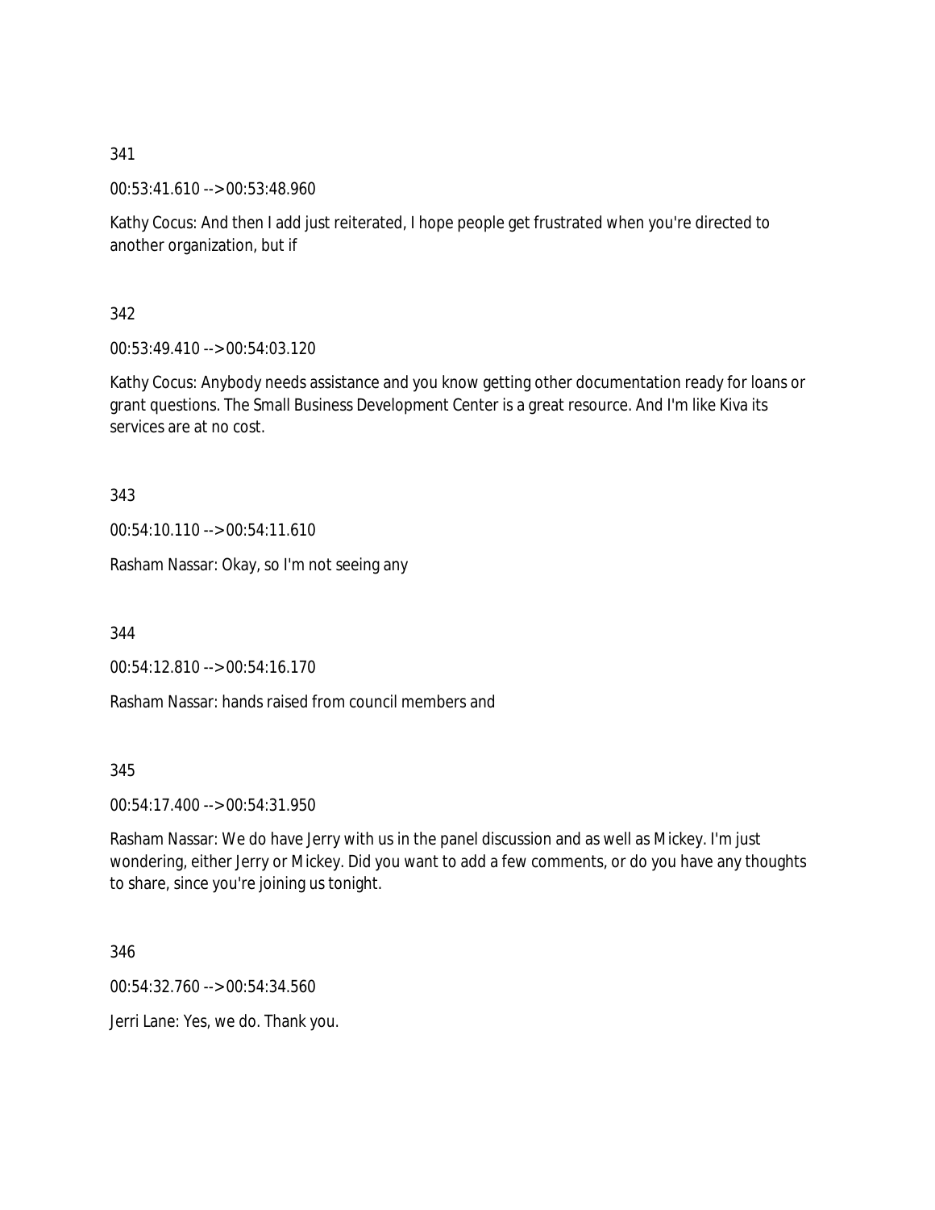341

00:53:41.610 --> 00:53:48.960

Kathy Cocus: And then I add just reiterated, I hope people get frustrated when you're directed to another organization, but if

342

00:53:49.410 --> 00:54:03.120

Kathy Cocus: Anybody needs assistance and you know getting other documentation ready for loans or grant questions. The Small Business Development Center is a great resource. And I'm like Kiva its services are at no cost.

343

00:54:10.110 --> 00:54:11.610

Rasham Nassar: Okay, so I'm not seeing any

344

00:54:12.810 --> 00:54:16.170

Rasham Nassar: hands raised from council members and

345

00:54:17.400 --> 00:54:31.950

Rasham Nassar: We do have Jerry with us in the panel discussion and as well as Mickey. I'm just wondering, either Jerry or Mickey. Did you want to add a few comments, or do you have any thoughts to share, since you're joining us tonight.

346

00:54:32.760 --> 00:54:34.560

Jerri Lane: Yes, we do. Thank you.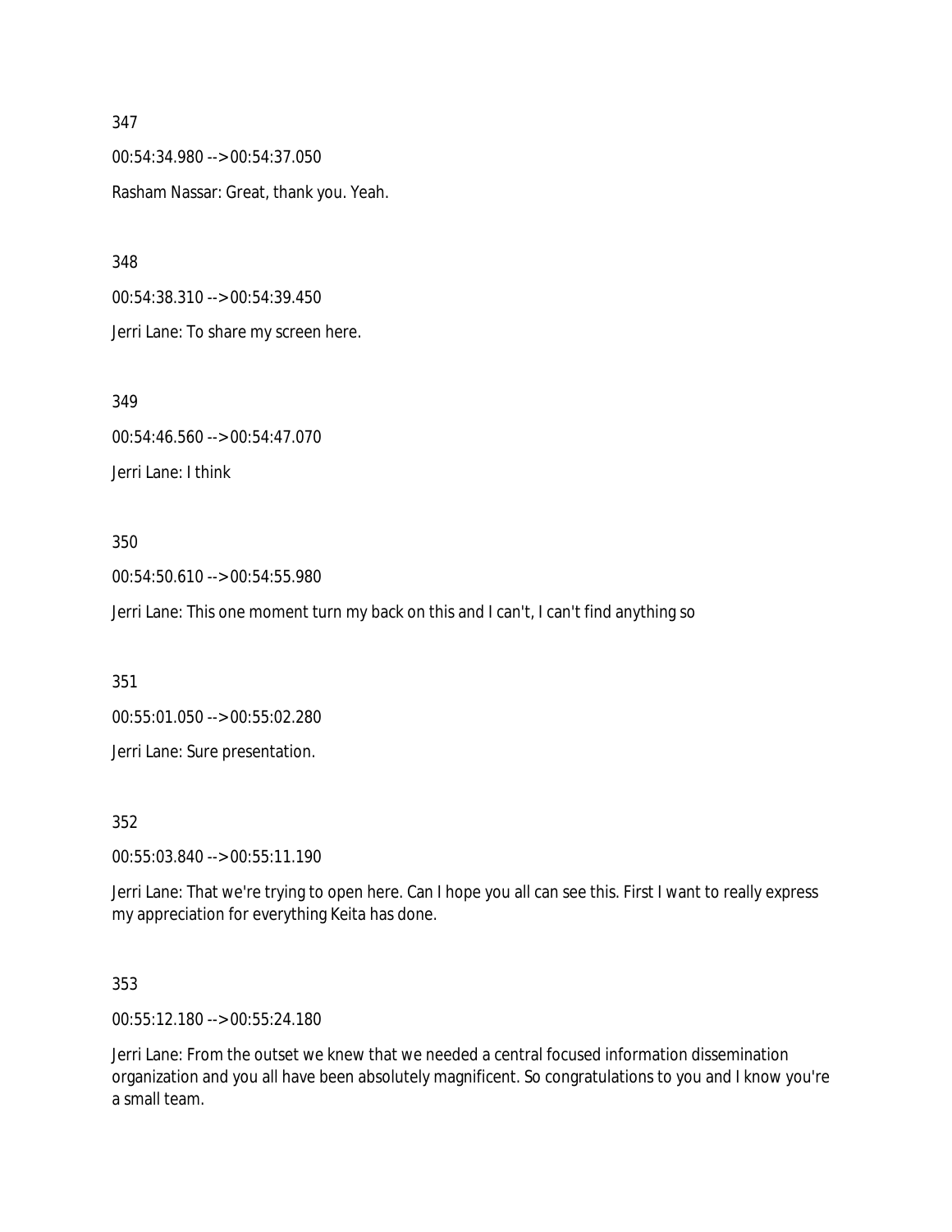347

00:54:34.980 --> 00:54:37.050

Rasham Nassar: Great, thank you. Yeah.

348

00:54:38.310 --> 00:54:39.450

Jerri Lane: To share my screen here.

349

00:54:46.560 --> 00:54:47.070

Jerri Lane: I think

350

00:54:50.610 --> 00:54:55.980

Jerri Lane: This one moment turn my back on this and I can't, I can't find anything so

351

00:55:01.050 --> 00:55:02.280

Jerri Lane: Sure presentation.

352

00:55:03.840 --> 00:55:11.190

Jerri Lane: That we're trying to open here. Can I hope you all can see this. First I want to really express my appreciation for everything Keita has done.

353

00:55:12.180 --> 00:55:24.180

Jerri Lane: From the outset we knew that we needed a central focused information dissemination organization and you all have been absolutely magnificent. So congratulations to you and I know you're a small team.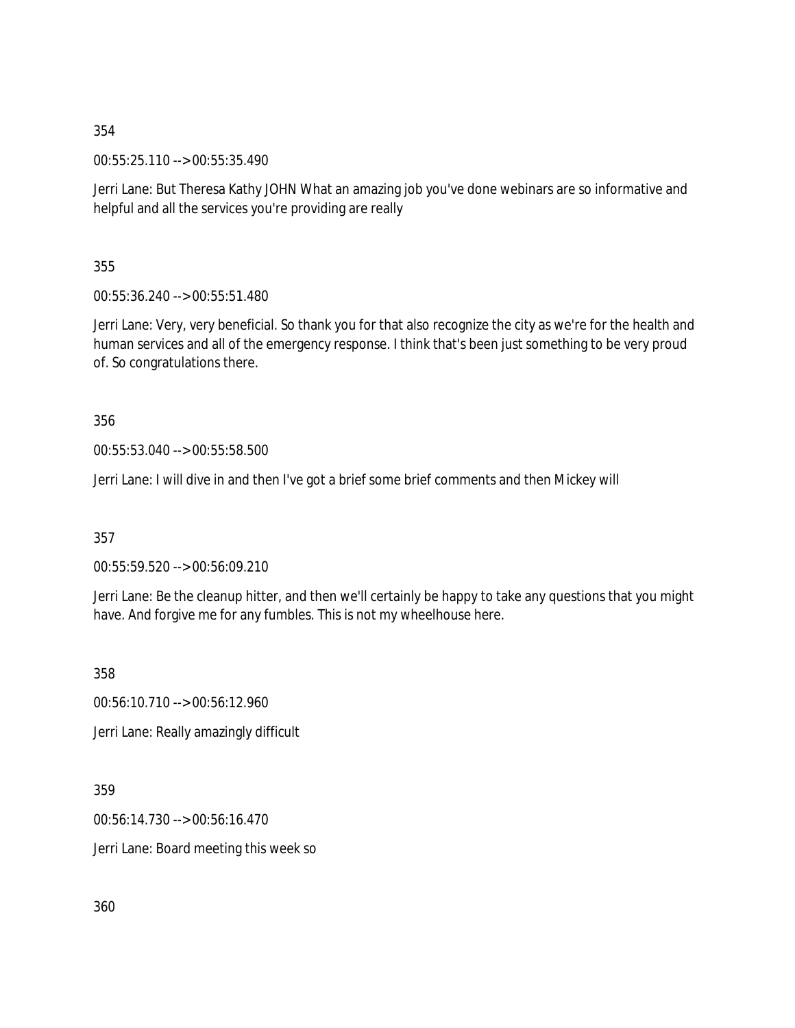354

00:55:25.110 --> 00:55:35.490

Jerri Lane: But Theresa Kathy JOHN What an amazing job you've done webinars are so informative and helpful and all the services you're providing are really

355

00:55:36.240 --> 00:55:51.480

Jerri Lane: Very, very beneficial. So thank you for that also recognize the city as we're for the health and human services and all of the emergency response. I think that's been just something to be very proud of. So congratulations there.

356

00:55:53.040 --> 00:55:58.500

Jerri Lane: I will dive in and then I've got a brief some brief comments and then Mickey will

357

00:55:59.520 --> 00:56:09.210

Jerri Lane: Be the cleanup hitter, and then we'll certainly be happy to take any questions that you might have. And forgive me for any fumbles. This is not my wheelhouse here.

358

00:56:10.710 --> 00:56:12.960

Jerri Lane: Really amazingly difficult

359

00:56:14.730 --> 00:56:16.470

Jerri Lane: Board meeting this week so

360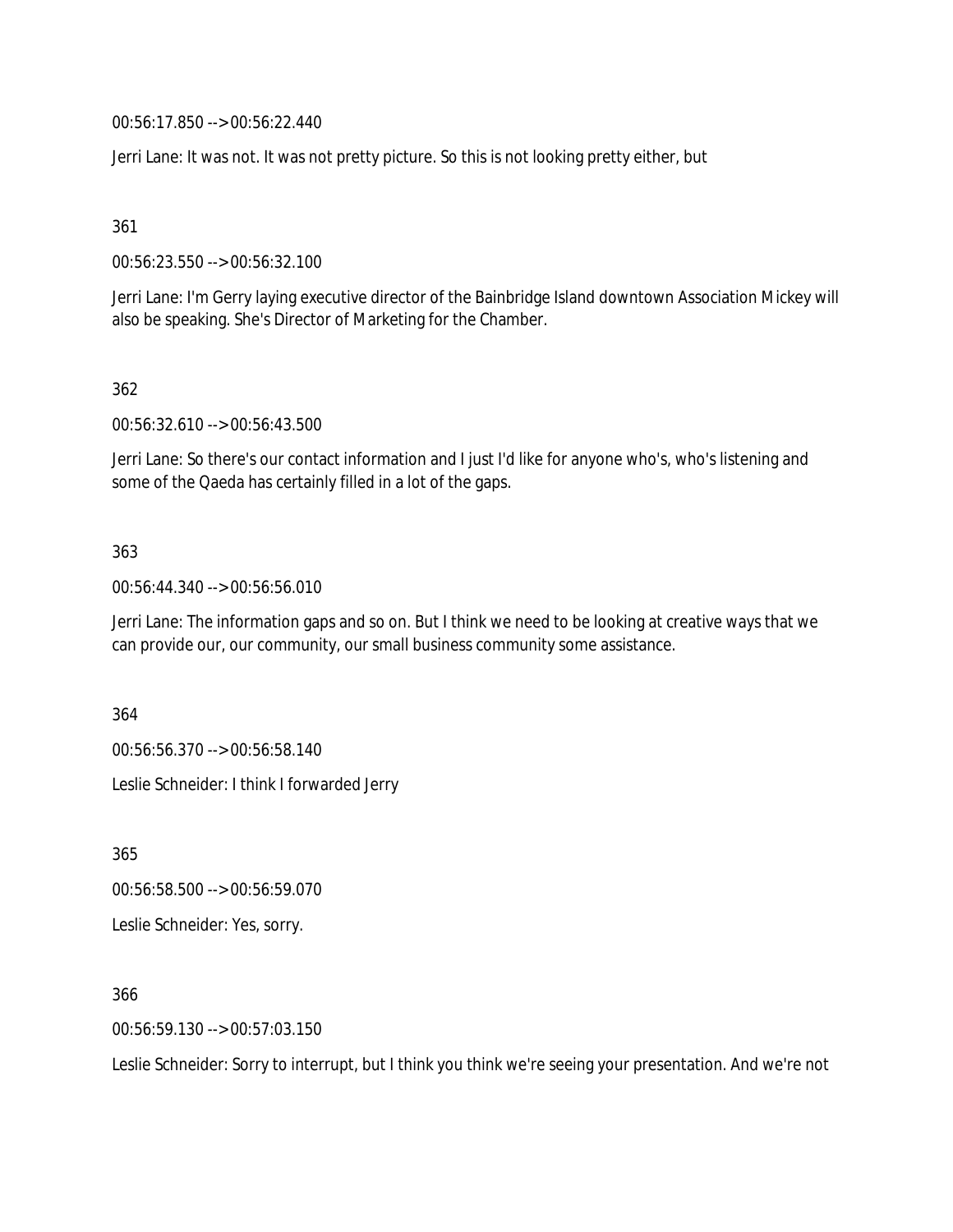00:56:17.850 --> 00:56:22.440

Jerri Lane: It was not. It was not pretty picture. So this is not looking pretty either, but

361

00:56:23.550 --> 00:56:32.100

Jerri Lane: I'm Gerry laying executive director of the Bainbridge Island downtown Association Mickey will also be speaking. She's Director of Marketing for the Chamber.

362

00:56:32.610 --> 00:56:43.500

Jerri Lane: So there's our contact information and I just I'd like for anyone who's, who's listening and some of the Qaeda has certainly filled in a lot of the gaps.

363

00:56:44.340 --> 00:56:56.010

Jerri Lane: The information gaps and so on. But I think we need to be looking at creative ways that we can provide our, our community, our small business community some assistance.

364

00:56:56.370 --> 00:56:58.140

Leslie Schneider: I think I forwarded Jerry

365

00:56:58.500 --> 00:56:59.070

Leslie Schneider: Yes, sorry.

366

00:56:59.130 --> 00:57:03.150

Leslie Schneider: Sorry to interrupt, but I think you think we're seeing your presentation. And we're not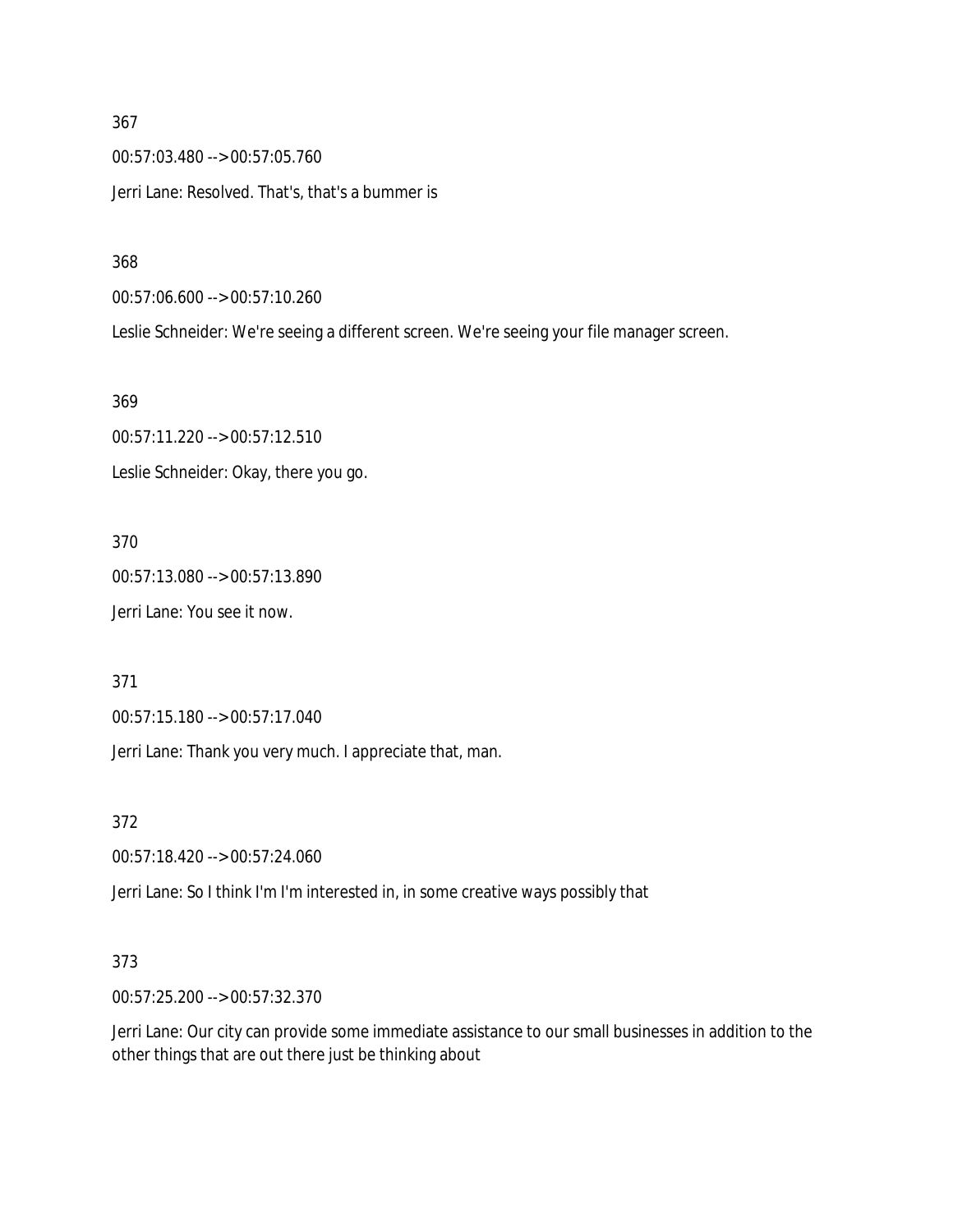367

00:57:03.480 --> 00:57:05.760

Jerri Lane: Resolved. That's, that's a bummer is

368

00:57:06.600 --> 00:57:10.260

Leslie Schneider: We're seeing a different screen. We're seeing your file manager screen.

369

00:57:11.220 --> 00:57:12.510

Leslie Schneider: Okay, there you go.

370

00:57:13.080 --> 00:57:13.890

Jerri Lane: You see it now.

371

00:57:15.180 --> 00:57:17.040

Jerri Lane: Thank you very much. I appreciate that, man.

372

00:57:18.420 --> 00:57:24.060

Jerri Lane: So I think I'm I'm interested in, in some creative ways possibly that

373

00:57:25.200 --> 00:57:32.370

Jerri Lane: Our city can provide some immediate assistance to our small businesses in addition to the other things that are out there just be thinking about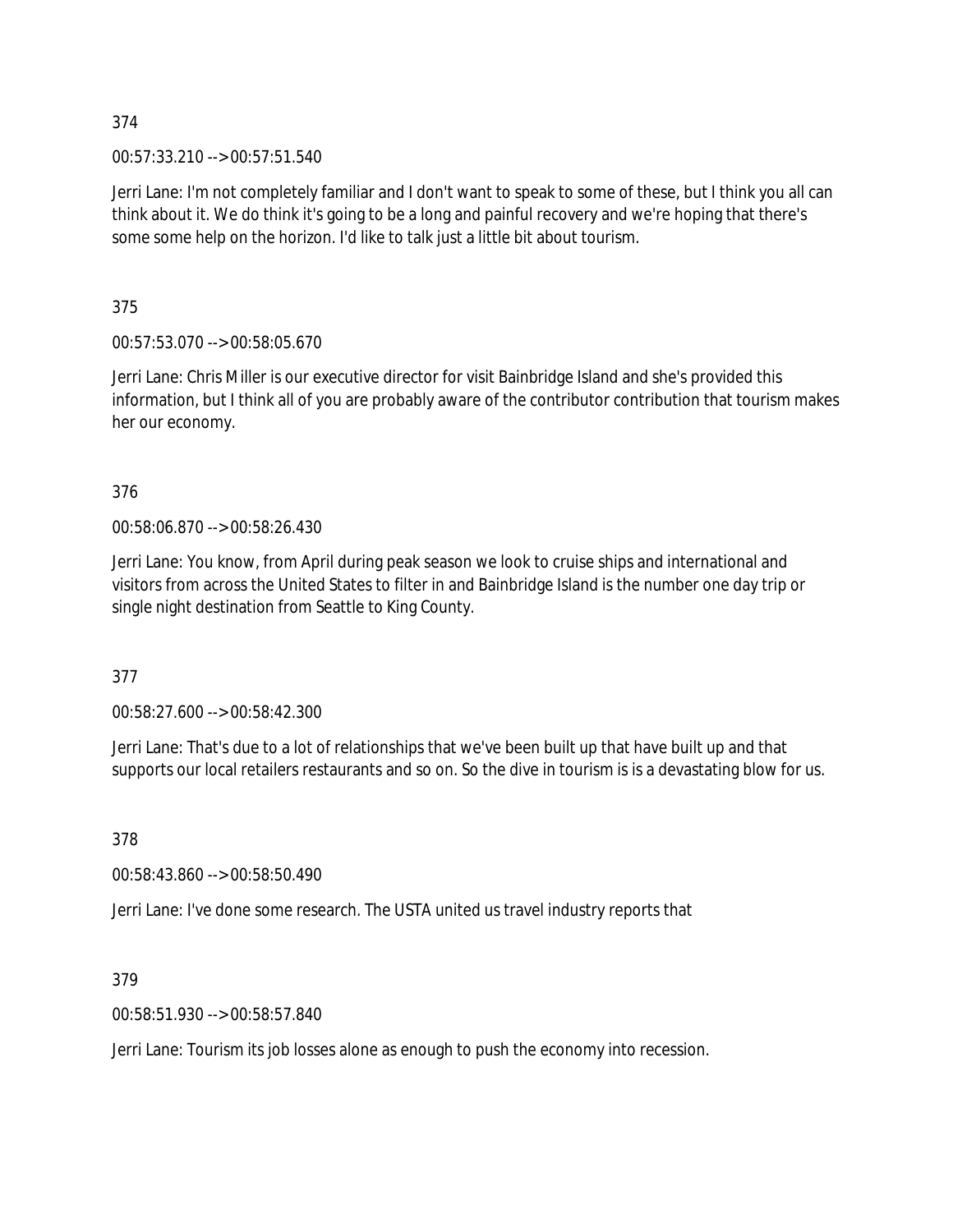374

00:57:33.210 --> 00:57:51.540

Jerri Lane: I'm not completely familiar and I don't want to speak to some of these, but I think you all can think about it. We do think it's going to be a long and painful recovery and we're hoping that there's some some help on the horizon. I'd like to talk just a little bit about tourism.

375

00:57:53.070 --> 00:58:05.670

Jerri Lane: Chris Miller is our executive director for visit Bainbridge Island and she's provided this information, but I think all of you are probably aware of the contributor contribution that tourism makes her our economy.

376

00:58:06.870 --> 00:58:26.430

Jerri Lane: You know, from April during peak season we look to cruise ships and international and visitors from across the United States to filter in and Bainbridge Island is the number one day trip or single night destination from Seattle to King County.

377

00:58:27.600 --> 00:58:42.300

Jerri Lane: That's due to a lot of relationships that we've been built up that have built up and that supports our local retailers restaurants and so on. So the dive in tourism is is a devastating blow for us.

378

00:58:43.860 --> 00:58:50.490

Jerri Lane: I've done some research. The USTA united us travel industry reports that

379

00:58:51.930 --> 00:58:57.840

Jerri Lane: Tourism its job losses alone as enough to push the economy into recession.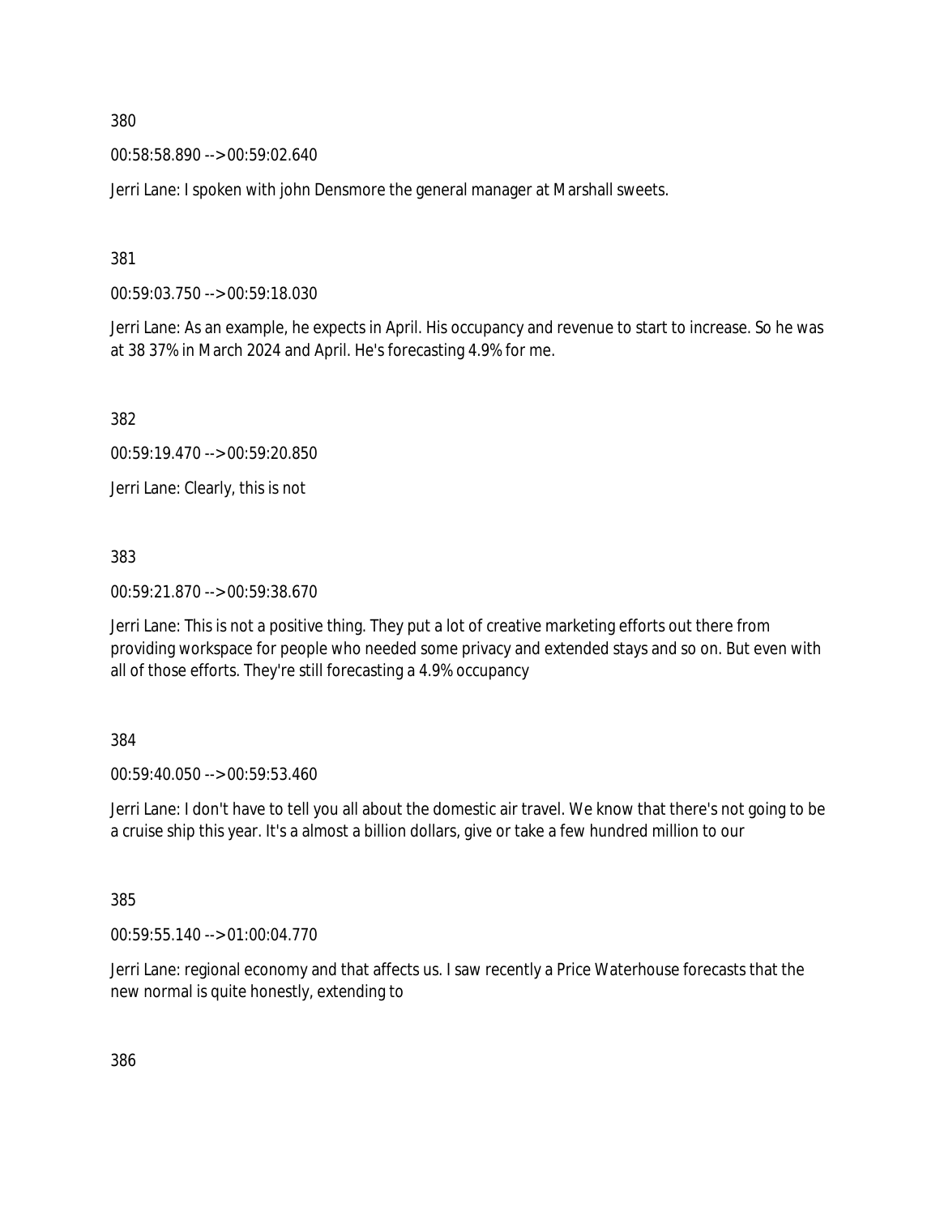380

00:58:58.890 --> 00:59:02.640

Jerri Lane: I spoken with john Densmore the general manager at Marshall sweets.

381

00:59:03.750 --> 00:59:18.030

Jerri Lane: As an example, he expects in April. His occupancy and revenue to start to increase. So he was at 38 37% in March 2024 and April. He's forecasting 4.9% for me.

382

00:59:19.470 --> 00:59:20.850

Jerri Lane: Clearly, this is not

383

00:59:21.870 --> 00:59:38.670

Jerri Lane: This is not a positive thing. They put a lot of creative marketing efforts out there from providing workspace for people who needed some privacy and extended stays and so on. But even with all of those efforts. They're still forecasting a 4.9% occupancy

384

00:59:40.050 --> 00:59:53.460

Jerri Lane: I don't have to tell you all about the domestic air travel. We know that there's not going to be a cruise ship this year. It's a almost a billion dollars, give or take a few hundred million to our

385

00:59:55.140 --> 01:00:04.770

Jerri Lane: regional economy and that affects us. I saw recently a Price Waterhouse forecasts that the new normal is quite honestly, extending to

386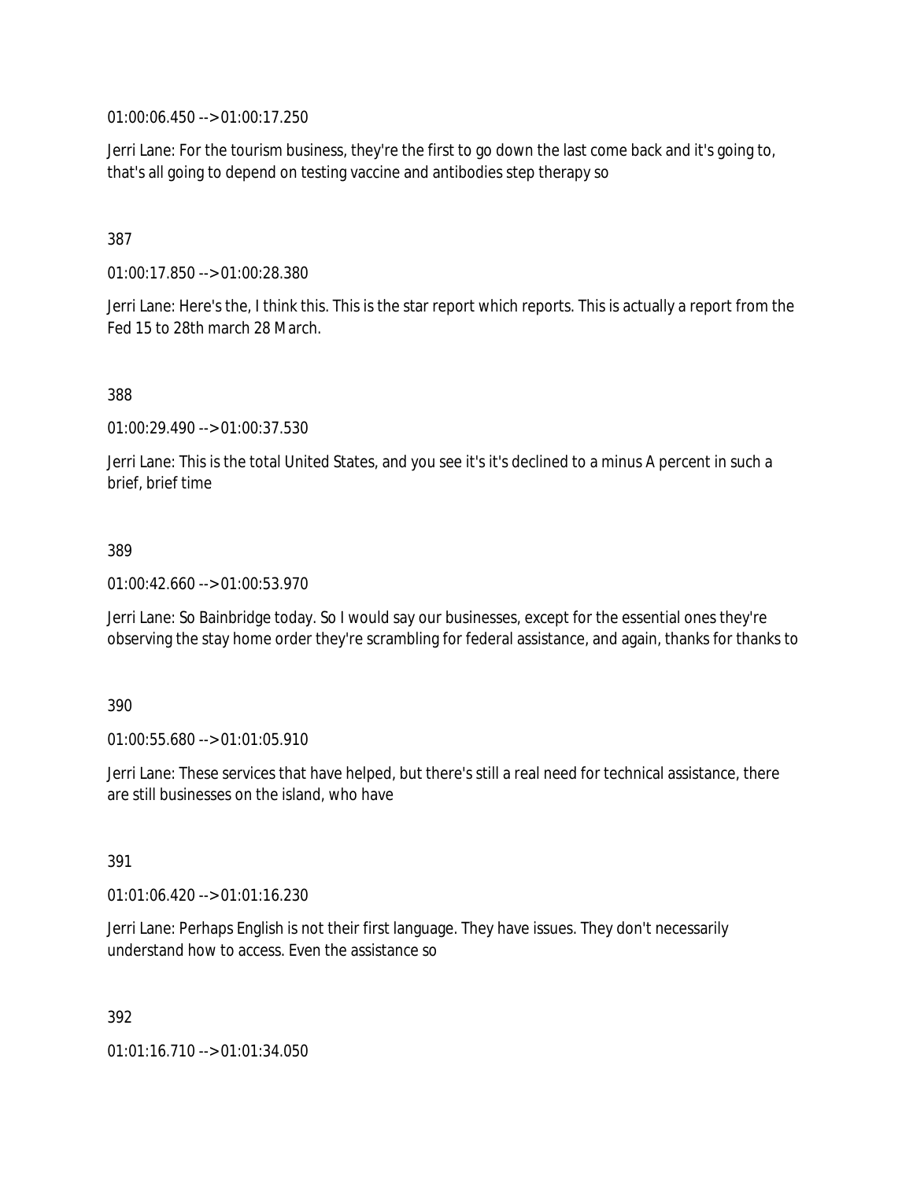01:00:06.450 --> 01:00:17.250

Jerri Lane: For the tourism business, they're the first to go down the last come back and it's going to, that's all going to depend on testing vaccine and antibodies step therapy so

387

01:00:17.850 --> 01:00:28.380

Jerri Lane: Here's the, I think this. This is the star report which reports. This is actually a report from the Fed 15 to 28th march 28 March.

388

01:00:29.490 --> 01:00:37.530

Jerri Lane: This is the total United States, and you see it's it's declined to a minus A percent in such a brief, brief time

389

01:00:42.660 --> 01:00:53.970

Jerri Lane: So Bainbridge today. So I would say our businesses, except for the essential ones they're observing the stay home order they're scrambling for federal assistance, and again, thanks for thanks to

390

01:00:55.680 --> 01:01:05.910

Jerri Lane: These services that have helped, but there's still a real need for technical assistance, there are still businesses on the island, who have

391

01:01:06.420 --> 01:01:16.230

Jerri Lane: Perhaps English is not their first language. They have issues. They don't necessarily understand how to access. Even the assistance so

392

01:01:16.710 --> 01:01:34.050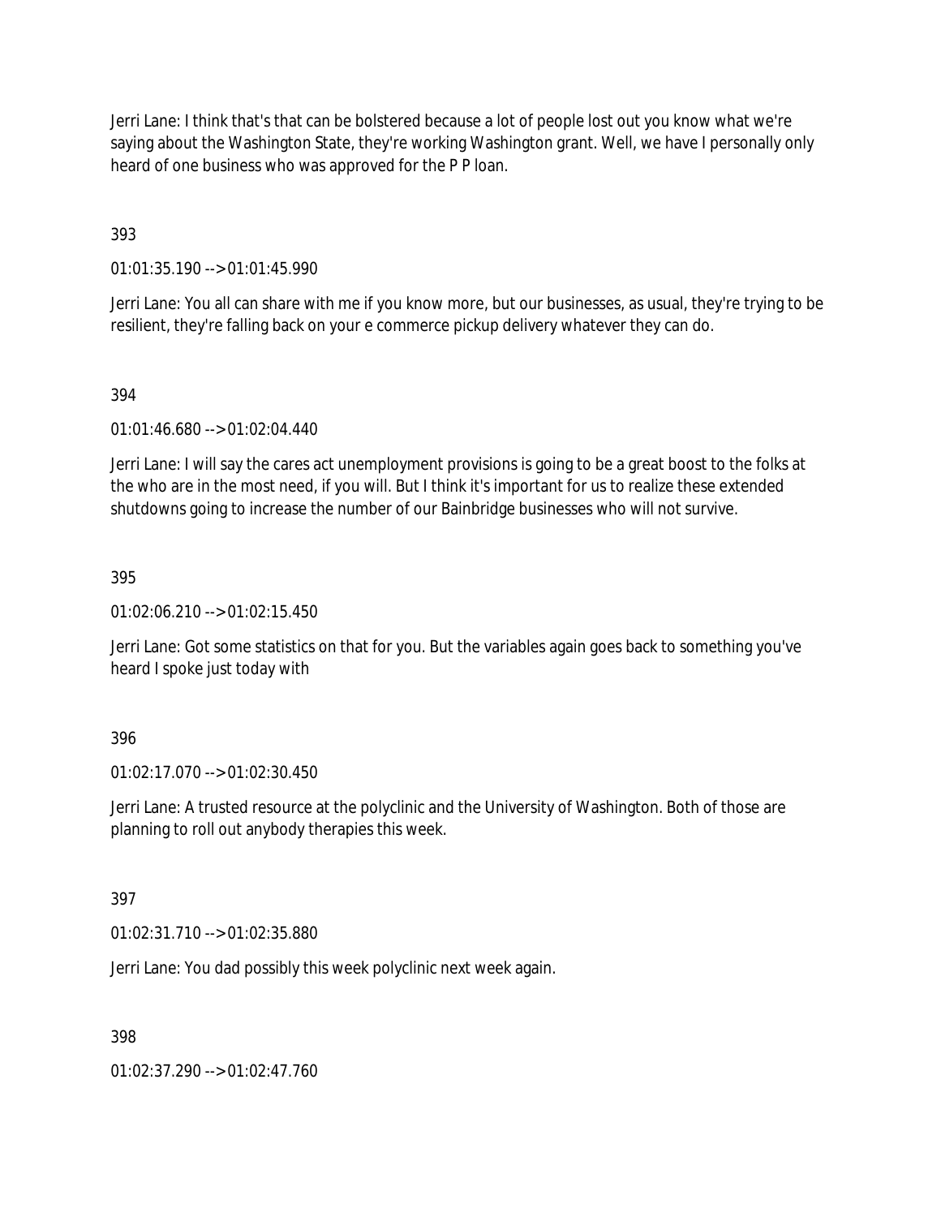Jerri Lane: I think that's that can be bolstered because a lot of people lost out you know what we're saying about the Washington State, they're working Washington grant. Well, we have I personally only heard of one business who was approved for the P P loan.

393

01:01:35.190 --> 01:01:45.990

Jerri Lane: You all can share with me if you know more, but our businesses, as usual, they're trying to be resilient, they're falling back on your e commerce pickup delivery whatever they can do.

394

01:01:46.680 --> 01:02:04.440

Jerri Lane: I will say the cares act unemployment provisions is going to be a great boost to the folks at the who are in the most need, if you will. But I think it's important for us to realize these extended shutdowns going to increase the number of our Bainbridge businesses who will not survive.

395

01:02:06.210 --> 01:02:15.450

Jerri Lane: Got some statistics on that for you. But the variables again goes back to something you've heard I spoke just today with

396

01:02:17.070 --> 01:02:30.450

Jerri Lane: A trusted resource at the polyclinic and the University of Washington. Both of those are planning to roll out anybody therapies this week.

397

01:02:31.710 --> 01:02:35.880

Jerri Lane: You dad possibly this week polyclinic next week again.

398

01:02:37.290 --> 01:02:47.760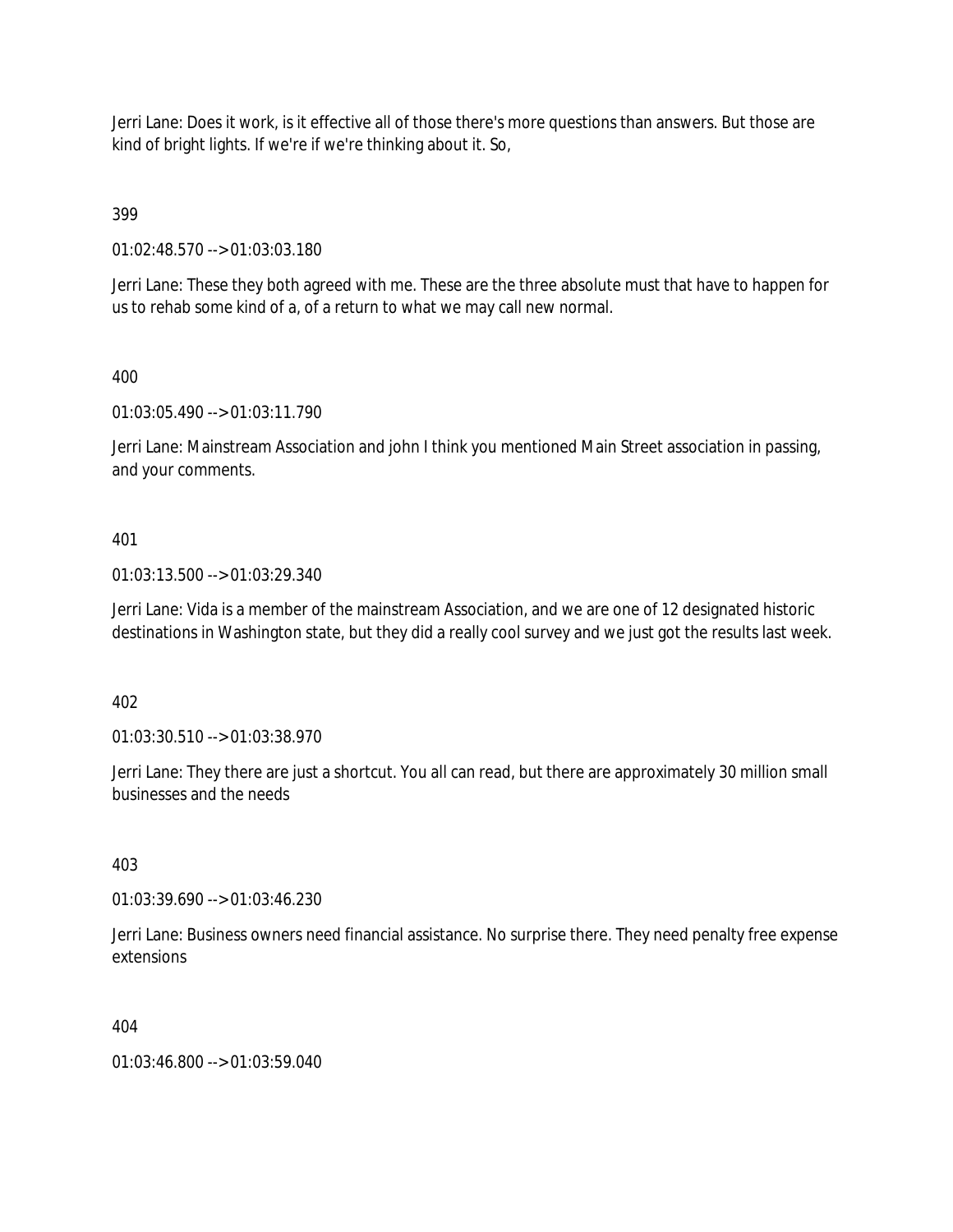Jerri Lane: Does it work, is it effective all of those there's more questions than answers. But those are kind of bright lights. If we're if we're thinking about it. So,

399

01:02:48.570 --> 01:03:03.180

Jerri Lane: These they both agreed with me. These are the three absolute must that have to happen for us to rehab some kind of a, of a return to what we may call new normal.

400

01:03:05.490 --> 01:03:11.790

Jerri Lane: Mainstream Association and john I think you mentioned Main Street association in passing, and your comments.

401

01:03:13.500 --> 01:03:29.340

Jerri Lane: Vida is a member of the mainstream Association, and we are one of 12 designated historic destinations in Washington state, but they did a really cool survey and we just got the results last week.

402

01:03:30.510 --> 01:03:38.970

Jerri Lane: They there are just a shortcut. You all can read, but there are approximately 30 million small businesses and the needs

403

01:03:39.690 --> 01:03:46.230

Jerri Lane: Business owners need financial assistance. No surprise there. They need penalty free expense extensions

404

01:03:46.800 --> 01:03:59.040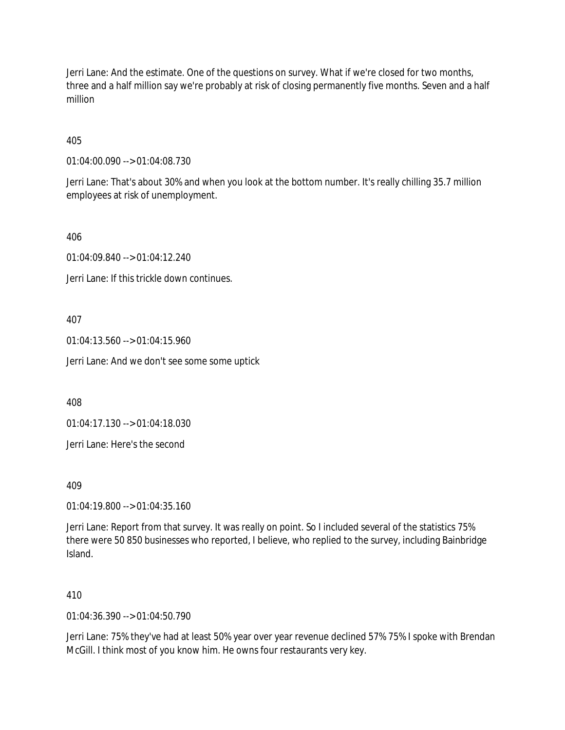Jerri Lane: And the estimate. One of the questions on survey. What if we're closed for two months, three and a half million say we're probably at risk of closing permanently five months. Seven and a half million

405

01:04:00.090 --> 01:04:08.730

Jerri Lane: That's about 30% and when you look at the bottom number. It's really chilling 35.7 million employees at risk of unemployment.

406

01:04:09.840 --> 01:04:12.240

Jerri Lane: If this trickle down continues.

407

01:04:13.560 --> 01:04:15.960

Jerri Lane: And we don't see some some uptick

408

01:04:17.130 --> 01:04:18.030

Jerri Lane: Here's the second

409

01:04:19.800 --> 01:04:35.160

Jerri Lane: Report from that survey. It was really on point. So I included several of the statistics 75% there were 50 850 businesses who reported, I believe, who replied to the survey, including Bainbridge Island.

410

01:04:36.390 --> 01:04:50.790

Jerri Lane: 75% they've had at least 50% year over year revenue declined 57% 75% I spoke with Brendan McGill. I think most of you know him. He owns four restaurants very key.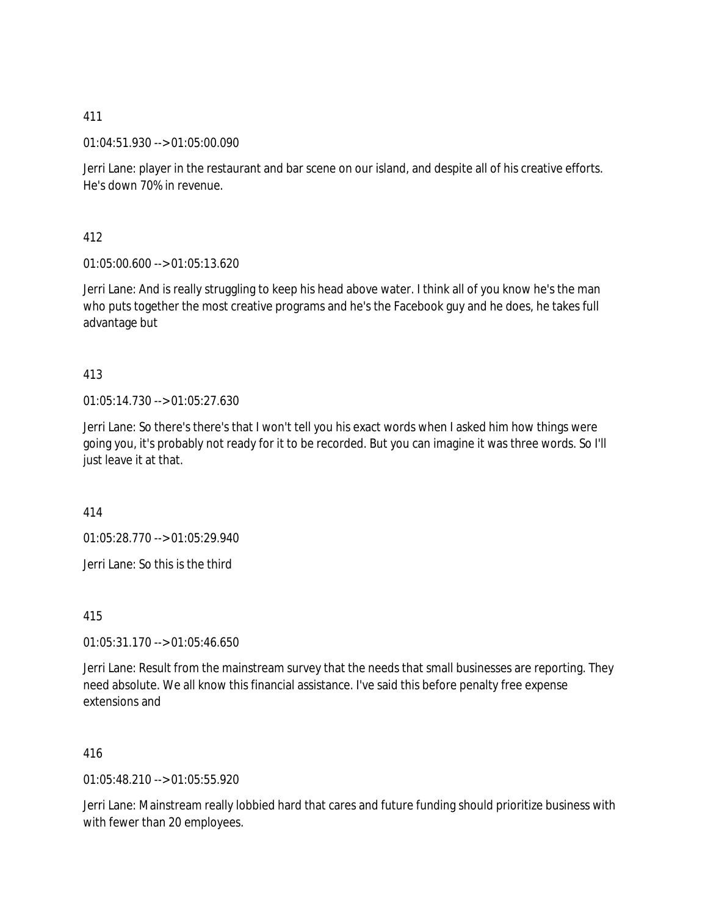411

01:04:51.930 --> 01:05:00.090

Jerri Lane: player in the restaurant and bar scene on our island, and despite all of his creative efforts. He's down 70% in revenue.

412

01:05:00.600 --> 01:05:13.620

Jerri Lane: And is really struggling to keep his head above water. I think all of you know he's the man who puts together the most creative programs and he's the Facebook guy and he does, he takes full advantage but

413

01:05:14.730 --> 01:05:27.630

Jerri Lane: So there's there's that I won't tell you his exact words when I asked him how things were going you, it's probably not ready for it to be recorded. But you can imagine it was three words. So I'll just leave it at that.

414

01:05:28.770 --> 01:05:29.940

Jerri Lane: So this is the third

415

01:05:31.170 --> 01:05:46.650

Jerri Lane: Result from the mainstream survey that the needs that small businesses are reporting. They need absolute. We all know this financial assistance. I've said this before penalty free expense extensions and

416

01:05:48.210 --> 01:05:55.920

Jerri Lane: Mainstream really lobbied hard that cares and future funding should prioritize business with with fewer than 20 employees.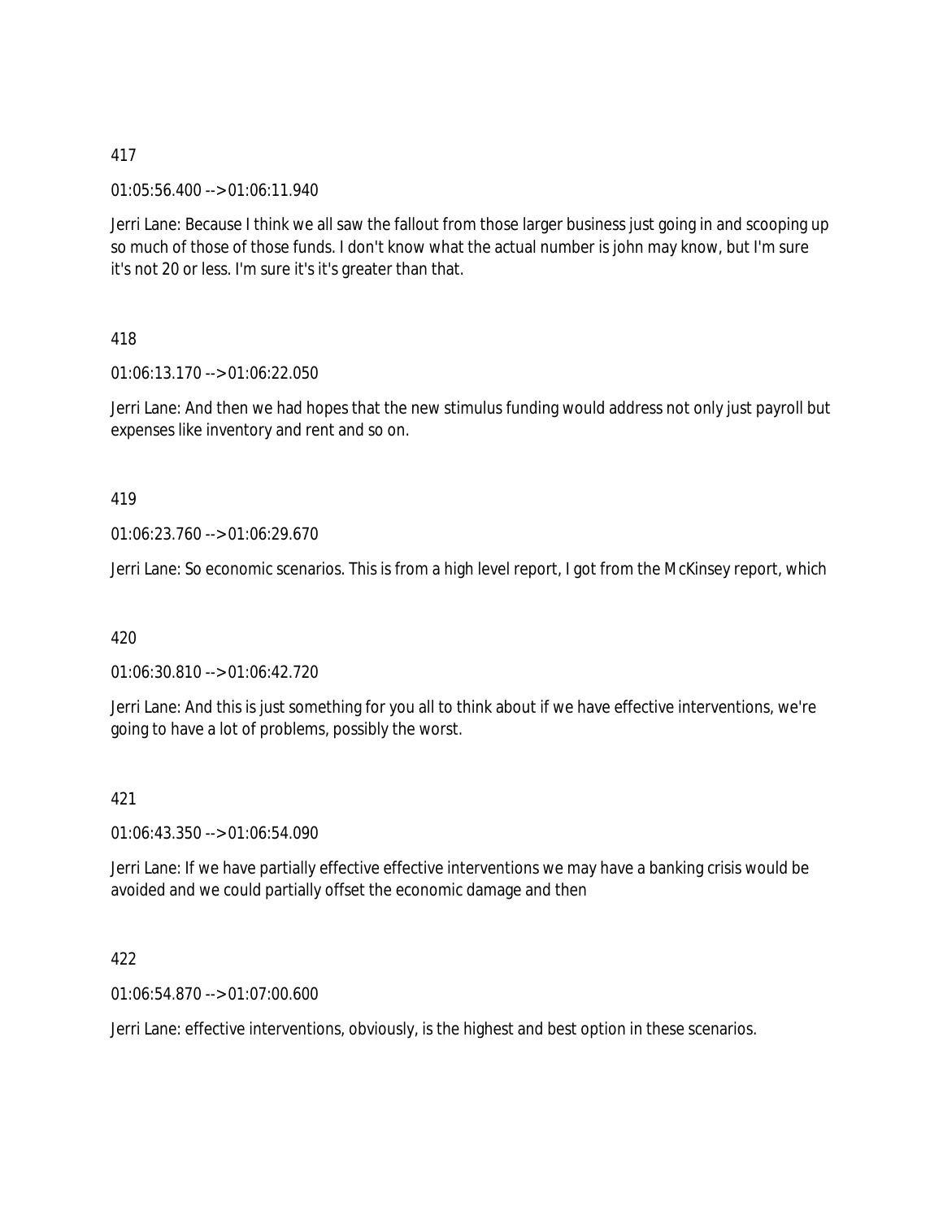417

01:05:56.400 --> 01:06:11.940

Jerri Lane: Because I think we all saw the fallout from those larger business just going in and scooping up so much of those of those funds. I don't know what the actual number is john may know, but I'm sure it's not 20 or less. I'm sure it's it's greater than that.

418

01:06:13.170 --> 01:06:22.050

Jerri Lane: And then we had hopes that the new stimulus funding would address not only just payroll but expenses like inventory and rent and so on.

419

01:06:23.760 --> 01:06:29.670

Jerri Lane: So economic scenarios. This is from a high level report, I got from the McKinsey report, which

420

01:06:30.810 --> 01:06:42.720

Jerri Lane: And this is just something for you all to think about if we have effective interventions, we're going to have a lot of problems, possibly the worst.

421

01:06:43.350 --> 01:06:54.090

Jerri Lane: If we have partially effective effective interventions we may have a banking crisis would be avoided and we could partially offset the economic damage and then

422

01:06:54.870 --> 01:07:00.600

Jerri Lane: effective interventions, obviously, is the highest and best option in these scenarios.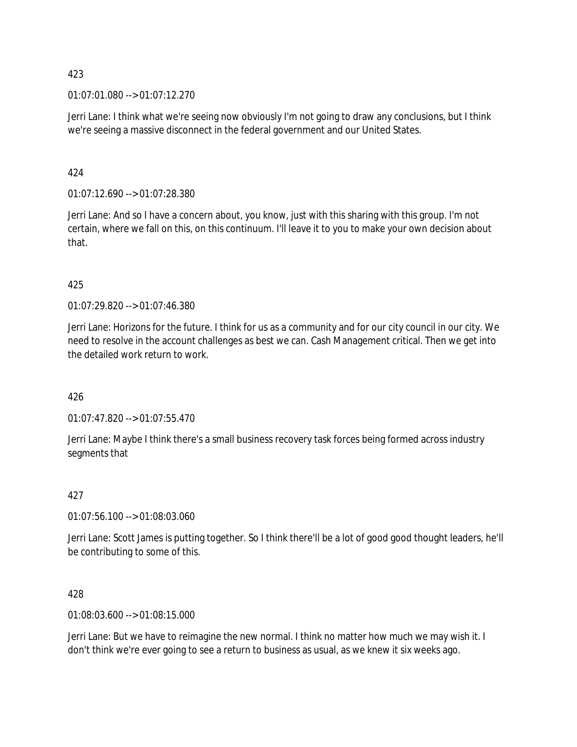423

01:07:01.080 --> 01:07:12.270

Jerri Lane: I think what we're seeing now obviously I'm not going to draw any conclusions, but I think we're seeing a massive disconnect in the federal government and our United States.

424

01:07:12.690 --> 01:07:28.380

Jerri Lane: And so I have a concern about, you know, just with this sharing with this group. I'm not certain, where we fall on this, on this continuum. I'll leave it to you to make your own decision about that.

425

01:07:29.820 --> 01:07:46.380

Jerri Lane: Horizons for the future. I think for us as a community and for our city council in our city. We need to resolve in the account challenges as best we can. Cash Management critical. Then we get into the detailed work return to work.

426

01:07:47.820 --> 01:07:55.470

Jerri Lane: Maybe I think there's a small business recovery task forces being formed across industry segments that

427

01:07:56.100 --> 01:08:03.060

Jerri Lane: Scott James is putting together. So I think there'll be a lot of good good thought leaders, he'll be contributing to some of this.

428

01:08:03.600 --> 01:08:15.000

Jerri Lane: But we have to reimagine the new normal. I think no matter how much we may wish it. I don't think we're ever going to see a return to business as usual, as we knew it six weeks ago.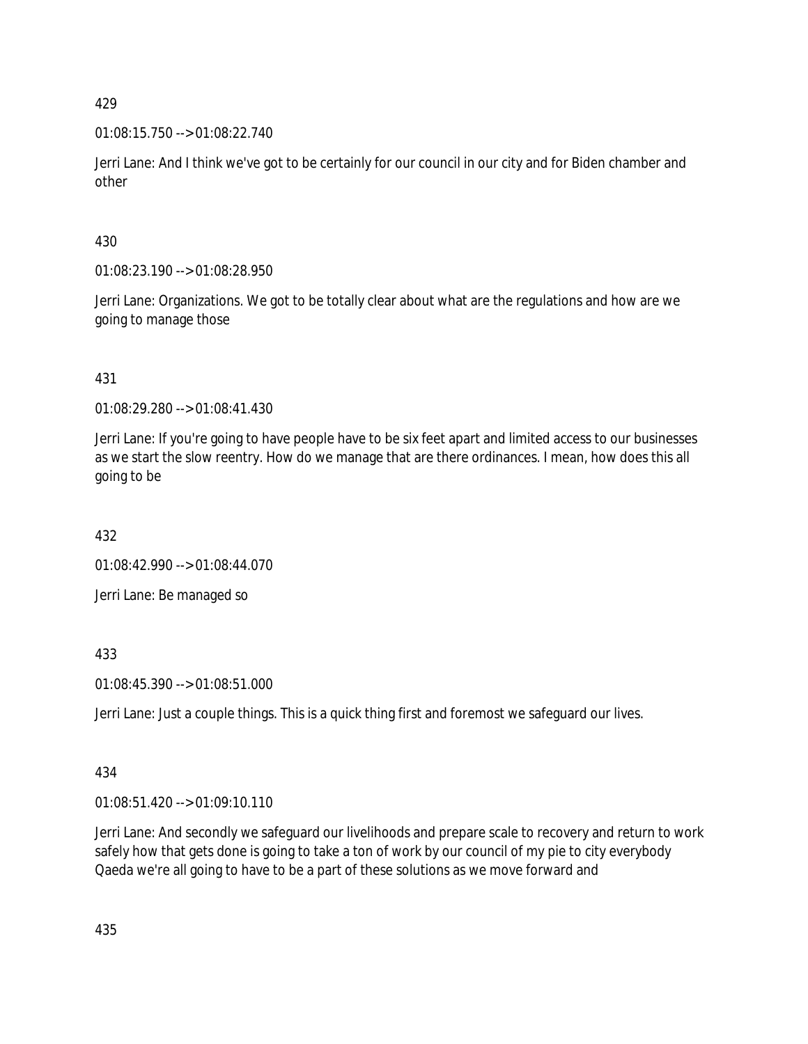429

01:08:15.750 --> 01:08:22.740

Jerri Lane: And I think we've got to be certainly for our council in our city and for Biden chamber and other

430

01:08:23.190 --> 01:08:28.950

Jerri Lane: Organizations. We got to be totally clear about what are the regulations and how are we going to manage those

431

01:08:29.280 --> 01:08:41.430

Jerri Lane: If you're going to have people have to be six feet apart and limited access to our businesses as we start the slow reentry. How do we manage that are there ordinances. I mean, how does this all going to be

432

01:08:42.990 --> 01:08:44.070

Jerri Lane: Be managed so

433

01:08:45.390 --> 01:08:51.000

Jerri Lane: Just a couple things. This is a quick thing first and foremost we safeguard our lives.

434

01:08:51.420 --> 01:09:10.110

Jerri Lane: And secondly we safeguard our livelihoods and prepare scale to recovery and return to work safely how that gets done is going to take a ton of work by our council of my pie to city everybody Qaeda we're all going to have to be a part of these solutions as we move forward and

435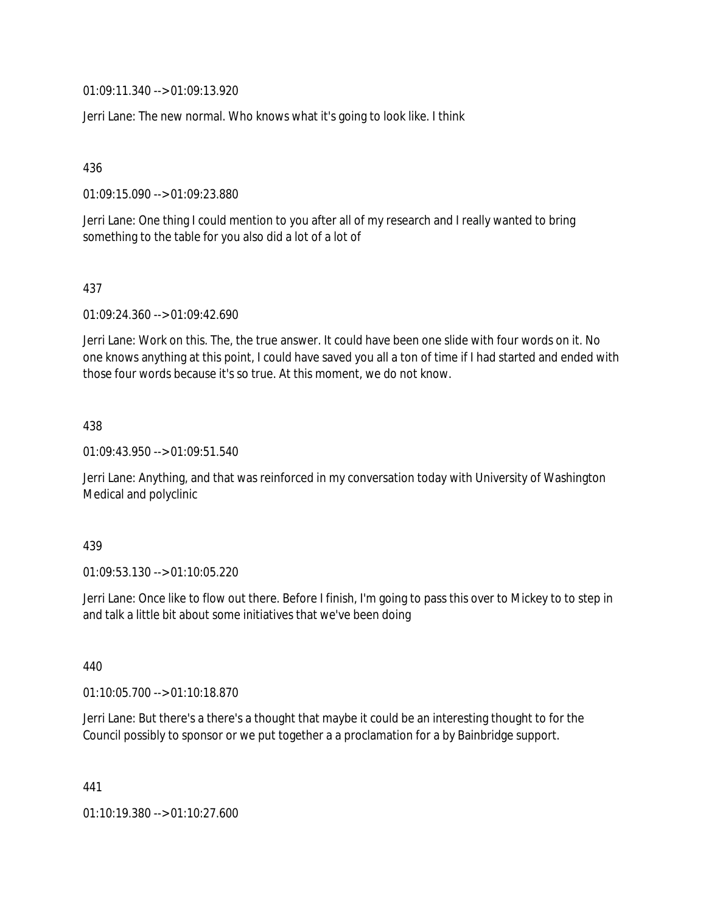01:09:11.340 --> 01:09:13.920

Jerri Lane: The new normal. Who knows what it's going to look like. I think

436

01:09:15.090 --> 01:09:23.880

Jerri Lane: One thing I could mention to you after all of my research and I really wanted to bring something to the table for you also did a lot of a lot of

437

01:09:24.360 --> 01:09:42.690

Jerri Lane: Work on this. The, the true answer. It could have been one slide with four words on it. No one knows anything at this point, I could have saved you all a ton of time if I had started and ended with those four words because it's so true. At this moment, we do not know.

438

01:09:43.950 --> 01:09:51.540

Jerri Lane: Anything, and that was reinforced in my conversation today with University of Washington Medical and polyclinic

439

01:09:53.130 --> 01:10:05.220

Jerri Lane: Once like to flow out there. Before I finish, I'm going to pass this over to Mickey to to step in and talk a little bit about some initiatives that we've been doing

440

01:10:05.700 --> 01:10:18.870

Jerri Lane: But there's a there's a thought that maybe it could be an interesting thought to for the Council possibly to sponsor or we put together a a proclamation for a by Bainbridge support.

441

01:10:19.380 --> 01:10:27.600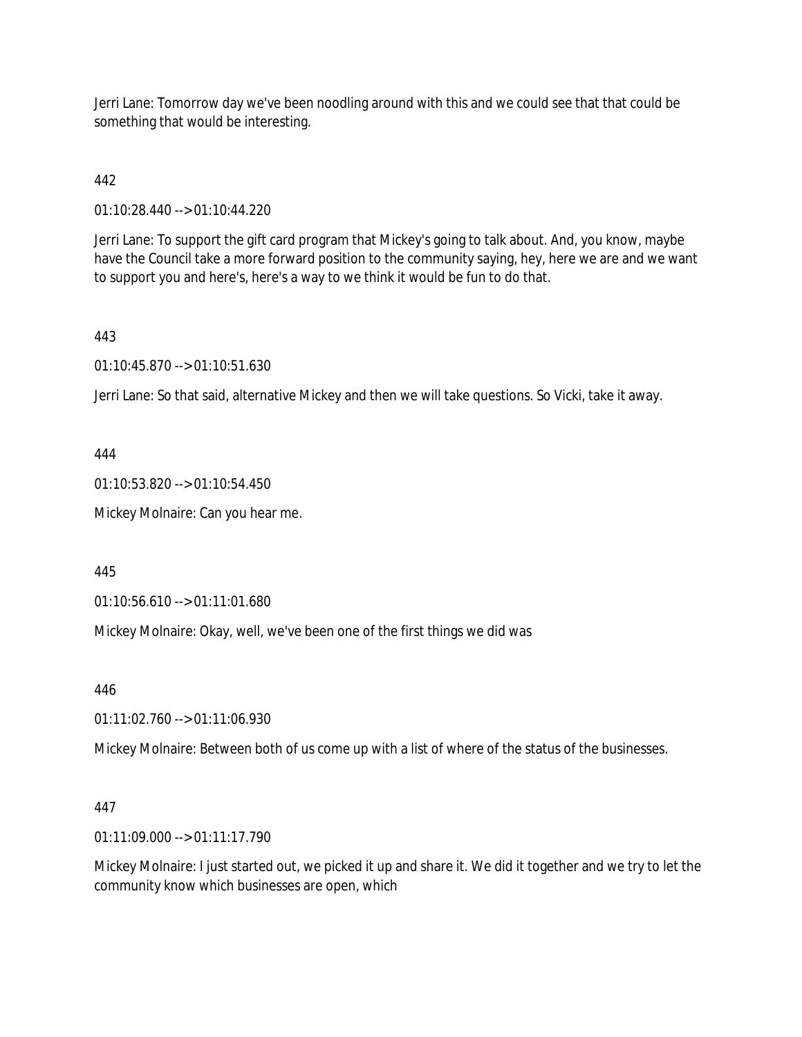Jerri Lane: Tomorrow day we've been noodling around with this and we could see that that could be something that would be interesting.

442

01:10:28.440 --> 01:10:44.220

Jerri Lane: To support the gift card program that Mickey's going to talk about. And, you know, maybe have the Council take a more forward position to the community saying, hey, here we are and we want to support you and here's, here's a way to we think it would be fun to do that.

443

01:10:45.870 --> 01:10:51.630

Jerri Lane: So that said, alternative Mickey and then we will take questions. So Vicki, take it away.

444

01:10:53.820 --> 01:10:54.450

Mickey Molnaire: Can you hear me.

445

01:10:56.610 --> 01:11:01.680

Mickey Molnaire: Okay, well, we've been one of the first things we did was

446

01:11:02.760 --> 01:11:06.930

Mickey Molnaire: Between both of us come up with a list of where of the status of the businesses.

447

01:11:09.000 --> 01:11:17.790

Mickey Molnaire: I just started out, we picked it up and share it. We did it together and we try to let the community know which businesses are open, which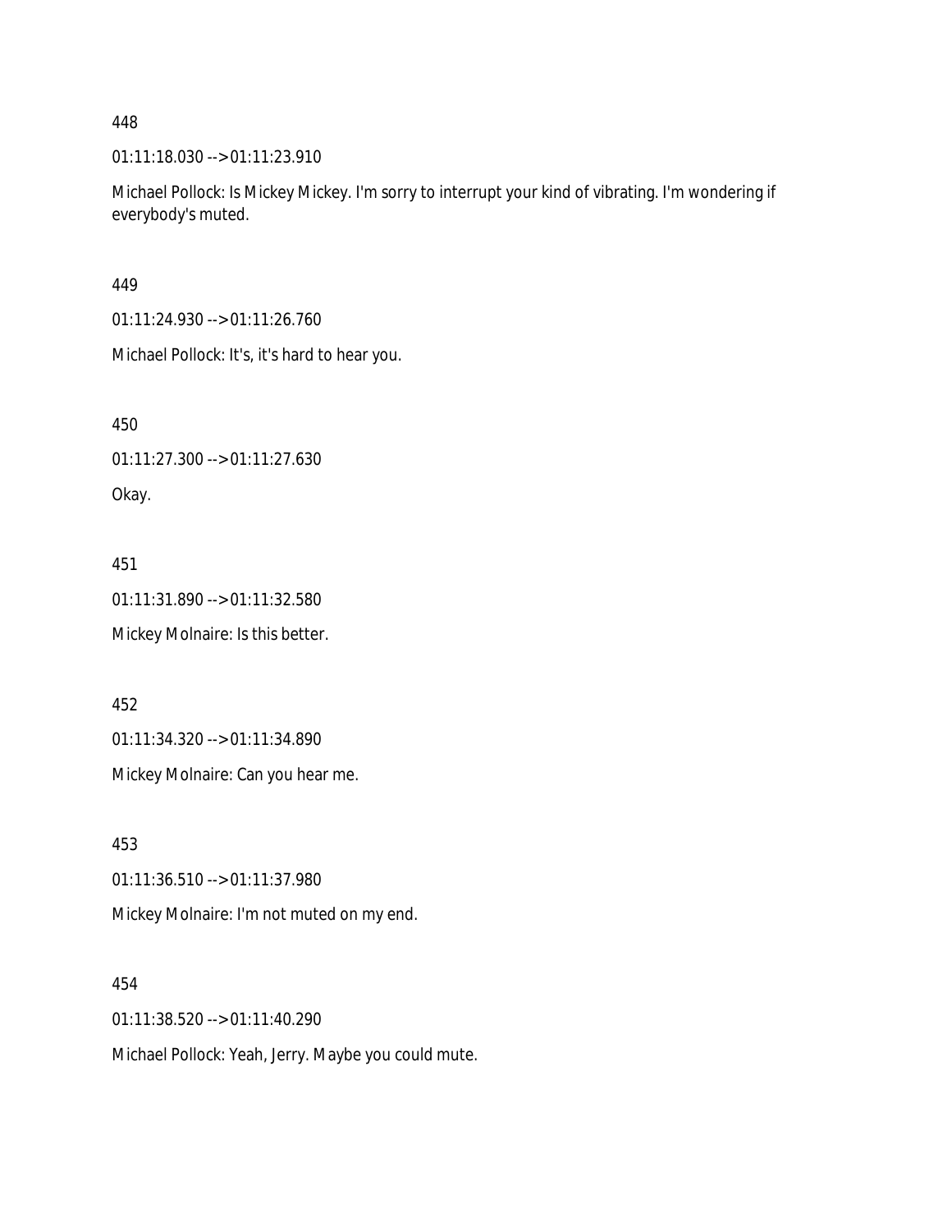448

01:11:18.030 --> 01:11:23.910

Michael Pollock: Is Mickey Mickey. I'm sorry to interrupt your kind of vibrating. I'm wondering if everybody's muted.

449

01:11:24.930 --> 01:11:26.760

Michael Pollock: It's, it's hard to hear you.

450

01:11:27.300 --> 01:11:27.630

Okay.

451

01:11:31.890 --> 01:11:32.580

Mickey Molnaire: Is this better.

452

01:11:34.320 --> 01:11:34.890

Mickey Molnaire: Can you hear me.

453

01:11:36.510 --> 01:11:37.980

Mickey Molnaire: I'm not muted on my end.

454

01:11:38.520 --> 01:11:40.290

Michael Pollock: Yeah, Jerry. Maybe you could mute.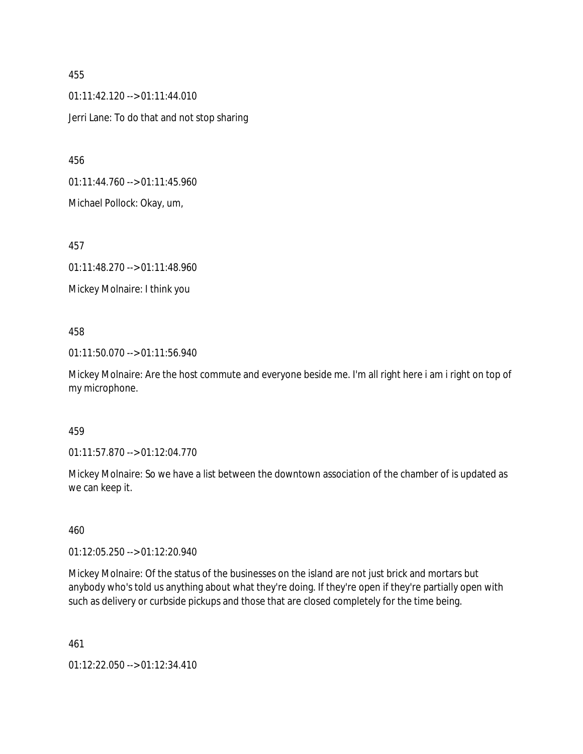455

01:11:42.120 --> 01:11:44.010

Jerri Lane: To do that and not stop sharing

456

01:11:44.760 --> 01:11:45.960

Michael Pollock: Okay, um,

457

01:11:48.270 --> 01:11:48.960

Mickey Molnaire: I think you

458

01:11:50.070 --> 01:11:56.940

Mickey Molnaire: Are the host commute and everyone beside me. I'm all right here i am i right on top of my microphone.

459

01:11:57.870 --> 01:12:04.770

Mickey Molnaire: So we have a list between the downtown association of the chamber of is updated as we can keep it.

460

01:12:05.250 --> 01:12:20.940

Mickey Molnaire: Of the status of the businesses on the island are not just brick and mortars but anybody who's told us anything about what they're doing. If they're open if they're partially open with such as delivery or curbside pickups and those that are closed completely for the time being.

461

01:12:22.050 --> 01:12:34.410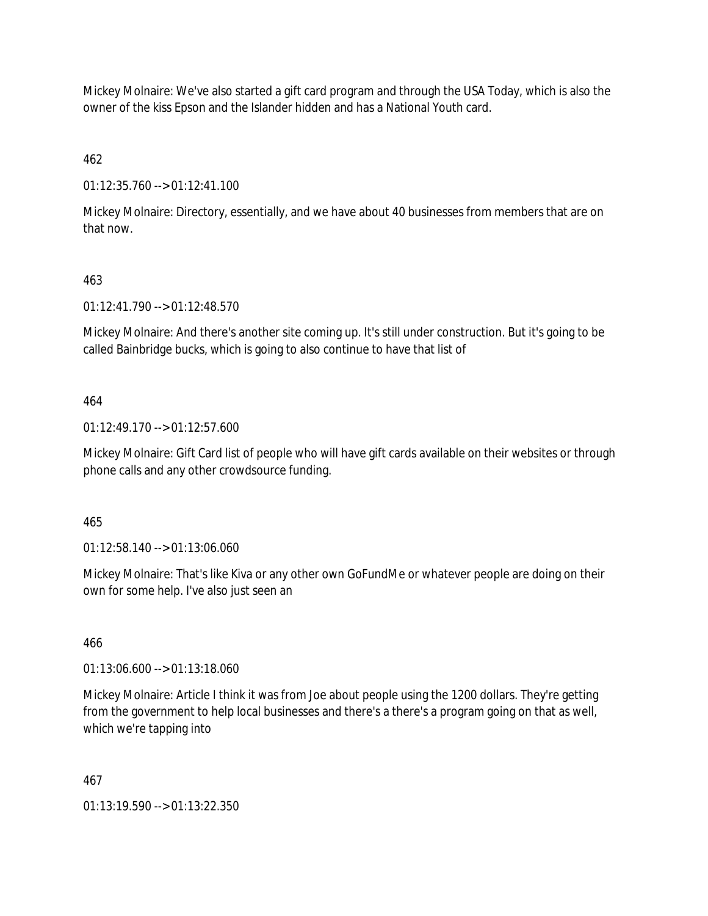Mickey Molnaire: We've also started a gift card program and through the USA Today, which is also the owner of the kiss Epson and the Islander hidden and has a National Youth card.

462

01:12:35.760 --> 01:12:41.100

Mickey Molnaire: Directory, essentially, and we have about 40 businesses from members that are on that now.

463

01:12:41.790 --> 01:12:48.570

Mickey Molnaire: And there's another site coming up. It's still under construction. But it's going to be called Bainbridge bucks, which is going to also continue to have that list of

464

01:12:49.170 --> 01:12:57.600

Mickey Molnaire: Gift Card list of people who will have gift cards available on their websites or through phone calls and any other crowdsource funding.

465

01:12:58.140 --> 01:13:06.060

Mickey Molnaire: That's like Kiva or any other own GoFundMe or whatever people are doing on their own for some help. I've also just seen an

466

01:13:06.600 --> 01:13:18.060

Mickey Molnaire: Article I think it was from Joe about people using the 1200 dollars. They're getting from the government to help local businesses and there's a there's a program going on that as well, which we're tapping into

467

01:13:19.590 --> 01:13:22.350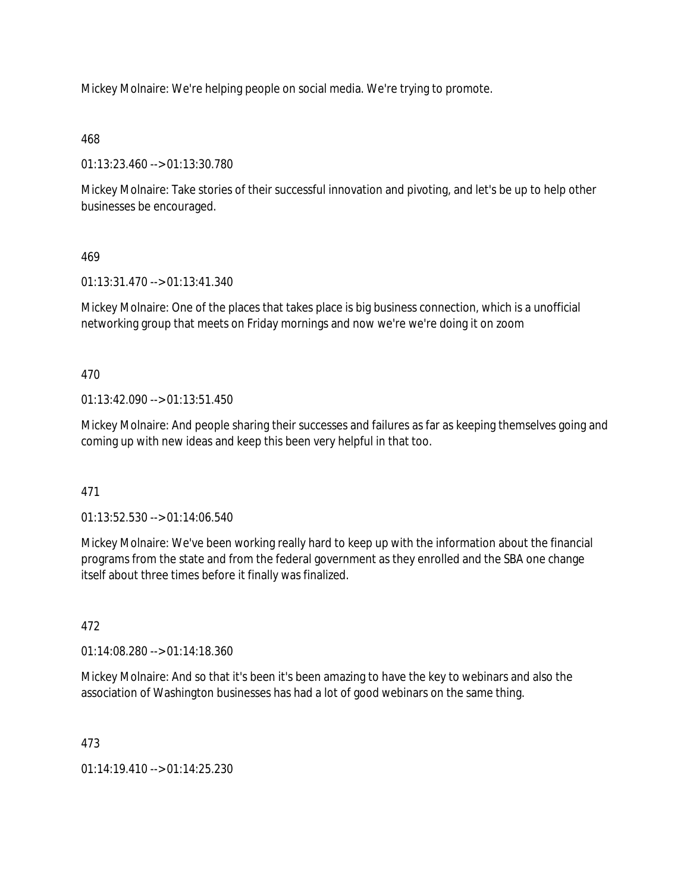Mickey Molnaire: We're helping people on social media. We're trying to promote.

468

01:13:23.460 --> 01:13:30.780

Mickey Molnaire: Take stories of their successful innovation and pivoting, and let's be up to help other businesses be encouraged.

469

01:13:31.470 --> 01:13:41.340

Mickey Molnaire: One of the places that takes place is big business connection, which is a unofficial networking group that meets on Friday mornings and now we're we're doing it on zoom

470

01:13:42.090 --> 01:13:51.450

Mickey Molnaire: And people sharing their successes and failures as far as keeping themselves going and coming up with new ideas and keep this been very helpful in that too.

471

01:13:52.530 --> 01:14:06.540

Mickey Molnaire: We've been working really hard to keep up with the information about the financial programs from the state and from the federal government as they enrolled and the SBA one change itself about three times before it finally was finalized.

472

01:14:08.280 --> 01:14:18.360

Mickey Molnaire: And so that it's been it's been amazing to have the key to webinars and also the association of Washington businesses has had a lot of good webinars on the same thing.

473

01:14:19.410 --> 01:14:25.230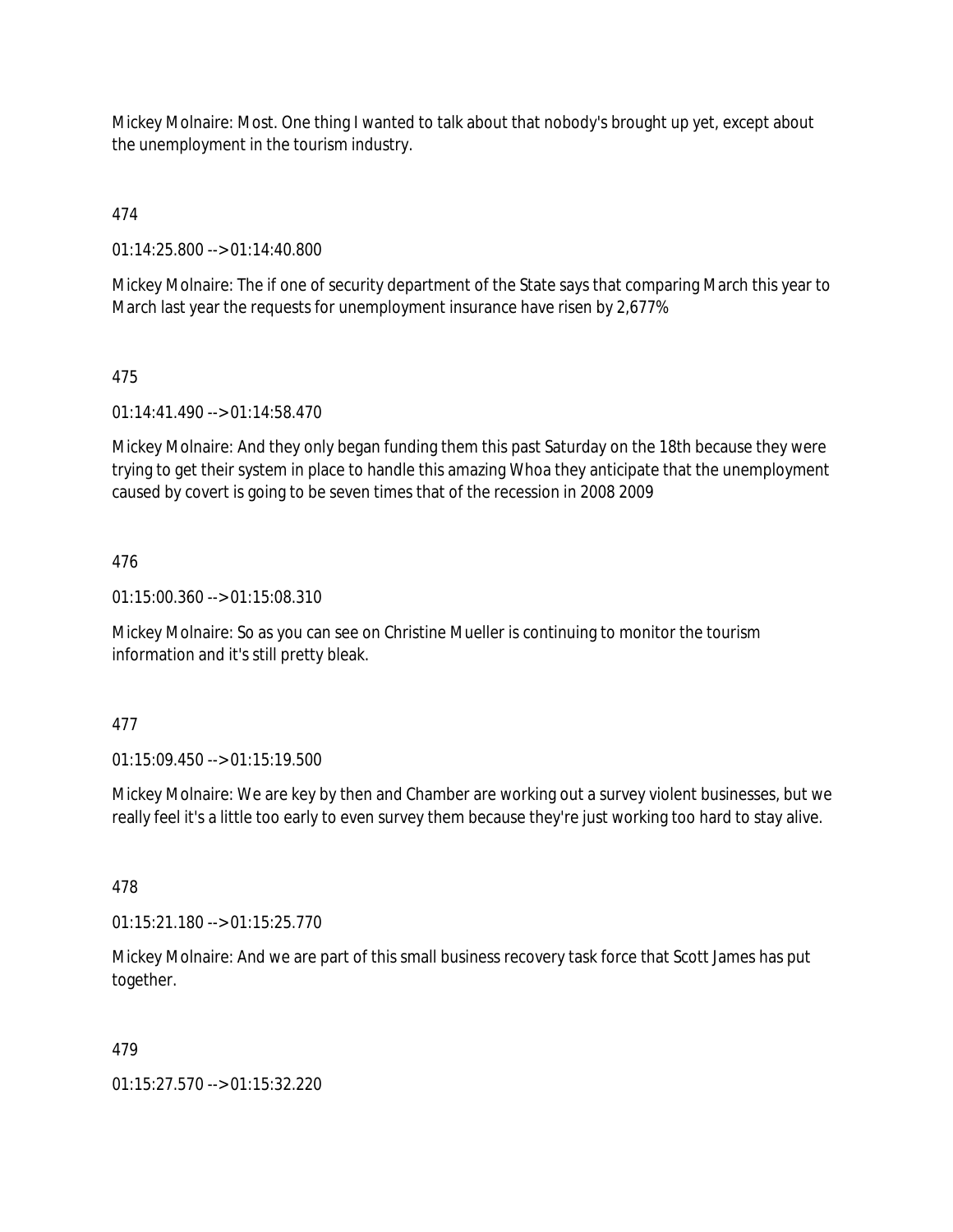Mickey Molnaire: Most. One thing I wanted to talk about that nobody's brought up yet, except about the unemployment in the tourism industry.

474

01:14:25.800 --> 01:14:40.800

Mickey Molnaire: The if one of security department of the State says that comparing March this year to March last year the requests for unemployment insurance have risen by 2,677%

475

01:14:41.490 --> 01:14:58.470

Mickey Molnaire: And they only began funding them this past Saturday on the 18th because they were trying to get their system in place to handle this amazing Whoa they anticipate that the unemployment caused by covert is going to be seven times that of the recession in 2008 2009

476

01:15:00.360 --> 01:15:08.310

Mickey Molnaire: So as you can see on Christine Mueller is continuing to monitor the tourism information and it's still pretty bleak.

477

01:15:09.450 --> 01:15:19.500

Mickey Molnaire: We are key by then and Chamber are working out a survey violent businesses, but we really feel it's a little too early to even survey them because they're just working too hard to stay alive.

478

01:15:21.180 --> 01:15:25.770

Mickey Molnaire: And we are part of this small business recovery task force that Scott James has put together.

479

01:15:27.570 --> 01:15:32.220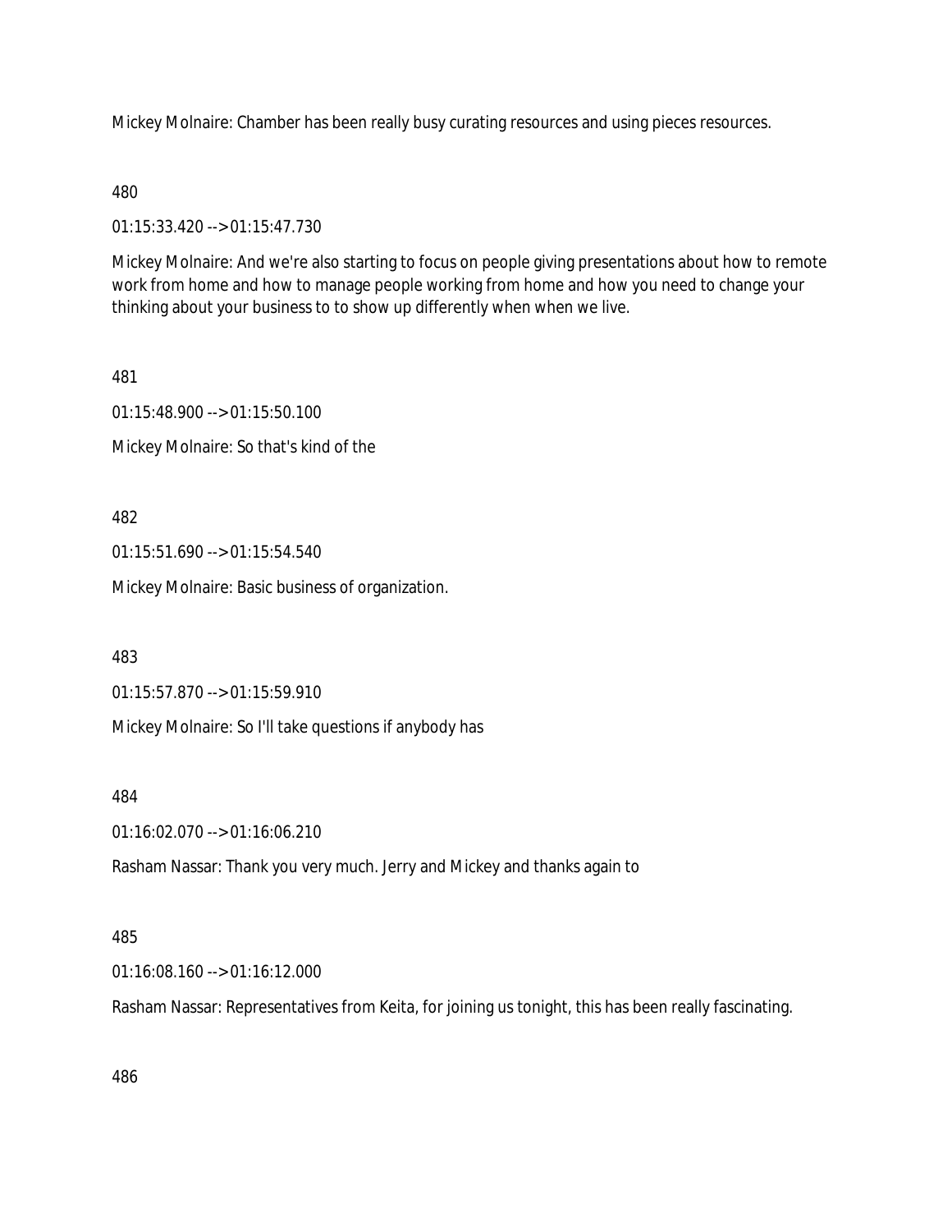Mickey Molnaire: Chamber has been really busy curating resources and using pieces resources.

480

01:15:33.420 --> 01:15:47.730

Mickey Molnaire: And we're also starting to focus on people giving presentations about how to remote work from home and how to manage people working from home and how you need to change your thinking about your business to to show up differently when when we live.

481

01:15:48.900 --> 01:15:50.100

Mickey Molnaire: So that's kind of the

482

01:15:51.690 --> 01:15:54.540

Mickey Molnaire: Basic business of organization.

483

01:15:57.870 --> 01:15:59.910

Mickey Molnaire: So I'll take questions if anybody has

484

01:16:02.070 --> 01:16:06.210

Rasham Nassar: Thank you very much. Jerry and Mickey and thanks again to

485

01:16:08.160 --> 01:16:12.000

Rasham Nassar: Representatives from Keita, for joining us tonight, this has been really fascinating.

486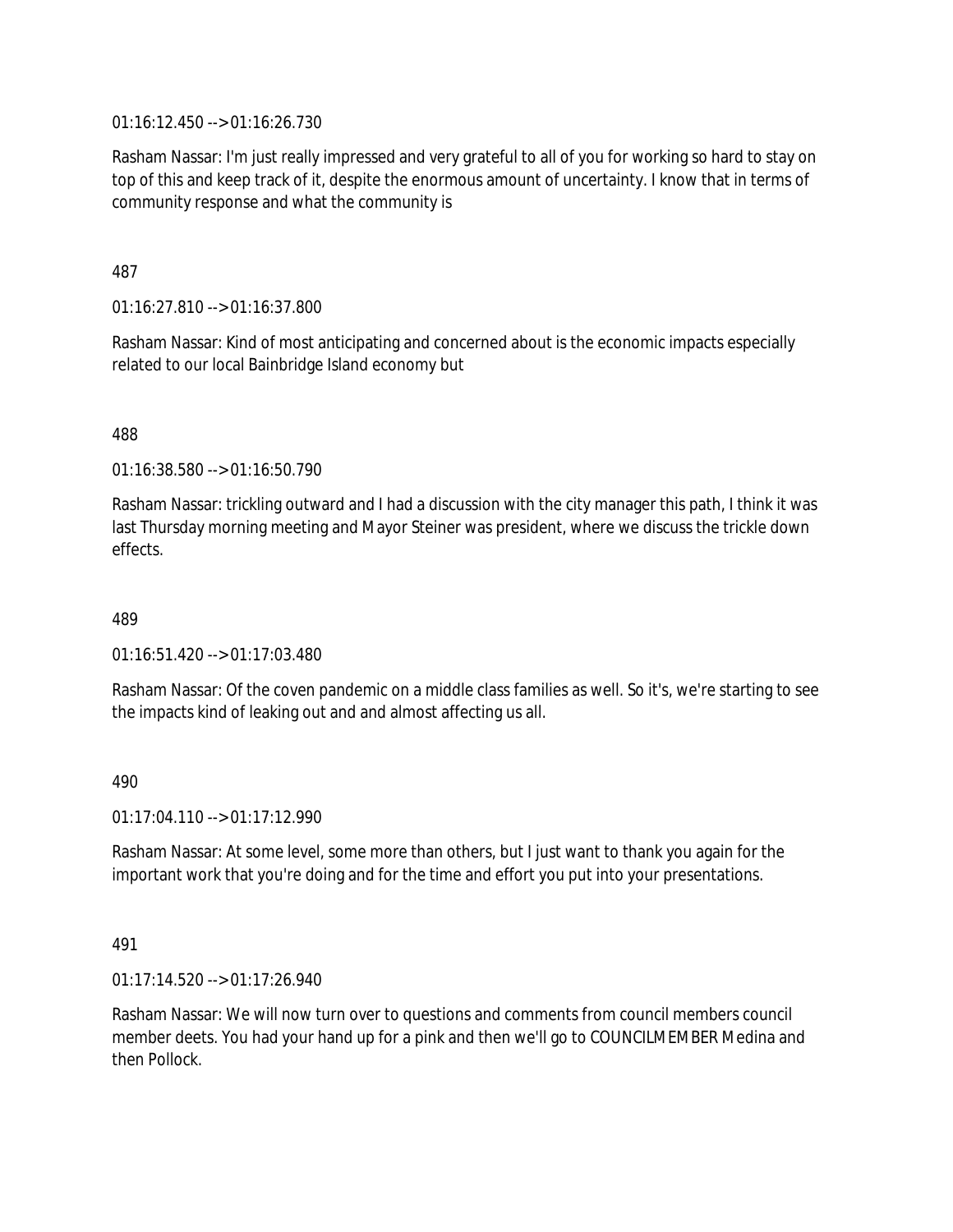01:16:12.450 --> 01:16:26.730

Rasham Nassar: I'm just really impressed and very grateful to all of you for working so hard to stay on top of this and keep track of it, despite the enormous amount of uncertainty. I know that in terms of community response and what the community is

487

01:16:27.810 --> 01:16:37.800

Rasham Nassar: Kind of most anticipating and concerned about is the economic impacts especially related to our local Bainbridge Island economy but

488

01:16:38.580 --> 01:16:50.790

Rasham Nassar: trickling outward and I had a discussion with the city manager this path, I think it was last Thursday morning meeting and Mayor Steiner was president, where we discuss the trickle down effects.

489

01:16:51.420 --> 01:17:03.480

Rasham Nassar: Of the coven pandemic on a middle class families as well. So it's, we're starting to see the impacts kind of leaking out and and almost affecting us all.

490

01:17:04.110 --> 01:17:12.990

Rasham Nassar: At some level, some more than others, but I just want to thank you again for the important work that you're doing and for the time and effort you put into your presentations.

491

01:17:14.520 --> 01:17:26.940

Rasham Nassar: We will now turn over to questions and comments from council members council member deets. You had your hand up for a pink and then we'll go to COUNCILMEMBER Medina and then Pollock.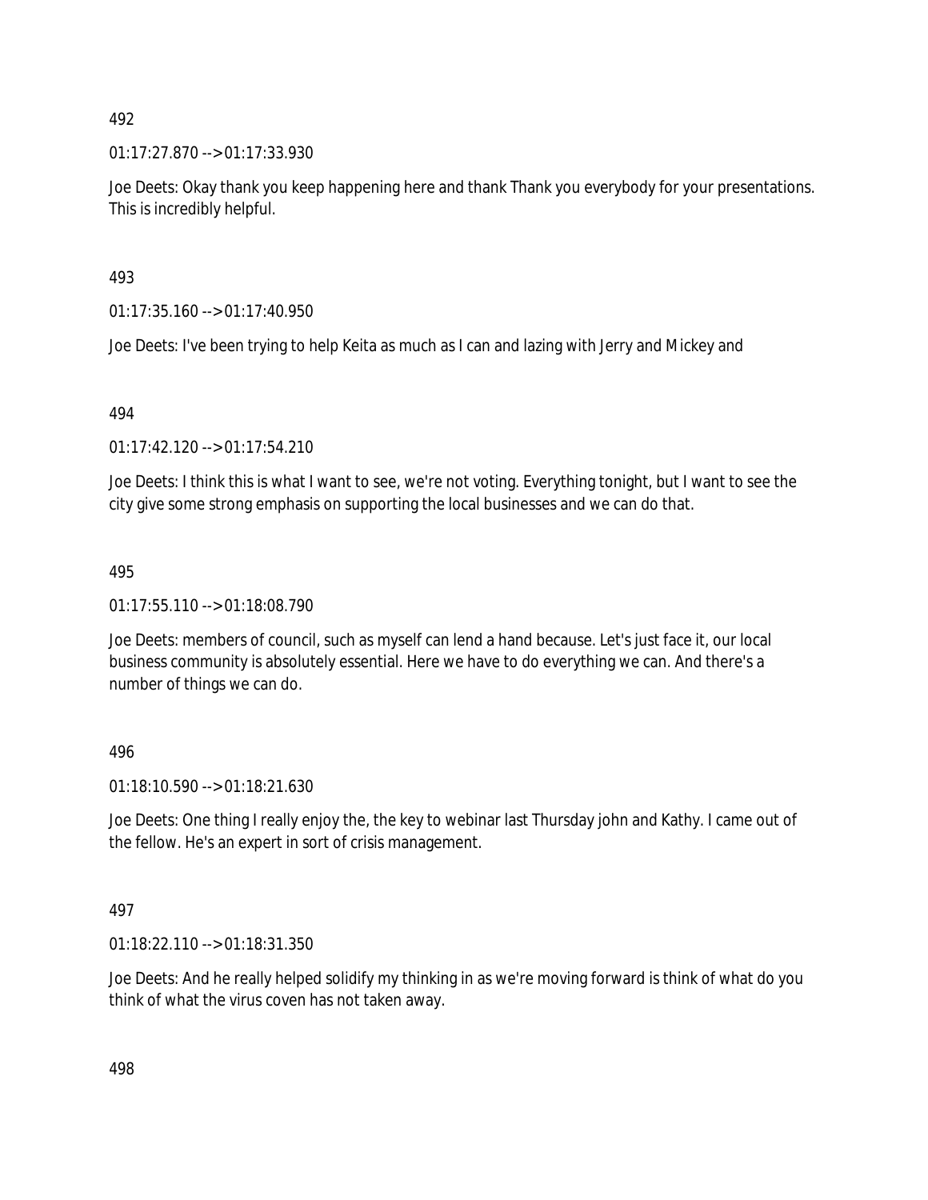492

01:17:27.870 --> 01:17:33.930

Joe Deets: Okay thank you keep happening here and thank Thank you everybody for your presentations. This is incredibly helpful.

493

01:17:35.160 --> 01:17:40.950

Joe Deets: I've been trying to help Keita as much as I can and lazing with Jerry and Mickey and

494

01:17:42.120 --> 01:17:54.210

Joe Deets: I think this is what I want to see, we're not voting. Everything tonight, but I want to see the city give some strong emphasis on supporting the local businesses and we can do that.

495

01:17:55.110 --> 01:18:08.790

Joe Deets: members of council, such as myself can lend a hand because. Let's just face it, our local business community is absolutely essential. Here we have to do everything we can. And there's a number of things we can do.

496

01:18:10.590 --> 01:18:21.630

Joe Deets: One thing I really enjoy the, the key to webinar last Thursday john and Kathy. I came out of the fellow. He's an expert in sort of crisis management.

497

01:18:22.110 --> 01:18:31.350

Joe Deets: And he really helped solidify my thinking in as we're moving forward is think of what do you think of what the virus coven has not taken away.

498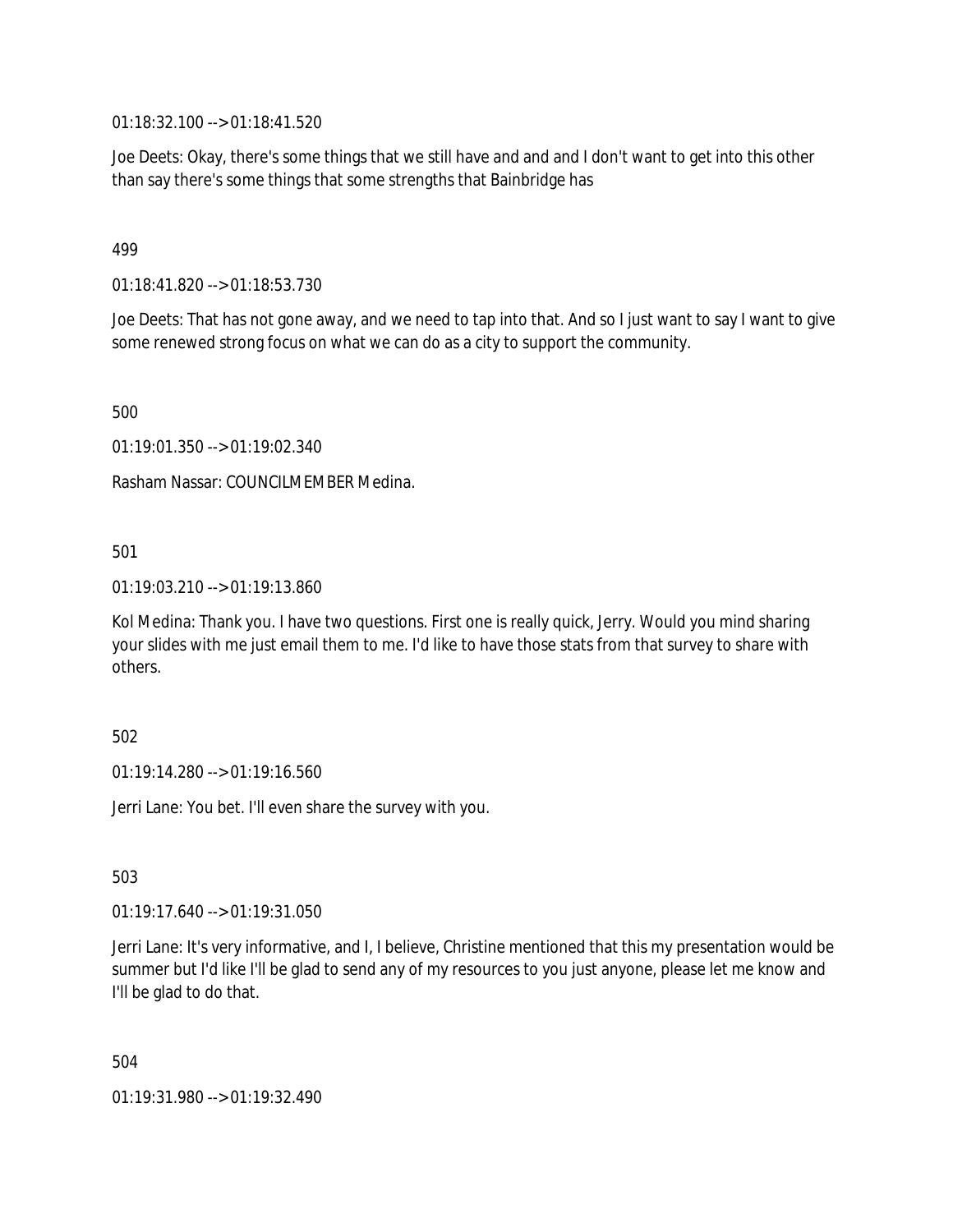01:18:32.100 --> 01:18:41.520

Joe Deets: Okay, there's some things that we still have and and and I don't want to get into this other than say there's some things that some strengths that Bainbridge has

499

01:18:41.820 --> 01:18:53.730

Joe Deets: That has not gone away, and we need to tap into that. And so I just want to say I want to give some renewed strong focus on what we can do as a city to support the community.

500

01:19:01.350 --> 01:19:02.340

Rasham Nassar: COUNCILMEMBER Medina.

501

01:19:03.210 --> 01:19:13.860

Kol Medina: Thank you. I have two questions. First one is really quick, Jerry. Would you mind sharing your slides with me just email them to me. I'd like to have those stats from that survey to share with others.

502

01:19:14.280 --> 01:19:16.560

Jerri Lane: You bet. I'll even share the survey with you.

503

01:19:17.640 --> 01:19:31.050

Jerri Lane: It's very informative, and I, I believe, Christine mentioned that this my presentation would be summer but I'd like I'll be glad to send any of my resources to you just anyone, please let me know and I'll be glad to do that.

504

01:19:31.980 --> 01:19:32.490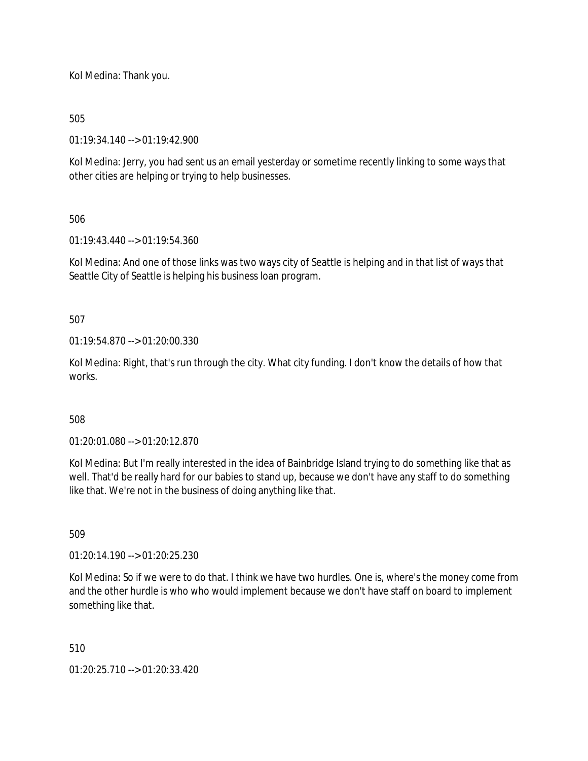Kol Medina: Thank you.

505

01:19:34.140 --> 01:19:42.900

Kol Medina: Jerry, you had sent us an email yesterday or sometime recently linking to some ways that other cities are helping or trying to help businesses.

506

01:19:43.440 --> 01:19:54.360

Kol Medina: And one of those links was two ways city of Seattle is helping and in that list of ways that Seattle City of Seattle is helping his business loan program.

507

01:19:54.870 --> 01:20:00.330

Kol Medina: Right, that's run through the city. What city funding. I don't know the details of how that works.

508

01:20:01.080 --> 01:20:12.870

Kol Medina: But I'm really interested in the idea of Bainbridge Island trying to do something like that as well. That'd be really hard for our babies to stand up, because we don't have any staff to do something like that. We're not in the business of doing anything like that.

509

01:20:14.190 --> 01:20:25.230

Kol Medina: So if we were to do that. I think we have two hurdles. One is, where's the money come from and the other hurdle is who who would implement because we don't have staff on board to implement something like that.

510

01:20:25.710 --> 01:20:33.420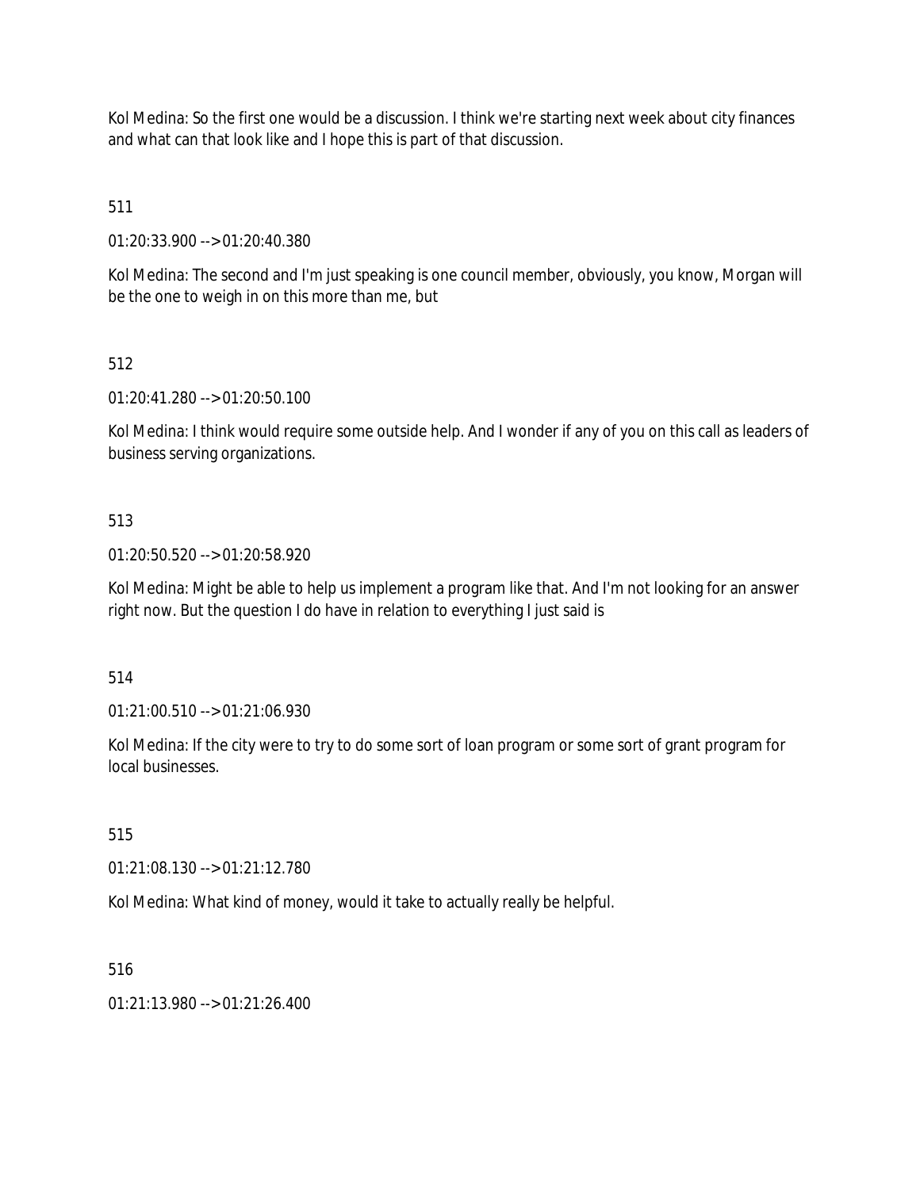Kol Medina: So the first one would be a discussion. I think we're starting next week about city finances and what can that look like and I hope this is part of that discussion.

511

01:20:33.900 --> 01:20:40.380

Kol Medina: The second and I'm just speaking is one council member, obviously, you know, Morgan will be the one to weigh in on this more than me, but

512

01:20:41.280 --> 01:20:50.100

Kol Medina: I think would require some outside help. And I wonder if any of you on this call as leaders of business serving organizations.

513

01:20:50.520 --> 01:20:58.920

Kol Medina: Might be able to help us implement a program like that. And I'm not looking for an answer right now. But the question I do have in relation to everything I just said is

514

01:21:00.510 --> 01:21:06.930

Kol Medina: If the city were to try to do some sort of loan program or some sort of grant program for local businesses.

515

01:21:08.130 --> 01:21:12.780

Kol Medina: What kind of money, would it take to actually really be helpful.

516

01:21:13.980 --> 01:21:26.400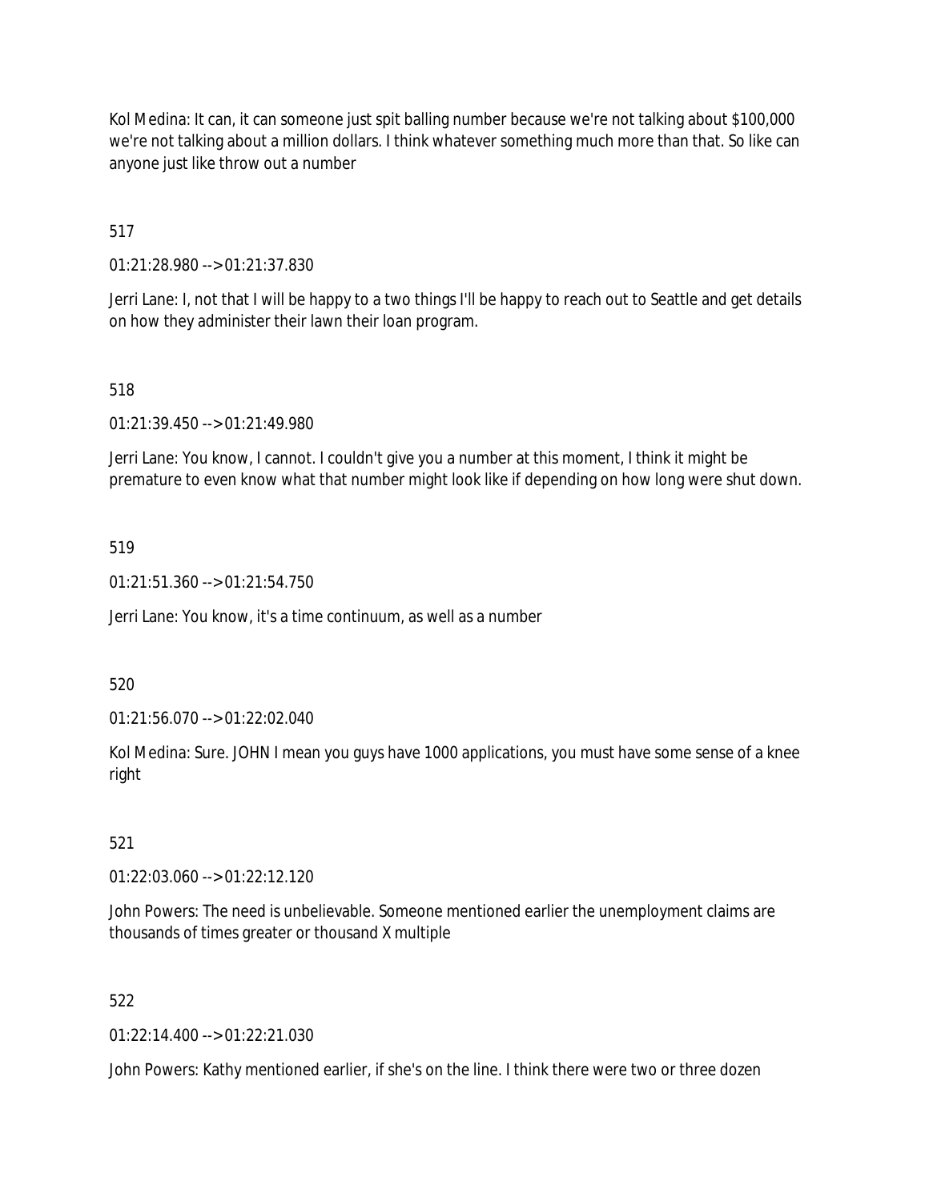Kol Medina: It can, it can someone just spit balling number because we're not talking about $100,000 we're not talking about a million dollars. I think whatever something much more than that. So like can anyone just like throw out a number

517

01:21:28.980 --> 01:21:37.830

Jerri Lane: I, not that I will be happy to a two things I'll be happy to reach out to Seattle and get details on how they administer their lawn their loan program.

518

01:21:39.450 --> 01:21:49.980

Jerri Lane: You know, I cannot. I couldn't give you a number at this moment, I think it might be premature to even know what that number might look like if depending on how long were shut down.

519

01:21:51.360 --> 01:21:54.750

Jerri Lane: You know, it's a time continuum, as well as a number

520

01:21:56.070 --> 01:22:02.040

Kol Medina: Sure. JOHN I mean you guys have 1000 applications, you must have some sense of a knee right

521

01:22:03.060 --> 01:22:12.120

John Powers: The need is unbelievable. Someone mentioned earlier the unemployment claims are thousands of times greater or thousand X multiple

522

01:22:14.400 --> 01:22:21.030

John Powers: Kathy mentioned earlier, if she's on the line. I think there were two or three dozen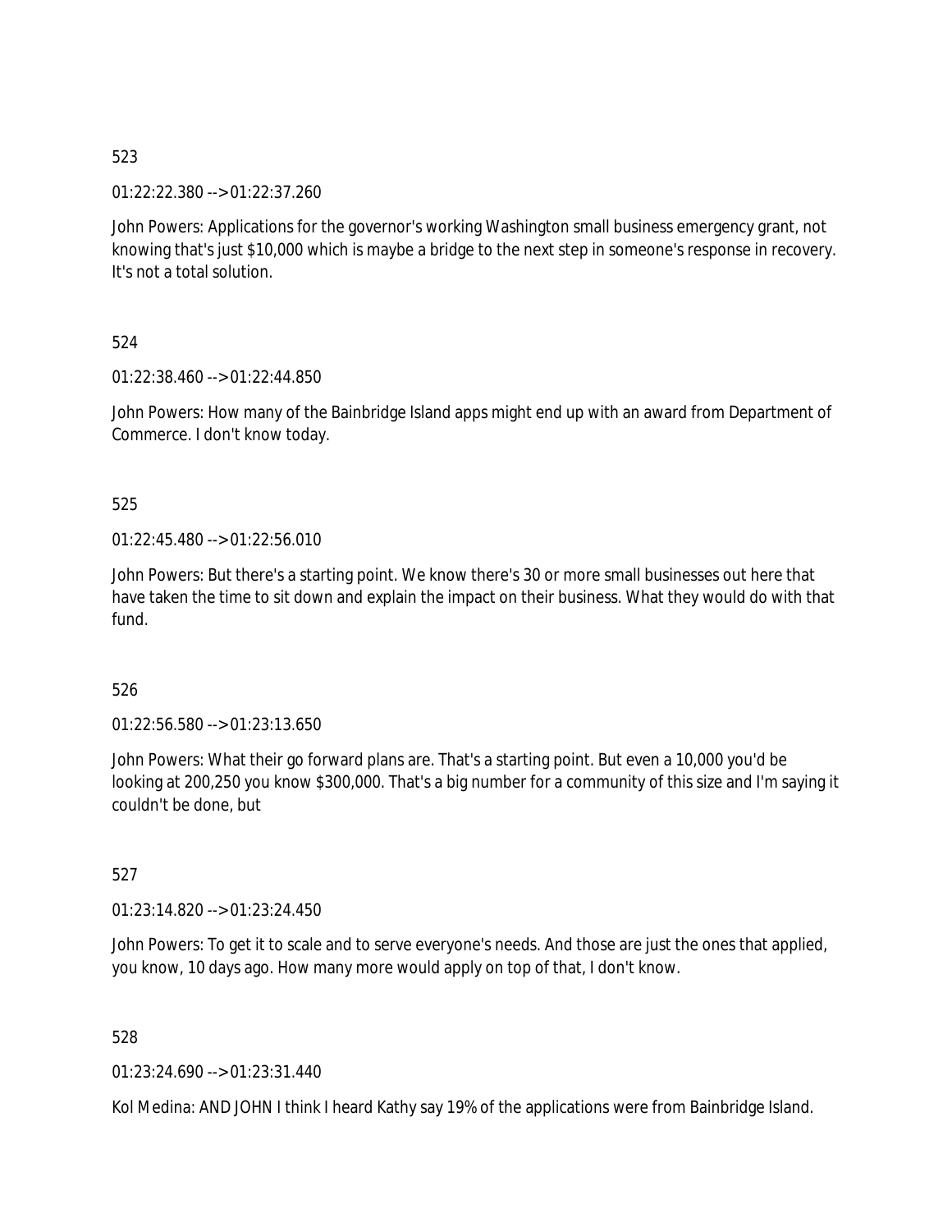523

01:22:22.380 --> 01:22:37.260

John Powers: Applications for the governor's working Washington small business emergency grant, not knowing that's just $10,000 which is maybe a bridge to the next step in someone's response in recovery. It's not a total solution.

524

01:22:38.460 --> 01:22:44.850

John Powers: How many of the Bainbridge Island apps might end up with an award from Department of Commerce. I don't know today.

525

01:22:45.480 --> 01:22:56.010

John Powers: But there's a starting point. We know there's 30 or more small businesses out here that have taken the time to sit down and explain the impact on their business. What they would do with that fund.

526

01:22:56.580 --> 01:23:13.650

John Powers: What their go forward plans are. That's a starting point. But even a 10,000 you'd be looking at 200,250 you know $300,000. That's a big number for a community of this size and I'm saying it couldn't be done, but

527

01:23:14.820 --> 01:23:24.450

John Powers: To get it to scale and to serve everyone's needs. And those are just the ones that applied, you know, 10 days ago. How many more would apply on top of that, I don't know.

528

01:23:24.690 --> 01:23:31.440

Kol Medina: AND JOHN I think I heard Kathy say 19% of the applications were from Bainbridge Island.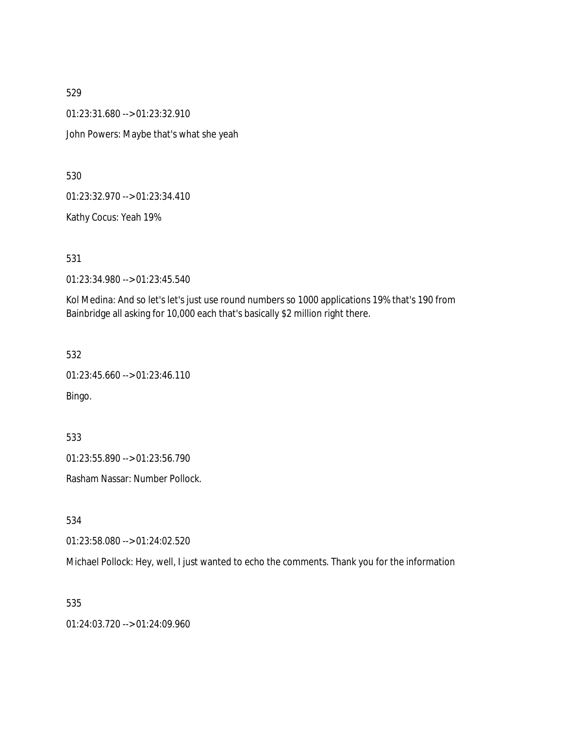529

01:23:31.680 --> 01:23:32.910

John Powers: Maybe that's what she yeah

530

01:23:32.970 --> 01:23:34.410

Kathy Cocus: Yeah 19%

531

01:23:34.980 --> 01:23:45.540

Kol Medina: And so let's let's just use round numbers so 1000 applications 19% that's 190 from Bainbridge all asking for 10,000 each that's basically $2 million right there.

532

01:23:45.660 --> 01:23:46.110

Bingo.

533

01:23:55.890 --> 01:23:56.790

Rasham Nassar: Number Pollock.

534

01:23:58.080 --> 01:24:02.520

Michael Pollock: Hey, well, I just wanted to echo the comments. Thank you for the information

535

01:24:03.720 --> 01:24:09.960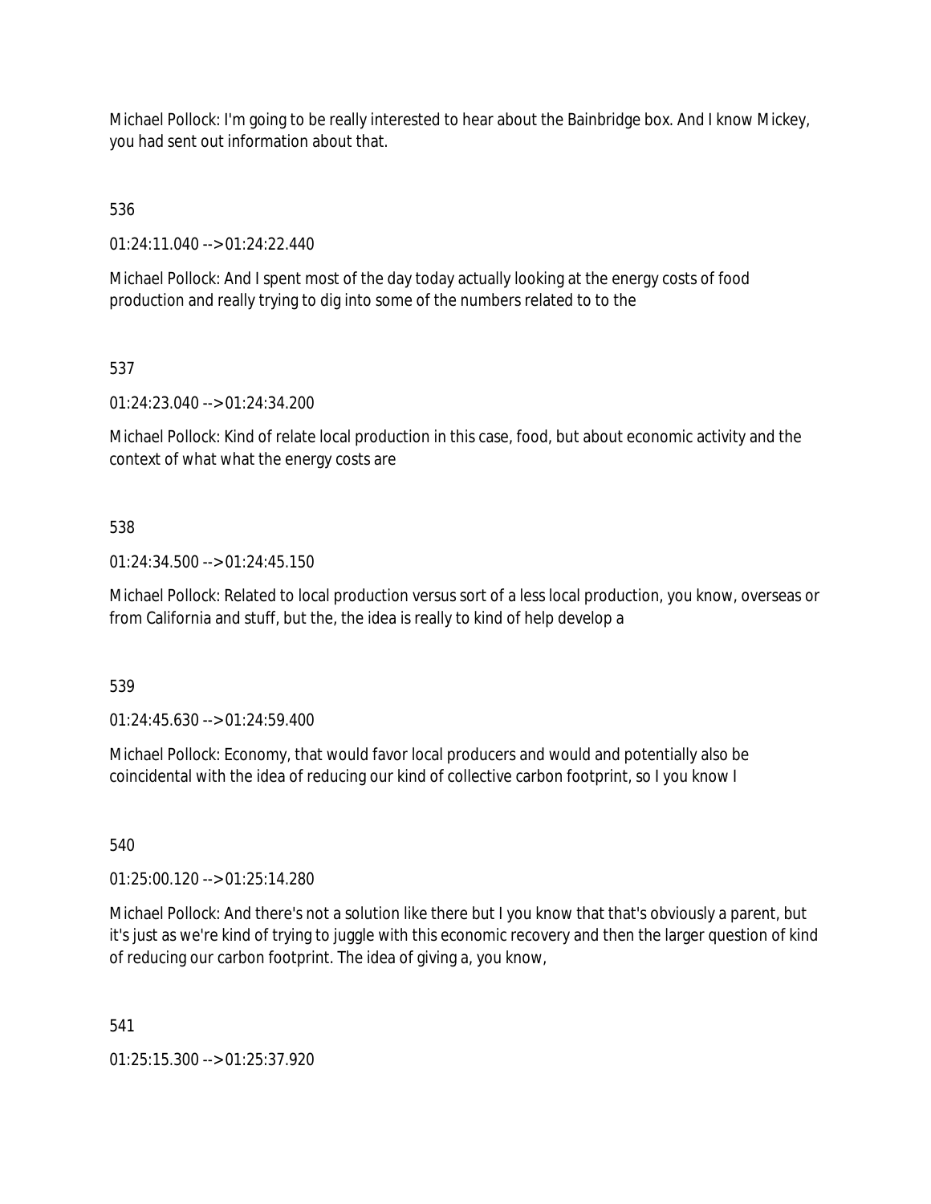Michael Pollock: I'm going to be really interested to hear about the Bainbridge box. And I know Mickey, you had sent out information about that.

536

01:24:11.040 --> 01:24:22.440

Michael Pollock: And I spent most of the day today actually looking at the energy costs of food production and really trying to dig into some of the numbers related to to the

537

01:24:23.040 --> 01:24:34.200

Michael Pollock: Kind of relate local production in this case, food, but about economic activity and the context of what what the energy costs are

538

01:24:34.500 --> 01:24:45.150

Michael Pollock: Related to local production versus sort of a less local production, you know, overseas or from California and stuff, but the, the idea is really to kind of help develop a

539

01:24:45.630 --> 01:24:59.400

Michael Pollock: Economy, that would favor local producers and would and potentially also be coincidental with the idea of reducing our kind of collective carbon footprint, so I you know I

540

01:25:00.120 --> 01:25:14.280

Michael Pollock: And there's not a solution like there but I you know that that's obviously a parent, but it's just as we're kind of trying to juggle with this economic recovery and then the larger question of kind of reducing our carbon footprint. The idea of giving a, you know,

541

01:25:15.300 --> 01:25:37.920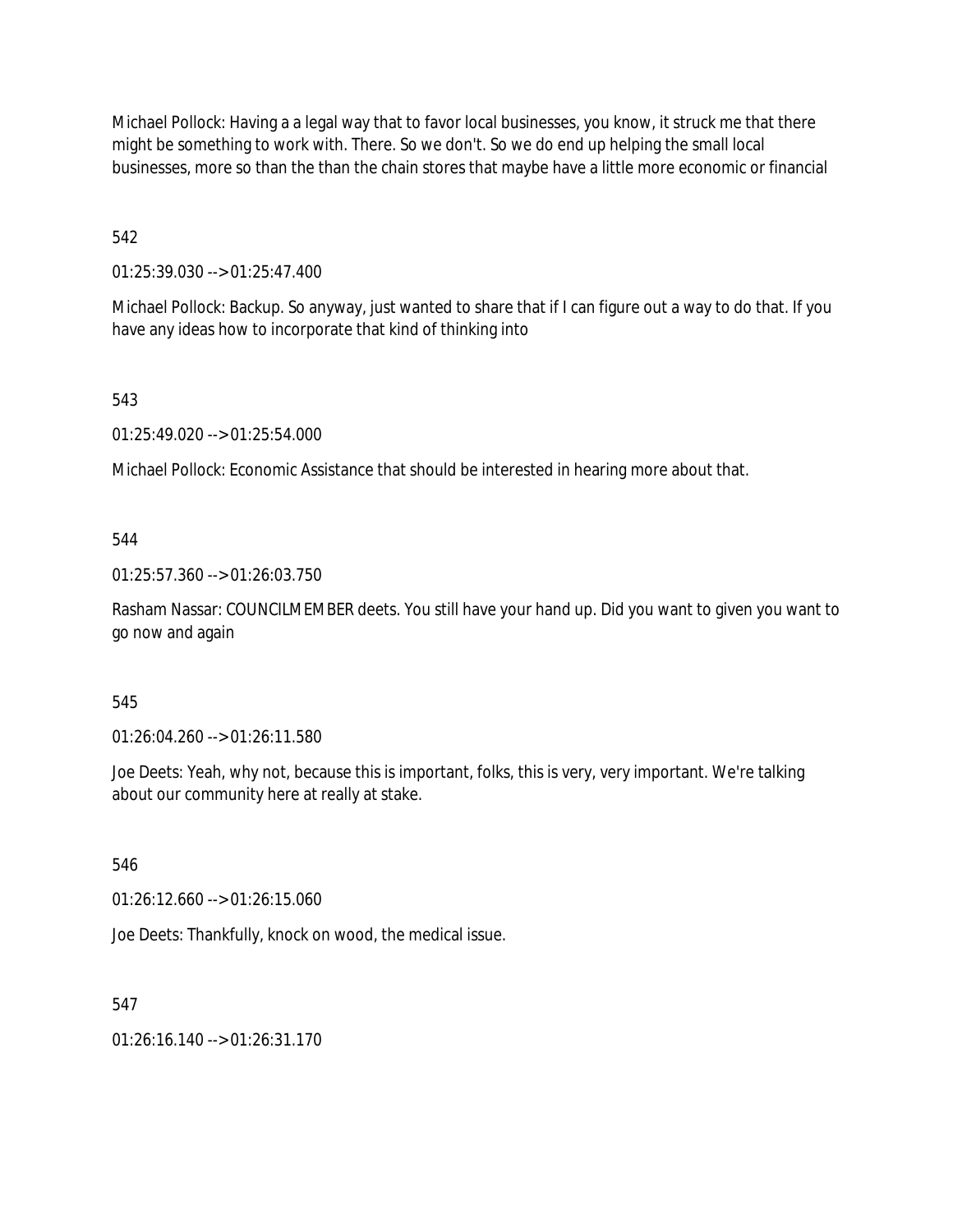Michael Pollock: Having a a legal way that to favor local businesses, you know, it struck me that there might be something to work with. There. So we don't. So we do end up helping the small local businesses, more so than the than the chain stores that maybe have a little more economic or financial

542

01:25:39.030 --> 01:25:47.400

Michael Pollock: Backup. So anyway, just wanted to share that if I can figure out a way to do that. If you have any ideas how to incorporate that kind of thinking into

543

01:25:49.020 --> 01:25:54.000

Michael Pollock: Economic Assistance that should be interested in hearing more about that.

544

01:25:57.360 --> 01:26:03.750

Rasham Nassar: COUNCILMEMBER deets. You still have your hand up. Did you want to given you want to go now and again

545

01:26:04.260 --> 01:26:11.580

Joe Deets: Yeah, why not, because this is important, folks, this is very, very important. We're talking about our community here at really at stake.

546

01:26:12.660 --> 01:26:15.060

Joe Deets: Thankfully, knock on wood, the medical issue.

547

01:26:16.140 --> 01:26:31.170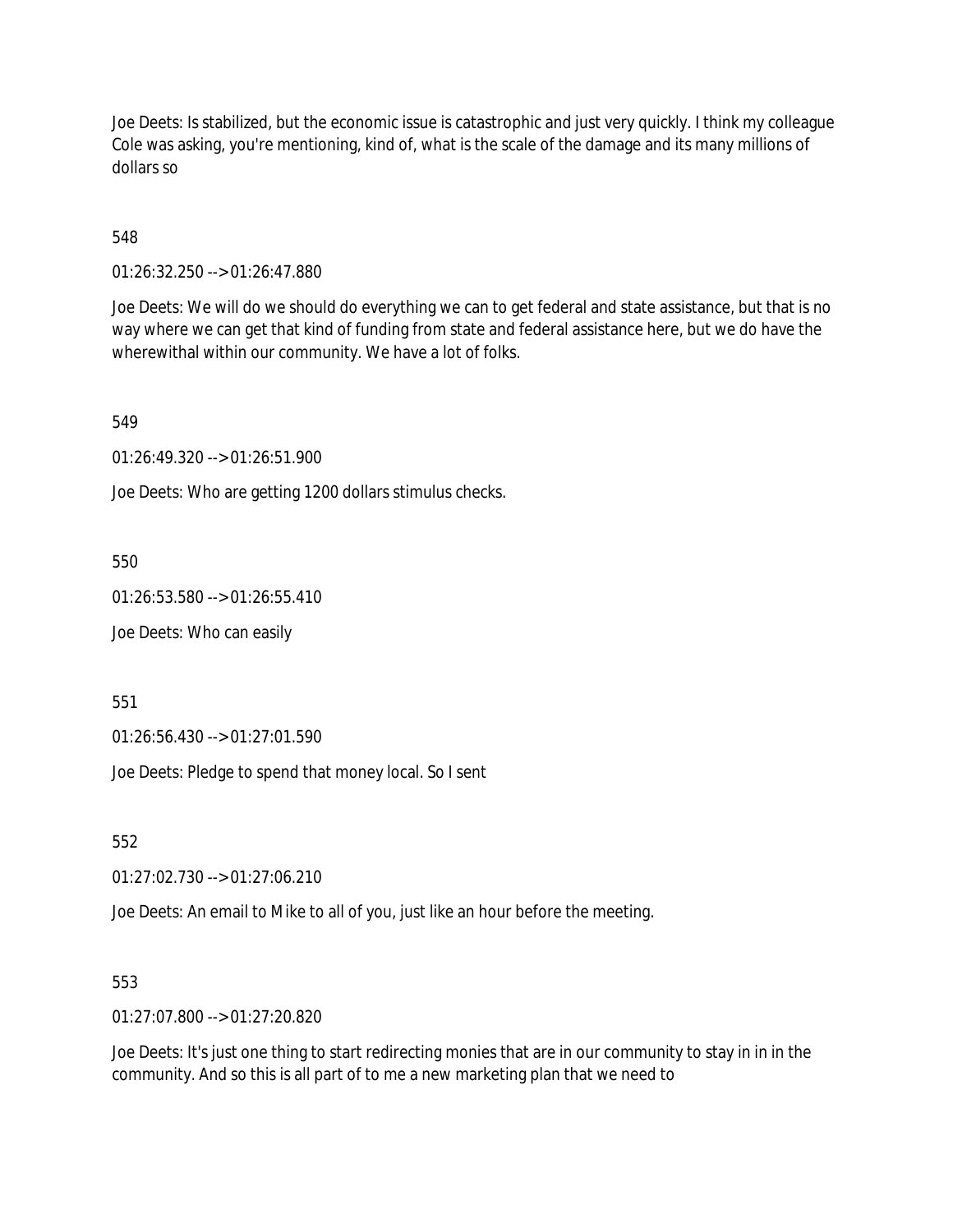Joe Deets: Is stabilized, but the economic issue is catastrophic and just very quickly. I think my colleague Cole was asking, you're mentioning, kind of, what is the scale of the damage and its many millions of dollars so

548

01:26:32.250 --> 01:26:47.880

Joe Deets: We will do we should do everything we can to get federal and state assistance, but that is no way where we can get that kind of funding from state and federal assistance here, but we do have the wherewithal within our community. We have a lot of folks.

549

01:26:49.320 --> 01:26:51.900

Joe Deets: Who are getting 1200 dollars stimulus checks.

550

01:26:53.580 --> 01:26:55.410

Joe Deets: Who can easily

551

01:26:56.430 --> 01:27:01.590

Joe Deets: Pledge to spend that money local. So I sent

552

01:27:02.730 --> 01:27:06.210

Joe Deets: An email to Mike to all of you, just like an hour before the meeting.

553

01:27:07.800 --> 01:27:20.820

Joe Deets: It's just one thing to start redirecting monies that are in our community to stay in in in the community. And so this is all part of to me a new marketing plan that we need to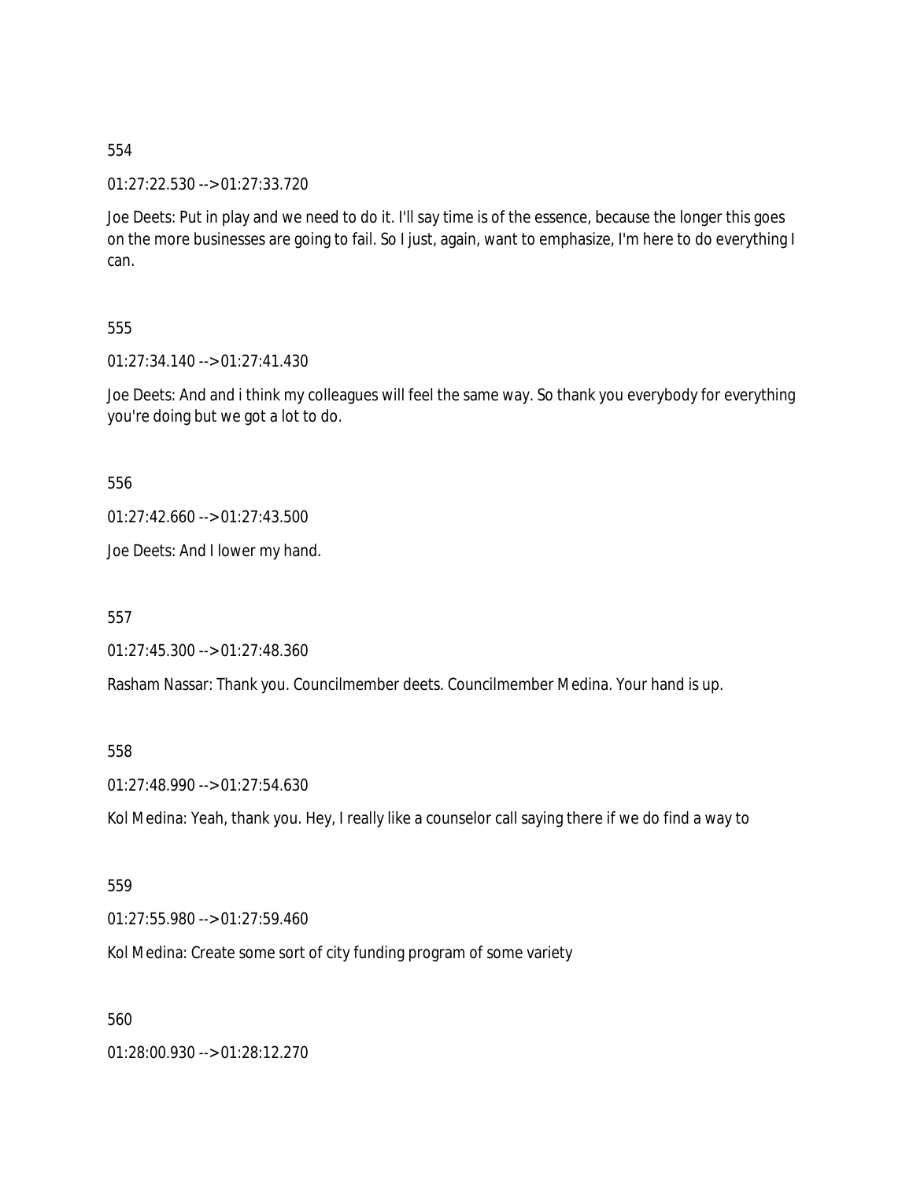554

01:27:22.530 --> 01:27:33.720

Joe Deets: Put in play and we need to do it. I'll say time is of the essence, because the longer this goes on the more businesses are going to fail. So I just, again, want to emphasize, I'm here to do everything I can.

555

01:27:34.140 --> 01:27:41.430

Joe Deets: And and i think my colleagues will feel the same way. So thank you everybody for everything you're doing but we got a lot to do.

556

01:27:42.660 --> 01:27:43.500

Joe Deets: And I lower my hand.

557

01:27:45.300 --> 01:27:48.360

Rasham Nassar: Thank you. Councilmember deets. Councilmember Medina. Your hand is up.

558

01:27:48.990 --> 01:27:54.630

Kol Medina: Yeah, thank you. Hey, I really like a counselor call saying there if we do find a way to

559

01:27:55.980 --> 01:27:59.460

Kol Medina: Create some sort of city funding program of some variety

560

01:28:00.930 --> 01:28:12.270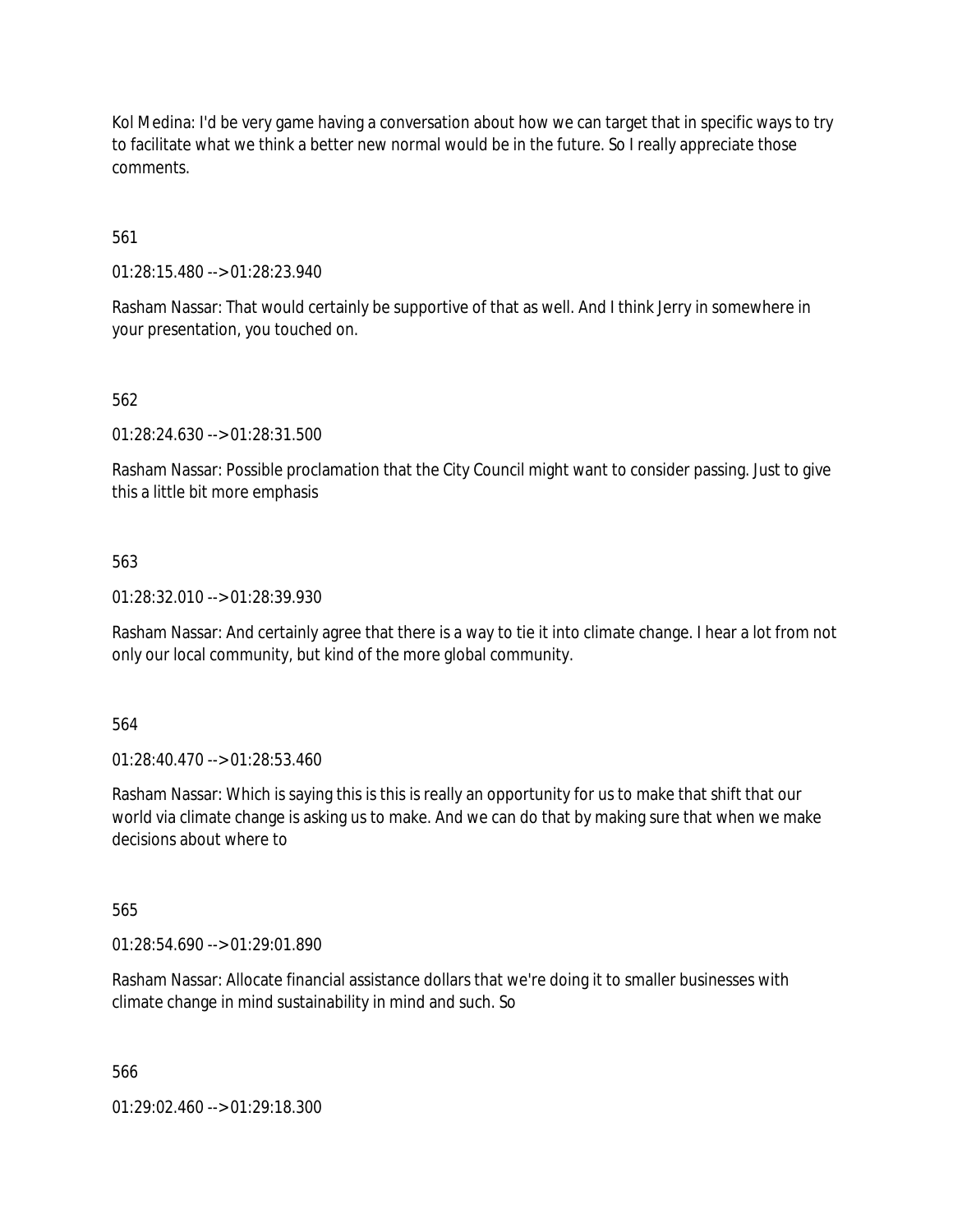Kol Medina: I'd be very game having a conversation about how we can target that in specific ways to try to facilitate what we think a better new normal would be in the future. So I really appreciate those comments.

561

01:28:15.480 --> 01:28:23.940

Rasham Nassar: That would certainly be supportive of that as well. And I think Jerry in somewhere in your presentation, you touched on.

562

01:28:24.630 --> 01:28:31.500

Rasham Nassar: Possible proclamation that the City Council might want to consider passing. Just to give this a little bit more emphasis

563

01:28:32.010 --> 01:28:39.930

Rasham Nassar: And certainly agree that there is a way to tie it into climate change. I hear a lot from not only our local community, but kind of the more global community.

564

01:28:40.470 --> 01:28:53.460

Rasham Nassar: Which is saying this is this is really an opportunity for us to make that shift that our world via climate change is asking us to make. And we can do that by making sure that when we make decisions about where to

565

01:28:54.690 --> 01:29:01.890

Rasham Nassar: Allocate financial assistance dollars that we're doing it to smaller businesses with climate change in mind sustainability in mind and such. So

566

01:29:02.460 --> 01:29:18.300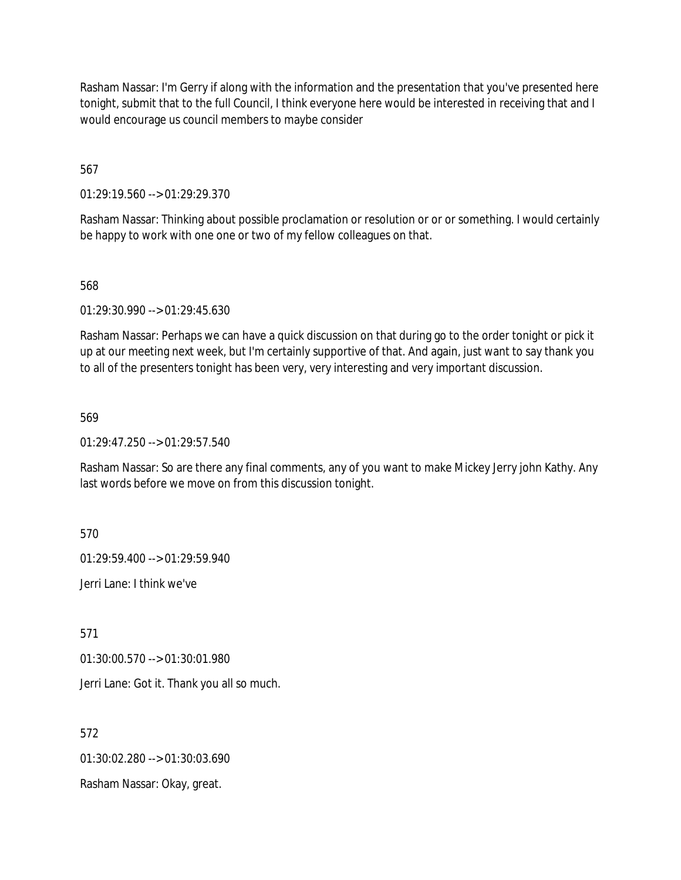Rasham Nassar: I'm Gerry if along with the information and the presentation that you've presented here tonight, submit that to the full Council, I think everyone here would be interested in receiving that and I would encourage us council members to maybe consider

567

01:29:19.560 --> 01:29:29.370

Rasham Nassar: Thinking about possible proclamation or resolution or or or something. I would certainly be happy to work with one one or two of my fellow colleagues on that.

568

01:29:30.990 --> 01:29:45.630

Rasham Nassar: Perhaps we can have a quick discussion on that during go to the order tonight or pick it up at our meeting next week, but I'm certainly supportive of that. And again, just want to say thank you to all of the presenters tonight has been very, very interesting and very important discussion.

569

01:29:47.250 --> 01:29:57.540

Rasham Nassar: So are there any final comments, any of you want to make Mickey Jerry john Kathy. Any last words before we move on from this discussion tonight.

570

01:29:59.400 --> 01:29:59.940

Jerri Lane: I think we've

571

01:30:00.570 --> 01:30:01.980

Jerri Lane: Got it. Thank you all so much.

572

01:30:02.280 --> 01:30:03.690

Rasham Nassar: Okay, great.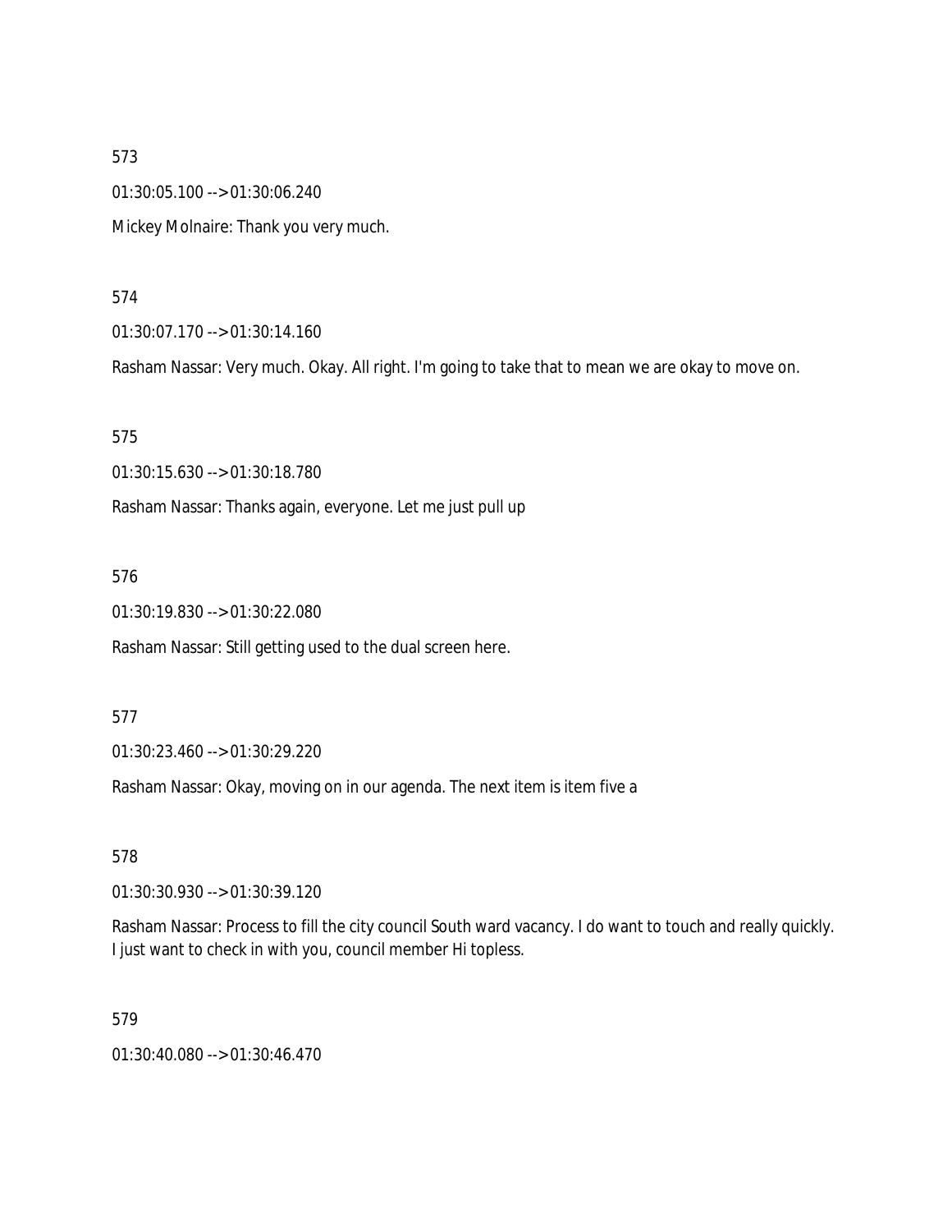573

01:30:05.100 --> 01:30:06.240

Mickey Molnaire: Thank you very much.

574

01:30:07.170 --> 01:30:14.160

Rasham Nassar: Very much. Okay. All right. I'm going to take that to mean we are okay to move on.

575

01:30:15.630 --> 01:30:18.780

Rasham Nassar: Thanks again, everyone. Let me just pull up

576

01:30:19.830 --> 01:30:22.080

Rasham Nassar: Still getting used to the dual screen here.

577

01:30:23.460 --> 01:30:29.220

Rasham Nassar: Okay, moving on in our agenda. The next item is item five a

578

01:30:30.930 --> 01:30:39.120

Rasham Nassar: Process to fill the city council South ward vacancy. I do want to touch and really quickly. I just want to check in with you, council member Hi topless.

579

01:30:40.080 --> 01:30:46.470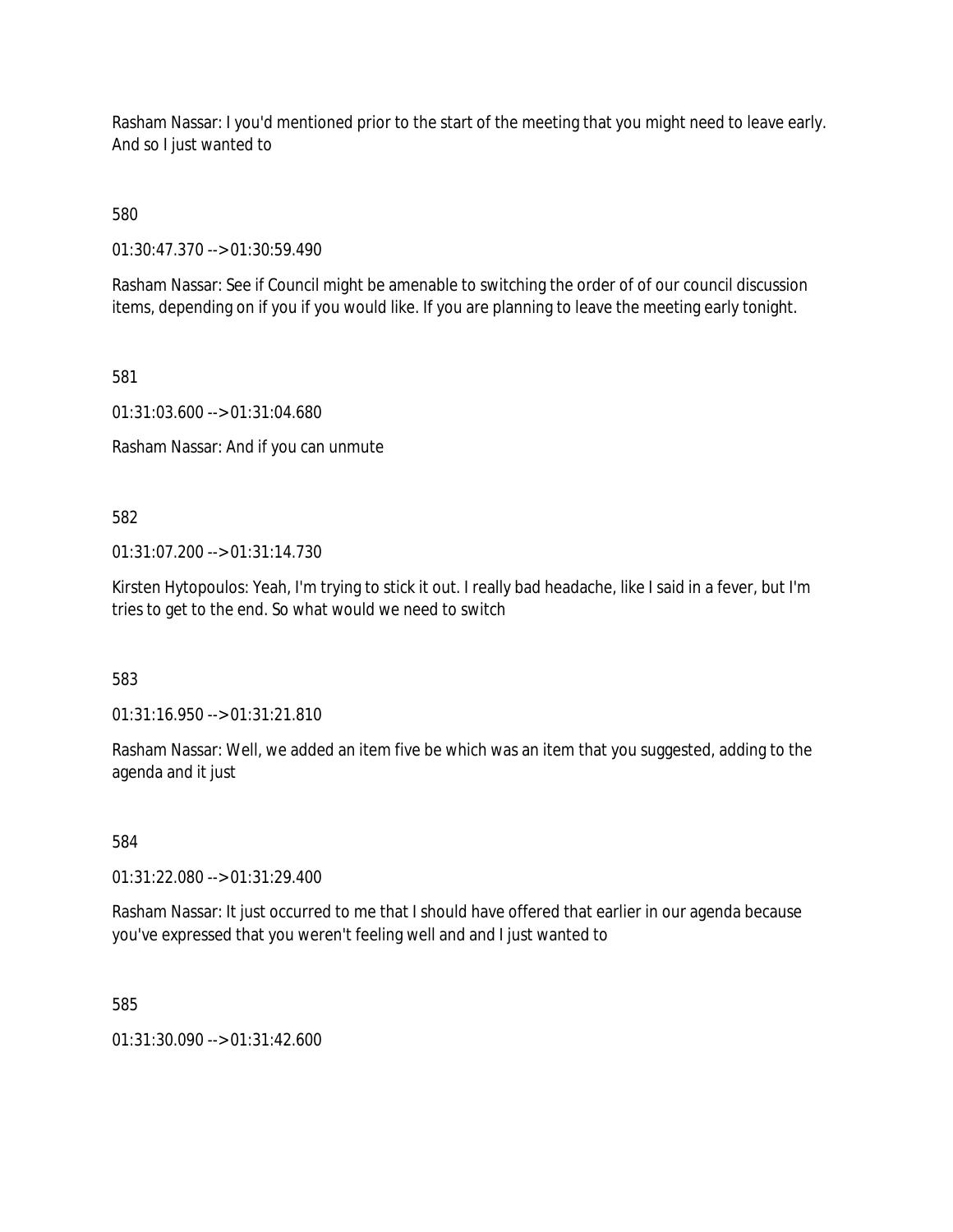Rasham Nassar: I you'd mentioned prior to the start of the meeting that you might need to leave early. And so I just wanted to

580

01:30:47.370 --> 01:30:59.490

Rasham Nassar: See if Council might be amenable to switching the order of of our council discussion items, depending on if you if you would like. If you are planning to leave the meeting early tonight.

581

01:31:03.600 --> 01:31:04.680

Rasham Nassar: And if you can unmute

582

01:31:07.200 --> 01:31:14.730

Kirsten Hytopoulos: Yeah, I'm trying to stick it out. I really bad headache, like I said in a fever, but I'm tries to get to the end. So what would we need to switch

583

01:31:16.950 --> 01:31:21.810

Rasham Nassar: Well, we added an item five be which was an item that you suggested, adding to the agenda and it just

584

01:31:22.080 --> 01:31:29.400

Rasham Nassar: It just occurred to me that I should have offered that earlier in our agenda because you've expressed that you weren't feeling well and and I just wanted to

585

01:31:30.090 --> 01:31:42.600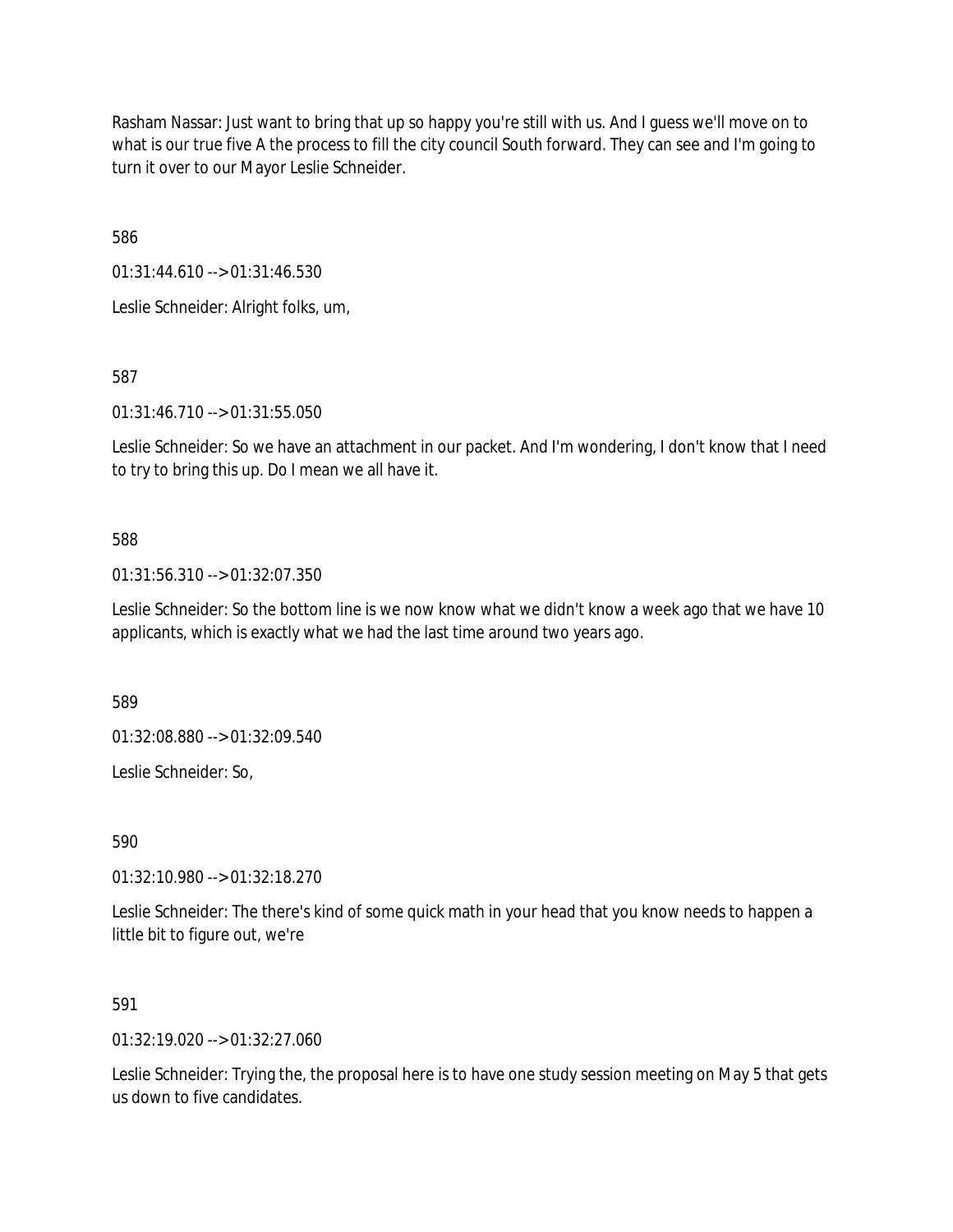Rasham Nassar: Just want to bring that up so happy you're still with us. And I guess we'll move on to what is our true five A the process to fill the city council South forward. They can see and I'm going to turn it over to our Mayor Leslie Schneider.

586

01:31:44.610 --> 01:31:46.530

Leslie Schneider: Alright folks, um,

587

01:31:46.710 --> 01:31:55.050

Leslie Schneider: So we have an attachment in our packet. And I'm wondering, I don't know that I need to try to bring this up. Do I mean we all have it.

588

01:31:56.310 --> 01:32:07.350

Leslie Schneider: So the bottom line is we now know what we didn't know a week ago that we have 10 applicants, which is exactly what we had the last time around two years ago.

589

01:32:08.880 --> 01:32:09.540

Leslie Schneider: So,

590

01:32:10.980 --> 01:32:18.270

Leslie Schneider: The there's kind of some quick math in your head that you know needs to happen a little bit to figure out, we're

591

01:32:19.020 --> 01:32:27.060

Leslie Schneider: Trying the, the proposal here is to have one study session meeting on May 5 that gets us down to five candidates.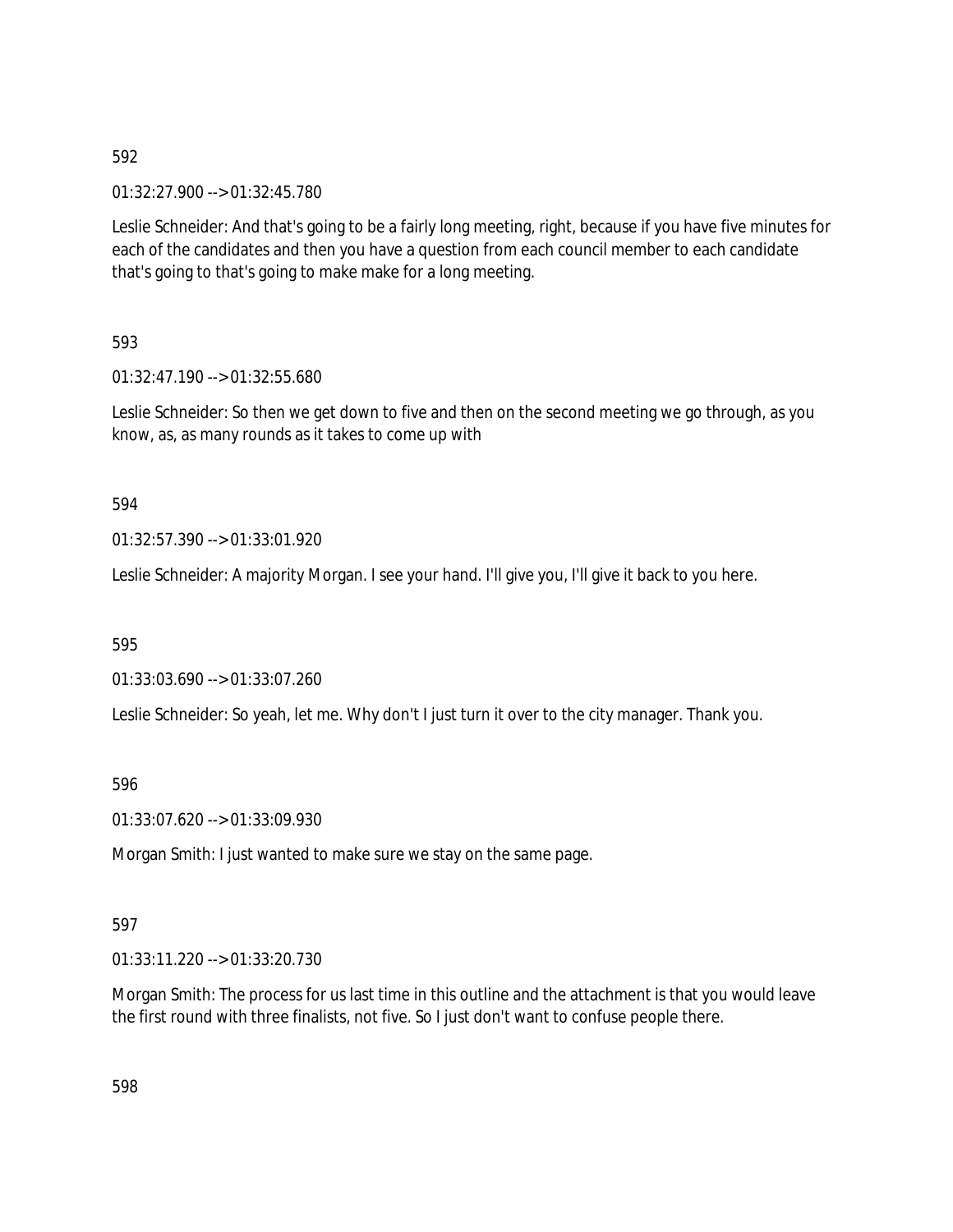592

01:32:27.900 --> 01:32:45.780

Leslie Schneider: And that's going to be a fairly long meeting, right, because if you have five minutes for each of the candidates and then you have a question from each council member to each candidate that's going to that's going to make make for a long meeting.

593

01:32:47.190 --> 01:32:55.680

Leslie Schneider: So then we get down to five and then on the second meeting we go through, as you know, as, as many rounds as it takes to come up with

594

01:32:57.390 --> 01:33:01.920

Leslie Schneider: A majority Morgan. I see your hand. I'll give you, I'll give it back to you here.

595

01:33:03.690 --> 01:33:07.260

Leslie Schneider: So yeah, let me. Why don't I just turn it over to the city manager. Thank you.

596

01:33:07.620 --> 01:33:09.930

Morgan Smith: I just wanted to make sure we stay on the same page.

597

01:33:11.220 --> 01:33:20.730

Morgan Smith: The process for us last time in this outline and the attachment is that you would leave the first round with three finalists, not five. So I just don't want to confuse people there.

598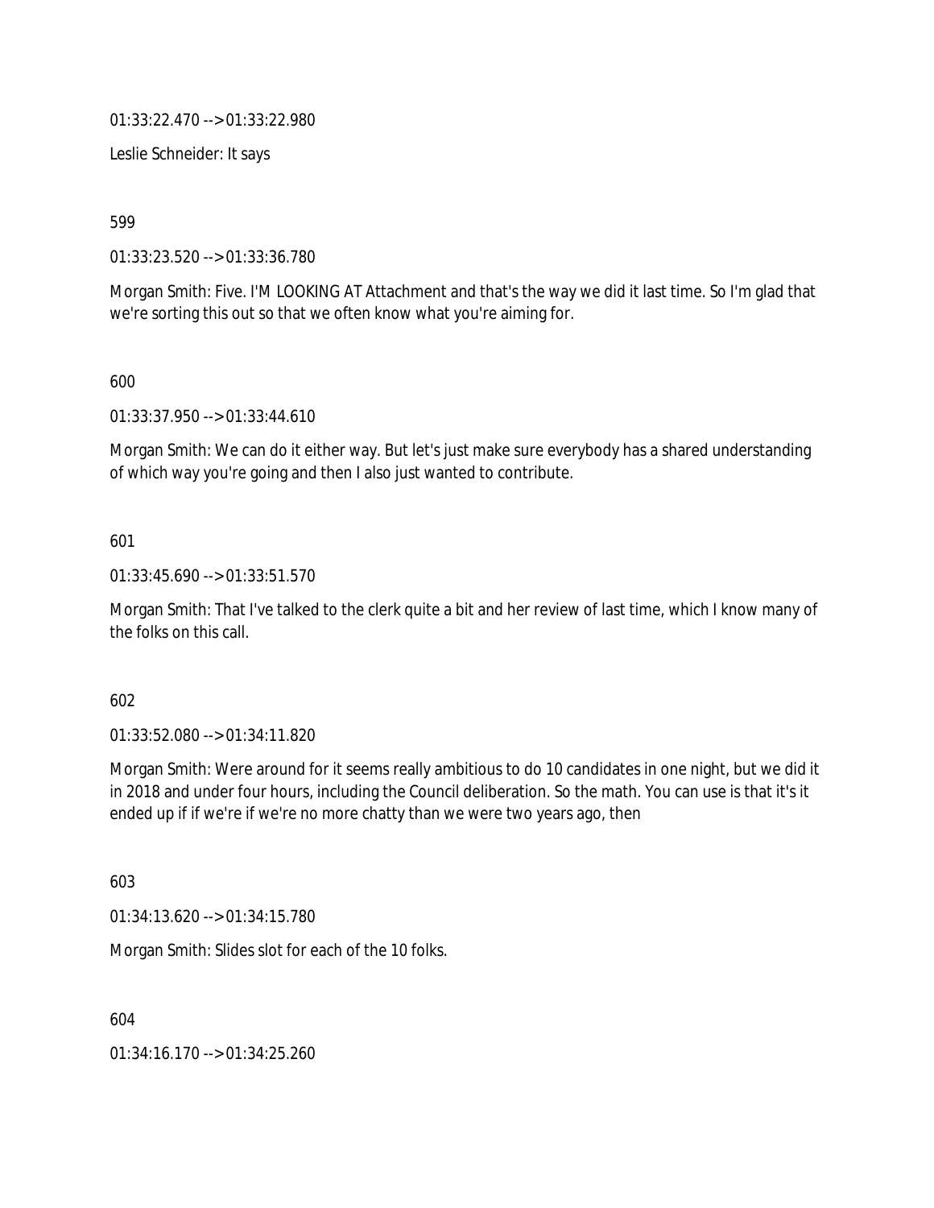01:33:22.470 --> 01:33:22.980

Leslie Schneider: It says

599

01:33:23.520 --> 01:33:36.780

Morgan Smith: Five. I'M LOOKING AT Attachment and that's the way we did it last time. So I'm glad that we're sorting this out so that we often know what you're aiming for.

600

01:33:37.950 --> 01:33:44.610

Morgan Smith: We can do it either way. But let's just make sure everybody has a shared understanding of which way you're going and then I also just wanted to contribute.

601

01:33:45.690 --> 01:33:51.570

Morgan Smith: That I've talked to the clerk quite a bit and her review of last time, which I know many of the folks on this call.

602

01:33:52.080 --> 01:34:11.820

Morgan Smith: Were around for it seems really ambitious to do 10 candidates in one night, but we did it in 2018 and under four hours, including the Council deliberation. So the math. You can use is that it's it ended up if if we're if we're no more chatty than we were two years ago, then

603

01:34:13.620 --> 01:34:15.780

Morgan Smith: Slides slot for each of the 10 folks.

604

01:34:16.170 --> 01:34:25.260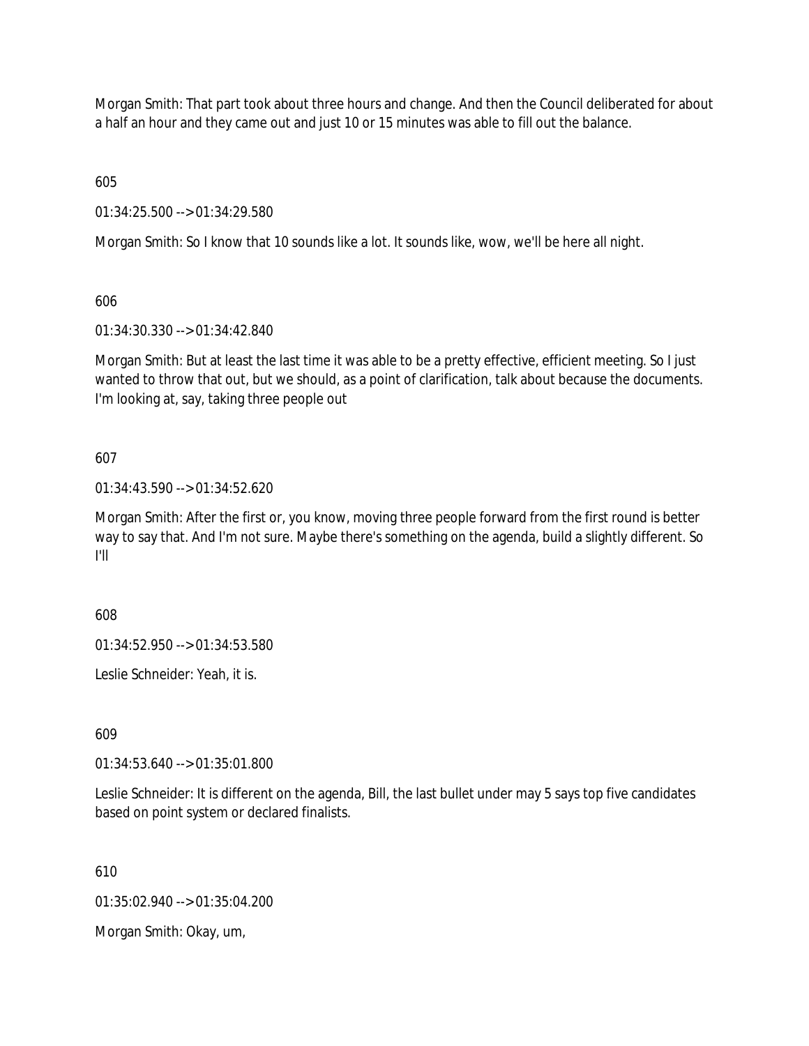Morgan Smith: That part took about three hours and change. And then the Council deliberated for about a half an hour and they came out and just 10 or 15 minutes was able to fill out the balance.

605

01:34:25.500 --> 01:34:29.580

Morgan Smith: So I know that 10 sounds like a lot. It sounds like, wow, we'll be here all night.

606

01:34:30.330 --> 01:34:42.840

Morgan Smith: But at least the last time it was able to be a pretty effective, efficient meeting. So I just wanted to throw that out, but we should, as a point of clarification, talk about because the documents. I'm looking at, say, taking three people out

607

01:34:43.590 --> 01:34:52.620

Morgan Smith: After the first or, you know, moving three people forward from the first round is better way to say that. And I'm not sure. Maybe there's something on the agenda, build a slightly different. So I'll

608

01:34:52.950 --> 01:34:53.580

Leslie Schneider: Yeah, it is.

609

01:34:53.640 --> 01:35:01.800

Leslie Schneider: It is different on the agenda, Bill, the last bullet under may 5 says top five candidates based on point system or declared finalists.

610

01:35:02.940 --> 01:35:04.200

Morgan Smith: Okay, um,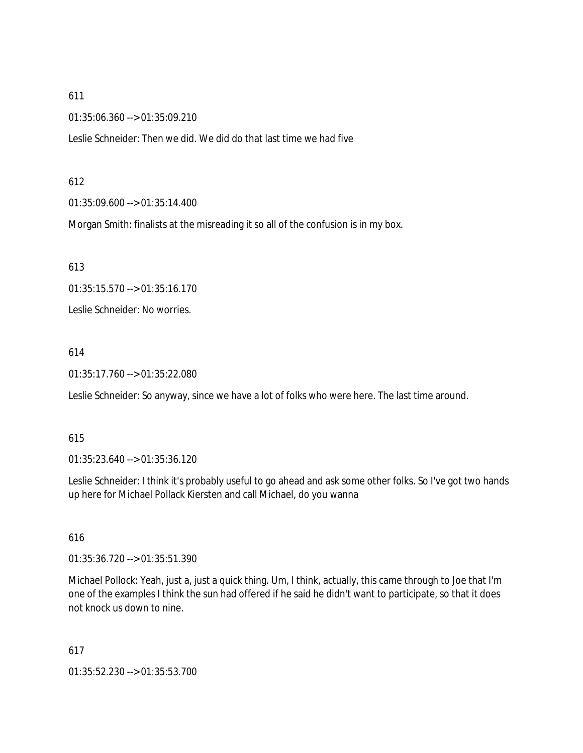611

01:35:06.360 --> 01:35:09.210

Leslie Schneider: Then we did. We did do that last time we had five

612

01:35:09.600 --> 01:35:14.400

Morgan Smith: finalists at the misreading it so all of the confusion is in my box.

613

01:35:15.570 --> 01:35:16.170

Leslie Schneider: No worries.

614

01:35:17.760 --> 01:35:22.080

Leslie Schneider: So anyway, since we have a lot of folks who were here. The last time around.

615

01:35:23.640 --> 01:35:36.120

Leslie Schneider: I think it's probably useful to go ahead and ask some other folks. So I've got two hands up here for Michael Pollack Kiersten and call Michael, do you wanna

616

01:35:36.720 --> 01:35:51.390

Michael Pollock: Yeah, just a, just a quick thing. Um, I think, actually, this came through to Joe that I'm one of the examples I think the sun had offered if he said he didn't want to participate, so that it does not knock us down to nine.

617

01:35:52.230 --> 01:35:53.700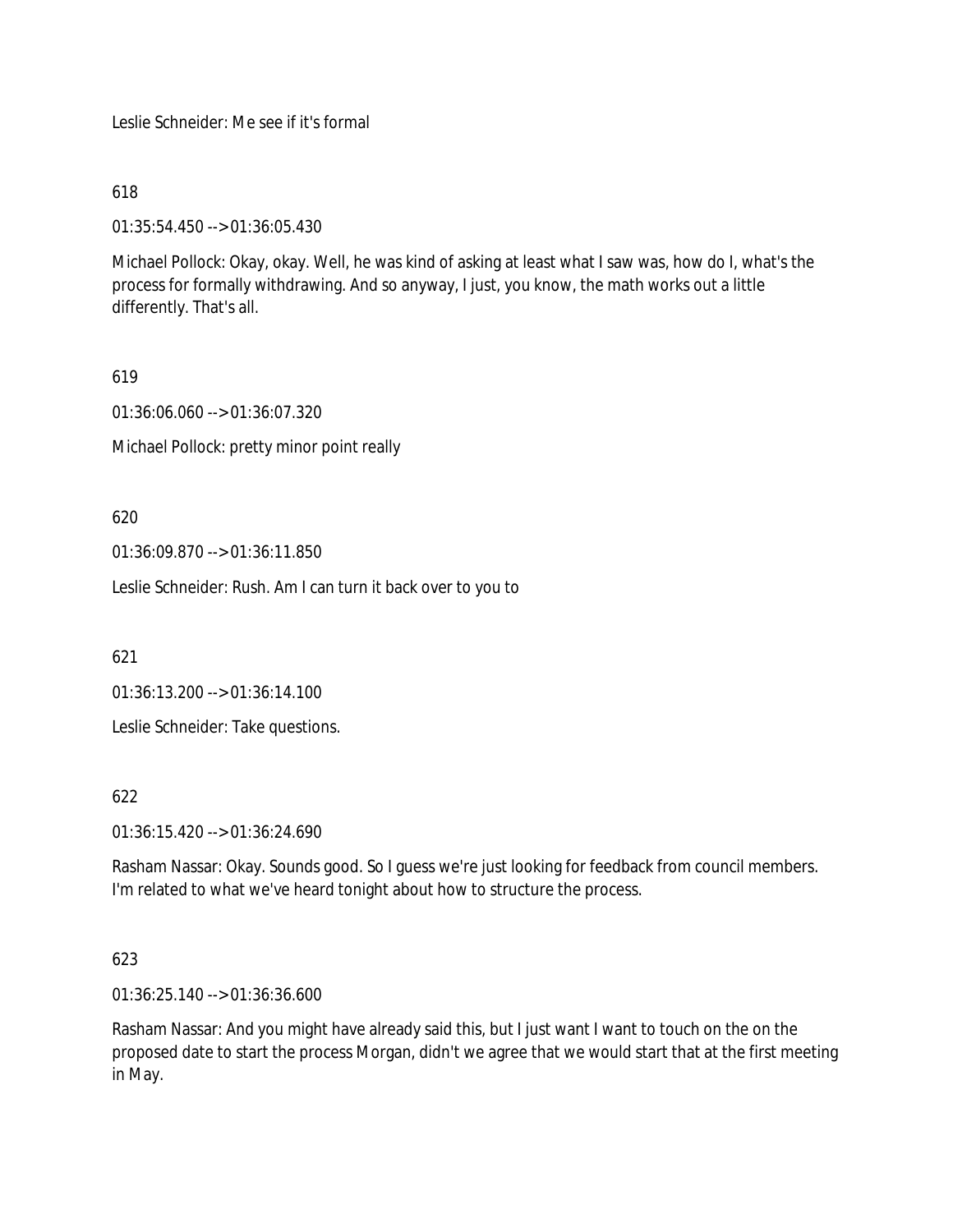Leslie Schneider: Me see if it's formal

618

01:35:54.450 --> 01:36:05.430

Michael Pollock: Okay, okay. Well, he was kind of asking at least what I saw was, how do I, what's the process for formally withdrawing. And so anyway, I just, you know, the math works out a little differently. That's all.

619

01:36:06.060 --> 01:36:07.320

Michael Pollock: pretty minor point really

620

01:36:09.870 --> 01:36:11.850

Leslie Schneider: Rush. Am I can turn it back over to you to

621

01:36:13.200 --> 01:36:14.100

Leslie Schneider: Take questions.

622

01:36:15.420 --> 01:36:24.690

Rasham Nassar: Okay. Sounds good. So I guess we're just looking for feedback from council members. I'm related to what we've heard tonight about how to structure the process.

623

01:36:25.140 --> 01:36:36.600

Rasham Nassar: And you might have already said this, but I just want I want to touch on the on the proposed date to start the process Morgan, didn't we agree that we would start that at the first meeting in May.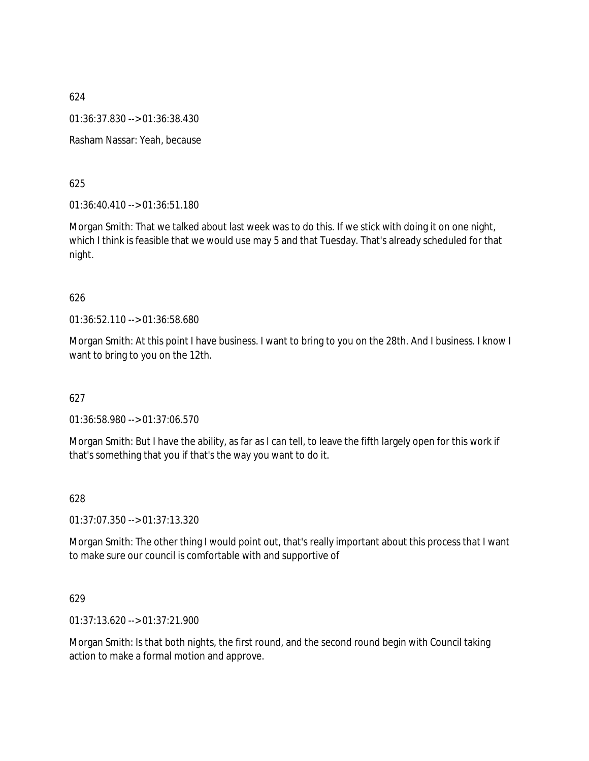624

01:36:37.830 --> 01:36:38.430

Rasham Nassar: Yeah, because

625

01:36:40.410 --> 01:36:51.180

Morgan Smith: That we talked about last week was to do this. If we stick with doing it on one night, which I think is feasible that we would use may 5 and that Tuesday. That's already scheduled for that night.

626

01:36:52.110 --> 01:36:58.680

Morgan Smith: At this point I have business. I want to bring to you on the 28th. And I business. I know I want to bring to you on the 12th.

627

01:36:58.980 --> 01:37:06.570

Morgan Smith: But I have the ability, as far as I can tell, to leave the fifth largely open for this work if that's something that you if that's the way you want to do it.

628

01:37:07.350 --> 01:37:13.320

Morgan Smith: The other thing I would point out, that's really important about this process that I want to make sure our council is comfortable with and supportive of

629

01:37:13.620 --> 01:37:21.900

Morgan Smith: Is that both nights, the first round, and the second round begin with Council taking action to make a formal motion and approve.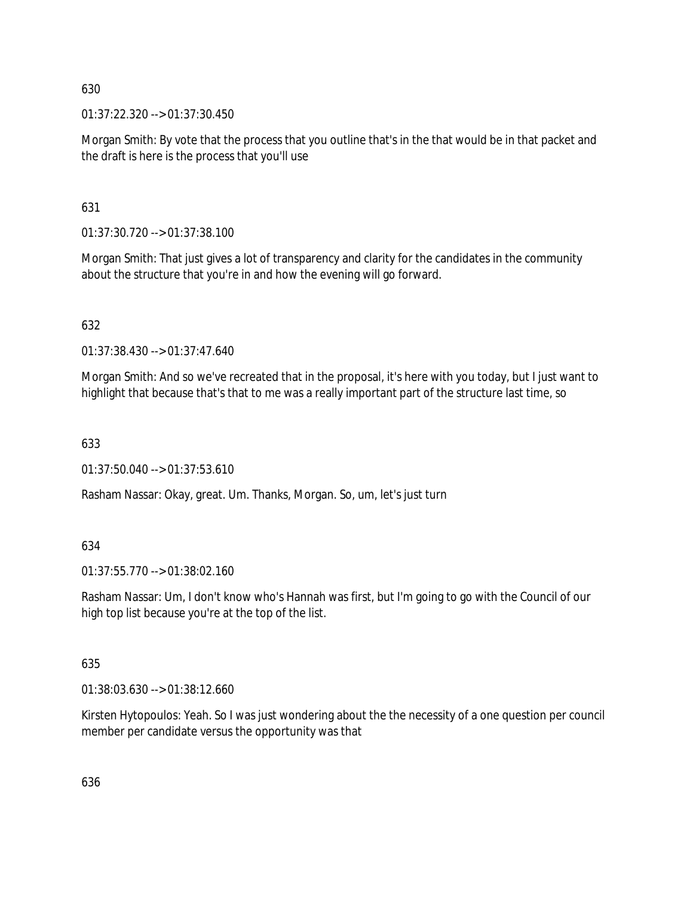630

01:37:22.320 --> 01:37:30.450

Morgan Smith: By vote that the process that you outline that's in the that would be in that packet and the draft is here is the process that you'll use

631

01:37:30.720 --> 01:37:38.100

Morgan Smith: That just gives a lot of transparency and clarity for the candidates in the community about the structure that you're in and how the evening will go forward.

632

01:37:38.430 --> 01:37:47.640

Morgan Smith: And so we've recreated that in the proposal, it's here with you today, but I just want to highlight that because that's that to me was a really important part of the structure last time, so

633

01:37:50.040 --> 01:37:53.610

Rasham Nassar: Okay, great. Um. Thanks, Morgan. So, um, let's just turn

634

01:37:55.770 --> 01:38:02.160

Rasham Nassar: Um, I don't know who's Hannah was first, but I'm going to go with the Council of our high top list because you're at the top of the list.

635

01:38:03.630 --> 01:38:12.660

Kirsten Hytopoulos: Yeah. So I was just wondering about the the necessity of a one question per council member per candidate versus the opportunity was that

636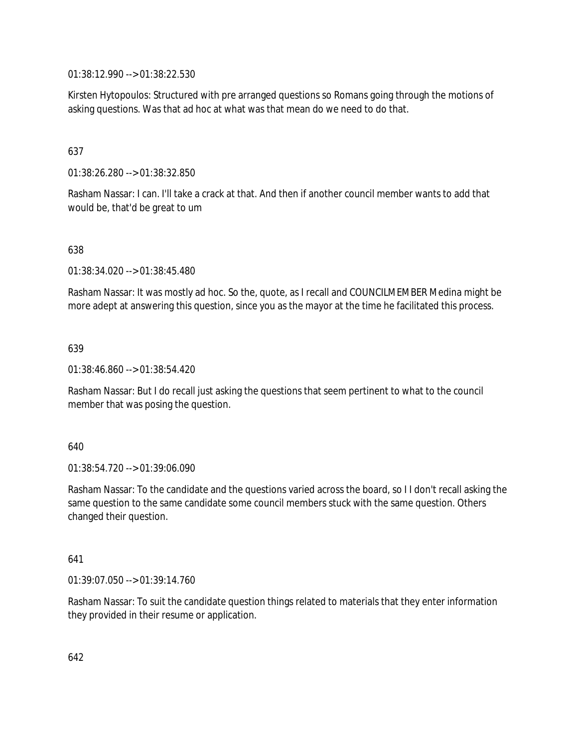01:38:12.990 --> 01:38:22.530

Kirsten Hytopoulos: Structured with pre arranged questions so Romans going through the motions of asking questions. Was that ad hoc at what was that mean do we need to do that.

637

01:38:26.280 --> 01:38:32.850

Rasham Nassar: I can. I'll take a crack at that. And then if another council member wants to add that would be, that'd be great to um

638

01:38:34.020 --> 01:38:45.480

Rasham Nassar: It was mostly ad hoc. So the, quote, as I recall and COUNCILMEMBER Medina might be more adept at answering this question, since you as the mayor at the time he facilitated this process.

639

01:38:46.860 --> 01:38:54.420

Rasham Nassar: But I do recall just asking the questions that seem pertinent to what to the council member that was posing the question.

640

01:38:54.720 --> 01:39:06.090

Rasham Nassar: To the candidate and the questions varied across the board, so I I don't recall asking the same question to the same candidate some council members stuck with the same question. Others changed their question.

641

01:39:07.050 --> 01:39:14.760

Rasham Nassar: To suit the candidate question things related to materials that they enter information they provided in their resume or application.

642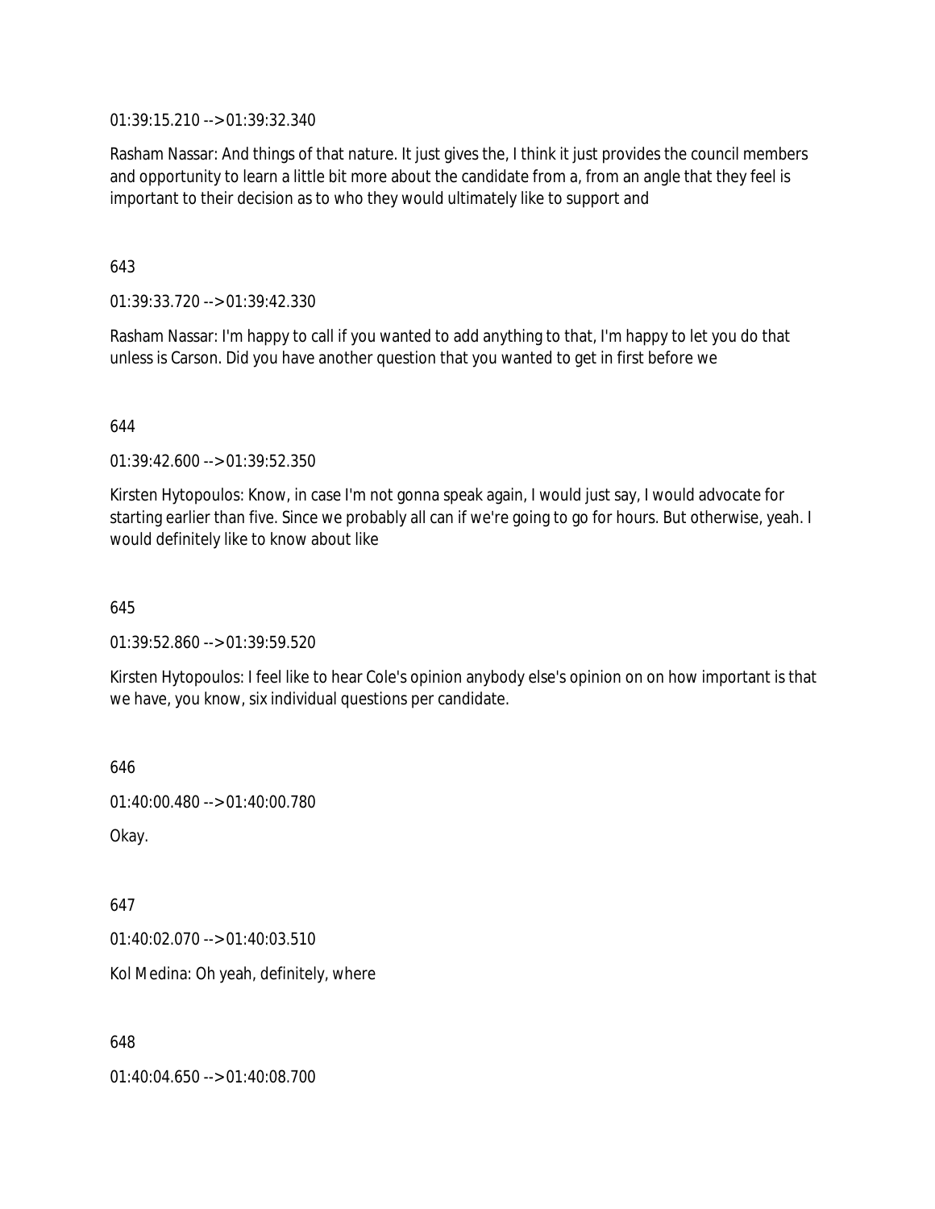01:39:15.210 --> 01:39:32.340

Rasham Nassar: And things of that nature. It just gives the, I think it just provides the council members and opportunity to learn a little bit more about the candidate from a, from an angle that they feel is important to their decision as to who they would ultimately like to support and

643

01:39:33.720 --> 01:39:42.330

Rasham Nassar: I'm happy to call if you wanted to add anything to that, I'm happy to let you do that unless is Carson. Did you have another question that you wanted to get in first before we

644

01:39:42.600 --> 01:39:52.350

Kirsten Hytopoulos: Know, in case I'm not gonna speak again, I would just say, I would advocate for starting earlier than five. Since we probably all can if we're going to go for hours. But otherwise, yeah. I would definitely like to know about like

645

01:39:52.860 --> 01:39:59.520

Kirsten Hytopoulos: I feel like to hear Cole's opinion anybody else's opinion on on how important is that we have, you know, six individual questions per candidate.

646

01:40:00.480 --> 01:40:00.780

Okay.

647

01:40:02.070 --> 01:40:03.510

Kol Medina: Oh yeah, definitely, where

648

01:40:04.650 --> 01:40:08.700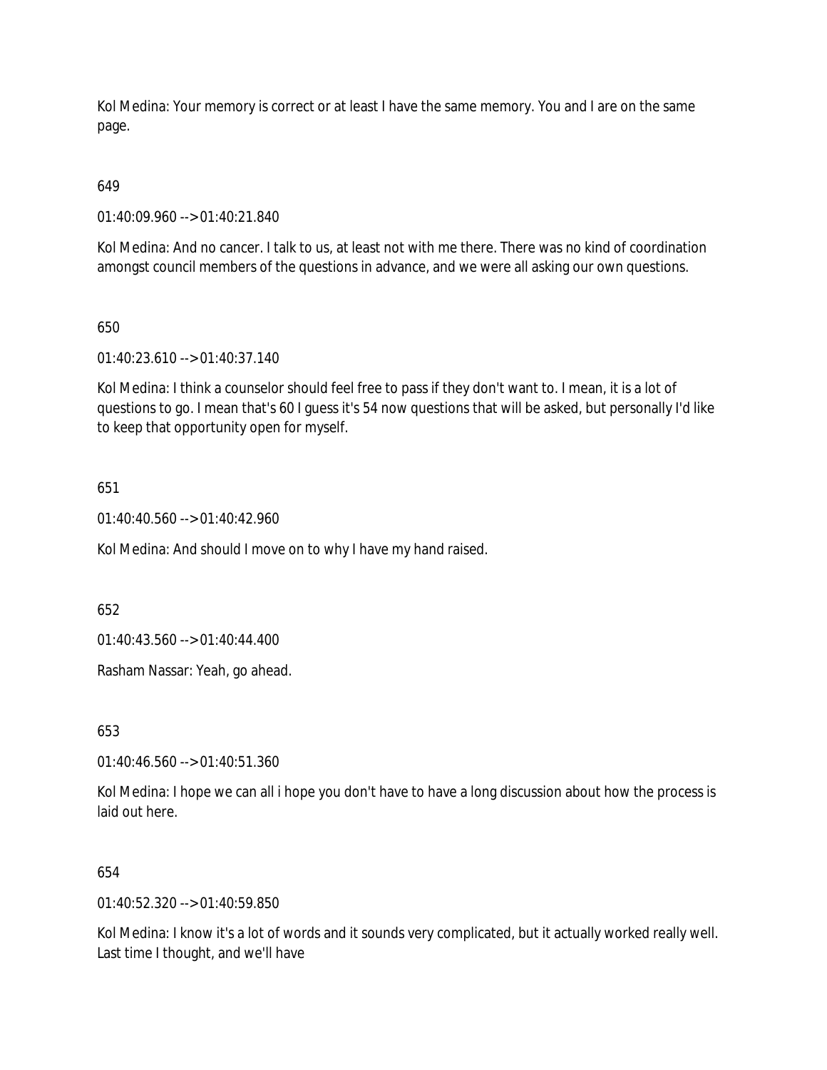Kol Medina: Your memory is correct or at least I have the same memory. You and I are on the same page.

649

01:40:09.960 --> 01:40:21.840

Kol Medina: And no cancer. I talk to us, at least not with me there. There was no kind of coordination amongst council members of the questions in advance, and we were all asking our own questions.

650

01:40:23.610 --> 01:40:37.140

Kol Medina: I think a counselor should feel free to pass if they don't want to. I mean, it is a lot of questions to go. I mean that's 60 I guess it's 54 now questions that will be asked, but personally I'd like to keep that opportunity open for myself.

651

01:40:40.560 --> 01:40:42.960

Kol Medina: And should I move on to why I have my hand raised.

652

01:40:43.560 --> 01:40:44.400

Rasham Nassar: Yeah, go ahead.

653

01:40:46.560 --> 01:40:51.360

Kol Medina: I hope we can all i hope you don't have to have a long discussion about how the process is laid out here.

654

01:40:52.320 --> 01:40:59.850

Kol Medina: I know it's a lot of words and it sounds very complicated, but it actually worked really well. Last time I thought, and we'll have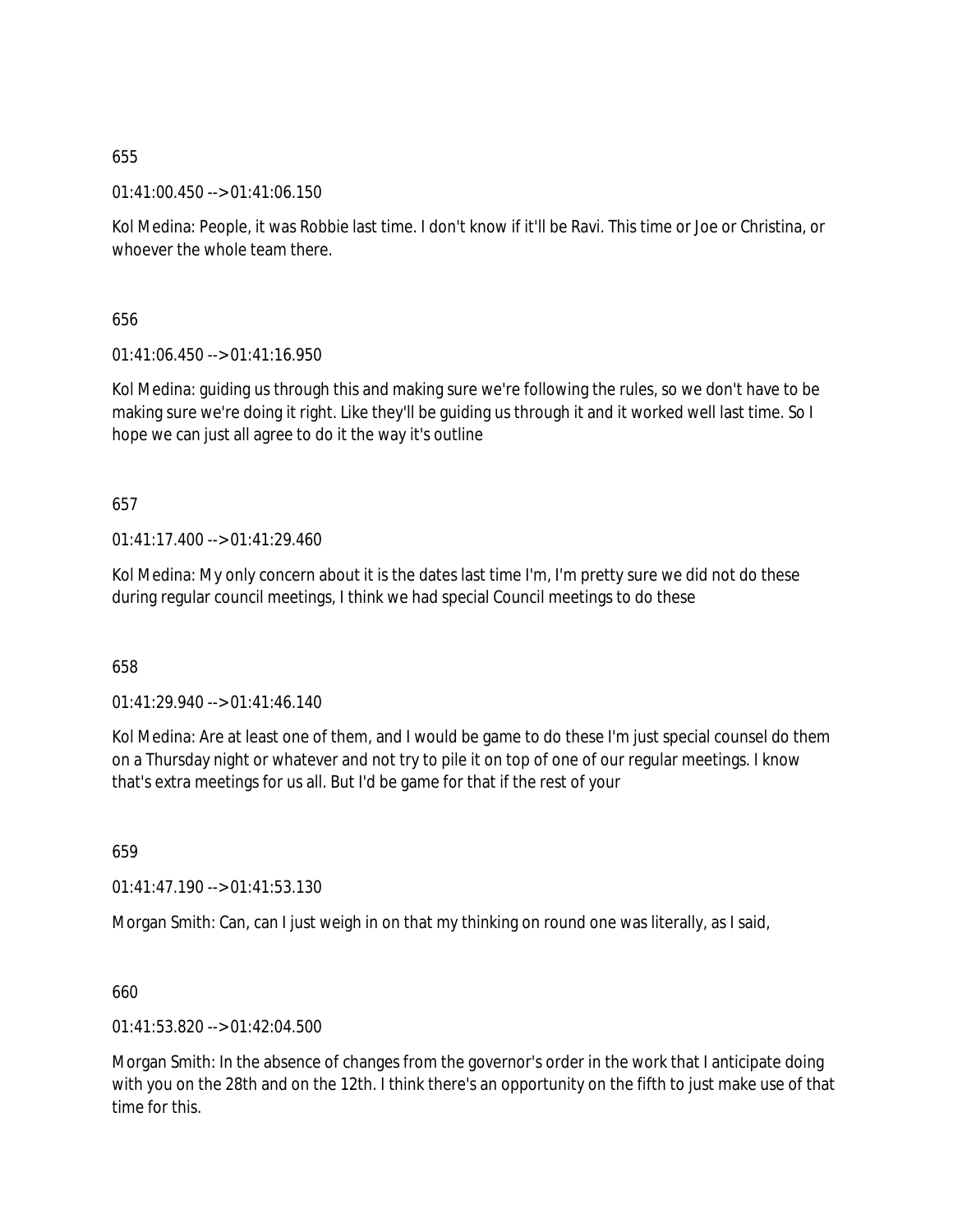655

01:41:00.450 --> 01:41:06.150

Kol Medina: People, it was Robbie last time. I don't know if it'll be Ravi. This time or Joe or Christina, or whoever the whole team there.

656

01:41:06.450 --> 01:41:16.950

Kol Medina: guiding us through this and making sure we're following the rules, so we don't have to be making sure we're doing it right. Like they'll be guiding us through it and it worked well last time. So I hope we can just all agree to do it the way it's outline

657

01:41:17.400 --> 01:41:29.460

Kol Medina: My only concern about it is the dates last time I'm, I'm pretty sure we did not do these during regular council meetings, I think we had special Council meetings to do these

658

01:41:29.940 --> 01:41:46.140

Kol Medina: Are at least one of them, and I would be game to do these I'm just special counsel do them on a Thursday night or whatever and not try to pile it on top of one of our regular meetings. I know that's extra meetings for us all. But I'd be game for that if the rest of your

659

01:41:47.190 --> 01:41:53.130

Morgan Smith: Can, can I just weigh in on that my thinking on round one was literally, as I said,

660

01:41:53.820 --> 01:42:04.500

Morgan Smith: In the absence of changes from the governor's order in the work that I anticipate doing with you on the 28th and on the 12th. I think there's an opportunity on the fifth to just make use of that time for this.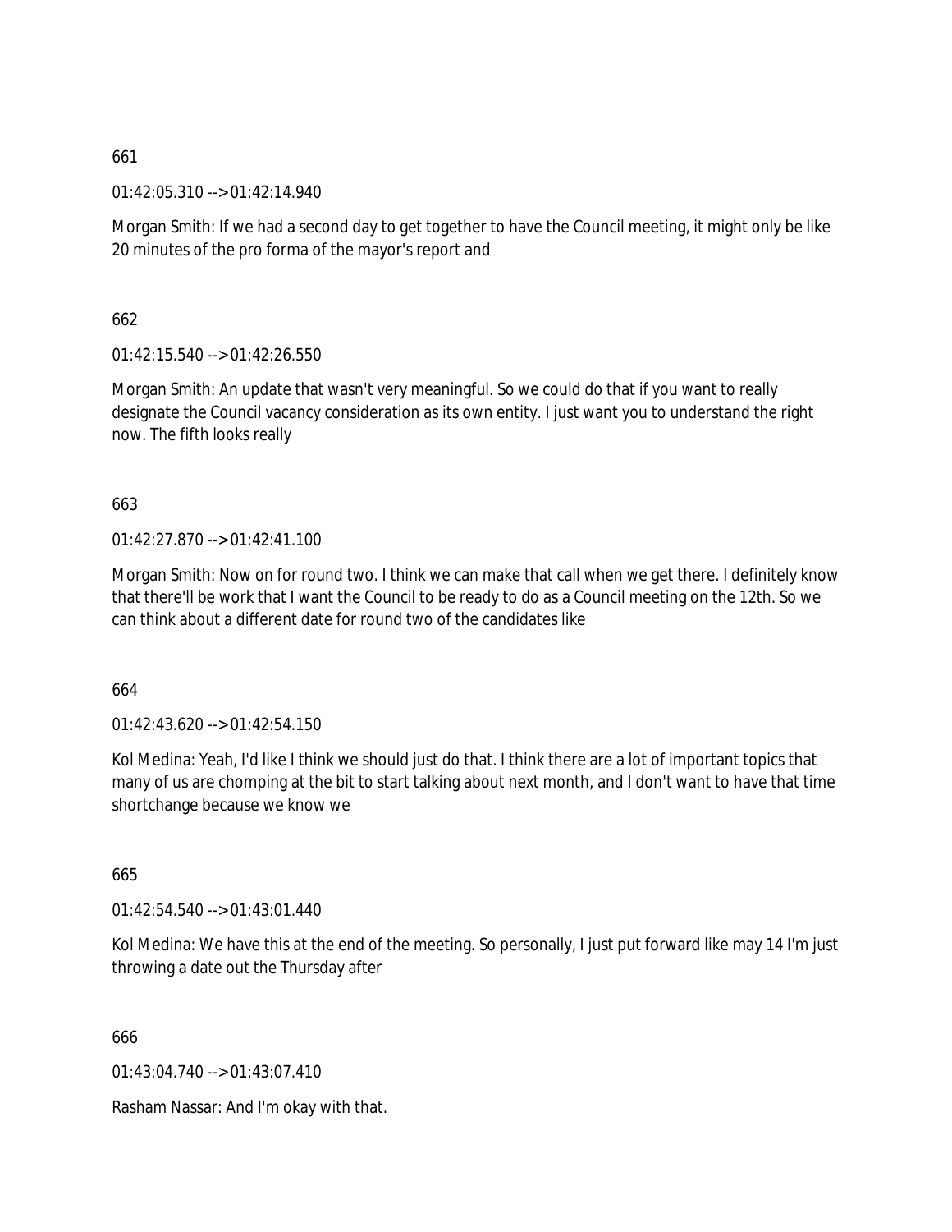661

01:42:05.310 --> 01:42:14.940

Morgan Smith: If we had a second day to get together to have the Council meeting, it might only be like 20 minutes of the pro forma of the mayor's report and

662

01:42:15.540 --> 01:42:26.550

Morgan Smith: An update that wasn't very meaningful. So we could do that if you want to really designate the Council vacancy consideration as its own entity. I just want you to understand the right now. The fifth looks really

663

01:42:27.870 --> 01:42:41.100

Morgan Smith: Now on for round two. I think we can make that call when we get there. I definitely know that there'll be work that I want the Council to be ready to do as a Council meeting on the 12th. So we can think about a different date for round two of the candidates like

664

01:42:43.620 --> 01:42:54.150

Kol Medina: Yeah, I'd like I think we should just do that. I think there are a lot of important topics that many of us are chomping at the bit to start talking about next month, and I don't want to have that time shortchange because we know we

665

01:42:54.540 --> 01:43:01.440

Kol Medina: We have this at the end of the meeting. So personally, I just put forward like may 14 I'm just throwing a date out the Thursday after

666

01:43:04.740 --> 01:43:07.410

Rasham Nassar: And I'm okay with that.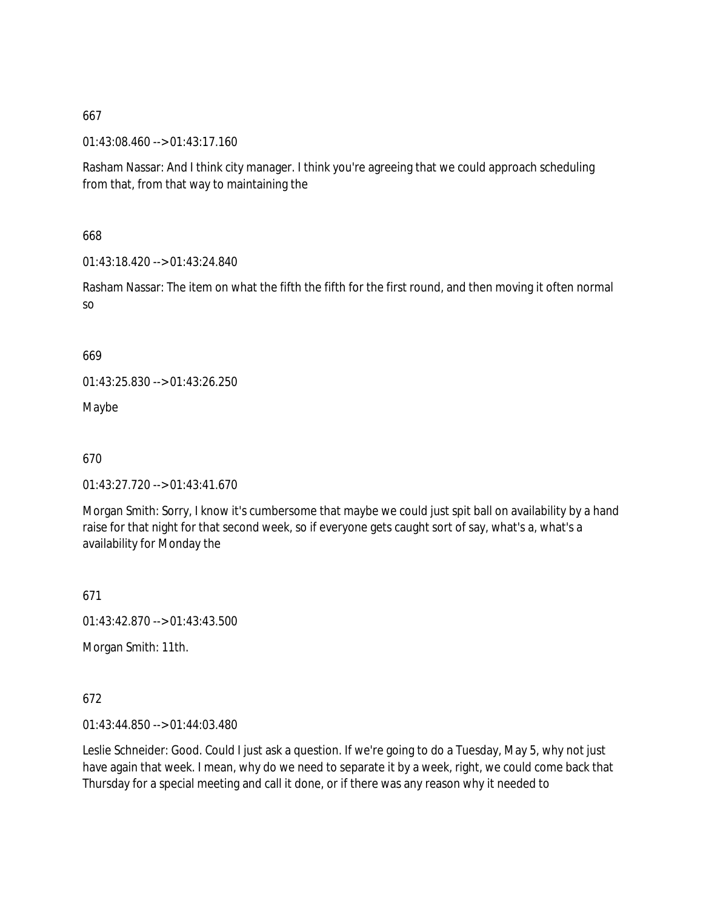667

01:43:08.460 --> 01:43:17.160

Rasham Nassar: And I think city manager. I think you're agreeing that we could approach scheduling from that, from that way to maintaining the

668

01:43:18.420 --> 01:43:24.840

Rasham Nassar: The item on what the fifth the fifth for the first round, and then moving it often normal so

669

01:43:25.830 --> 01:43:26.250

Maybe

670

01:43:27.720 --> 01:43:41.670

Morgan Smith: Sorry, I know it's cumbersome that maybe we could just spit ball on availability by a hand raise for that night for that second week, so if everyone gets caught sort of say, what's a, what's a availability for Monday the

671

01:43:42.870 --> 01:43:43.500

Morgan Smith: 11th.

672

01:43:44.850 --> 01:44:03.480

Leslie Schneider: Good. Could I just ask a question. If we're going to do a Tuesday, May 5, why not just have again that week. I mean, why do we need to separate it by a week, right, we could come back that Thursday for a special meeting and call it done, or if there was any reason why it needed to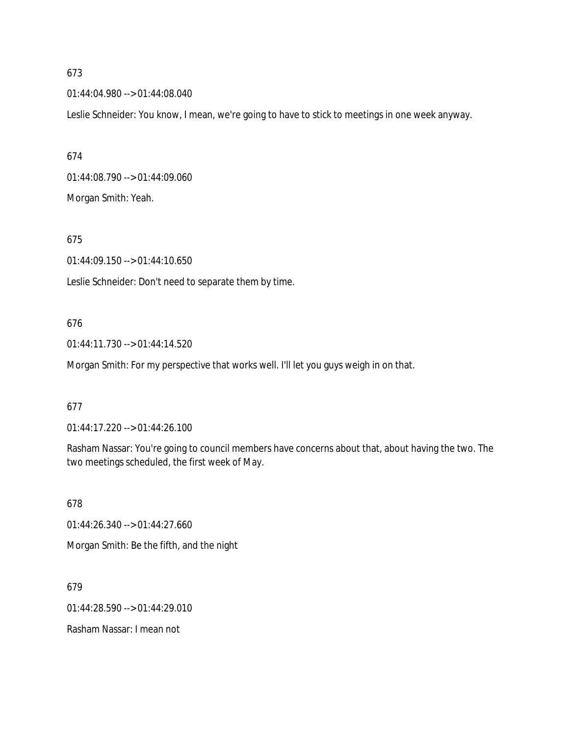673

01:44:04.980 --> 01:44:08.040

Leslie Schneider: You know, I mean, we're going to have to stick to meetings in one week anyway.

674

01:44:08.790 --> 01:44:09.060

Morgan Smith: Yeah.

675

01:44:09.150 --> 01:44:10.650

Leslie Schneider: Don't need to separate them by time.

676

01:44:11.730 --> 01:44:14.520

Morgan Smith: For my perspective that works well. I'll let you guys weigh in on that.

677

01:44:17.220 --> 01:44:26.100

Rasham Nassar: You're going to council members have concerns about that, about having the two. The two meetings scheduled, the first week of May.

678

01:44:26.340 --> 01:44:27.660

Morgan Smith: Be the fifth, and the night

679

01:44:28.590 --> 01:44:29.010

Rasham Nassar: I mean not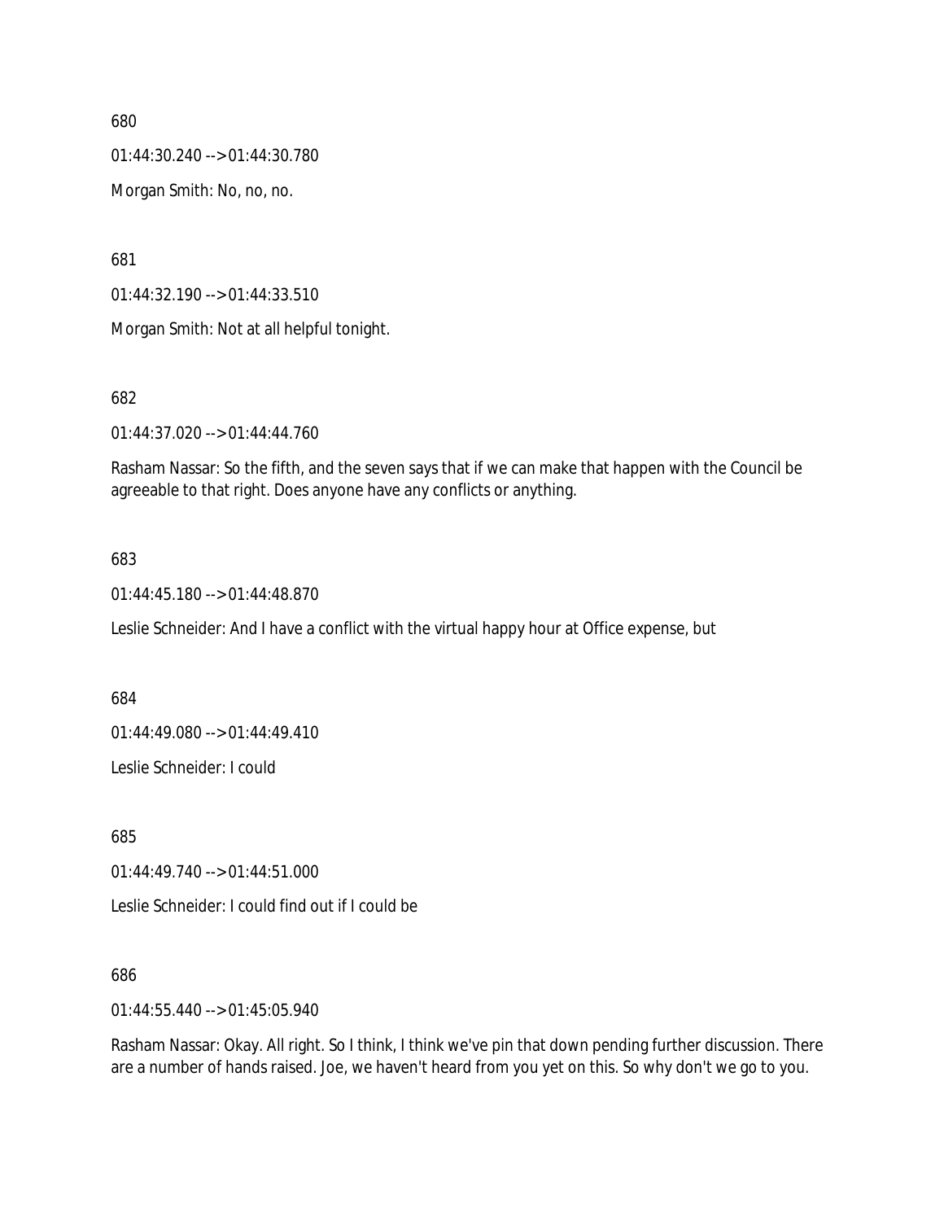680

01:44:30.240 --> 01:44:30.780

Morgan Smith: No, no, no.

681

01:44:32.190 --> 01:44:33.510

Morgan Smith: Not at all helpful tonight.

682

01:44:37.020 --> 01:44:44.760

Rasham Nassar: So the fifth, and the seven says that if we can make that happen with the Council be agreeable to that right. Does anyone have any conflicts or anything.

683

01:44:45.180 --> 01:44:48.870

Leslie Schneider: And I have a conflict with the virtual happy hour at Office expense, but

684

01:44:49.080 --> 01:44:49.410

Leslie Schneider: I could

685

01:44:49.740 --> 01:44:51.000

Leslie Schneider: I could find out if I could be

686

01:44:55.440 --> 01:45:05.940

Rasham Nassar: Okay. All right. So I think, I think we've pin that down pending further discussion. There are a number of hands raised. Joe, we haven't heard from you yet on this. So why don't we go to you.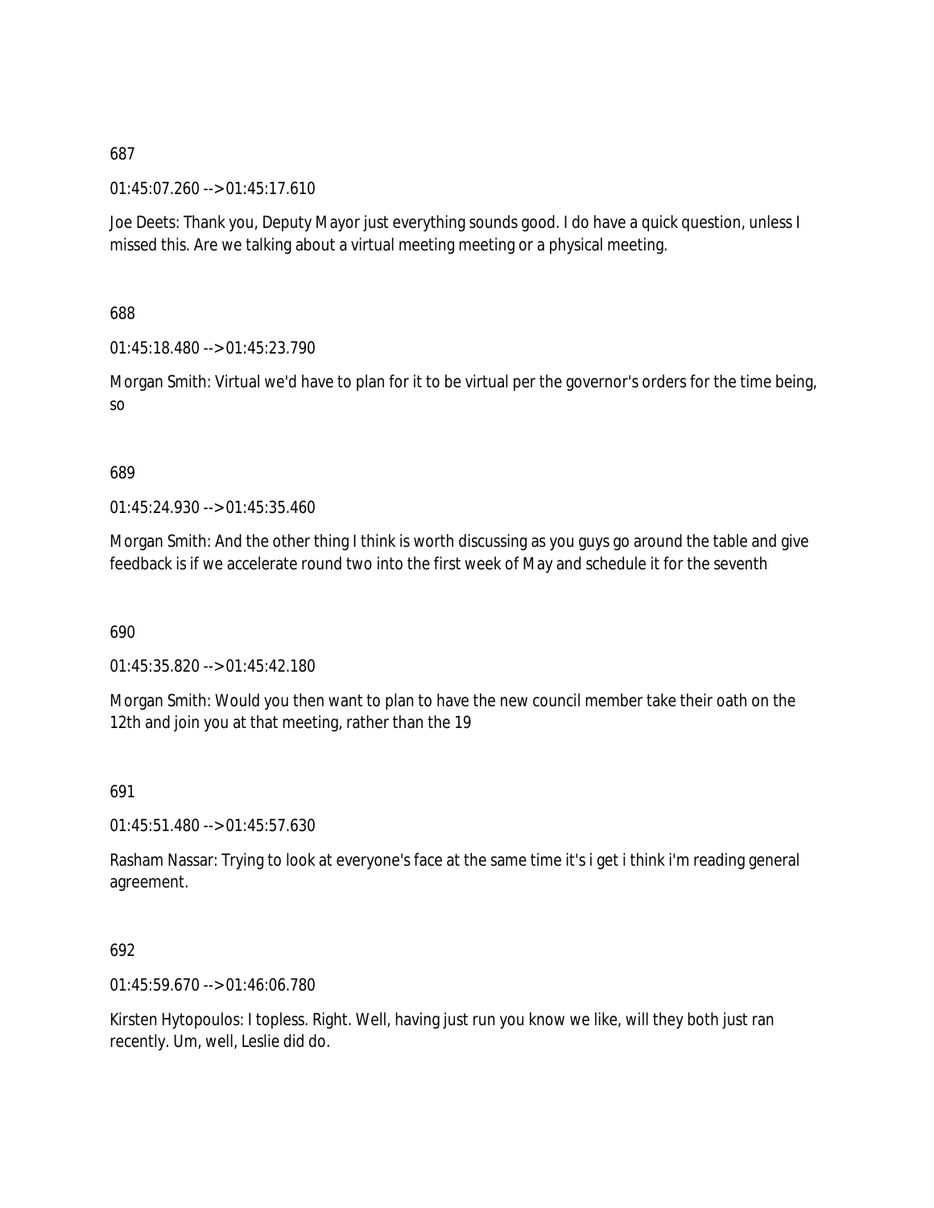687

01:45:07.260 --> 01:45:17.610

Joe Deets: Thank you, Deputy Mayor just everything sounds good. I do have a quick question, unless I missed this. Are we talking about a virtual meeting meeting or a physical meeting.

688

01:45:18.480 --> 01:45:23.790

Morgan Smith: Virtual we'd have to plan for it to be virtual per the governor's orders for the time being, so

689

01:45:24.930 --> 01:45:35.460

Morgan Smith: And the other thing I think is worth discussing as you guys go around the table and give feedback is if we accelerate round two into the first week of May and schedule it for the seventh

690

01:45:35.820 --> 01:45:42.180

Morgan Smith: Would you then want to plan to have the new council member take their oath on the 12th and join you at that meeting, rather than the 19

691

01:45:51.480 --> 01:45:57.630

Rasham Nassar: Trying to look at everyone's face at the same time it's i get i think i'm reading general agreement.

692

01:45:59.670 --> 01:46:06.780

Kirsten Hytopoulos: I topless. Right. Well, having just run you know we like, will they both just ran recently. Um, well, Leslie did do.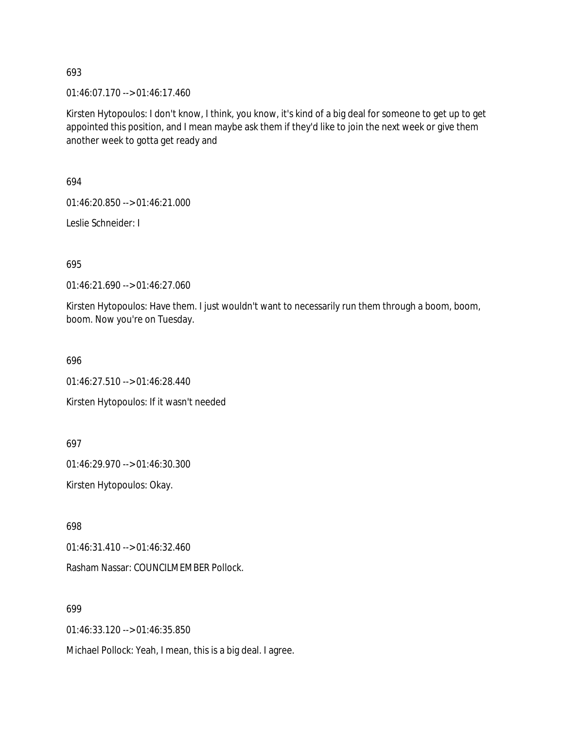693

01:46:07.170 --> 01:46:17.460

Kirsten Hytopoulos: I don't know, I think, you know, it's kind of a big deal for someone to get up to get appointed this position, and I mean maybe ask them if they'd like to join the next week or give them another week to gotta get ready and

694

01:46:20.850 --> 01:46:21.000

Leslie Schneider: I

695

01:46:21.690 --> 01:46:27.060

Kirsten Hytopoulos: Have them. I just wouldn't want to necessarily run them through a boom, boom, boom. Now you're on Tuesday.

696

01:46:27.510 --> 01:46:28.440

Kirsten Hytopoulos: If it wasn't needed

697

01:46:29.970 --> 01:46:30.300

Kirsten Hytopoulos: Okay.

698

01:46:31.410 --> 01:46:32.460

Rasham Nassar: COUNCILMEMBER Pollock.

699

01:46:33.120 --> 01:46:35.850

Michael Pollock: Yeah, I mean, this is a big deal. I agree.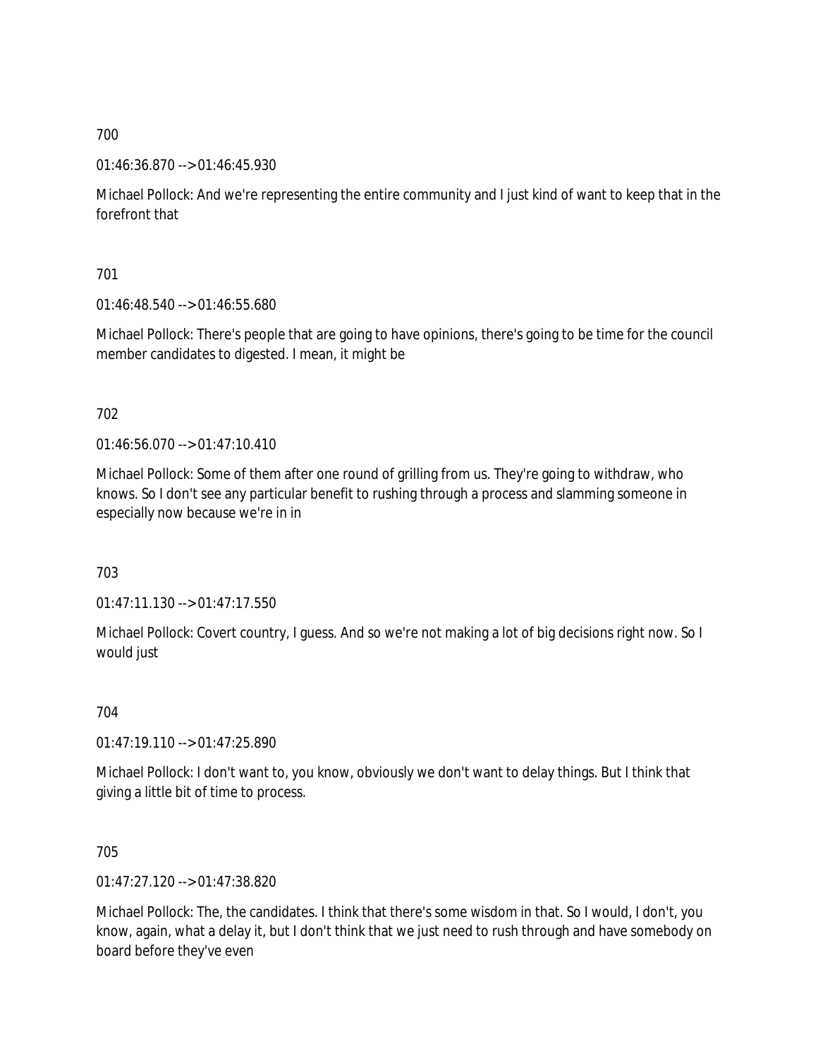700

01:46:36.870 --> 01:46:45.930

Michael Pollock: And we're representing the entire community and I just kind of want to keep that in the forefront that

701

01:46:48.540 --> 01:46:55.680

Michael Pollock: There's people that are going to have opinions, there's going to be time for the council member candidates to digested. I mean, it might be

702

01:46:56.070 --> 01:47:10.410

Michael Pollock: Some of them after one round of grilling from us. They're going to withdraw, who knows. So I don't see any particular benefit to rushing through a process and slamming someone in especially now because we're in in

703

01:47:11.130 --> 01:47:17.550

Michael Pollock: Covert country, I guess. And so we're not making a lot of big decisions right now. So I would just

704

01:47:19.110 --> 01:47:25.890

Michael Pollock: I don't want to, you know, obviously we don't want to delay things. But I think that giving a little bit of time to process.

705

01:47:27.120 --> 01:47:38.820

Michael Pollock: The, the candidates. I think that there's some wisdom in that. So I would, I don't, you know, again, what a delay it, but I don't think that we just need to rush through and have somebody on board before they've even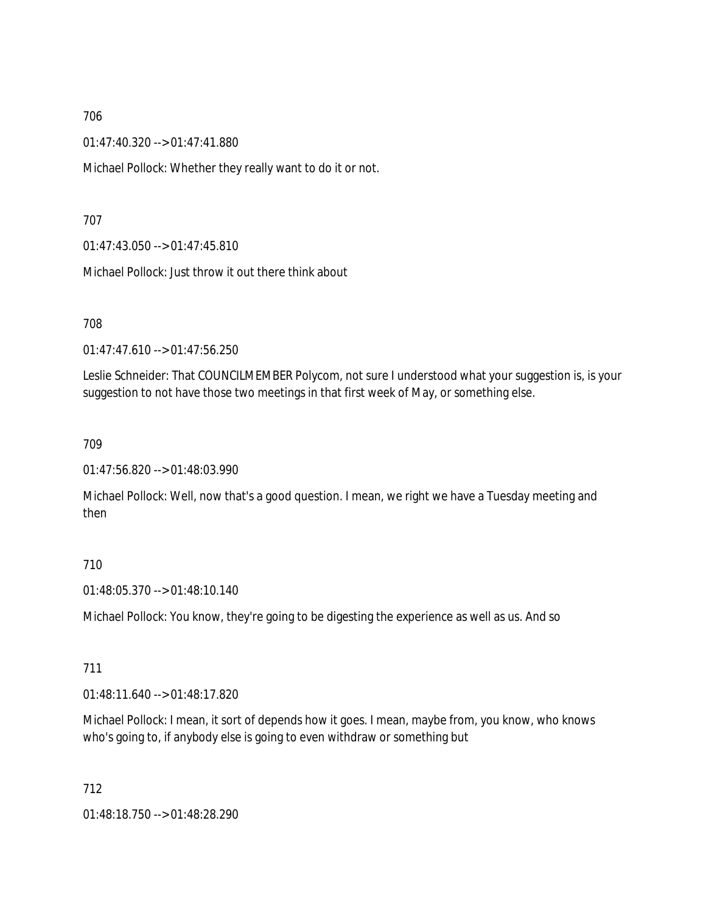706

01:47:40.320 --> 01:47:41.880

Michael Pollock: Whether they really want to do it or not.

707

01:47:43.050 --> 01:47:45.810

Michael Pollock: Just throw it out there think about

708

01:47:47.610 --> 01:47:56.250

Leslie Schneider: That COUNCILMEMBER Polycom, not sure I understood what your suggestion is, is your suggestion to not have those two meetings in that first week of May, or something else.

709

01:47:56.820 --> 01:48:03.990

Michael Pollock: Well, now that's a good question. I mean, we right we have a Tuesday meeting and then

710

01:48:05.370 --> 01:48:10.140

Michael Pollock: You know, they're going to be digesting the experience as well as us. And so

711

01:48:11.640 --> 01:48:17.820

Michael Pollock: I mean, it sort of depends how it goes. I mean, maybe from, you know, who knows who's going to, if anybody else is going to even withdraw or something but

712

01:48:18.750 --> 01:48:28.290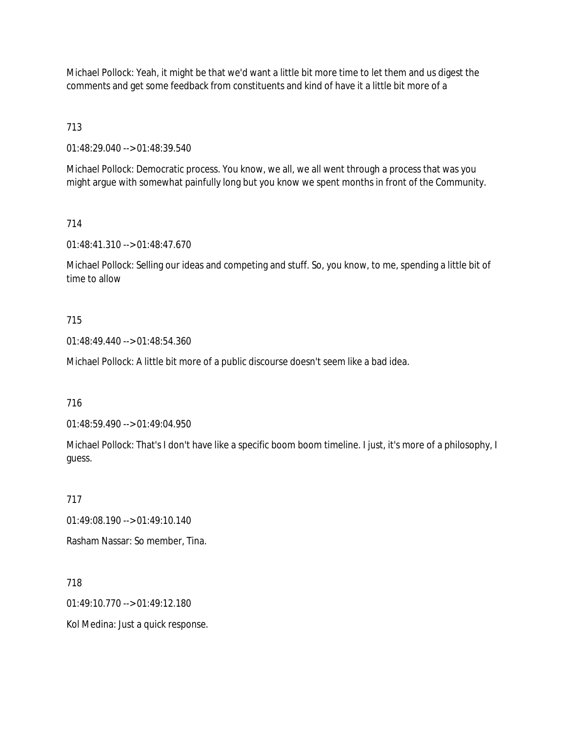Michael Pollock: Yeah, it might be that we'd want a little bit more time to let them and us digest the comments and get some feedback from constituents and kind of have it a little bit more of a

713

01:48:29.040 --> 01:48:39.540

Michael Pollock: Democratic process. You know, we all, we all went through a process that was you might argue with somewhat painfully long but you know we spent months in front of the Community.

714

01:48:41.310 --> 01:48:47.670

Michael Pollock: Selling our ideas and competing and stuff. So, you know, to me, spending a little bit of time to allow

715

01:48:49.440 --> 01:48:54.360

Michael Pollock: A little bit more of a public discourse doesn't seem like a bad idea.

716

01:48:59.490 --> 01:49:04.950

Michael Pollock: That's I don't have like a specific boom boom timeline. I just, it's more of a philosophy, I guess.

717

01:49:08.190 --> 01:49:10.140

Rasham Nassar: So member, Tina.

718

01:49:10.770 --> 01:49:12.180

Kol Medina: Just a quick response.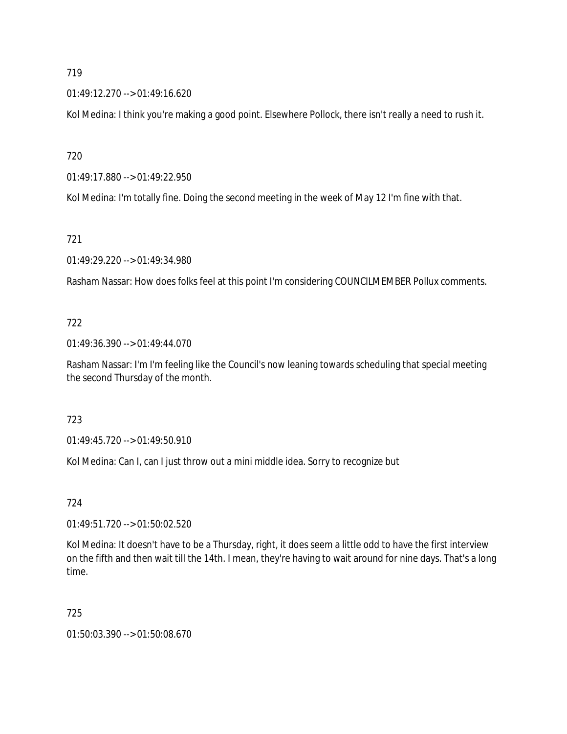719

01:49:12.270 --> 01:49:16.620

Kol Medina: I think you're making a good point. Elsewhere Pollock, there isn't really a need to rush it.

720

01:49:17.880 --> 01:49:22.950

Kol Medina: I'm totally fine. Doing the second meeting in the week of May 12 I'm fine with that.

721

01:49:29.220 --> 01:49:34.980

Rasham Nassar: How does folks feel at this point I'm considering COUNCILMEMBER Pollux comments.

722

01:49:36.390 --> 01:49:44.070

Rasham Nassar: I'm I'm feeling like the Council's now leaning towards scheduling that special meeting the second Thursday of the month.

723

01:49:45.720 --> 01:49:50.910

Kol Medina: Can I, can I just throw out a mini middle idea. Sorry to recognize but

724

01:49:51.720 --> 01:50:02.520

Kol Medina: It doesn't have to be a Thursday, right, it does seem a little odd to have the first interview on the fifth and then wait till the 14th. I mean, they're having to wait around for nine days. That's a long time.

725

01:50:03.390 --> 01:50:08.670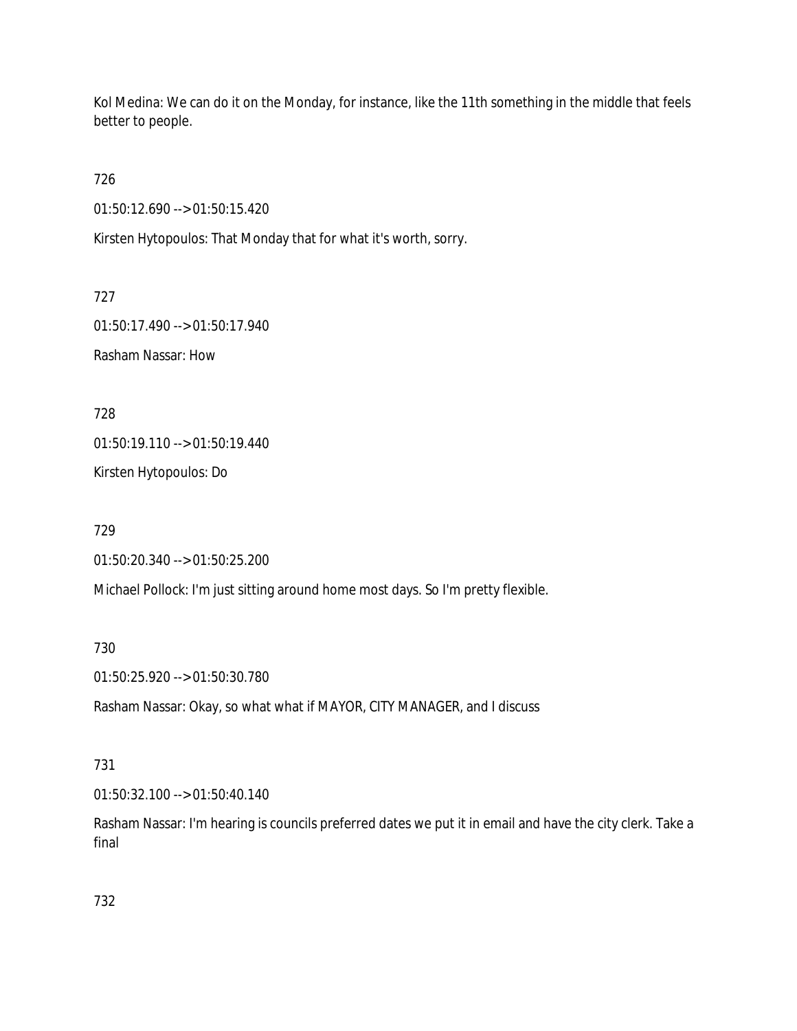Kol Medina: We can do it on the Monday, for instance, like the 11th something in the middle that feels better to people.

726

01:50:12.690 --> 01:50:15.420

Kirsten Hytopoulos: That Monday that for what it's worth, sorry.

727

01:50:17.490 --> 01:50:17.940

Rasham Nassar: How

728

01:50:19.110 --> 01:50:19.440

Kirsten Hytopoulos: Do

729

01:50:20.340 --> 01:50:25.200

Michael Pollock: I'm just sitting around home most days. So I'm pretty flexible.

730

01:50:25.920 --> 01:50:30.780

Rasham Nassar: Okay, so what what if MAYOR, CITY MANAGER, and I discuss

731

01:50:32.100 --> 01:50:40.140

Rasham Nassar: I'm hearing is councils preferred dates we put it in email and have the city clerk. Take a final

732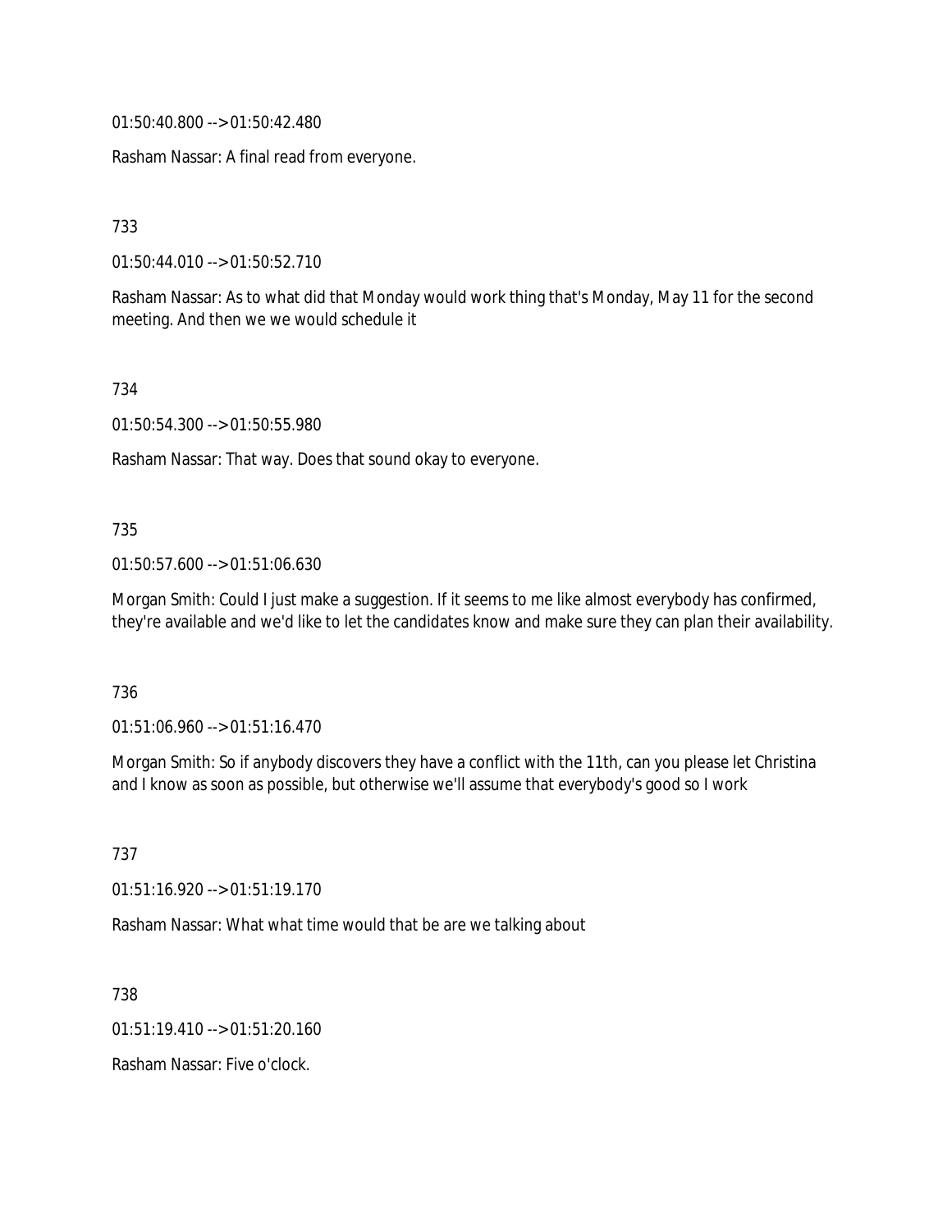01:50:40.800 --> 01:50:42.480

Rasham Nassar: A final read from everyone.

733

01:50:44.010 --> 01:50:52.710

Rasham Nassar: As to what did that Monday would work thing that's Monday, May 11 for the second meeting. And then we we would schedule it

734

01:50:54.300 --> 01:50:55.980

Rasham Nassar: That way. Does that sound okay to everyone.

735

01:50:57.600 --> 01:51:06.630

Morgan Smith: Could I just make a suggestion. If it seems to me like almost everybody has confirmed, they're available and we'd like to let the candidates know and make sure they can plan their availability.

736

01:51:06.960 --> 01:51:16.470

Morgan Smith: So if anybody discovers they have a conflict with the 11th, can you please let Christina and I know as soon as possible, but otherwise we'll assume that everybody's good so I work

737

01:51:16.920 --> 01:51:19.170

Rasham Nassar: What what time would that be are we talking about

738

01:51:19.410 --> 01:51:20.160

Rasham Nassar: Five o'clock.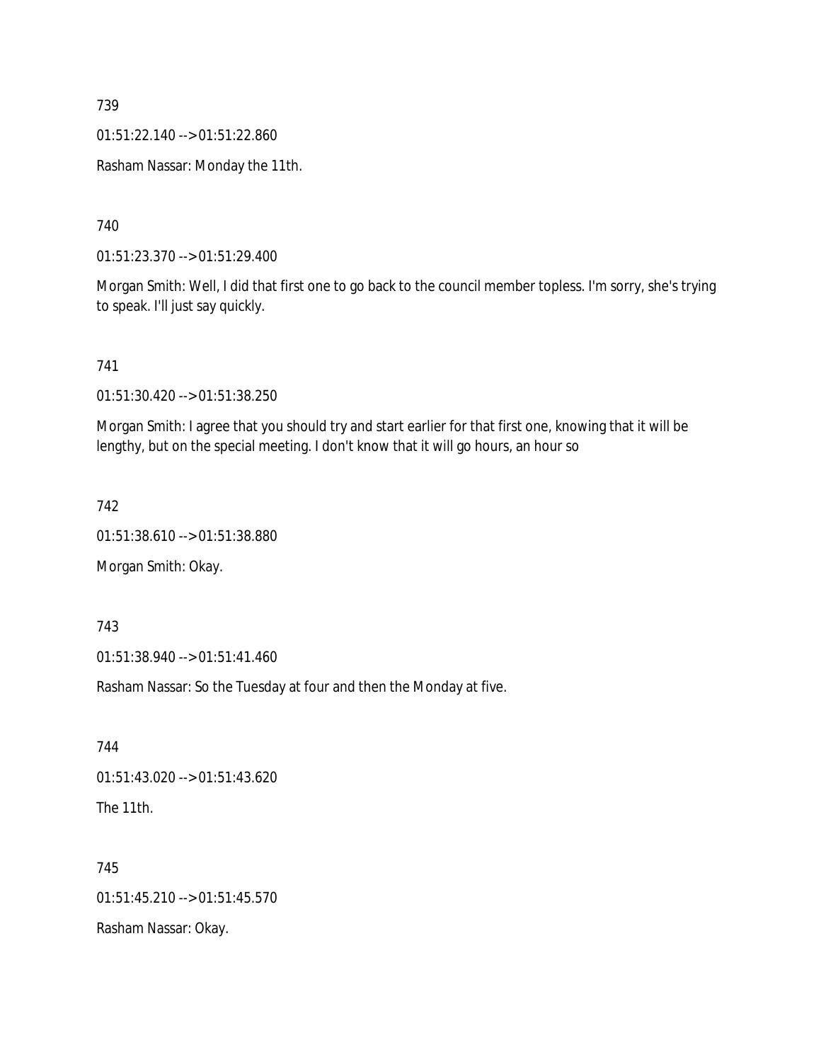739

01:51:22.140 --> 01:51:22.860

Rasham Nassar: Monday the 11th.

740

01:51:23.370 --> 01:51:29.400

Morgan Smith: Well, I did that first one to go back to the council member topless. I'm sorry, she's trying to speak. I'll just say quickly.

741

01:51:30.420 --> 01:51:38.250

Morgan Smith: I agree that you should try and start earlier for that first one, knowing that it will be lengthy, but on the special meeting. I don't know that it will go hours, an hour so

742

01:51:38.610 --> 01:51:38.880

Morgan Smith: Okay.

743

01:51:38.940 --> 01:51:41.460

Rasham Nassar: So the Tuesday at four and then the Monday at five.

744

01:51:43.020 --> 01:51:43.620

The 11th.

745

01:51:45.210 --> 01:51:45.570

Rasham Nassar: Okay.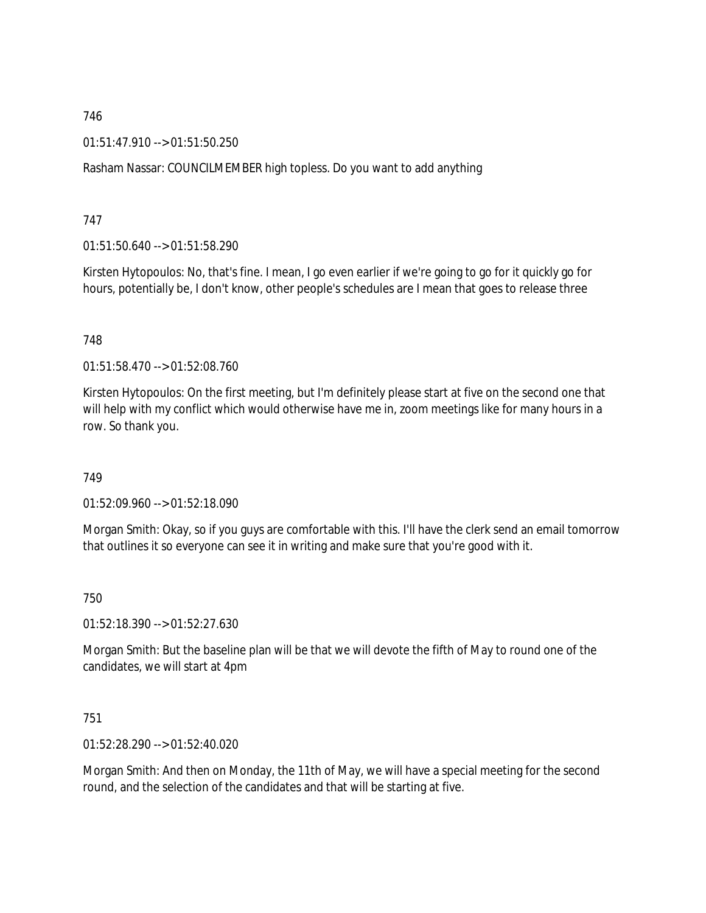746

01:51:47.910 --> 01:51:50.250

Rasham Nassar: COUNCILMEMBER high topless. Do you want to add anything

747

01:51:50.640 --> 01:51:58.290

Kirsten Hytopoulos: No, that's fine. I mean, I go even earlier if we're going to go for it quickly go for hours, potentially be, I don't know, other people's schedules are I mean that goes to release three

748

01:51:58.470 --> 01:52:08.760

Kirsten Hytopoulos: On the first meeting, but I'm definitely please start at five on the second one that will help with my conflict which would otherwise have me in, zoom meetings like for many hours in a row. So thank you.

749

01:52:09.960 --> 01:52:18.090

Morgan Smith: Okay, so if you guys are comfortable with this. I'll have the clerk send an email tomorrow that outlines it so everyone can see it in writing and make sure that you're good with it.

750

01:52:18.390 --> 01:52:27.630

Morgan Smith: But the baseline plan will be that we will devote the fifth of May to round one of the candidates, we will start at 4pm

751

01:52:28.290 --> 01:52:40.020

Morgan Smith: And then on Monday, the 11th of May, we will have a special meeting for the second round, and the selection of the candidates and that will be starting at five.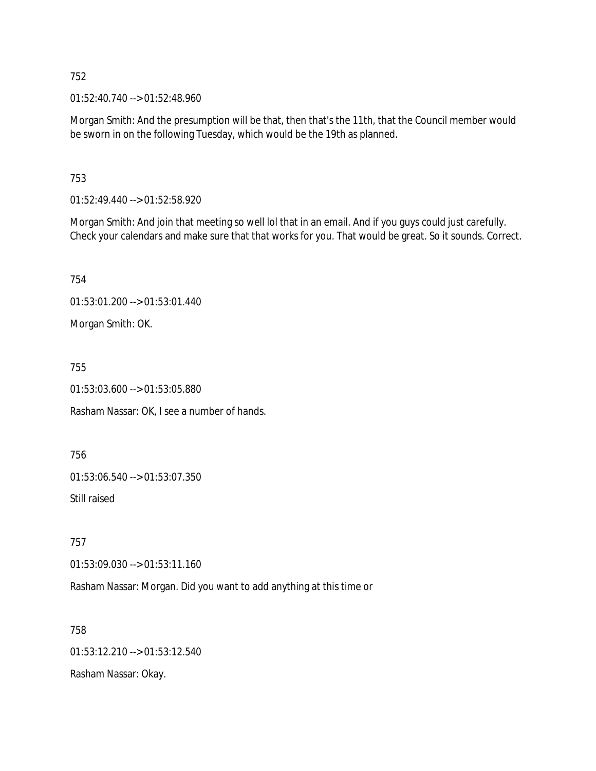752

01:52:40.740 --> 01:52:48.960

Morgan Smith: And the presumption will be that, then that's the 11th, that the Council member would be sworn in on the following Tuesday, which would be the 19th as planned.

753

01:52:49.440 --> 01:52:58.920

Morgan Smith: And join that meeting so well lol that in an email. And if you guys could just carefully. Check your calendars and make sure that that works for you. That would be great. So it sounds. Correct.

754

01:53:01.200 --> 01:53:01.440

Morgan Smith: OK.

755

01:53:03.600 --> 01:53:05.880

Rasham Nassar: OK, I see a number of hands.

756

01:53:06.540 --> 01:53:07.350

Still raised

757

01:53:09.030 --> 01:53:11.160

Rasham Nassar: Morgan. Did you want to add anything at this time or

758

01:53:12.210 --> 01:53:12.540

Rasham Nassar: Okay.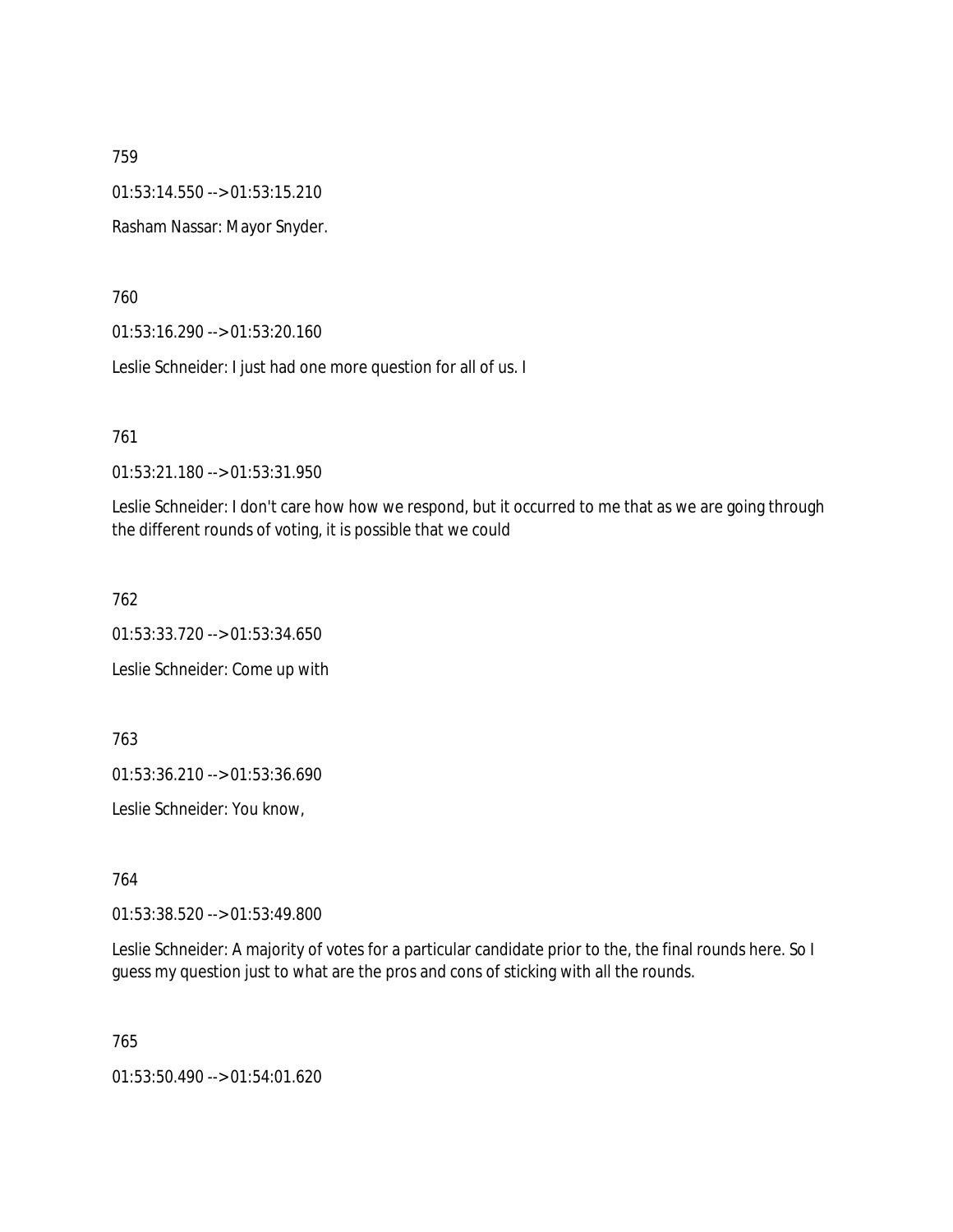759

01:53:14.550 --> 01:53:15.210

Rasham Nassar: Mayor Snyder.

760

01:53:16.290 --> 01:53:20.160

Leslie Schneider: I just had one more question for all of us. I

761

01:53:21.180 --> 01:53:31.950

Leslie Schneider: I don't care how how we respond, but it occurred to me that as we are going through the different rounds of voting, it is possible that we could

762

01:53:33.720 --> 01:53:34.650

Leslie Schneider: Come up with

763

01:53:36.210 --> 01:53:36.690

Leslie Schneider: You know,

764

01:53:38.520 --> 01:53:49.800

Leslie Schneider: A majority of votes for a particular candidate prior to the, the final rounds here. So I guess my question just to what are the pros and cons of sticking with all the rounds.

765

01:53:50.490 --> 01:54:01.620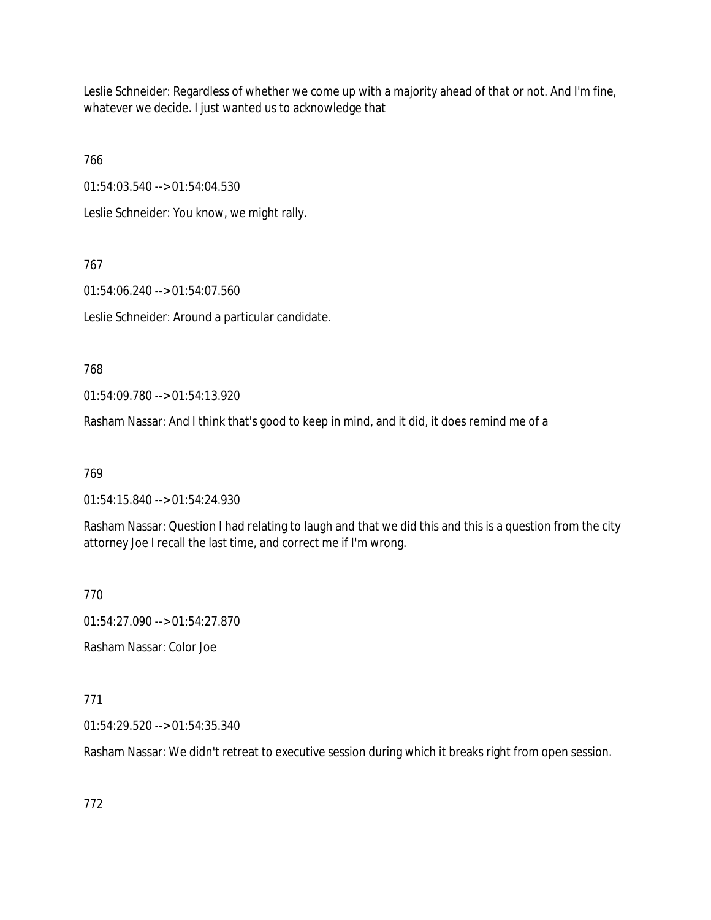Leslie Schneider: Regardless of whether we come up with a majority ahead of that or not. And I'm fine, whatever we decide. I just wanted us to acknowledge that

766

01:54:03.540 --> 01:54:04.530

Leslie Schneider: You know, we might rally.

767

01:54:06.240 --> 01:54:07.560

Leslie Schneider: Around a particular candidate.

768

01:54:09.780 --> 01:54:13.920

Rasham Nassar: And I think that's good to keep in mind, and it did, it does remind me of a

769

01:54:15.840 --> 01:54:24.930

Rasham Nassar: Question I had relating to laugh and that we did this and this is a question from the city attorney Joe I recall the last time, and correct me if I'm wrong.

770

01:54:27.090 --> 01:54:27.870

Rasham Nassar: Color Joe

771

01:54:29.520 --> 01:54:35.340

Rasham Nassar: We didn't retreat to executive session during which it breaks right from open session.

772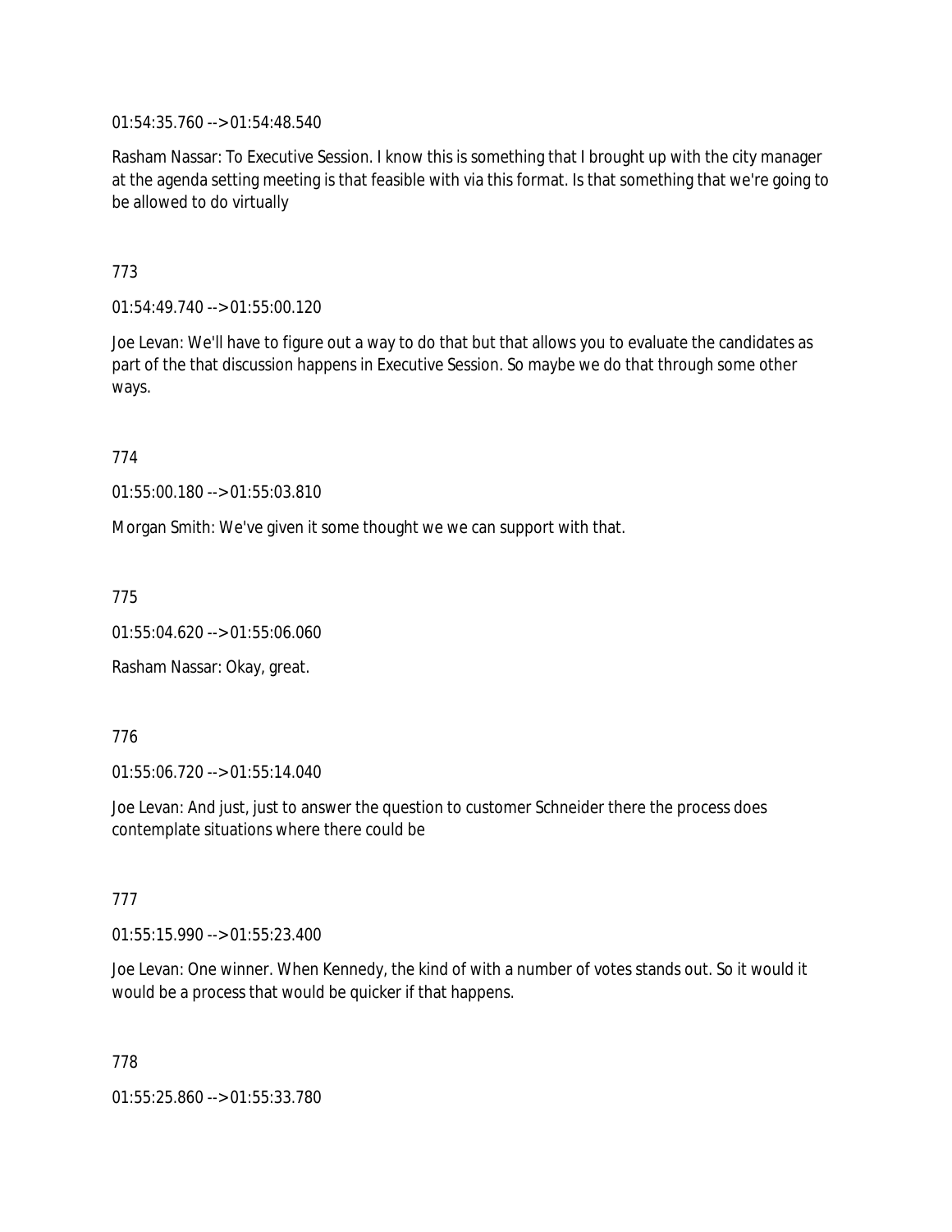01:54:35.760 --> 01:54:48.540

Rasham Nassar: To Executive Session. I know this is something that I brought up with the city manager at the agenda setting meeting is that feasible with via this format. Is that something that we're going to be allowed to do virtually

773

01:54:49.740 --> 01:55:00.120

Joe Levan: We'll have to figure out a way to do that but that allows you to evaluate the candidates as part of the that discussion happens in Executive Session. So maybe we do that through some other ways.

774

01:55:00.180 --> 01:55:03.810

Morgan Smith: We've given it some thought we we can support with that.

775

01:55:04.620 --> 01:55:06.060

Rasham Nassar: Okay, great.

776

01:55:06.720 --> 01:55:14.040

Joe Levan: And just, just to answer the question to customer Schneider there the process does contemplate situations where there could be

777

01:55:15.990 --> 01:55:23.400

Joe Levan: One winner. When Kennedy, the kind of with a number of votes stands out. So it would it would be a process that would be quicker if that happens.

778

01:55:25.860 --> 01:55:33.780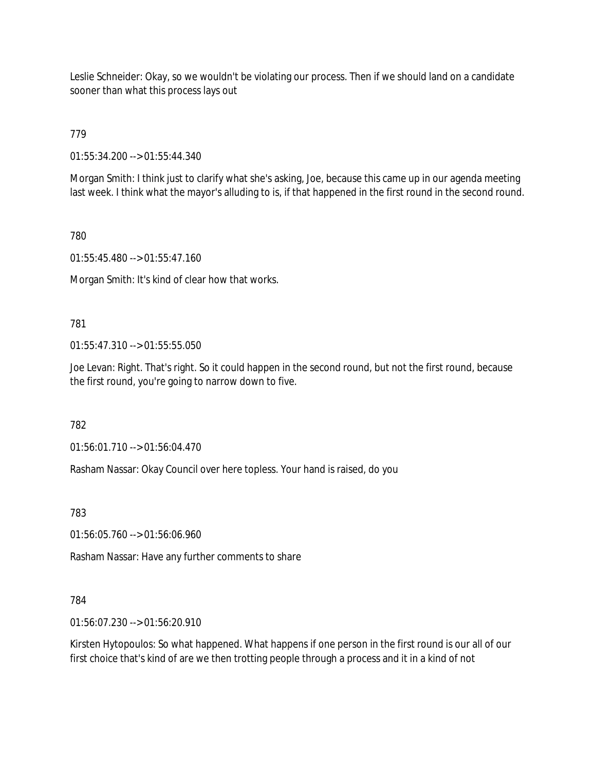Leslie Schneider: Okay, so we wouldn't be violating our process. Then if we should land on a candidate sooner than what this process lays out

779

01:55:34.200 --> 01:55:44.340

Morgan Smith: I think just to clarify what she's asking, Joe, because this came up in our agenda meeting last week. I think what the mayor's alluding to is, if that happened in the first round in the second round.

780

01:55:45.480 --> 01:55:47.160

Morgan Smith: It's kind of clear how that works.

781

01:55:47.310 --> 01:55:55.050

Joe Levan: Right. That's right. So it could happen in the second round, but not the first round, because the first round, you're going to narrow down to five.

782

01:56:01.710 --> 01:56:04.470

Rasham Nassar: Okay Council over here topless. Your hand is raised, do you

783

01:56:05.760 --> 01:56:06.960

Rasham Nassar: Have any further comments to share

784

01:56:07.230 --> 01:56:20.910

Kirsten Hytopoulos: So what happened. What happens if one person in the first round is our all of our first choice that's kind of are we then trotting people through a process and it in a kind of not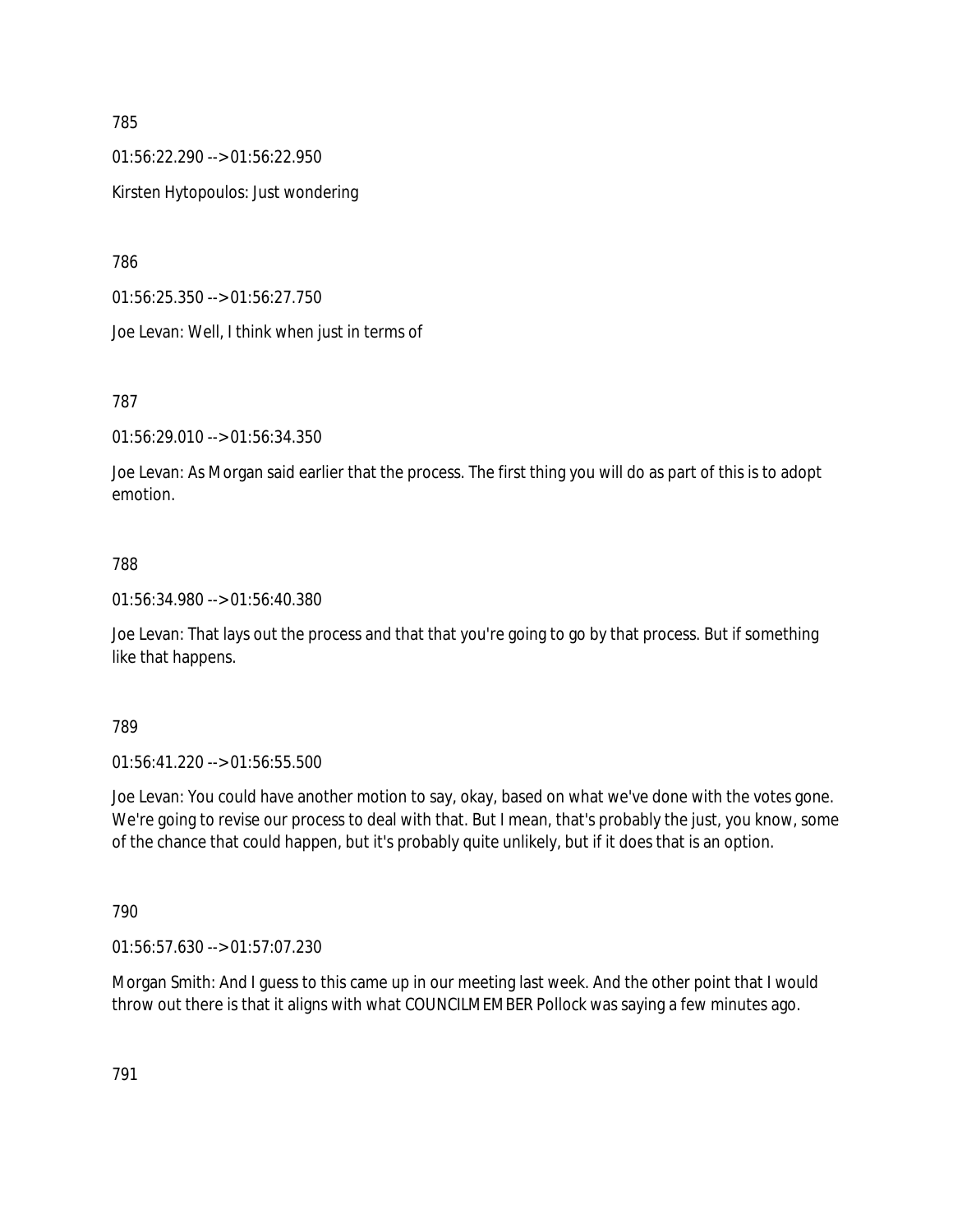785

01:56:22.290 --> 01:56:22.950

Kirsten Hytopoulos: Just wondering

786

01:56:25.350 --> 01:56:27.750

Joe Levan: Well, I think when just in terms of

787

01:56:29.010 --> 01:56:34.350

Joe Levan: As Morgan said earlier that the process. The first thing you will do as part of this is to adopt emotion.

788

01:56:34.980 --> 01:56:40.380

Joe Levan: That lays out the process and that that you're going to go by that process. But if something like that happens.

789

01:56:41.220 --> 01:56:55.500

Joe Levan: You could have another motion to say, okay, based on what we've done with the votes gone. We're going to revise our process to deal with that. But I mean, that's probably the just, you know, some of the chance that could happen, but it's probably quite unlikely, but if it does that is an option.

790

01:56:57.630 --> 01:57:07.230

Morgan Smith: And I guess to this came up in our meeting last week. And the other point that I would throw out there is that it aligns with what COUNCILMEMBER Pollock was saying a few minutes ago.

791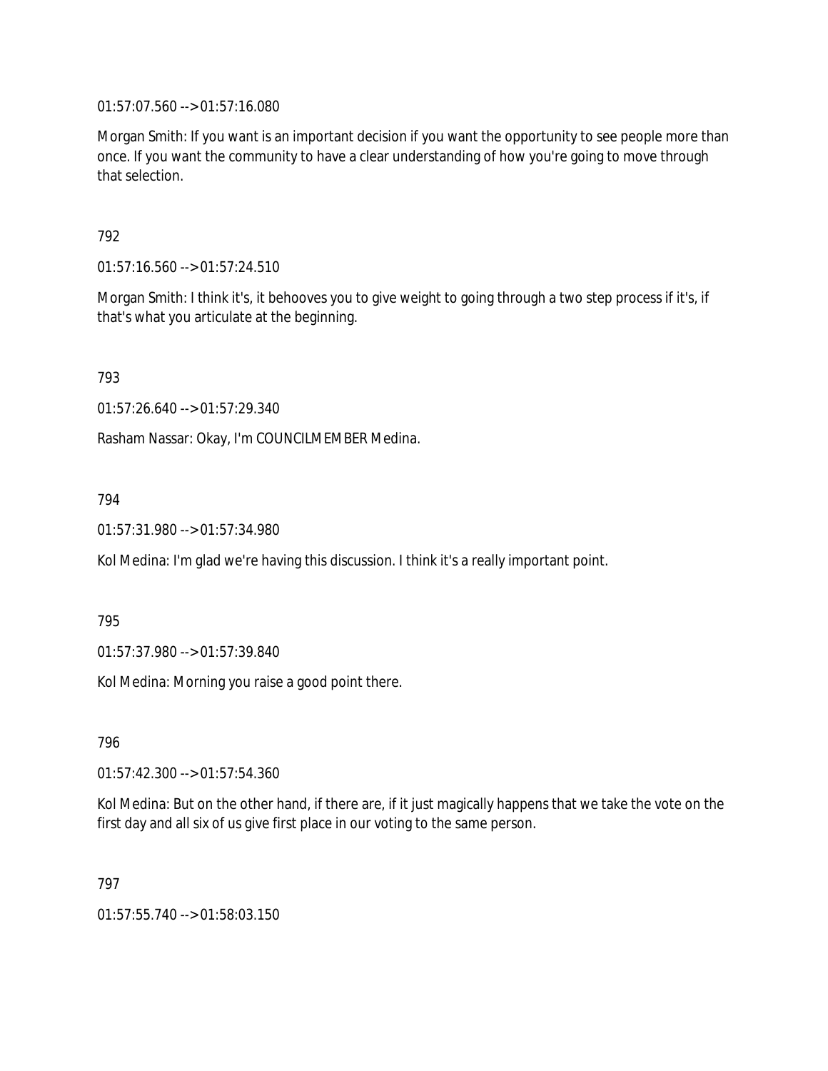01:57:07.560 --> 01:57:16.080

Morgan Smith: If you want is an important decision if you want the opportunity to see people more than once. If you want the community to have a clear understanding of how you're going to move through that selection.

792

01:57:16.560 --> 01:57:24.510

Morgan Smith: I think it's, it behooves you to give weight to going through a two step process if it's, if that's what you articulate at the beginning.

793

01:57:26.640 --> 01:57:29.340

Rasham Nassar: Okay, I'm COUNCILMEMBER Medina.

794

01:57:31.980 --> 01:57:34.980

Kol Medina: I'm glad we're having this discussion. I think it's a really important point.

795

01:57:37.980 --> 01:57:39.840

Kol Medina: Morning you raise a good point there.

796

01:57:42.300 --> 01:57:54.360

Kol Medina: But on the other hand, if there are, if it just magically happens that we take the vote on the first day and all six of us give first place in our voting to the same person.

797

01:57:55.740 --> 01:58:03.150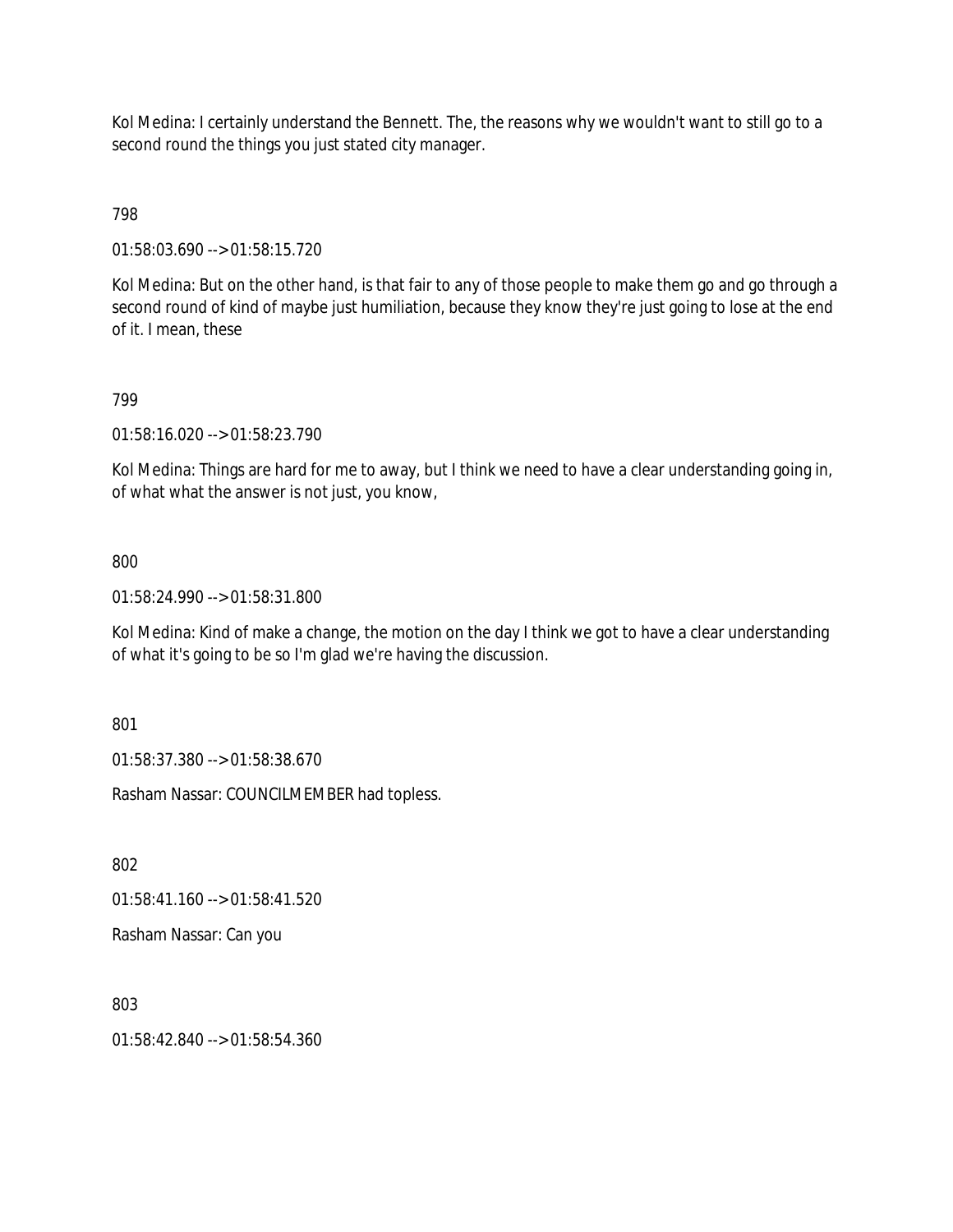Kol Medina: I certainly understand the Bennett. The, the reasons why we wouldn't want to still go to a second round the things you just stated city manager.

798

01:58:03.690 --> 01:58:15.720

Kol Medina: But on the other hand, is that fair to any of those people to make them go and go through a second round of kind of maybe just humiliation, because they know they're just going to lose at the end of it. I mean, these

799

01:58:16.020 --> 01:58:23.790

Kol Medina: Things are hard for me to away, but I think we need to have a clear understanding going in, of what what the answer is not just, you know,

800

01:58:24.990 --> 01:58:31.800

Kol Medina: Kind of make a change, the motion on the day I think we got to have a clear understanding of what it's going to be so I'm glad we're having the discussion.

801

01:58:37.380 --> 01:58:38.670

Rasham Nassar: COUNCILMEMBER had topless.

802

01:58:41.160 --> 01:58:41.520

Rasham Nassar: Can you

803

01:58:42.840 --> 01:58:54.360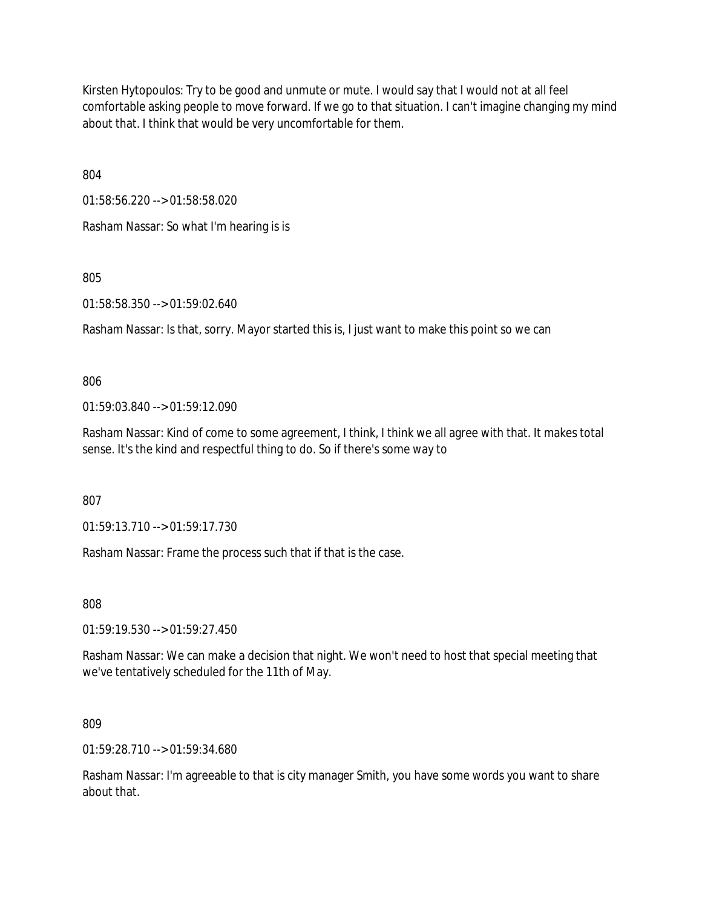Kirsten Hytopoulos: Try to be good and unmute or mute. I would say that I would not at all feel comfortable asking people to move forward. If we go to that situation. I can't imagine changing my mind about that. I think that would be very uncomfortable for them.

804

01:58:56.220 --> 01:58:58.020

Rasham Nassar: So what I'm hearing is is

805

01:58:58.350 --> 01:59:02.640

Rasham Nassar: Is that, sorry. Mayor started this is, I just want to make this point so we can

806

01:59:03.840 --> 01:59:12.090

Rasham Nassar: Kind of come to some agreement, I think, I think we all agree with that. It makes total sense. It's the kind and respectful thing to do. So if there's some way to

807

01:59:13.710 --> 01:59:17.730

Rasham Nassar: Frame the process such that if that is the case.

808

01:59:19.530 --> 01:59:27.450

Rasham Nassar: We can make a decision that night. We won't need to host that special meeting that we've tentatively scheduled for the 11th of May.

809

01:59:28.710 --> 01:59:34.680

Rasham Nassar: I'm agreeable to that is city manager Smith, you have some words you want to share about that.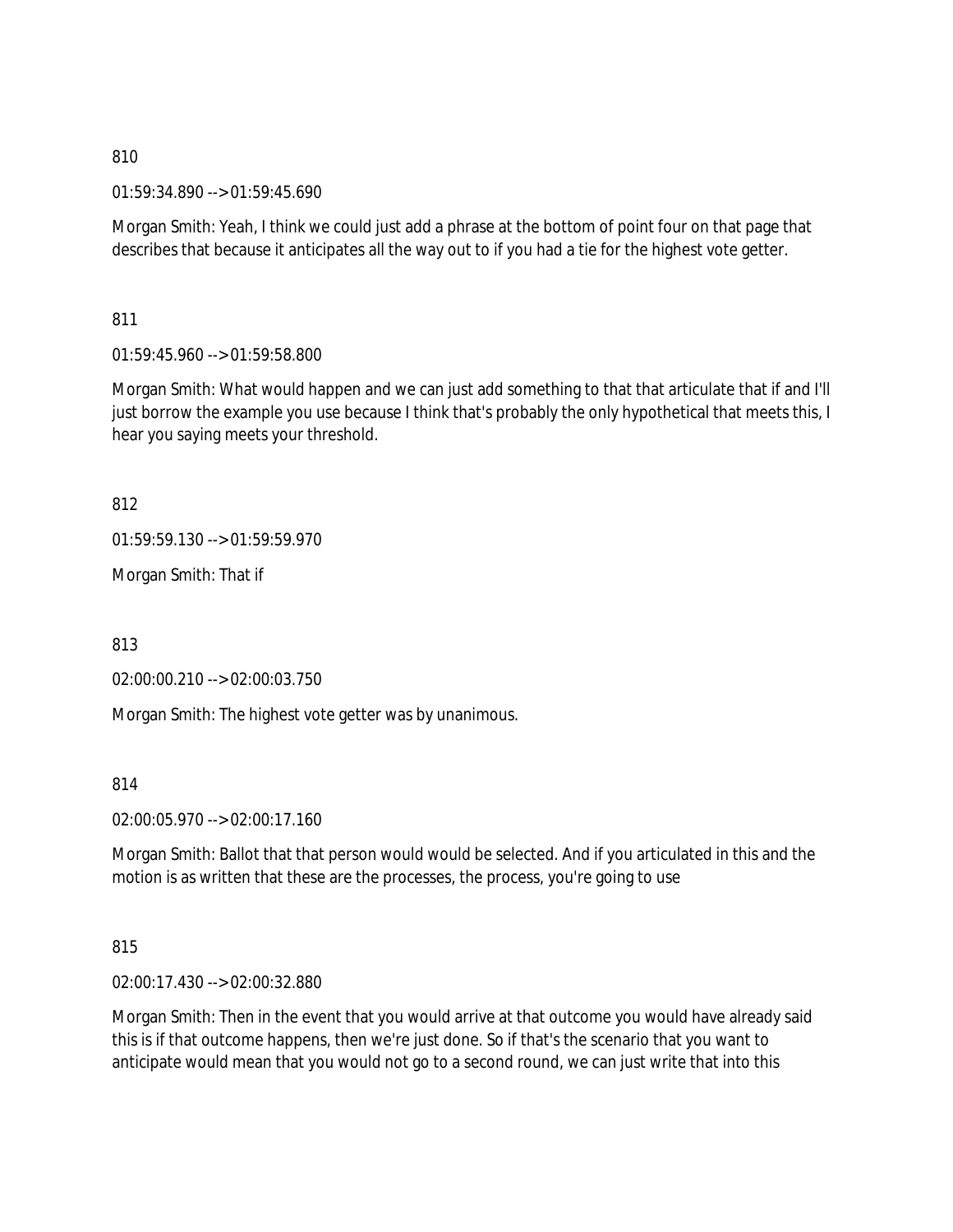810

01:59:34.890 --> 01:59:45.690

Morgan Smith: Yeah, I think we could just add a phrase at the bottom of point four on that page that describes that because it anticipates all the way out to if you had a tie for the highest vote getter.

811

01:59:45.960 --> 01:59:58.800

Morgan Smith: What would happen and we can just add something to that that articulate that if and I'll just borrow the example you use because I think that's probably the only hypothetical that meets this, I hear you saying meets your threshold.

812

01:59:59.130 --> 01:59:59.970

Morgan Smith: That if

813

02:00:00.210 --> 02:00:03.750

Morgan Smith: The highest vote getter was by unanimous.

814

02:00:05.970 --> 02:00:17.160

Morgan Smith: Ballot that that person would would be selected. And if you articulated in this and the motion is as written that these are the processes, the process, you're going to use

815

02:00:17.430 --> 02:00:32.880

Morgan Smith: Then in the event that you would arrive at that outcome you would have already said this is if that outcome happens, then we're just done. So if that's the scenario that you want to anticipate would mean that you would not go to a second round, we can just write that into this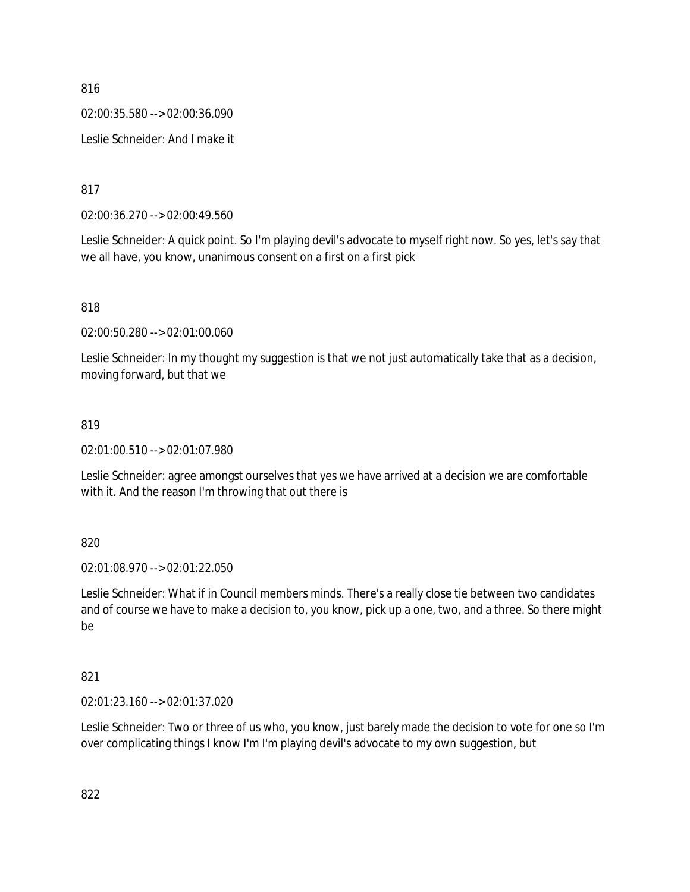816

02:00:35.580 --> 02:00:36.090

Leslie Schneider: And I make it

817

02:00:36.270 --> 02:00:49.560

Leslie Schneider: A quick point. So I'm playing devil's advocate to myself right now. So yes, let's say that we all have, you know, unanimous consent on a first on a first pick

818

02:00:50.280 --> 02:01:00.060

Leslie Schneider: In my thought my suggestion is that we not just automatically take that as a decision, moving forward, but that we

819

02:01:00.510 --> 02:01:07.980

Leslie Schneider: agree amongst ourselves that yes we have arrived at a decision we are comfortable with it. And the reason I'm throwing that out there is

820

02:01:08.970 --> 02:01:22.050

Leslie Schneider: What if in Council members minds. There's a really close tie between two candidates and of course we have to make a decision to, you know, pick up a one, two, and a three. So there might be

821

02:01:23.160 --> 02:01:37.020

Leslie Schneider: Two or three of us who, you know, just barely made the decision to vote for one so I'm over complicating things I know I'm I'm playing devil's advocate to my own suggestion, but

822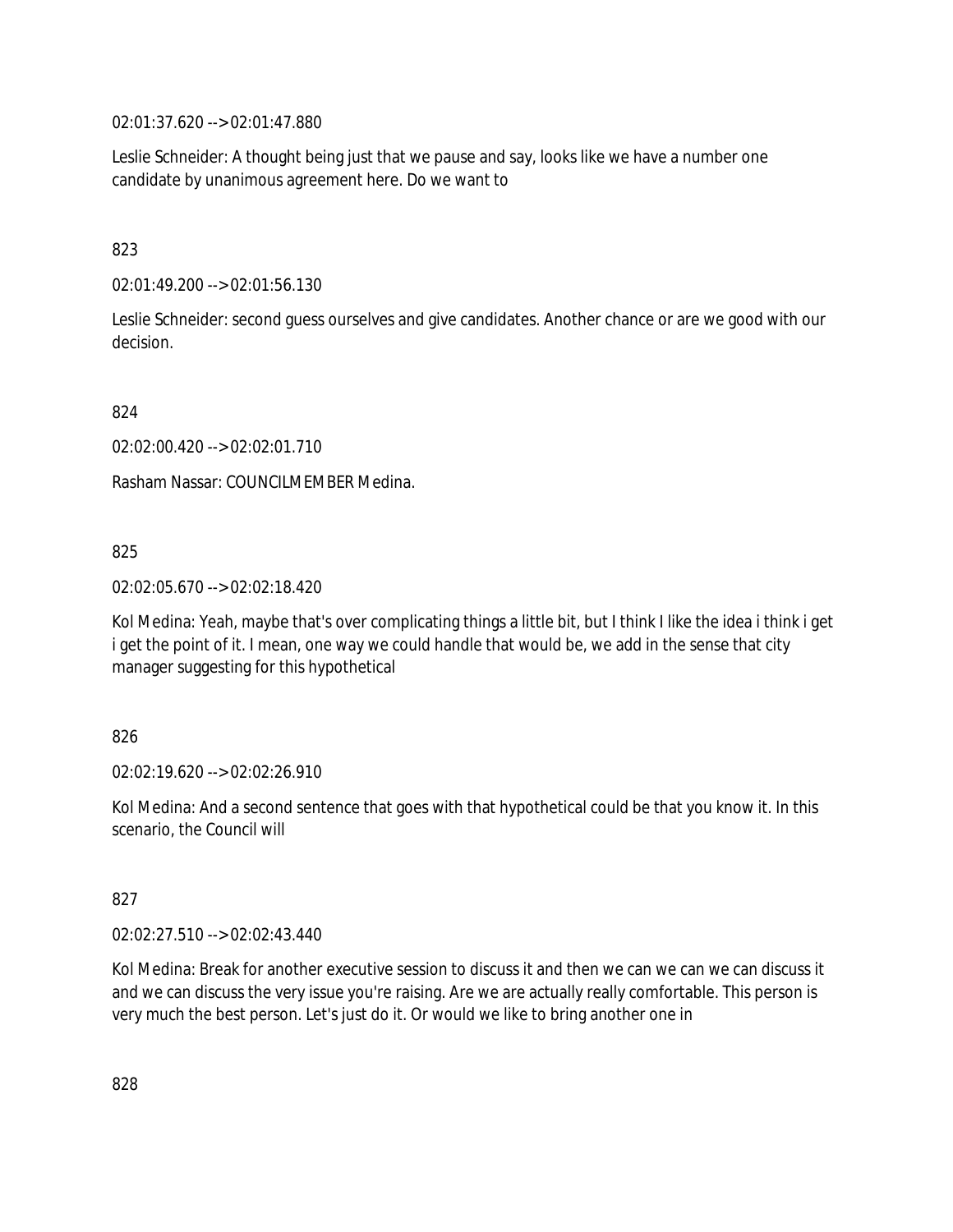02:01:37.620 --> 02:01:47.880

Leslie Schneider: A thought being just that we pause and say, looks like we have a number one candidate by unanimous agreement here. Do we want to

823

02:01:49.200 --> 02:01:56.130

Leslie Schneider: second guess ourselves and give candidates. Another chance or are we good with our decision.

824

02:02:00.420 --> 02:02:01.710

Rasham Nassar: COUNCILMEMBER Medina.

825

02:02:05.670 --> 02:02:18.420

Kol Medina: Yeah, maybe that's over complicating things a little bit, but I think I like the idea i think i get i get the point of it. I mean, one way we could handle that would be, we add in the sense that city manager suggesting for this hypothetical

826

02:02:19.620 --> 02:02:26.910

Kol Medina: And a second sentence that goes with that hypothetical could be that you know it. In this scenario, the Council will

827

02:02:27.510 --> 02:02:43.440

Kol Medina: Break for another executive session to discuss it and then we can we can we can discuss it and we can discuss the very issue you're raising. Are we are actually really comfortable. This person is very much the best person. Let's just do it. Or would we like to bring another one in

828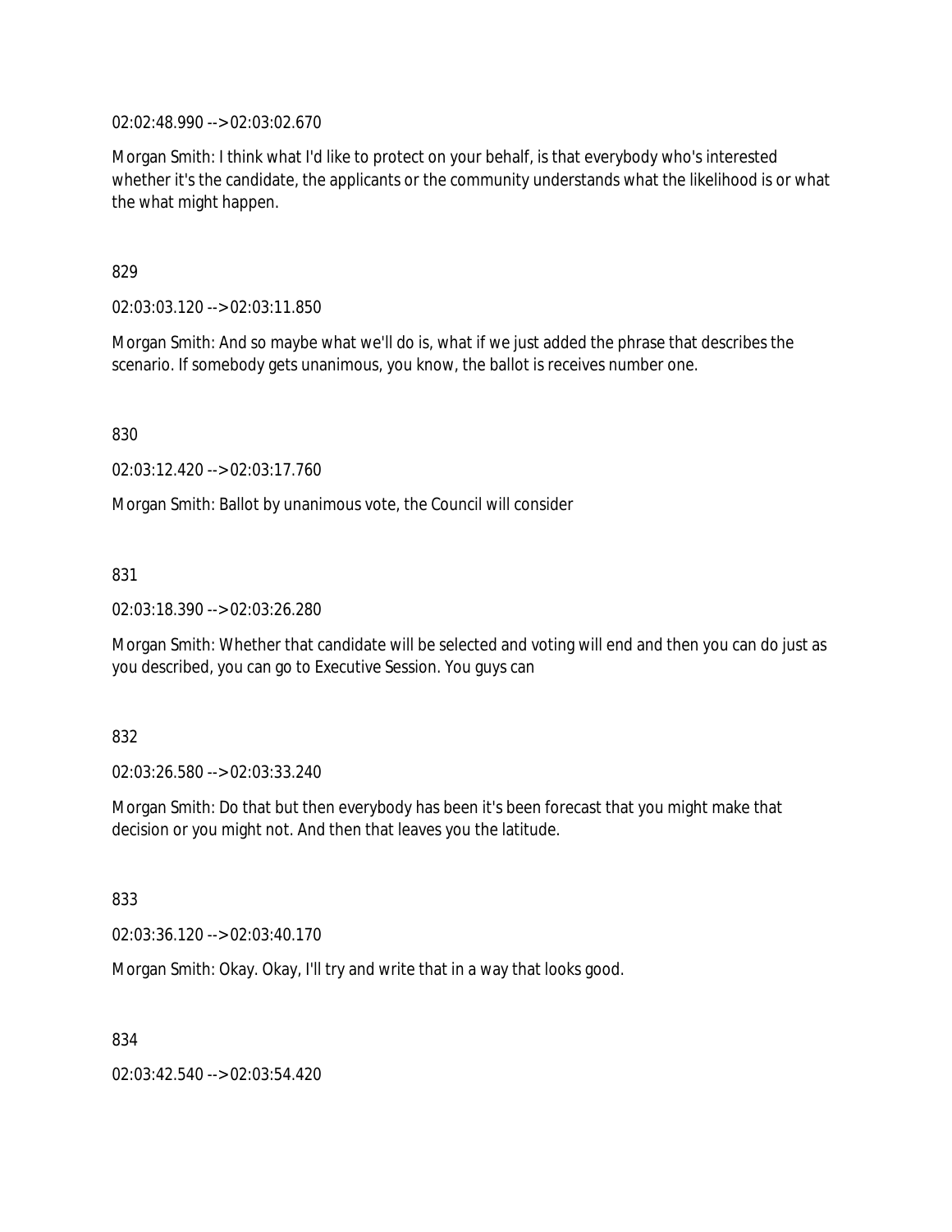02:02:48.990 --> 02:03:02.670

Morgan Smith: I think what I'd like to protect on your behalf, is that everybody who's interested whether it's the candidate, the applicants or the community understands what the likelihood is or what the what might happen.

829

02:03:03.120 --> 02:03:11.850

Morgan Smith: And so maybe what we'll do is, what if we just added the phrase that describes the scenario. If somebody gets unanimous, you know, the ballot is receives number one.

830

02:03:12.420 --> 02:03:17.760

Morgan Smith: Ballot by unanimous vote, the Council will consider

831

02:03:18.390 --> 02:03:26.280

Morgan Smith: Whether that candidate will be selected and voting will end and then you can do just as you described, you can go to Executive Session. You guys can

832

02:03:26.580 --> 02:03:33.240

Morgan Smith: Do that but then everybody has been it's been forecast that you might make that decision or you might not. And then that leaves you the latitude.

833

02:03:36.120 --> 02:03:40.170

Morgan Smith: Okay. Okay, I'll try and write that in a way that looks good.

834

02:03:42.540 --> 02:03:54.420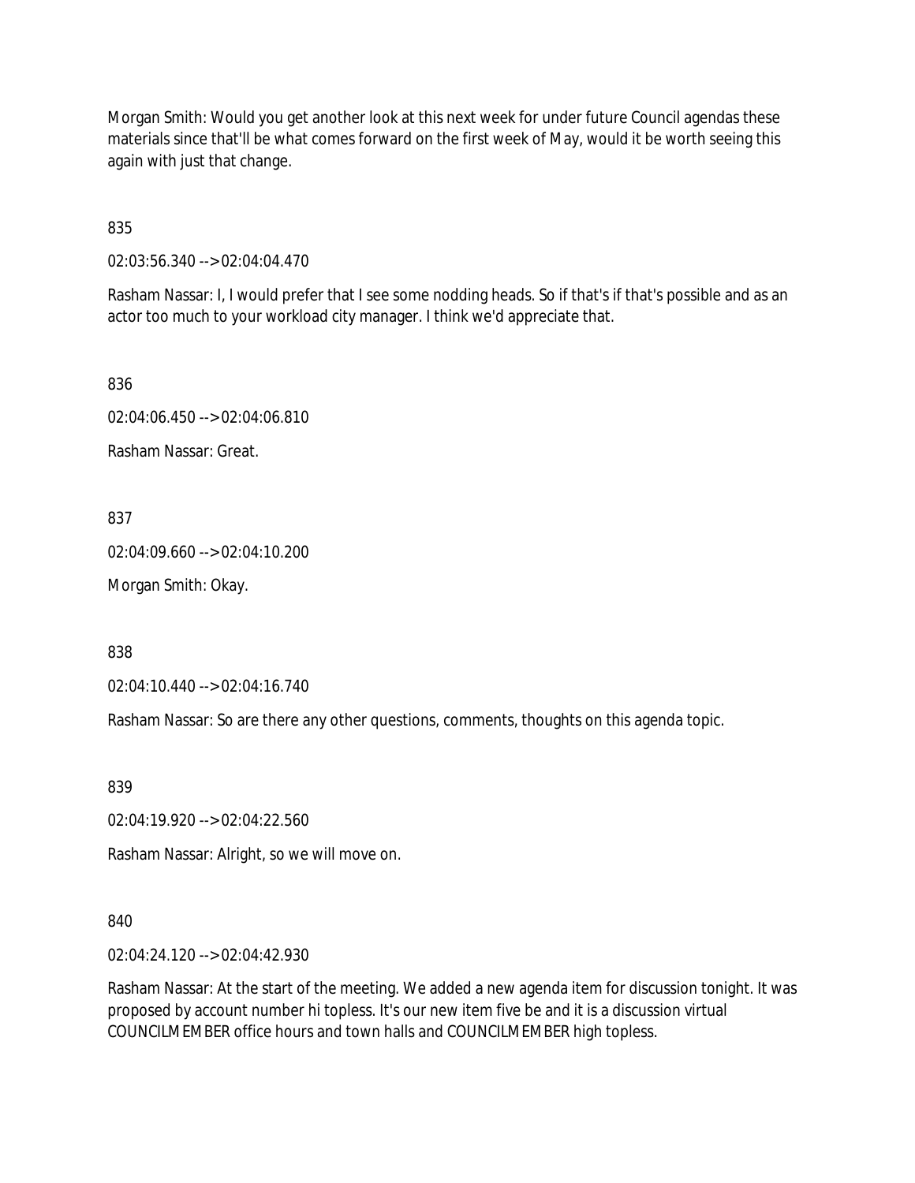Morgan Smith: Would you get another look at this next week for under future Council agendas these materials since that'll be what comes forward on the first week of May, would it be worth seeing this again with just that change.

835

02:03:56.340 --> 02:04:04.470

Rasham Nassar: I, I would prefer that I see some nodding heads. So if that's if that's possible and as an actor too much to your workload city manager. I think we'd appreciate that.

836

02:04:06.450 --> 02:04:06.810

Rasham Nassar: Great.

837

02:04:09.660 --> 02:04:10.200

Morgan Smith: Okay.

838

02:04:10.440 --> 02:04:16.740

Rasham Nassar: So are there any other questions, comments, thoughts on this agenda topic.

839

02:04:19.920 --> 02:04:22.560

Rasham Nassar: Alright, so we will move on.

840

02:04:24.120 --> 02:04:42.930

Rasham Nassar: At the start of the meeting. We added a new agenda item for discussion tonight. It was proposed by account number hi topless. It's our new item five be and it is a discussion virtual COUNCILMEMBER office hours and town halls and COUNCILMEMBER high topless.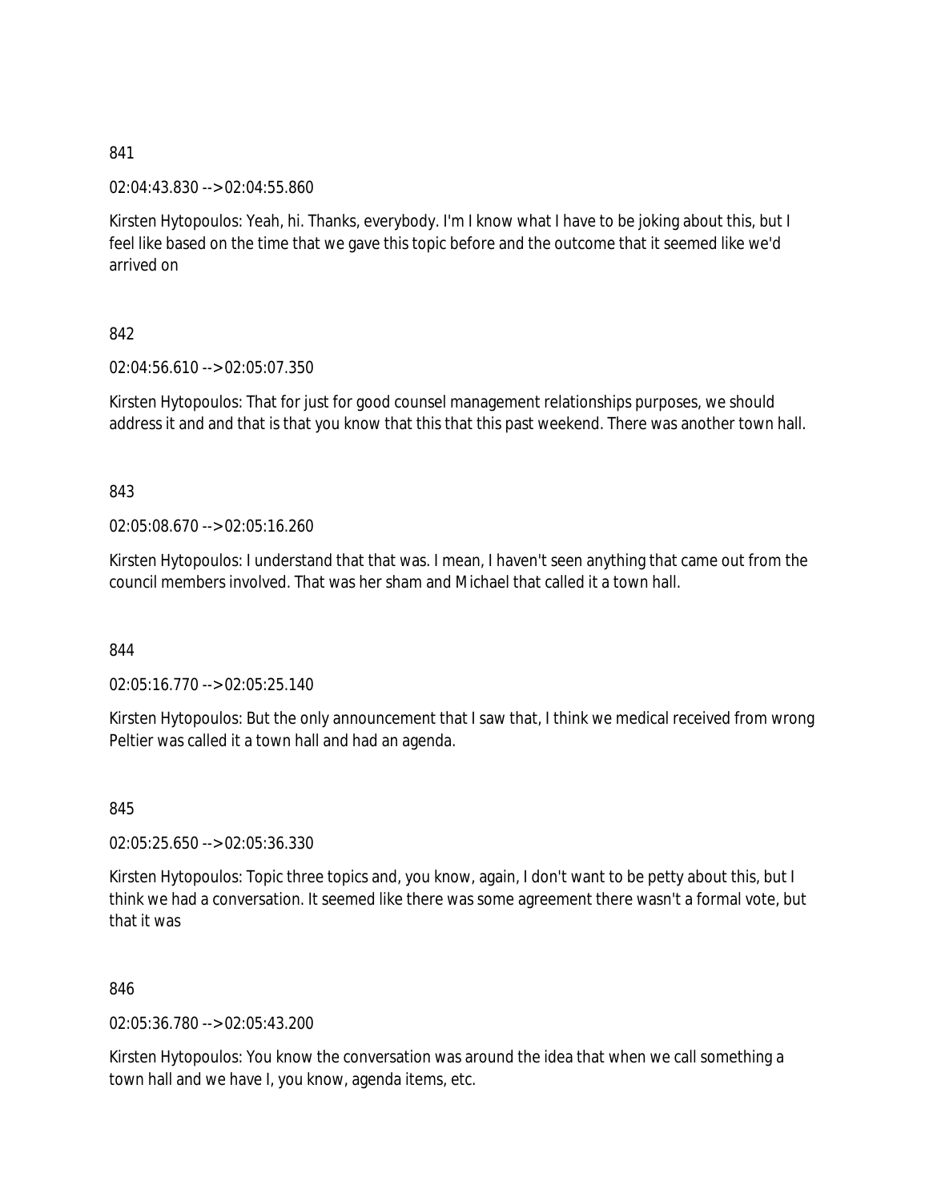841

02:04:43.830 --> 02:04:55.860

Kirsten Hytopoulos: Yeah, hi. Thanks, everybody. I'm I know what I have to be joking about this, but I feel like based on the time that we gave this topic before and the outcome that it seemed like we'd arrived on

842

02:04:56.610 --> 02:05:07.350

Kirsten Hytopoulos: That for just for good counsel management relationships purposes, we should address it and and that is that you know that this that this past weekend. There was another town hall.

843

02:05:08.670 --> 02:05:16.260

Kirsten Hytopoulos: I understand that that was. I mean, I haven't seen anything that came out from the council members involved. That was her sham and Michael that called it a town hall.

844

02:05:16.770 --> 02:05:25.140

Kirsten Hytopoulos: But the only announcement that I saw that, I think we medical received from wrong Peltier was called it a town hall and had an agenda.

845

02:05:25.650 --> 02:05:36.330

Kirsten Hytopoulos: Topic three topics and, you know, again, I don't want to be petty about this, but I think we had a conversation. It seemed like there was some agreement there wasn't a formal vote, but that it was

846

02:05:36.780 --> 02:05:43.200

Kirsten Hytopoulos: You know the conversation was around the idea that when we call something a town hall and we have I, you know, agenda items, etc.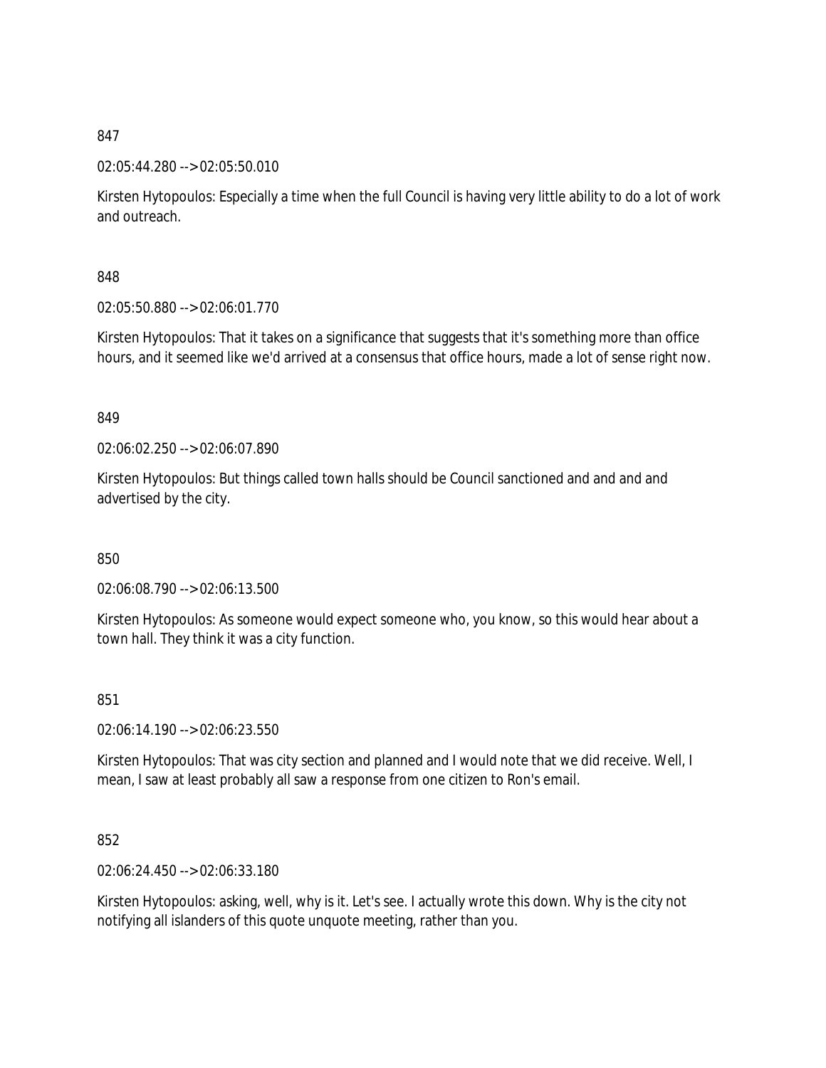847

02:05:44.280 --> 02:05:50.010

Kirsten Hytopoulos: Especially a time when the full Council is having very little ability to do a lot of work and outreach.

848

02:05:50.880 --> 02:06:01.770

Kirsten Hytopoulos: That it takes on a significance that suggests that it's something more than office hours, and it seemed like we'd arrived at a consensus that office hours, made a lot of sense right now.

849

02:06:02.250 --> 02:06:07.890

Kirsten Hytopoulos: But things called town halls should be Council sanctioned and and and and advertised by the city.

850

02:06:08.790 --> 02:06:13.500

Kirsten Hytopoulos: As someone would expect someone who, you know, so this would hear about a town hall. They think it was a city function.

851

02:06:14.190 --> 02:06:23.550

Kirsten Hytopoulos: That was city section and planned and I would note that we did receive. Well, I mean, I saw at least probably all saw a response from one citizen to Ron's email.

852

02:06:24.450 --> 02:06:33.180

Kirsten Hytopoulos: asking, well, why is it. Let's see. I actually wrote this down. Why is the city not notifying all islanders of this quote unquote meeting, rather than you.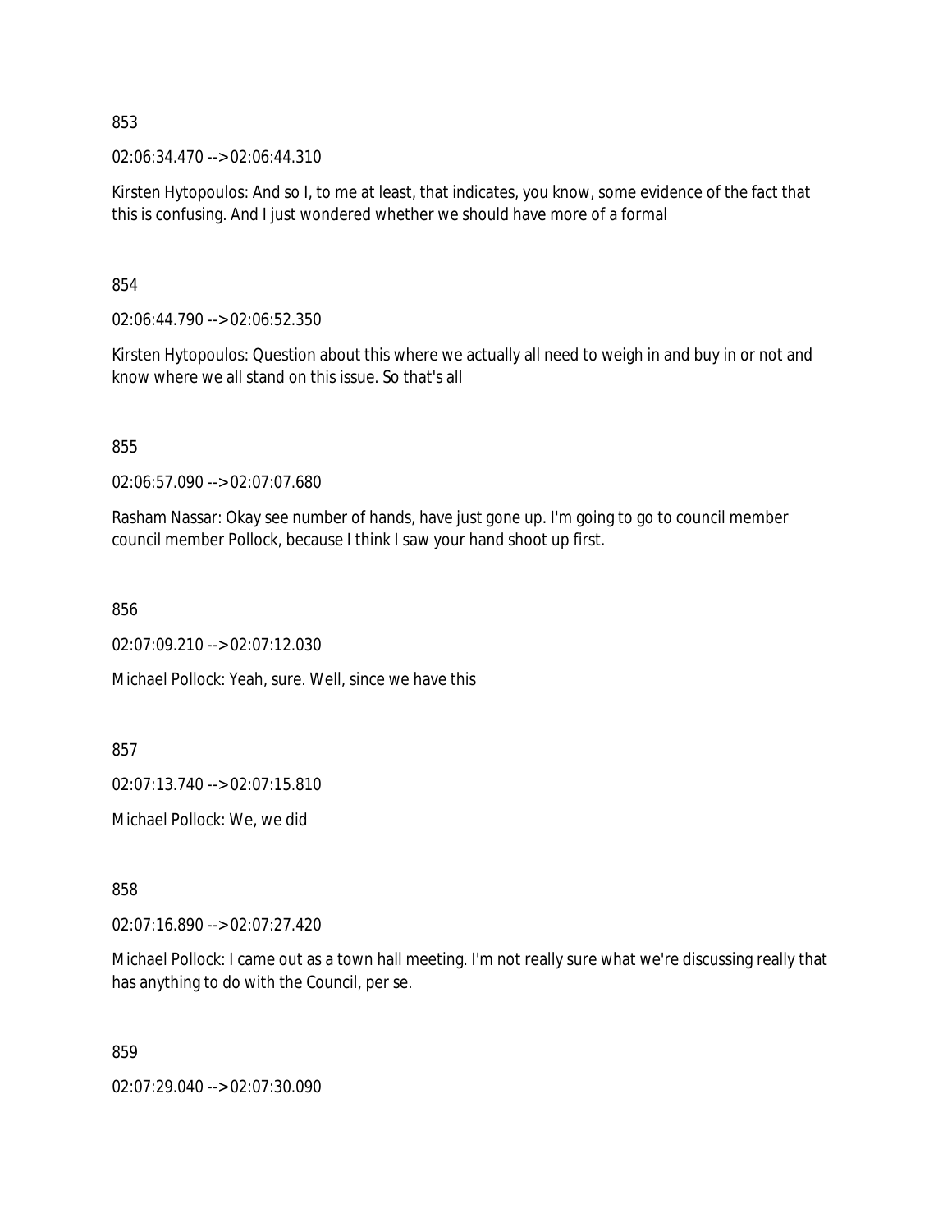853

02:06:34.470 --> 02:06:44.310

Kirsten Hytopoulos: And so I, to me at least, that indicates, you know, some evidence of the fact that this is confusing. And I just wondered whether we should have more of a formal

854

02:06:44.790 --> 02:06:52.350

Kirsten Hytopoulos: Question about this where we actually all need to weigh in and buy in or not and know where we all stand on this issue. So that's all

855

02:06:57.090 --> 02:07:07.680

Rasham Nassar: Okay see number of hands, have just gone up. I'm going to go to council member council member Pollock, because I think I saw your hand shoot up first.

856

02:07:09.210 --> 02:07:12.030

Michael Pollock: Yeah, sure. Well, since we have this

857

02:07:13.740 --> 02:07:15.810

Michael Pollock: We, we did

858

02:07:16.890 --> 02:07:27.420

Michael Pollock: I came out as a town hall meeting. I'm not really sure what we're discussing really that has anything to do with the Council, per se.

859

02:07:29.040 --> 02:07:30.090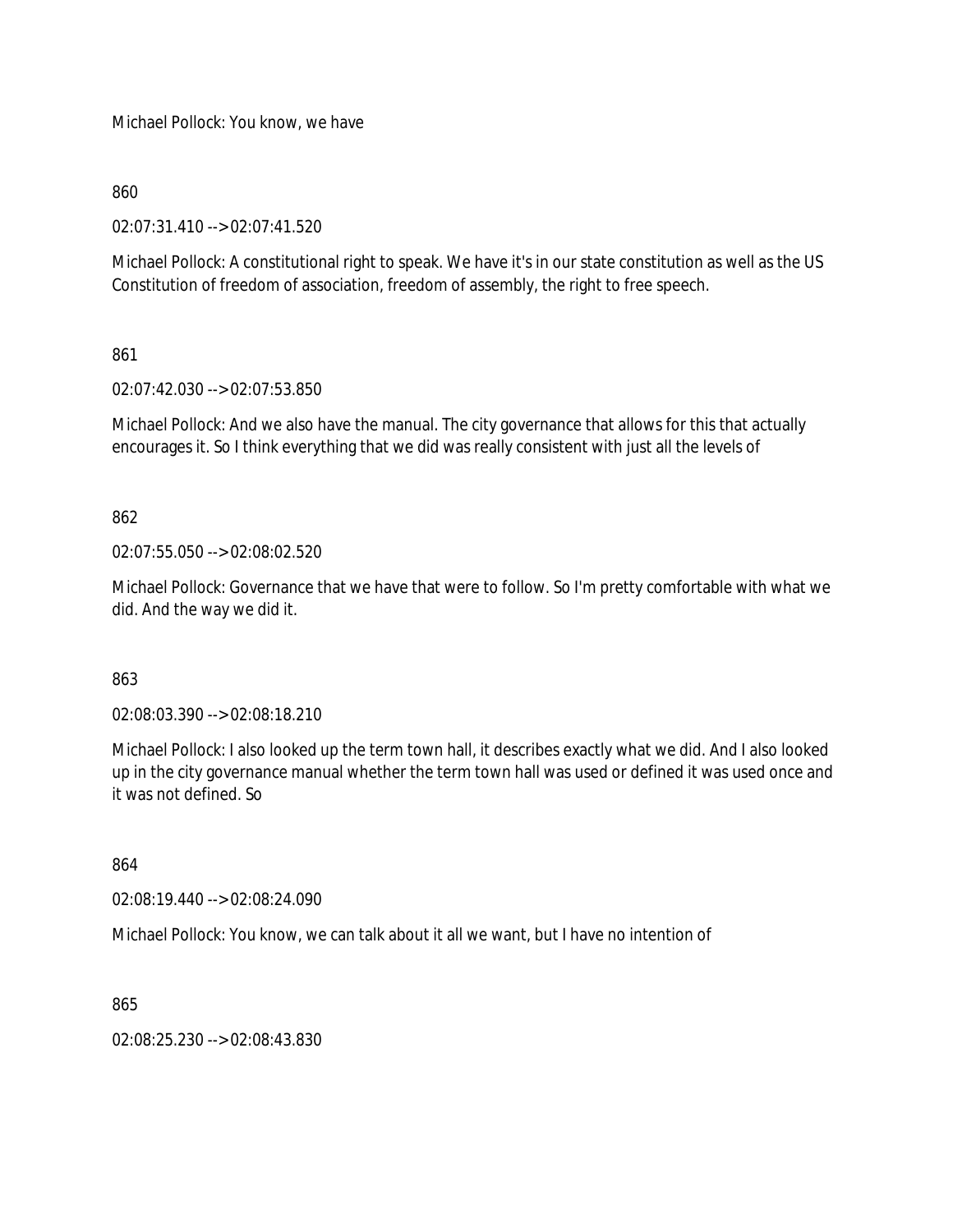Michael Pollock: You know, we have

860

02:07:31.410 --> 02:07:41.520

Michael Pollock: A constitutional right to speak. We have it's in our state constitution as well as the US Constitution of freedom of association, freedom of assembly, the right to free speech.

861

02:07:42.030 --> 02:07:53.850

Michael Pollock: And we also have the manual. The city governance that allows for this that actually encourages it. So I think everything that we did was really consistent with just all the levels of

862

02:07:55.050 --> 02:08:02.520

Michael Pollock: Governance that we have that were to follow. So I'm pretty comfortable with what we did. And the way we did it.

863

02:08:03.390 --> 02:08:18.210

Michael Pollock: I also looked up the term town hall, it describes exactly what we did. And I also looked up in the city governance manual whether the term town hall was used or defined it was used once and it was not defined. So

864

02:08:19.440 --> 02:08:24.090

Michael Pollock: You know, we can talk about it all we want, but I have no intention of

865

02:08:25.230 --> 02:08:43.830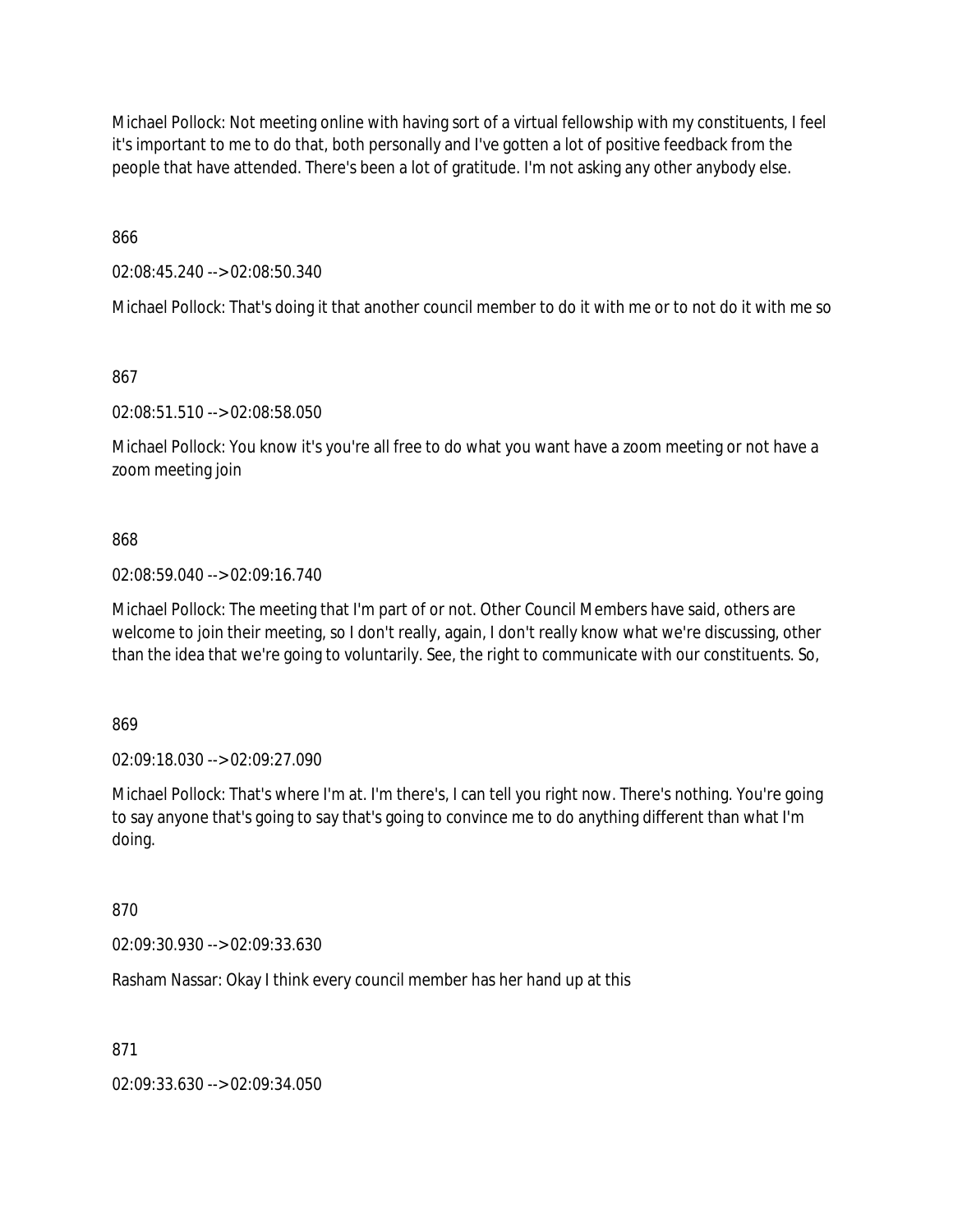Michael Pollock: Not meeting online with having sort of a virtual fellowship with my constituents, I feel it's important to me to do that, both personally and I've gotten a lot of positive feedback from the people that have attended. There's been a lot of gratitude. I'm not asking any other anybody else.

866

02:08:45.240 --> 02:08:50.340

Michael Pollock: That's doing it that another council member to do it with me or to not do it with me so

867

02:08:51.510 --> 02:08:58.050

Michael Pollock: You know it's you're all free to do what you want have a zoom meeting or not have a zoom meeting join

868

02:08:59.040 --> 02:09:16.740

Michael Pollock: The meeting that I'm part of or not. Other Council Members have said, others are welcome to join their meeting, so I don't really, again, I don't really know what we're discussing, other than the idea that we're going to voluntarily. See, the right to communicate with our constituents. So,

869

02:09:18.030 --> 02:09:27.090

Michael Pollock: That's where I'm at. I'm there's, I can tell you right now. There's nothing. You're going to say anyone that's going to say that's going to convince me to do anything different than what I'm doing.

870

02:09:30.930 --> 02:09:33.630

Rasham Nassar: Okay I think every council member has her hand up at this

871

02:09:33.630 --> 02:09:34.050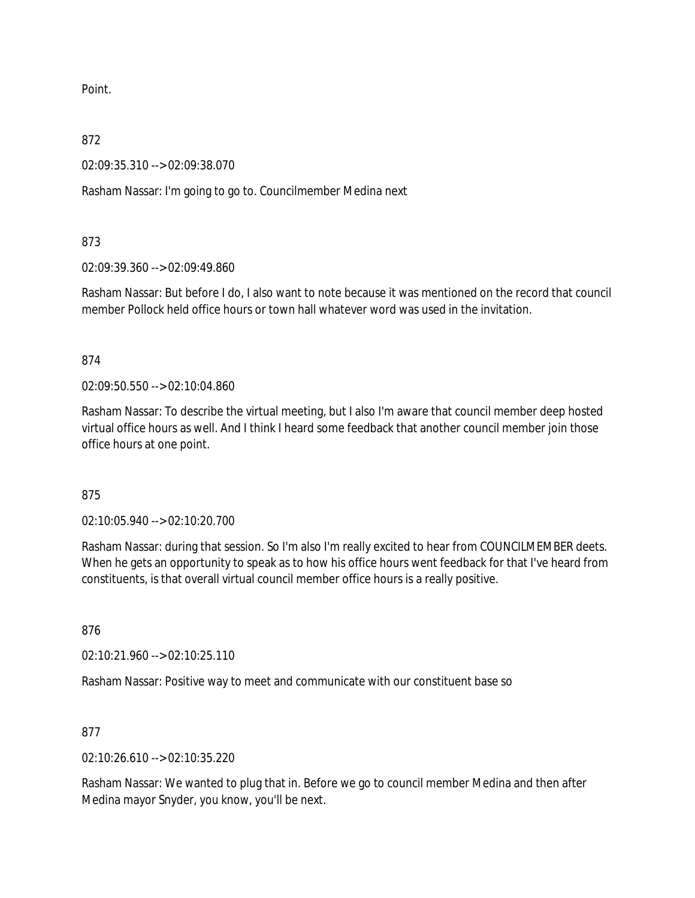Point.

872

02:09:35.310 --> 02:09:38.070

Rasham Nassar: I'm going to go to. Councilmember Medina next

873

02:09:39.360 --> 02:09:49.860

Rasham Nassar: But before I do, I also want to note because it was mentioned on the record that council member Pollock held office hours or town hall whatever word was used in the invitation.

874

02:09:50.550 --> 02:10:04.860

Rasham Nassar: To describe the virtual meeting, but I also I'm aware that council member deep hosted virtual office hours as well. And I think I heard some feedback that another council member join those office hours at one point.

875

02:10:05.940 --> 02:10:20.700

Rasham Nassar: during that session. So I'm also I'm really excited to hear from COUNCILMEMBER deets. When he gets an opportunity to speak as to how his office hours went feedback for that I've heard from constituents, is that overall virtual council member office hours is a really positive.

876

02:10:21.960 --> 02:10:25.110

Rasham Nassar: Positive way to meet and communicate with our constituent base so

877

02:10:26.610 --> 02:10:35.220

Rasham Nassar: We wanted to plug that in. Before we go to council member Medina and then after Medina mayor Snyder, you know, you'll be next.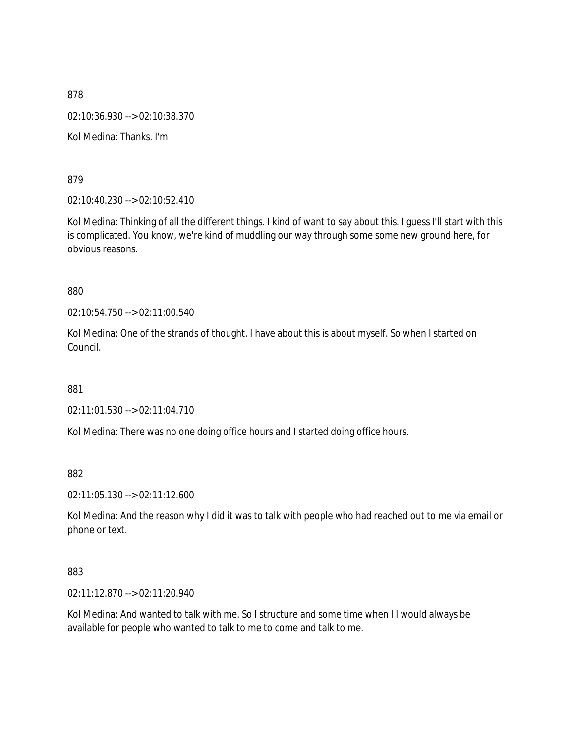878

02:10:36.930 --> 02:10:38.370

Kol Medina: Thanks. I'm

879

02:10:40.230 --> 02:10:52.410

Kol Medina: Thinking of all the different things. I kind of want to say about this. I guess I'll start with this is complicated. You know, we're kind of muddling our way through some some new ground here, for obvious reasons.

880

02:10:54.750 --> 02:11:00.540

Kol Medina: One of the strands of thought. I have about this is about myself. So when I started on Council.

881

02:11:01.530 --> 02:11:04.710

Kol Medina: There was no one doing office hours and I started doing office hours.

882

02:11:05.130 --> 02:11:12.600

Kol Medina: And the reason why I did it was to talk with people who had reached out to me via email or phone or text.

883

02:11:12.870 --> 02:11:20.940

Kol Medina: And wanted to talk with me. So I structure and some time when I I would always be available for people who wanted to talk to me to come and talk to me.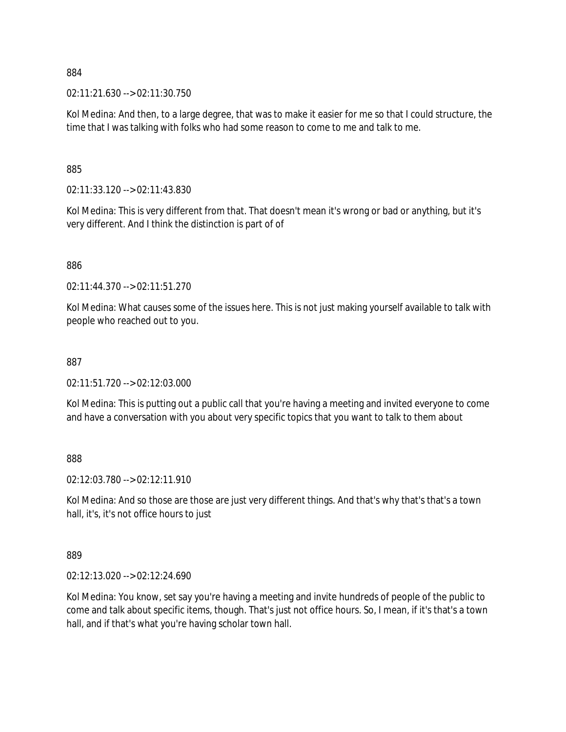884

02:11:21.630 --> 02:11:30.750

Kol Medina: And then, to a large degree, that was to make it easier for me so that I could structure, the time that I was talking with folks who had some reason to come to me and talk to me.

885

02:11:33.120 --> 02:11:43.830

Kol Medina: This is very different from that. That doesn't mean it's wrong or bad or anything, but it's very different. And I think the distinction is part of of

886

02:11:44.370 --> 02:11:51.270

Kol Medina: What causes some of the issues here. This is not just making yourself available to talk with people who reached out to you.

887

02:11:51.720 --> 02:12:03.000

Kol Medina: This is putting out a public call that you're having a meeting and invited everyone to come and have a conversation with you about very specific topics that you want to talk to them about

888

02:12:03.780 --> 02:12:11.910

Kol Medina: And so those are those are just very different things. And that's why that's that's a town hall, it's, it's not office hours to just

889

02:12:13.020 --> 02:12:24.690

Kol Medina: You know, set say you're having a meeting and invite hundreds of people of the public to come and talk about specific items, though. That's just not office hours. So, I mean, if it's that's a town hall, and if that's what you're having scholar town hall.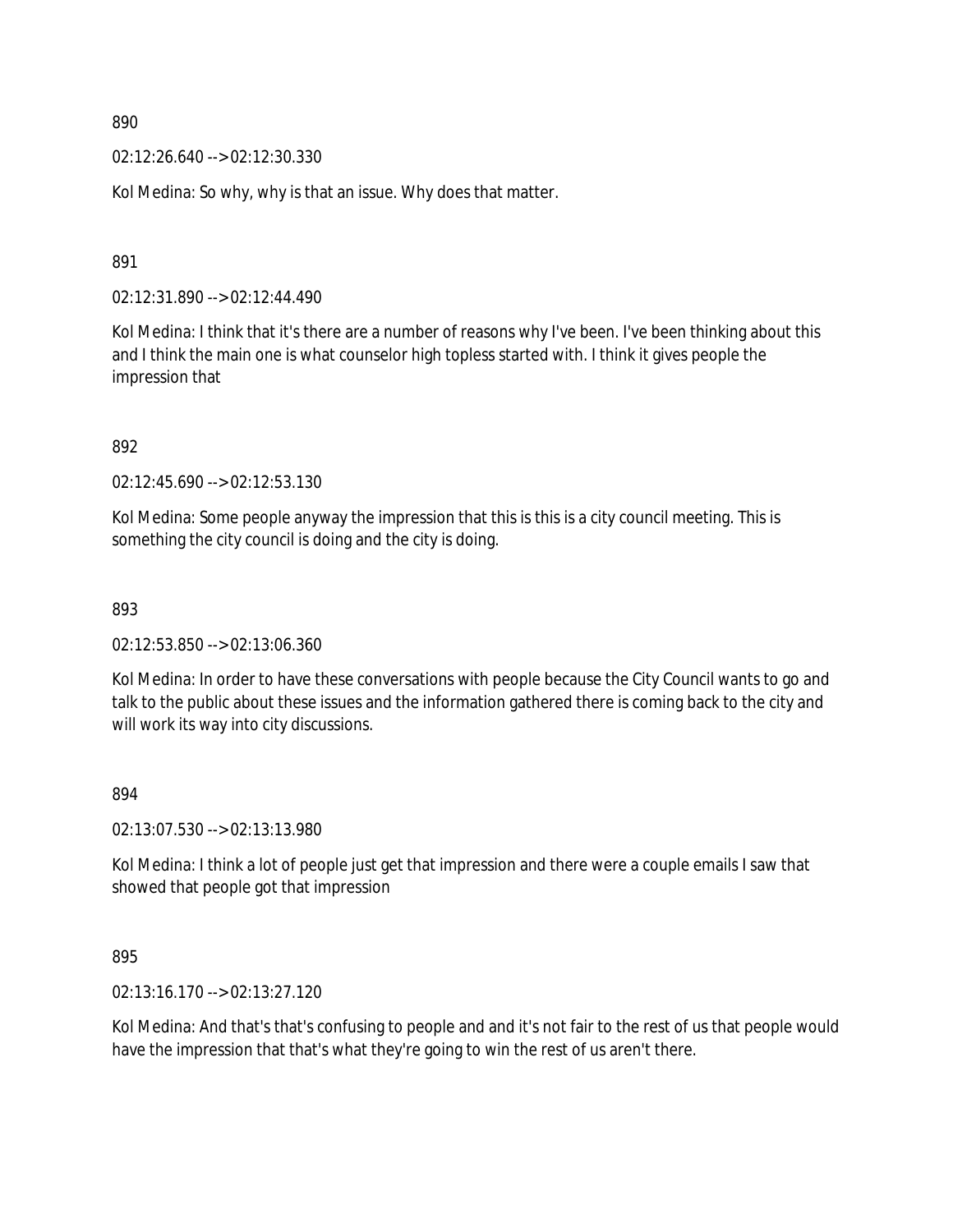890

02:12:26.640 --> 02:12:30.330

Kol Medina: So why, why is that an issue. Why does that matter.

891

02:12:31.890 --> 02:12:44.490

Kol Medina: I think that it's there are a number of reasons why I've been. I've been thinking about this and I think the main one is what counselor high topless started with. I think it gives people the impression that

892

02:12:45.690 --> 02:12:53.130

Kol Medina: Some people anyway the impression that this is this is a city council meeting. This is something the city council is doing and the city is doing.

893

02:12:53.850 --> 02:13:06.360

Kol Medina: In order to have these conversations with people because the City Council wants to go and talk to the public about these issues and the information gathered there is coming back to the city and will work its way into city discussions.

894

02:13:07.530 --> 02:13:13.980

Kol Medina: I think a lot of people just get that impression and there were a couple emails I saw that showed that people got that impression

895

02:13:16.170 --> 02:13:27.120

Kol Medina: And that's that's confusing to people and and it's not fair to the rest of us that people would have the impression that that's what they're going to win the rest of us aren't there.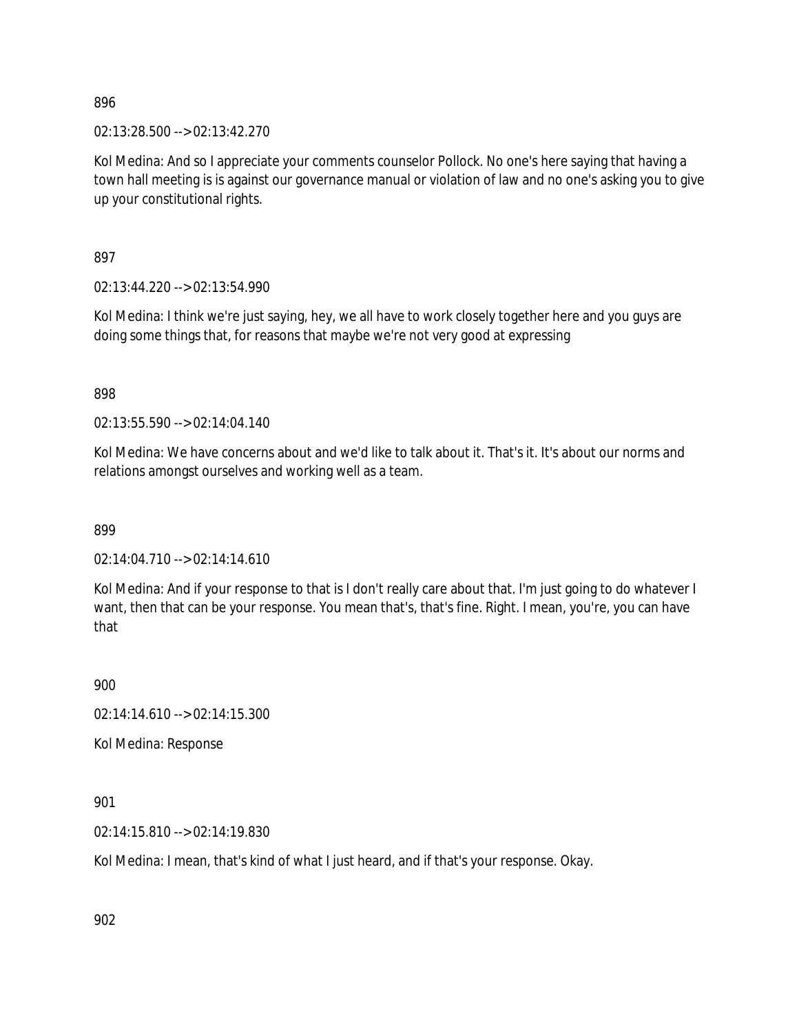896

02:13:28.500 --> 02:13:42.270

Kol Medina: And so I appreciate your comments counselor Pollock. No one's here saying that having a town hall meeting is is against our governance manual or violation of law and no one's asking you to give up your constitutional rights.

897

02:13:44.220 --> 02:13:54.990

Kol Medina: I think we're just saying, hey, we all have to work closely together here and you guys are doing some things that, for reasons that maybe we're not very good at expressing

898

02:13:55.590 --> 02:14:04.140

Kol Medina: We have concerns about and we'd like to talk about it. That's it. It's about our norms and relations amongst ourselves and working well as a team.

899

02:14:04.710 --> 02:14:14.610

Kol Medina: And if your response to that is I don't really care about that. I'm just going to do whatever I want, then that can be your response. You mean that's, that's fine. Right. I mean, you're, you can have that

900

02:14:14.610 --> 02:14:15.300

Kol Medina: Response

901

02:14:15.810 --> 02:14:19.830

Kol Medina: I mean, that's kind of what I just heard, and if that's your response. Okay.

902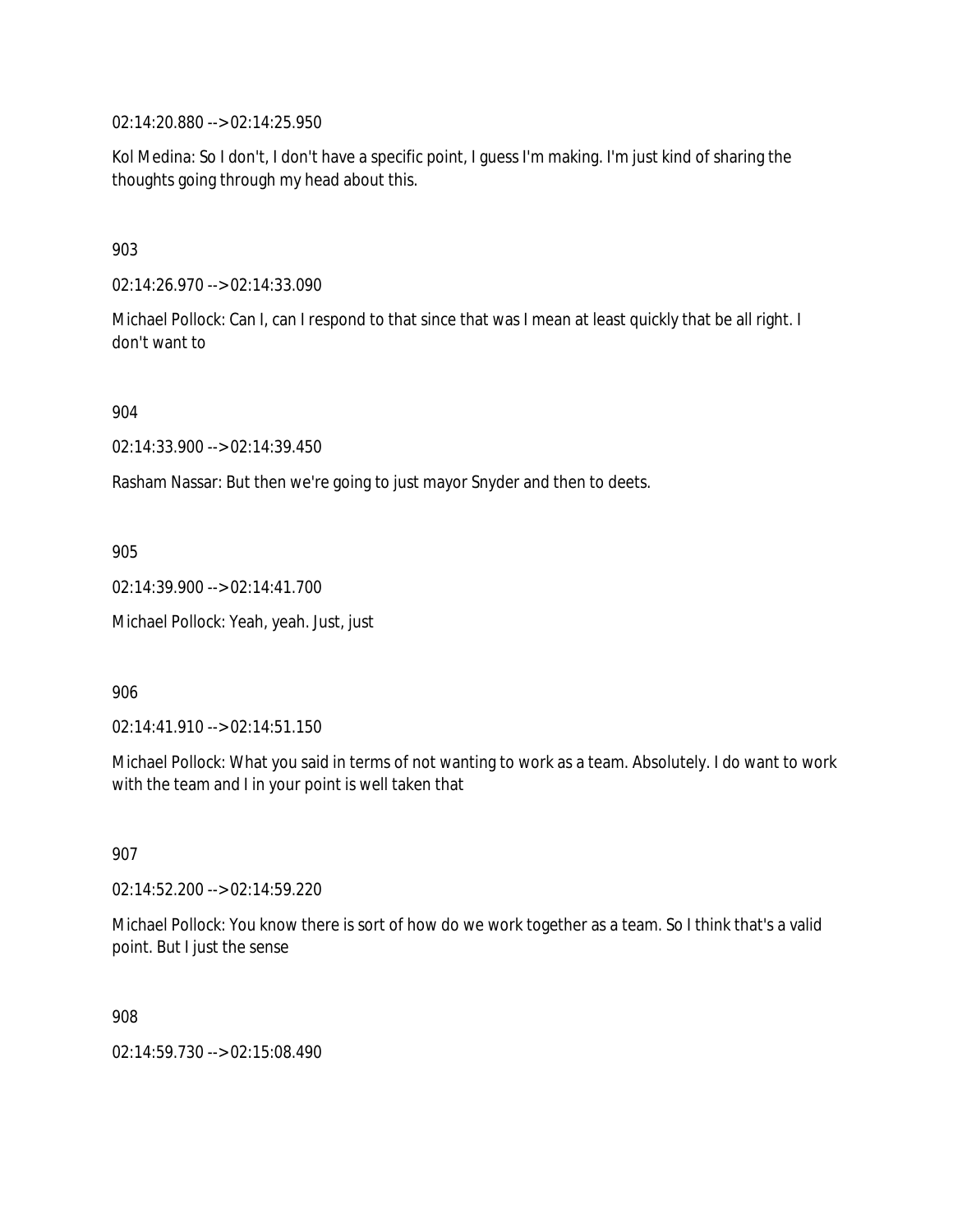02:14:20.880 --> 02:14:25.950

Kol Medina: So I don't, I don't have a specific point, I guess I'm making. I'm just kind of sharing the thoughts going through my head about this.

903

02:14:26.970 --> 02:14:33.090

Michael Pollock: Can I, can I respond to that since that was I mean at least quickly that be all right. I don't want to

904

02:14:33.900 --> 02:14:39.450

Rasham Nassar: But then we're going to just mayor Snyder and then to deets.

905

02:14:39.900 --> 02:14:41.700

Michael Pollock: Yeah, yeah. Just, just

906

02:14:41.910 --> 02:14:51.150

Michael Pollock: What you said in terms of not wanting to work as a team. Absolutely. I do want to work with the team and I in your point is well taken that

907

02:14:52.200 --> 02:14:59.220

Michael Pollock: You know there is sort of how do we work together as a team. So I think that's a valid point. But I just the sense

908

02:14:59.730 --> 02:15:08.490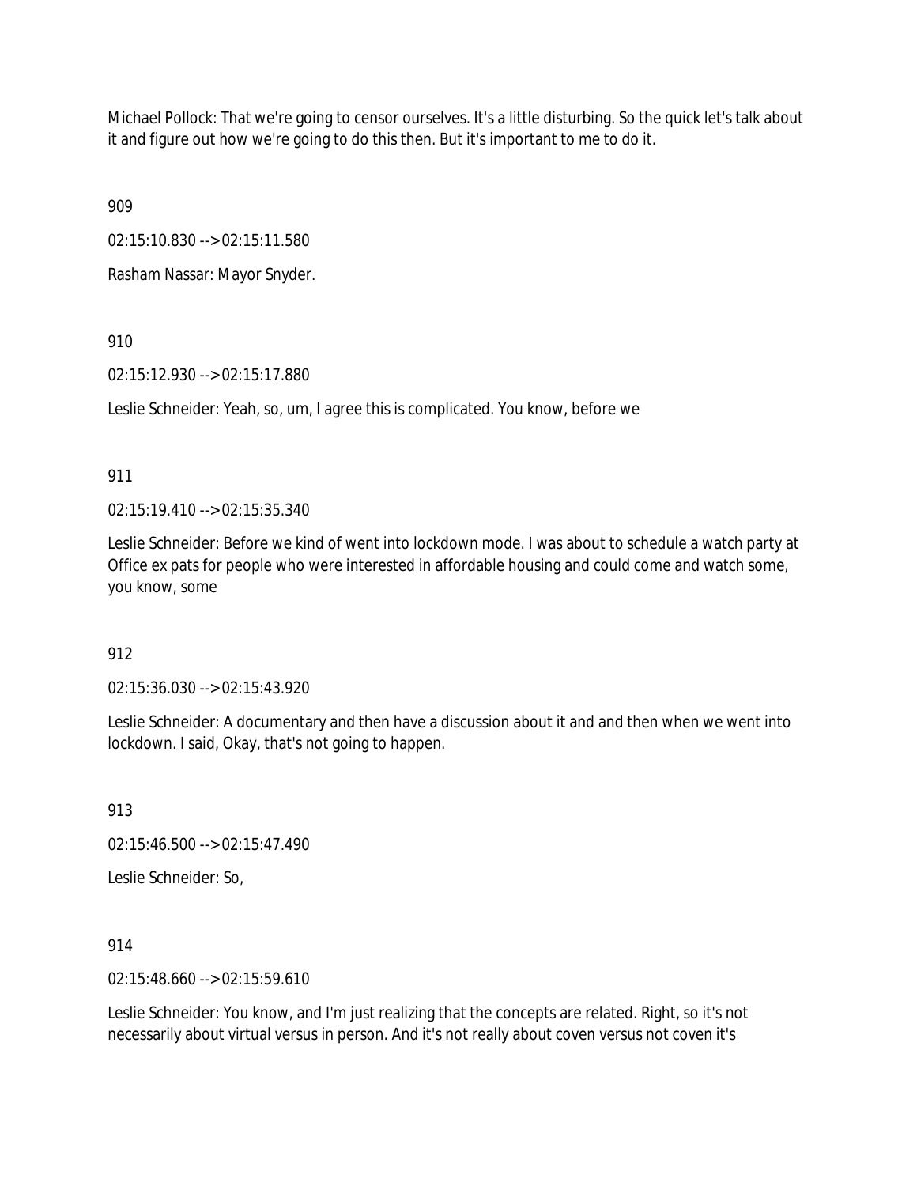Michael Pollock: That we're going to censor ourselves. It's a little disturbing. So the quick let's talk about it and figure out how we're going to do this then. But it's important to me to do it.

909

02:15:10.830 --> 02:15:11.580

Rasham Nassar: Mayor Snyder.

910

02:15:12.930 --> 02:15:17.880

Leslie Schneider: Yeah, so, um, I agree this is complicated. You know, before we

911

02:15:19.410 --> 02:15:35.340

Leslie Schneider: Before we kind of went into lockdown mode. I was about to schedule a watch party at Office ex pats for people who were interested in affordable housing and could come and watch some, you know, some

912

02:15:36.030 --> 02:15:43.920

Leslie Schneider: A documentary and then have a discussion about it and and then when we went into lockdown. I said, Okay, that's not going to happen.

913

02:15:46.500 --> 02:15:47.490

Leslie Schneider: So,

914

02:15:48.660 --> 02:15:59.610

Leslie Schneider: You know, and I'm just realizing that the concepts are related. Right, so it's not necessarily about virtual versus in person. And it's not really about coven versus not coven it's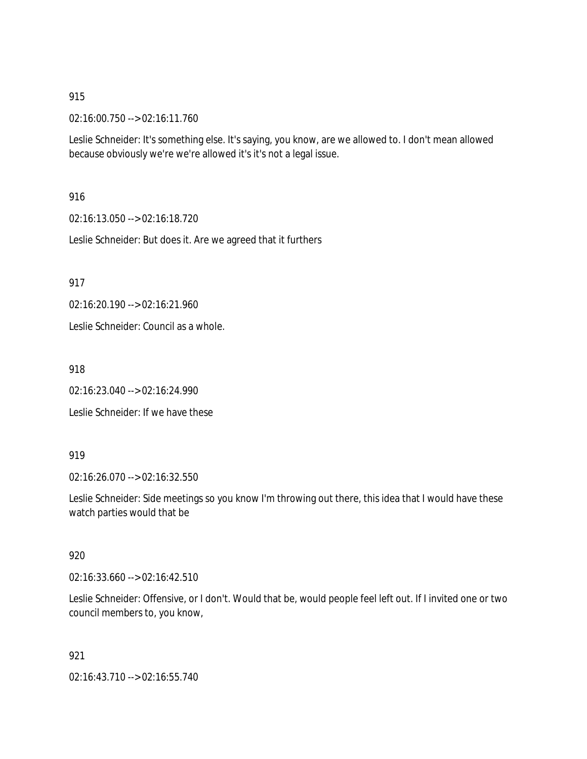915

02:16:00.750 --> 02:16:11.760

Leslie Schneider: It's something else. It's saying, you know, are we allowed to. I don't mean allowed because obviously we're we're allowed it's it's not a legal issue.

916

02:16:13.050 --> 02:16:18.720

Leslie Schneider: But does it. Are we agreed that it furthers

917

02:16:20.190 --> 02:16:21.960

Leslie Schneider: Council as a whole.

918

02:16:23.040 --> 02:16:24.990

Leslie Schneider: If we have these

919

02:16:26.070 --> 02:16:32.550

Leslie Schneider: Side meetings so you know I'm throwing out there, this idea that I would have these watch parties would that be

920

02:16:33.660 --> 02:16:42.510

Leslie Schneider: Offensive, or I don't. Would that be, would people feel left out. If I invited one or two council members to, you know,

921

02:16:43.710 --> 02:16:55.740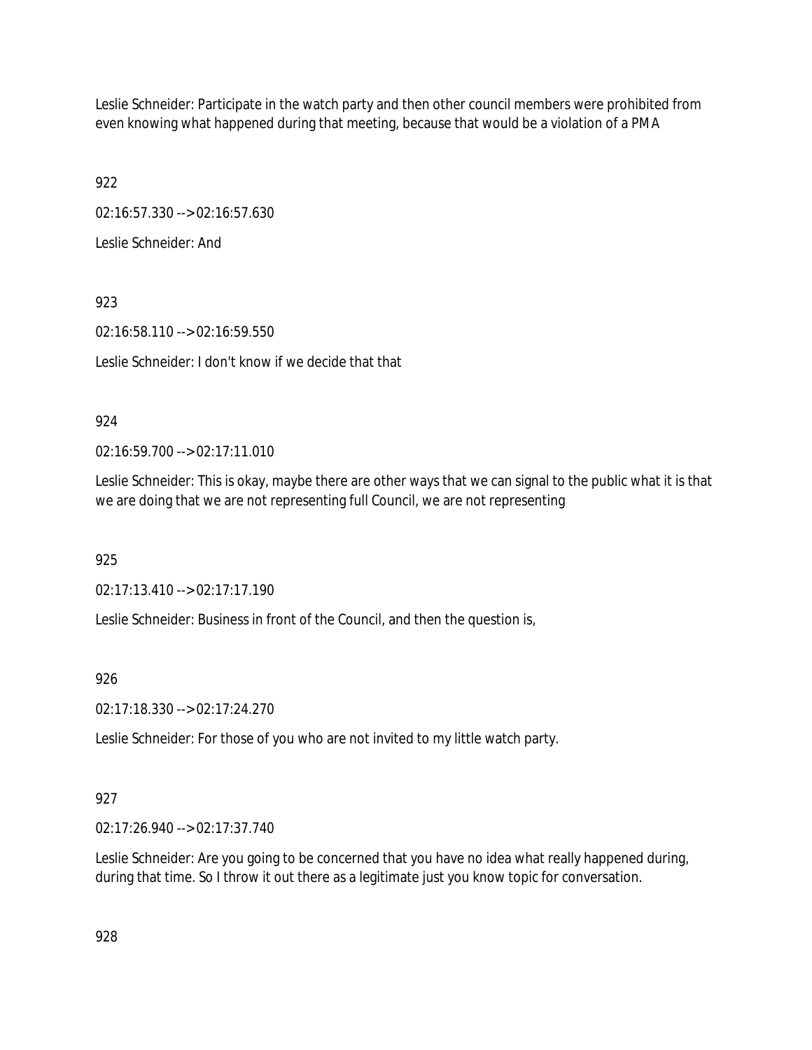Leslie Schneider: Participate in the watch party and then other council members were prohibited from even knowing what happened during that meeting, because that would be a violation of a PMA

922

02:16:57.330 --> 02:16:57.630

Leslie Schneider: And

923

02:16:58.110 --> 02:16:59.550

Leslie Schneider: I don't know if we decide that that

924

02:16:59.700 --> 02:17:11.010

Leslie Schneider: This is okay, maybe there are other ways that we can signal to the public what it is that we are doing that we are not representing full Council, we are not representing

925

02:17:13.410 --> 02:17:17.190

Leslie Schneider: Business in front of the Council, and then the question is,

926

02:17:18.330 --> 02:17:24.270

Leslie Schneider: For those of you who are not invited to my little watch party.

927

02:17:26.940 --> 02:17:37.740

Leslie Schneider: Are you going to be concerned that you have no idea what really happened during, during that time. So I throw it out there as a legitimate just you know topic for conversation.

928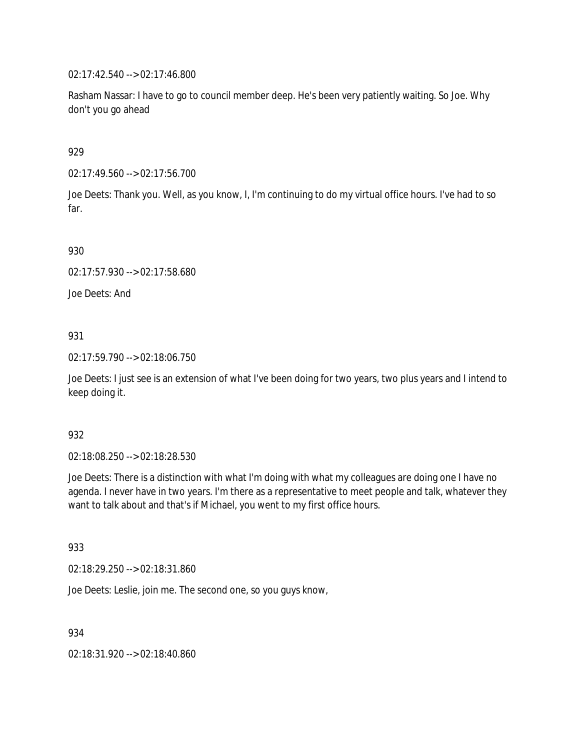02:17:42.540 --> 02:17:46.800

Rasham Nassar: I have to go to council member deep. He's been very patiently waiting. So Joe. Why don't you go ahead

929

02:17:49.560 --> 02:17:56.700

Joe Deets: Thank you. Well, as you know, I, I'm continuing to do my virtual office hours. I've had to so far.

930

02:17:57.930 --> 02:17:58.680

Joe Deets: And

931

02:17:59.790 --> 02:18:06.750

Joe Deets: I just see is an extension of what I've been doing for two years, two plus years and I intend to keep doing it.

932

02:18:08.250 --> 02:18:28.530

Joe Deets: There is a distinction with what I'm doing with what my colleagues are doing one I have no agenda. I never have in two years. I'm there as a representative to meet people and talk, whatever they want to talk about and that's if Michael, you went to my first office hours.

933

02:18:29.250 --> 02:18:31.860

Joe Deets: Leslie, join me. The second one, so you guys know,

934

02:18:31.920 --> 02:18:40.860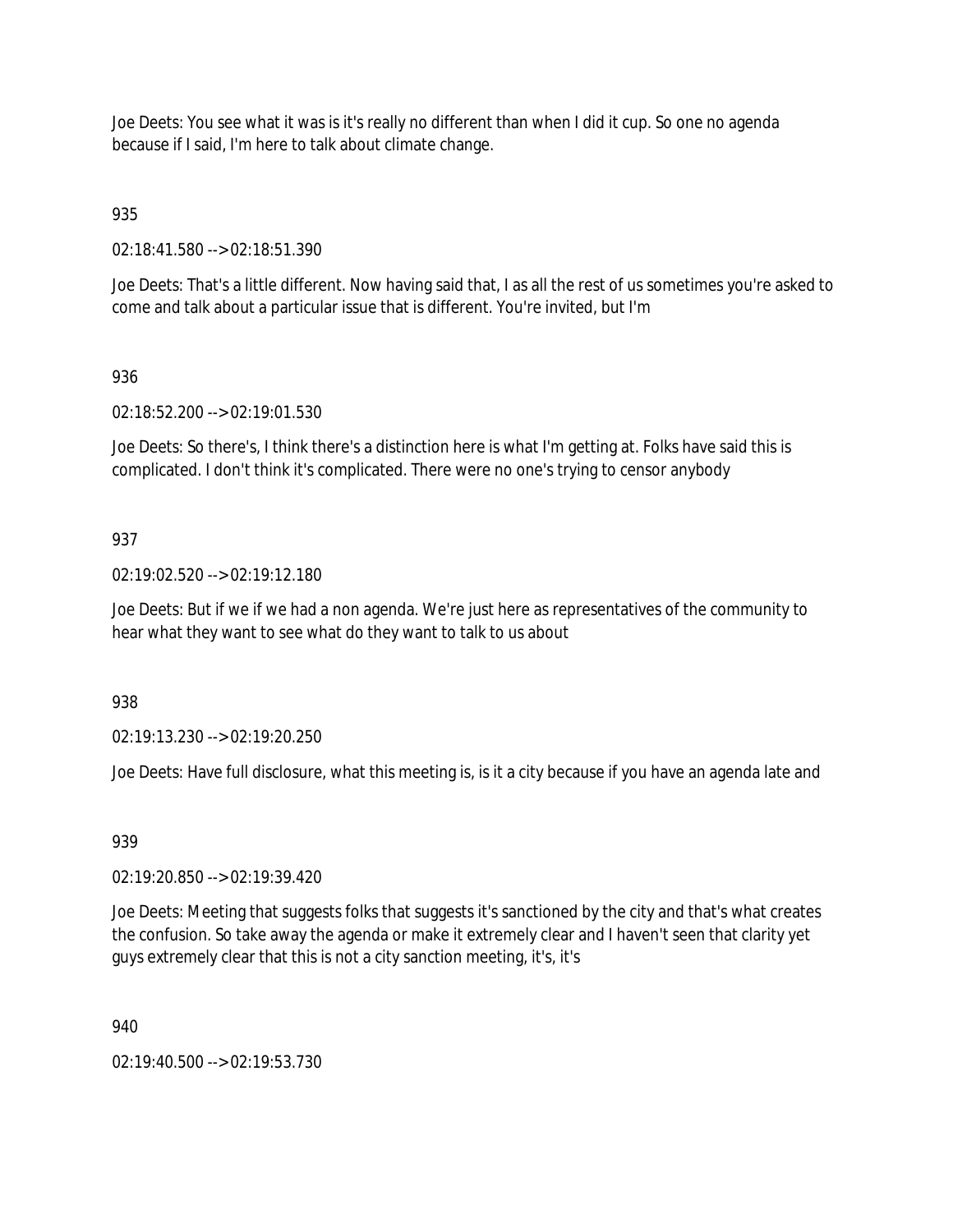Joe Deets: You see what it was is it's really no different than when I did it cup. So one no agenda because if I said, I'm here to talk about climate change.

935

02:18:41.580 --> 02:18:51.390

Joe Deets: That's a little different. Now having said that, I as all the rest of us sometimes you're asked to come and talk about a particular issue that is different. You're invited, but I'm

936

02:18:52.200 --> 02:19:01.530

Joe Deets: So there's, I think there's a distinction here is what I'm getting at. Folks have said this is complicated. I don't think it's complicated. There were no one's trying to censor anybody

937

02:19:02.520 --> 02:19:12.180

Joe Deets: But if we if we had a non agenda. We're just here as representatives of the community to hear what they want to see what do they want to talk to us about

938

02:19:13.230 --> 02:19:20.250

Joe Deets: Have full disclosure, what this meeting is, is it a city because if you have an agenda late and

939

02:19:20.850 --> 02:19:39.420

Joe Deets: Meeting that suggests folks that suggests it's sanctioned by the city and that's what creates the confusion. So take away the agenda or make it extremely clear and I haven't seen that clarity yet guys extremely clear that this is not a city sanction meeting, it's, it's

940

02:19:40.500 --> 02:19:53.730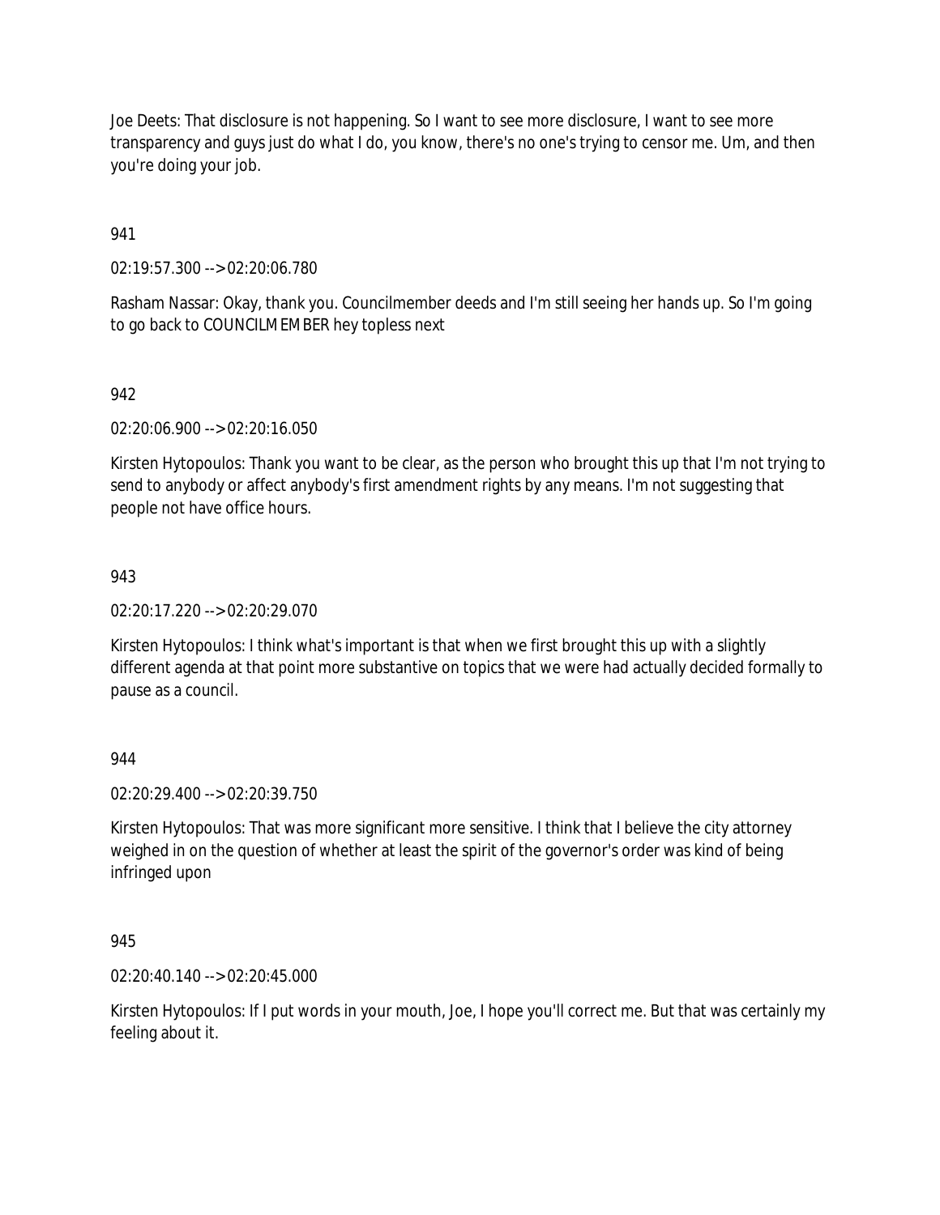Joe Deets: That disclosure is not happening. So I want to see more disclosure, I want to see more transparency and guys just do what I do, you know, there's no one's trying to censor me. Um, and then you're doing your job.

941

02:19:57.300 --> 02:20:06.780

Rasham Nassar: Okay, thank you. Councilmember deeds and I'm still seeing her hands up. So I'm going to go back to COUNCILMEMBER hey topless next

942

02:20:06.900 --> 02:20:16.050

Kirsten Hytopoulos: Thank you want to be clear, as the person who brought this up that I'm not trying to send to anybody or affect anybody's first amendment rights by any means. I'm not suggesting that people not have office hours.

943

02:20:17.220 --> 02:20:29.070

Kirsten Hytopoulos: I think what's important is that when we first brought this up with a slightly different agenda at that point more substantive on topics that we were had actually decided formally to pause as a council.

944

02:20:29.400 --> 02:20:39.750

Kirsten Hytopoulos: That was more significant more sensitive. I think that I believe the city attorney weighed in on the question of whether at least the spirit of the governor's order was kind of being infringed upon

945

02:20:40.140 --> 02:20:45.000

Kirsten Hytopoulos: If I put words in your mouth, Joe, I hope you'll correct me. But that was certainly my feeling about it.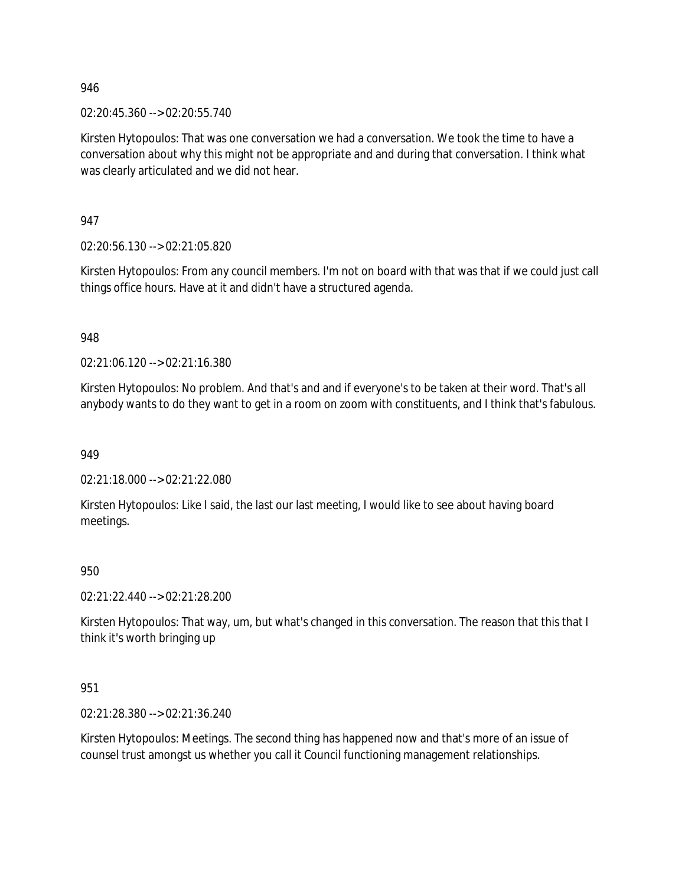946

02:20:45.360 --> 02:20:55.740

Kirsten Hytopoulos: That was one conversation we had a conversation. We took the time to have a conversation about why this might not be appropriate and and during that conversation. I think what was clearly articulated and we did not hear.

947

02:20:56.130 --> 02:21:05.820

Kirsten Hytopoulos: From any council members. I'm not on board with that was that if we could just call things office hours. Have at it and didn't have a structured agenda.

948

02:21:06.120 --> 02:21:16.380

Kirsten Hytopoulos: No problem. And that's and and if everyone's to be taken at their word. That's all anybody wants to do they want to get in a room on zoom with constituents, and I think that's fabulous.

949

02:21:18.000 --> 02:21:22.080

Kirsten Hytopoulos: Like I said, the last our last meeting, I would like to see about having board meetings.

950

02:21:22.440 --> 02:21:28.200

Kirsten Hytopoulos: That way, um, but what's changed in this conversation. The reason that this that I think it's worth bringing up

951

02:21:28.380 --> 02:21:36.240

Kirsten Hytopoulos: Meetings. The second thing has happened now and that's more of an issue of counsel trust amongst us whether you call it Council functioning management relationships.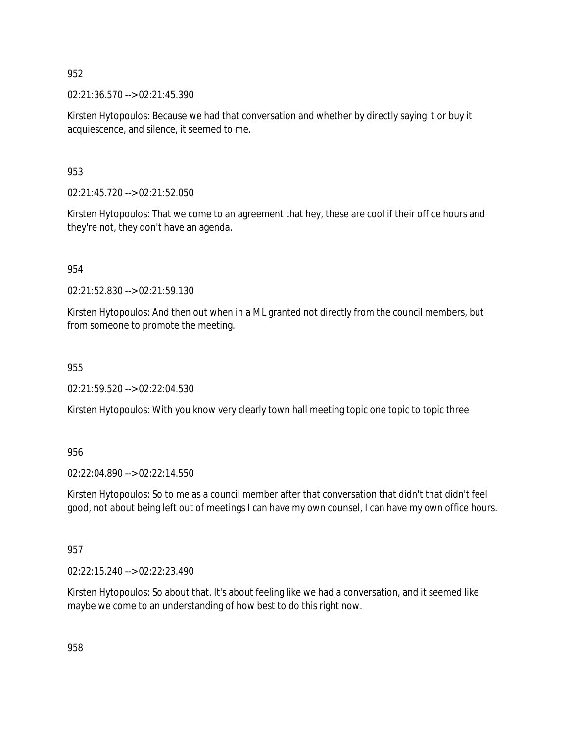952

02:21:36.570 --> 02:21:45.390

Kirsten Hytopoulos: Because we had that conversation and whether by directly saying it or buy it acquiescence, and silence, it seemed to me.

953

02:21:45.720 --> 02:21:52.050

Kirsten Hytopoulos: That we come to an agreement that hey, these are cool if their office hours and they're not, they don't have an agenda.

954

02:21:52.830 --> 02:21:59.130

Kirsten Hytopoulos: And then out when in a ML granted not directly from the council members, but from someone to promote the meeting.

955

02:21:59.520 --> 02:22:04.530

Kirsten Hytopoulos: With you know very clearly town hall meeting topic one topic to topic three

956

02:22:04.890 --> 02:22:14.550

Kirsten Hytopoulos: So to me as a council member after that conversation that didn't that didn't feel good, not about being left out of meetings I can have my own counsel, I can have my own office hours.

957

02:22:15.240 --> 02:22:23.490

Kirsten Hytopoulos: So about that. It's about feeling like we had a conversation, and it seemed like maybe we come to an understanding of how best to do this right now.

958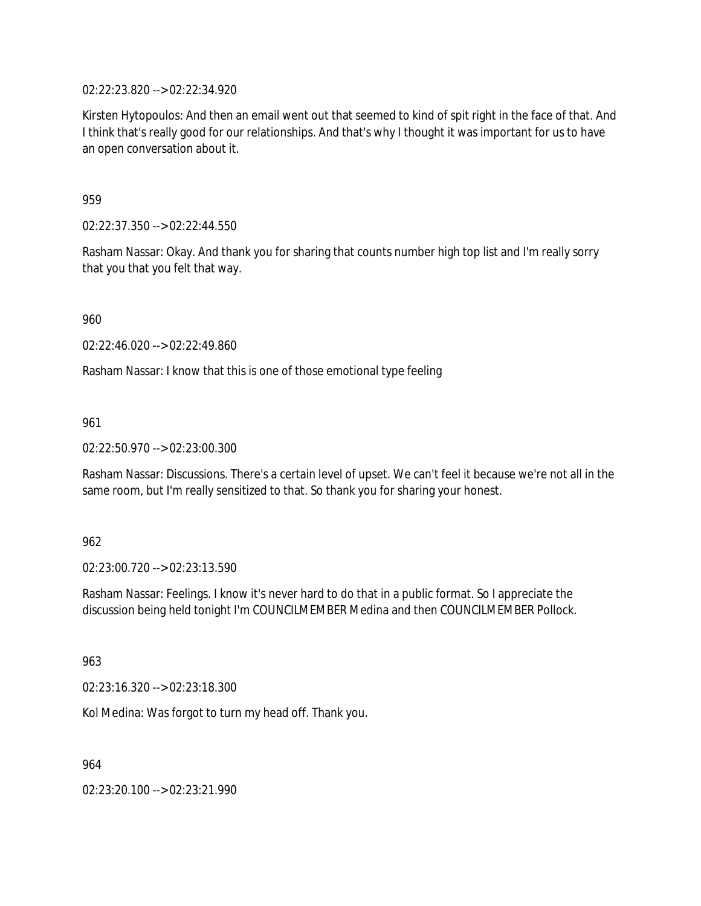02:22:23.820 --> 02:22:34.920

Kirsten Hytopoulos: And then an email went out that seemed to kind of spit right in the face of that. And I think that's really good for our relationships. And that's why I thought it was important for us to have an open conversation about it.

959

02:22:37.350 --> 02:22:44.550

Rasham Nassar: Okay. And thank you for sharing that counts number high top list and I'm really sorry that you that you felt that way.

960

02:22:46.020 --> 02:22:49.860

Rasham Nassar: I know that this is one of those emotional type feeling

961

02:22:50.970 --> 02:23:00.300

Rasham Nassar: Discussions. There's a certain level of upset. We can't feel it because we're not all in the same room, but I'm really sensitized to that. So thank you for sharing your honest.

962

02:23:00.720 --> 02:23:13.590

Rasham Nassar: Feelings. I know it's never hard to do that in a public format. So I appreciate the discussion being held tonight I'm COUNCILMEMBER Medina and then COUNCILMEMBER Pollock.

963

02:23:16.320 --> 02:23:18.300

Kol Medina: Was forgot to turn my head off. Thank you.

964

02:23:20.100 --> 02:23:21.990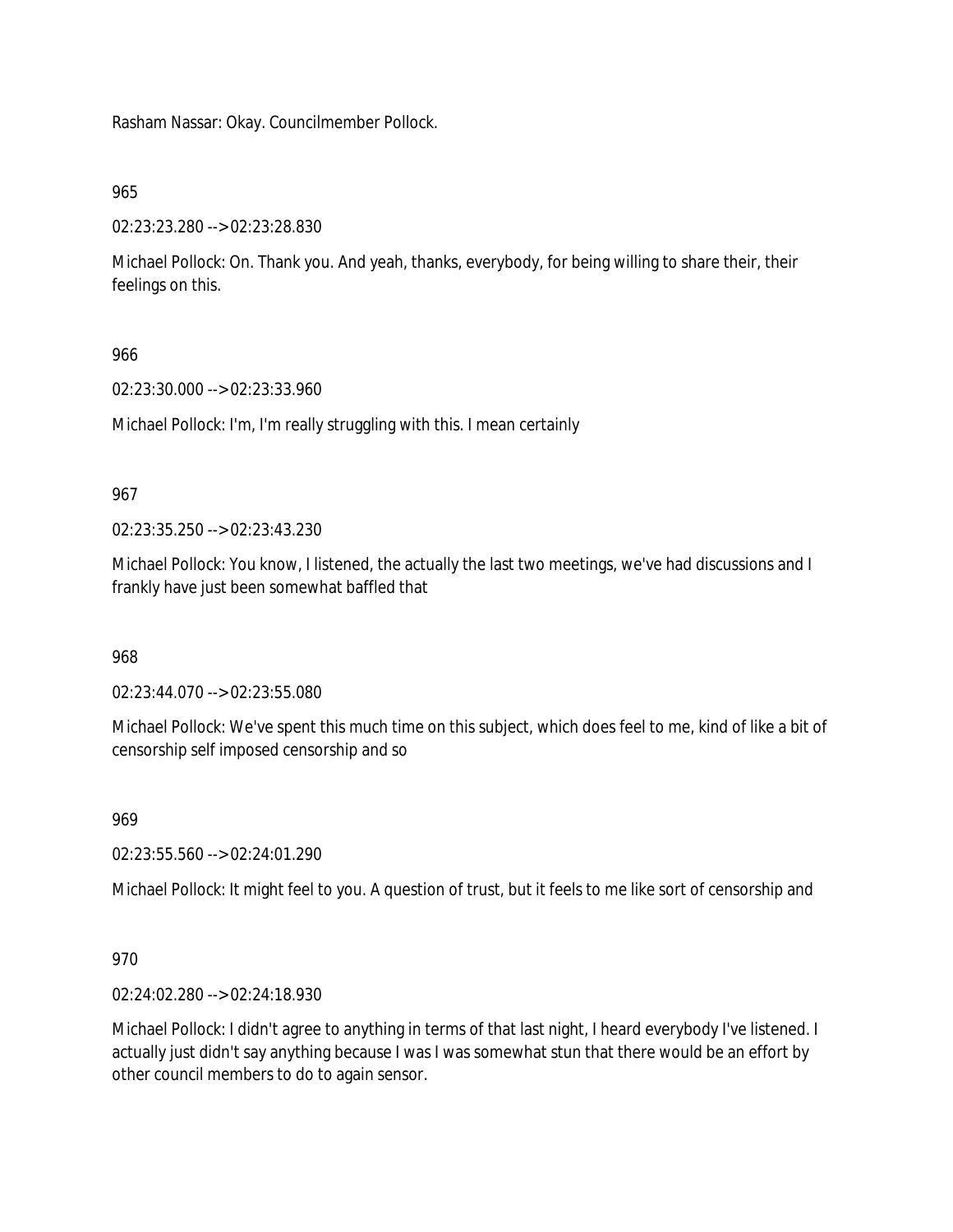Rasham Nassar: Okay. Councilmember Pollock.

965

02:23:23.280 --> 02:23:28.830

Michael Pollock: On. Thank you. And yeah, thanks, everybody, for being willing to share their, their feelings on this.

966

02:23:30.000 --> 02:23:33.960

Michael Pollock: I'm, I'm really struggling with this. I mean certainly

967

02:23:35.250 --> 02:23:43.230

Michael Pollock: You know, I listened, the actually the last two meetings, we've had discussions and I frankly have just been somewhat baffled that

968

02:23:44.070 --> 02:23:55.080

Michael Pollock: We've spent this much time on this subject, which does feel to me, kind of like a bit of censorship self imposed censorship and so

969

02:23:55.560 --> 02:24:01.290

Michael Pollock: It might feel to you. A question of trust, but it feels to me like sort of censorship and

970

02:24:02.280 --> 02:24:18.930

Michael Pollock: I didn't agree to anything in terms of that last night, I heard everybody I've listened. I actually just didn't say anything because I was I was somewhat stun that there would be an effort by other council members to do to again sensor.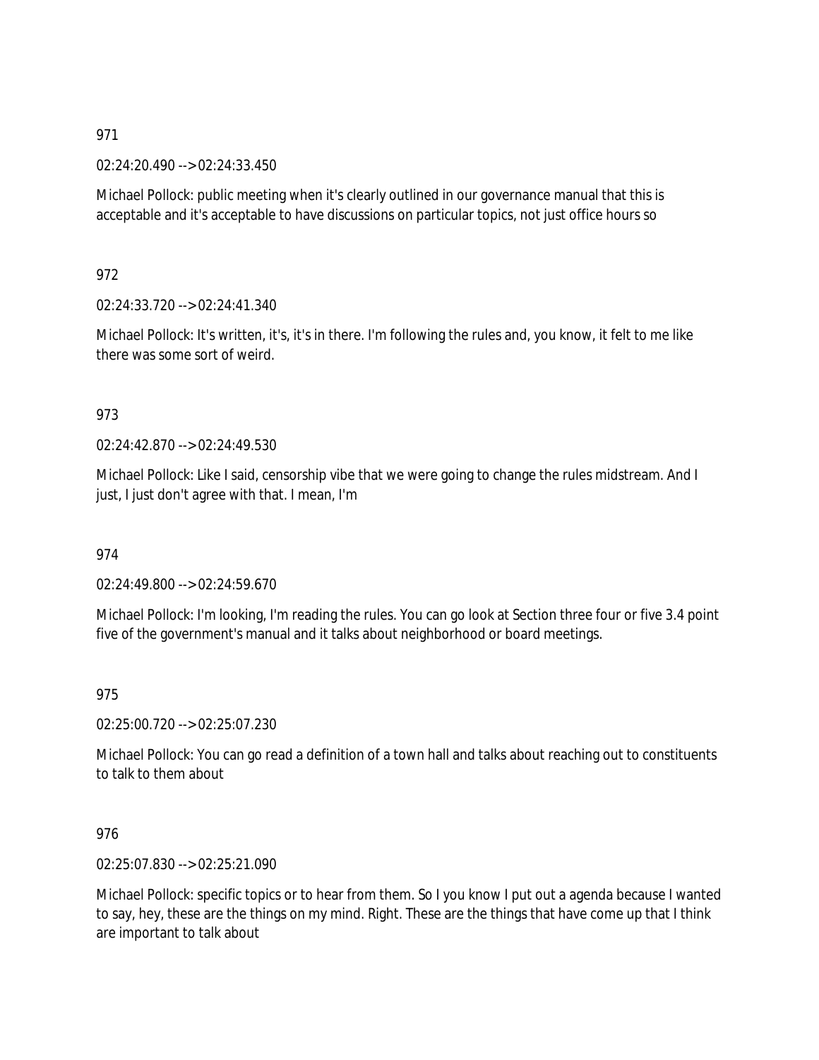971

02:24:20.490 --> 02:24:33.450

Michael Pollock: public meeting when it's clearly outlined in our governance manual that this is acceptable and it's acceptable to have discussions on particular topics, not just office hours so

972

02:24:33.720 --> 02:24:41.340

Michael Pollock: It's written, it's, it's in there. I'm following the rules and, you know, it felt to me like there was some sort of weird.

973

02:24:42.870 --> 02:24:49.530

Michael Pollock: Like I said, censorship vibe that we were going to change the rules midstream. And I just, I just don't agree with that. I mean, I'm

974

02:24:49.800 --> 02:24:59.670

Michael Pollock: I'm looking, I'm reading the rules. You can go look at Section three four or five 3.4 point five of the government's manual and it talks about neighborhood or board meetings.

975

02:25:00.720 --> 02:25:07.230

Michael Pollock: You can go read a definition of a town hall and talks about reaching out to constituents to talk to them about

976

02:25:07.830 --> 02:25:21.090

Michael Pollock: specific topics or to hear from them. So I you know I put out a agenda because I wanted to say, hey, these are the things on my mind. Right. These are the things that have come up that I think are important to talk about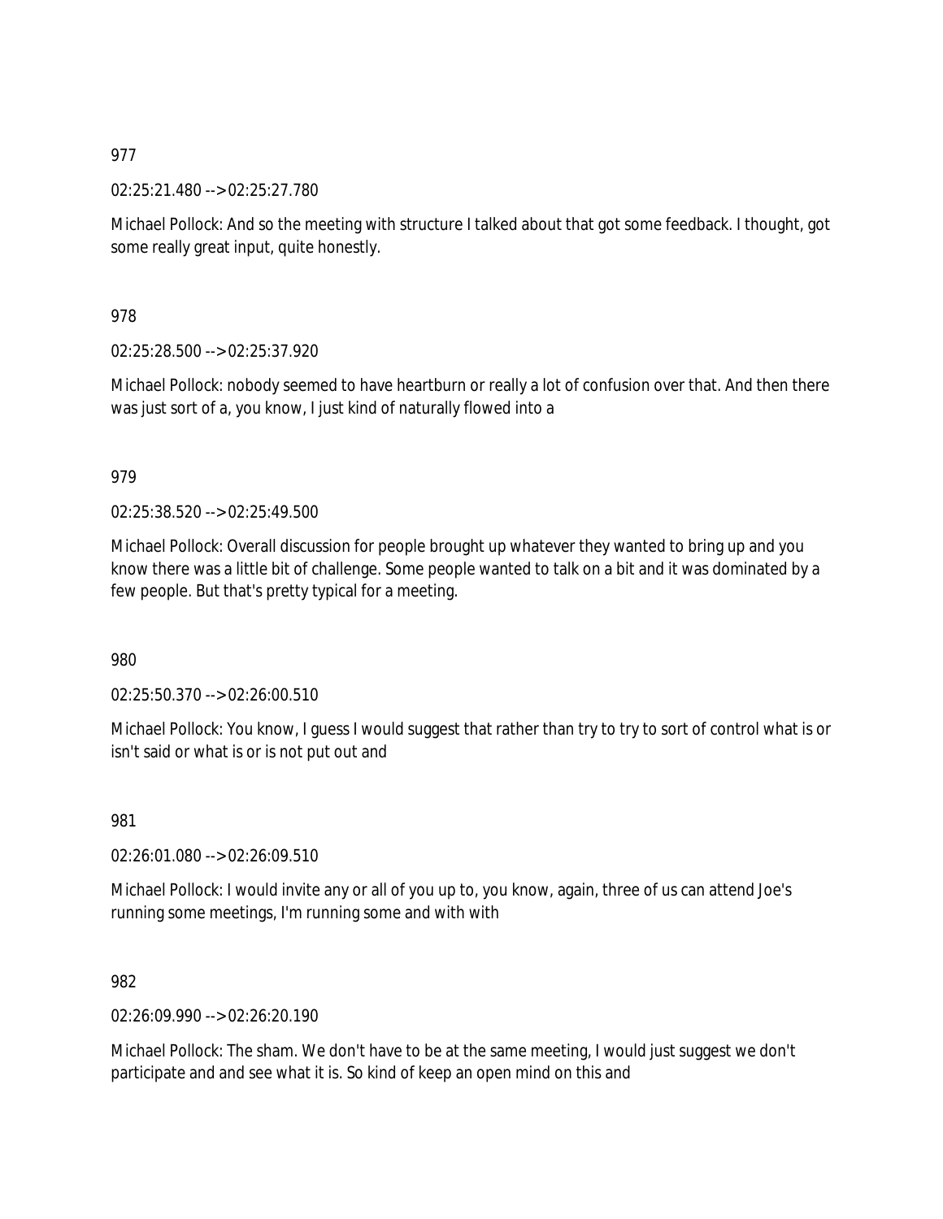977

02:25:21.480 --> 02:25:27.780

Michael Pollock: And so the meeting with structure I talked about that got some feedback. I thought, got some really great input, quite honestly.

978

02:25:28.500 --> 02:25:37.920

Michael Pollock: nobody seemed to have heartburn or really a lot of confusion over that. And then there was just sort of a, you know, I just kind of naturally flowed into a

979

02:25:38.520 --> 02:25:49.500

Michael Pollock: Overall discussion for people brought up whatever they wanted to bring up and you know there was a little bit of challenge. Some people wanted to talk on a bit and it was dominated by a few people. But that's pretty typical for a meeting.

980

02:25:50.370 --> 02:26:00.510

Michael Pollock: You know, I guess I would suggest that rather than try to try to sort of control what is or isn't said or what is or is not put out and

981

02:26:01.080 --> 02:26:09.510

Michael Pollock: I would invite any or all of you up to, you know, again, three of us can attend Joe's running some meetings, I'm running some and with with

982

02:26:09.990 --> 02:26:20.190

Michael Pollock: The sham. We don't have to be at the same meeting, I would just suggest we don't participate and and see what it is. So kind of keep an open mind on this and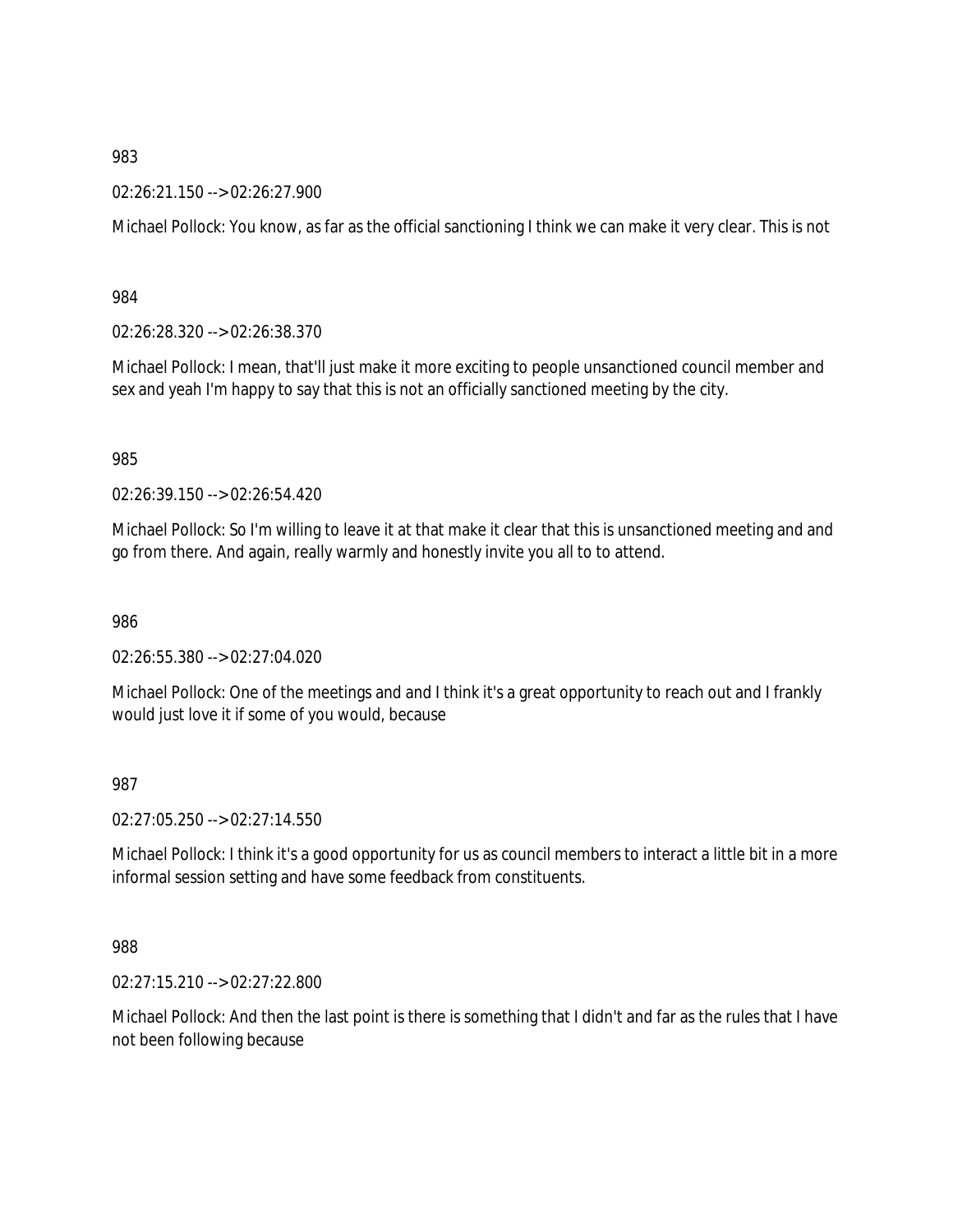983

02:26:21.150 --> 02:26:27.900

Michael Pollock: You know, as far as the official sanctioning I think we can make it very clear. This is not

984

02:26:28.320 --> 02:26:38.370

Michael Pollock: I mean, that'll just make it more exciting to people unsanctioned council member and sex and yeah I'm happy to say that this is not an officially sanctioned meeting by the city.

985

02:26:39.150 --> 02:26:54.420

Michael Pollock: So I'm willing to leave it at that make it clear that this is unsanctioned meeting and and go from there. And again, really warmly and honestly invite you all to to attend.

986

02:26:55.380 --> 02:27:04.020

Michael Pollock: One of the meetings and and I think it's a great opportunity to reach out and I frankly would just love it if some of you would, because

987

02:27:05.250 --> 02:27:14.550

Michael Pollock: I think it's a good opportunity for us as council members to interact a little bit in a more informal session setting and have some feedback from constituents.

988

02:27:15.210 --> 02:27:22.800

Michael Pollock: And then the last point is there is something that I didn't and far as the rules that I have not been following because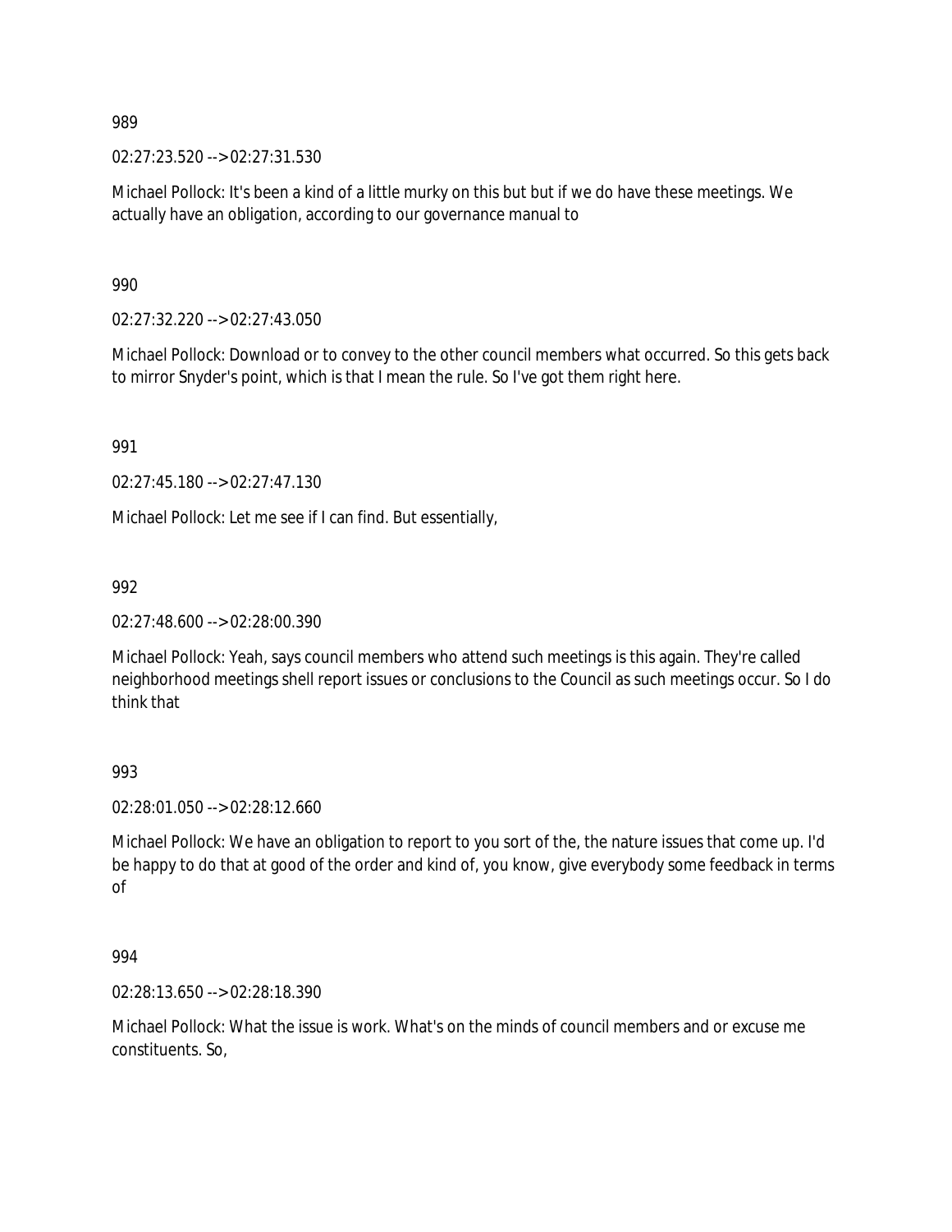989

02:27:23.520 --> 02:27:31.530

Michael Pollock: It's been a kind of a little murky on this but but if we do have these meetings. We actually have an obligation, according to our governance manual to

990

02:27:32.220 --> 02:27:43.050

Michael Pollock: Download or to convey to the other council members what occurred. So this gets back to mirror Snyder's point, which is that I mean the rule. So I've got them right here.

991

02:27:45.180 --> 02:27:47.130

Michael Pollock: Let me see if I can find. But essentially,

992

02:27:48.600 --> 02:28:00.390

Michael Pollock: Yeah, says council members who attend such meetings is this again. They're called neighborhood meetings shell report issues or conclusions to the Council as such meetings occur. So I do think that

993

02:28:01.050 --> 02:28:12.660

Michael Pollock: We have an obligation to report to you sort of the, the nature issues that come up. I'd be happy to do that at good of the order and kind of, you know, give everybody some feedback in terms of

994

02:28:13.650 --> 02:28:18.390

Michael Pollock: What the issue is work. What's on the minds of council members and or excuse me constituents. So,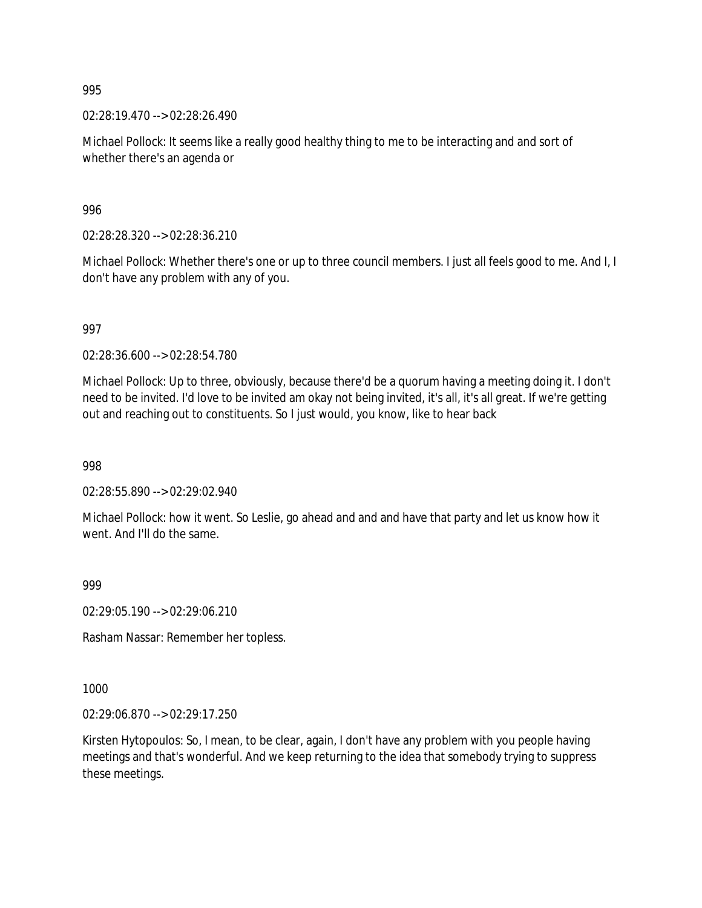995

02:28:19.470 --> 02:28:26.490

Michael Pollock: It seems like a really good healthy thing to me to be interacting and and sort of whether there's an agenda or

996

02:28:28.320 --> 02:28:36.210

Michael Pollock: Whether there's one or up to three council members. I just all feels good to me. And I, I don't have any problem with any of you.

997

02:28:36.600 --> 02:28:54.780

Michael Pollock: Up to three, obviously, because there'd be a quorum having a meeting doing it. I don't need to be invited. I'd love to be invited am okay not being invited, it's all, it's all great. If we're getting out and reaching out to constituents. So I just would, you know, like to hear back

998

02:28:55.890 --> 02:29:02.940

Michael Pollock: how it went. So Leslie, go ahead and and and have that party and let us know how it went. And I'll do the same.

999

02:29:05.190 --> 02:29:06.210

Rasham Nassar: Remember her topless.

1000

02:29:06.870 --> 02:29:17.250

Kirsten Hytopoulos: So, I mean, to be clear, again, I don't have any problem with you people having meetings and that's wonderful. And we keep returning to the idea that somebody trying to suppress these meetings.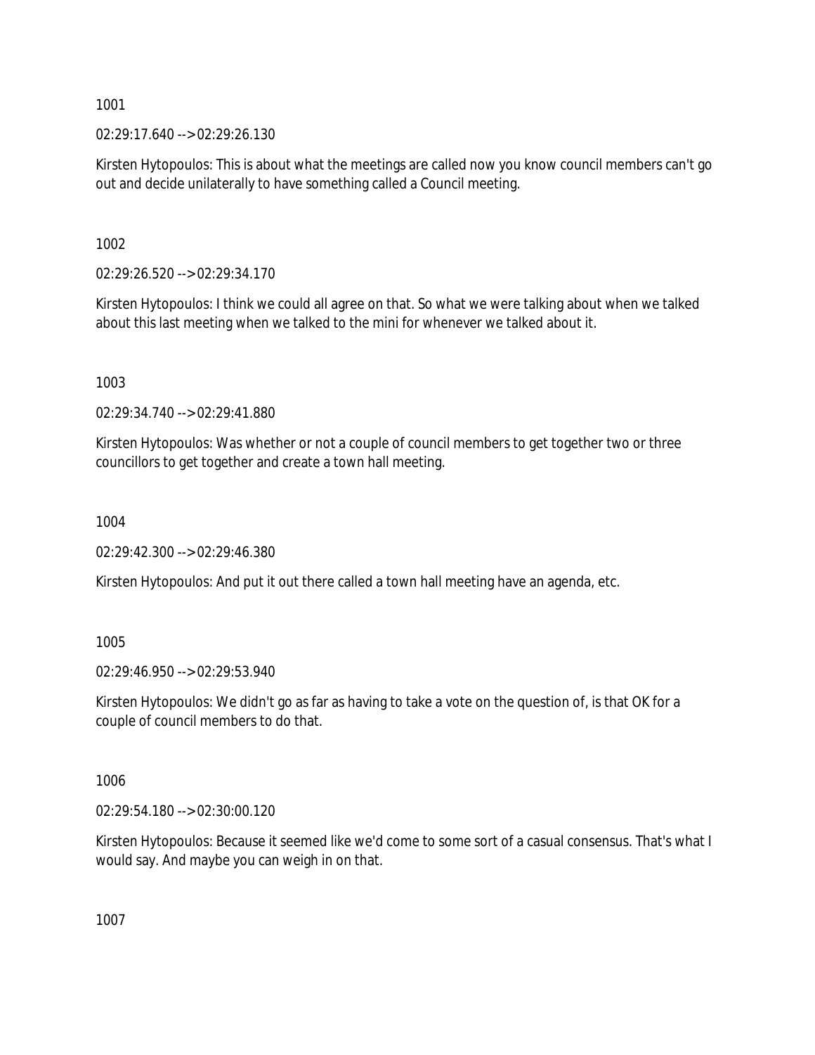1001

02:29:17.640 --> 02:29:26.130

Kirsten Hytopoulos: This is about what the meetings are called now you know council members can't go out and decide unilaterally to have something called a Council meeting.

1002

02:29:26.520 --> 02:29:34.170

Kirsten Hytopoulos: I think we could all agree on that. So what we were talking about when we talked about this last meeting when we talked to the mini for whenever we talked about it.

1003

02:29:34.740 --> 02:29:41.880

Kirsten Hytopoulos: Was whether or not a couple of council members to get together two or three councillors to get together and create a town hall meeting.

1004

02:29:42.300 --> 02:29:46.380

Kirsten Hytopoulos: And put it out there called a town hall meeting have an agenda, etc.

1005

02:29:46.950 --> 02:29:53.940

Kirsten Hytopoulos: We didn't go as far as having to take a vote on the question of, is that OK for a couple of council members to do that.

1006

02:29:54.180 --> 02:30:00.120

Kirsten Hytopoulos: Because it seemed like we'd come to some sort of a casual consensus. That's what I would say. And maybe you can weigh in on that.

1007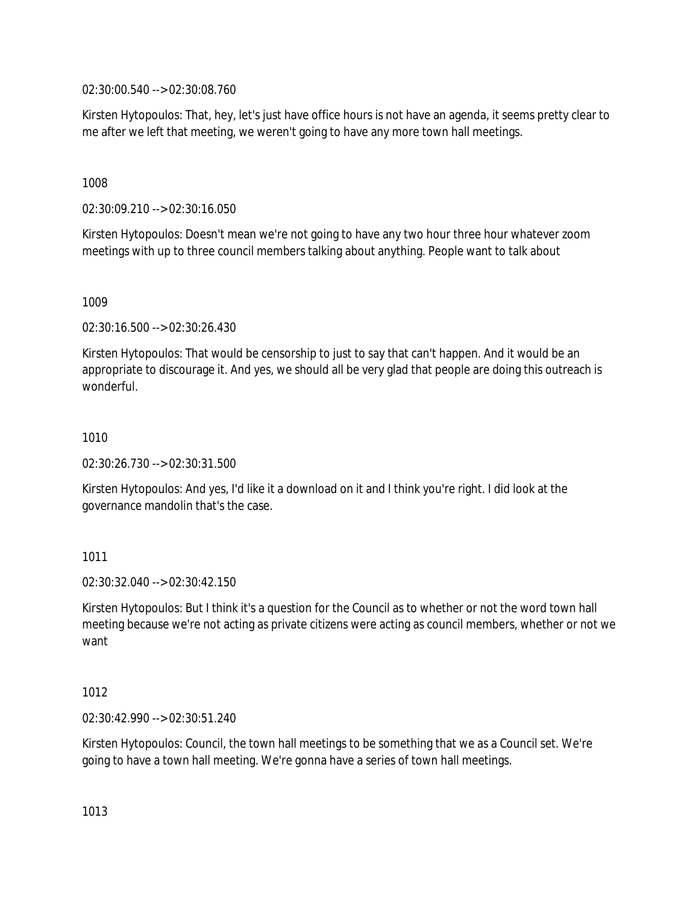02:30:00.540 --> 02:30:08.760

Kirsten Hytopoulos: That, hey, let's just have office hours is not have an agenda, it seems pretty clear to me after we left that meeting, we weren't going to have any more town hall meetings.

1008

02:30:09.210 --> 02:30:16.050

Kirsten Hytopoulos: Doesn't mean we're not going to have any two hour three hour whatever zoom meetings with up to three council members talking about anything. People want to talk about

1009

02:30:16.500 --> 02:30:26.430

Kirsten Hytopoulos: That would be censorship to just to say that can't happen. And it would be an appropriate to discourage it. And yes, we should all be very glad that people are doing this outreach is wonderful.

1010

02:30:26.730 --> 02:30:31.500

Kirsten Hytopoulos: And yes, I'd like it a download on it and I think you're right. I did look at the governance mandolin that's the case.

1011

02:30:32.040 --> 02:30:42.150

Kirsten Hytopoulos: But I think it's a question for the Council as to whether or not the word town hall meeting because we're not acting as private citizens were acting as council members, whether or not we want

1012

02:30:42.990 --> 02:30:51.240

Kirsten Hytopoulos: Council, the town hall meetings to be something that we as a Council set. We're going to have a town hall meeting. We're gonna have a series of town hall meetings.

1013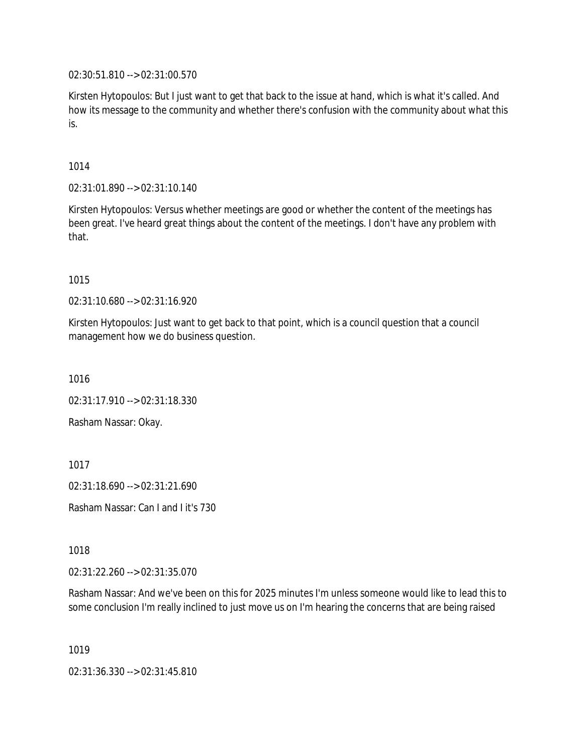02:30:51.810 --> 02:31:00.570

Kirsten Hytopoulos: But I just want to get that back to the issue at hand, which is what it's called. And how its message to the community and whether there's confusion with the community about what this is.

1014

02:31:01.890 --> 02:31:10.140

Kirsten Hytopoulos: Versus whether meetings are good or whether the content of the meetings has been great. I've heard great things about the content of the meetings. I don't have any problem with that.

1015

02:31:10.680 --> 02:31:16.920

Kirsten Hytopoulos: Just want to get back to that point, which is a council question that a council management how we do business question.

1016

02:31:17.910 --> 02:31:18.330

Rasham Nassar: Okay.

1017

02:31:18.690 --> 02:31:21.690

Rasham Nassar: Can I and I it's 730

1018

02:31:22.260 --> 02:31:35.070

Rasham Nassar: And we've been on this for 2025 minutes I'm unless someone would like to lead this to some conclusion I'm really inclined to just move us on I'm hearing the concerns that are being raised

1019

02:31:36.330 --> 02:31:45.810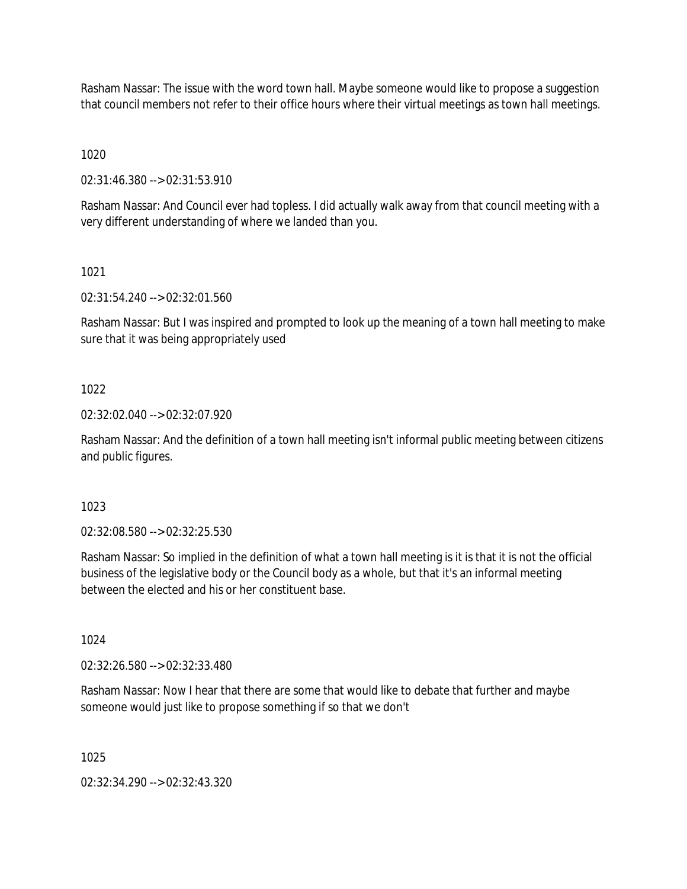Rasham Nassar: The issue with the word town hall. Maybe someone would like to propose a suggestion that council members not refer to their office hours where their virtual meetings as town hall meetings.

1020

02:31:46.380 --> 02:31:53.910

Rasham Nassar: And Council ever had topless. I did actually walk away from that council meeting with a very different understanding of where we landed than you.

1021

02:31:54.240 --> 02:32:01.560

Rasham Nassar: But I was inspired and prompted to look up the meaning of a town hall meeting to make sure that it was being appropriately used

1022

02:32:02.040 --> 02:32:07.920

Rasham Nassar: And the definition of a town hall meeting isn't informal public meeting between citizens and public figures.

1023

02:32:08.580 --> 02:32:25.530

Rasham Nassar: So implied in the definition of what a town hall meeting is it is that it is not the official business of the legislative body or the Council body as a whole, but that it's an informal meeting between the elected and his or her constituent base.

1024

02:32:26.580 --> 02:32:33.480

Rasham Nassar: Now I hear that there are some that would like to debate that further and maybe someone would just like to propose something if so that we don't

1025

02:32:34.290 --> 02:32:43.320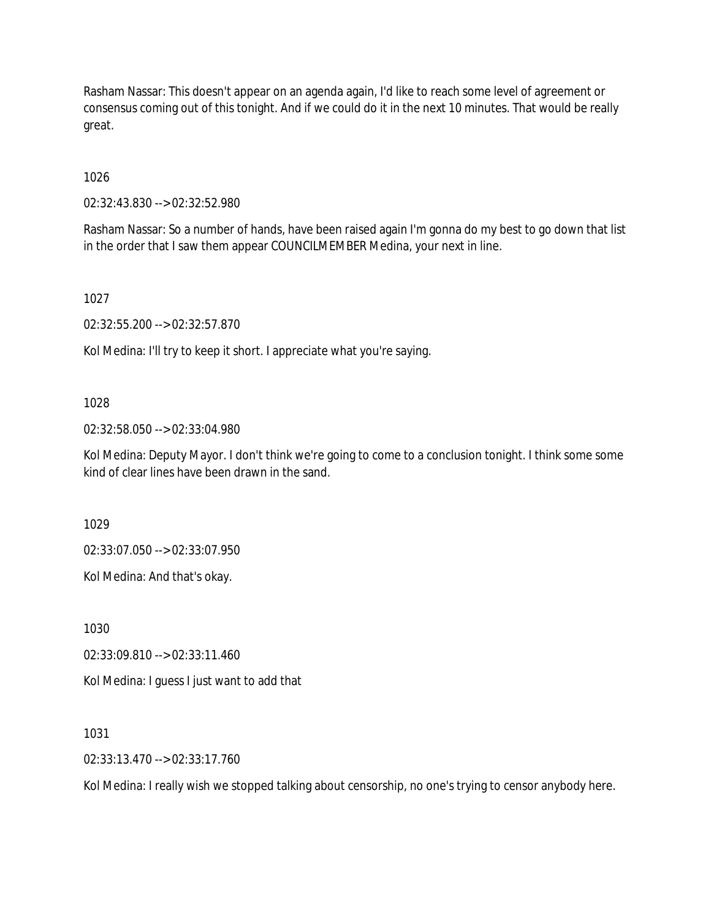Rasham Nassar: This doesn't appear on an agenda again, I'd like to reach some level of agreement or consensus coming out of this tonight. And if we could do it in the next 10 minutes. That would be really great.

1026

02:32:43.830 --> 02:32:52.980

Rasham Nassar: So a number of hands, have been raised again I'm gonna do my best to go down that list in the order that I saw them appear COUNCILMEMBER Medina, your next in line.

1027

02:32:55.200 --> 02:32:57.870

Kol Medina: I'll try to keep it short. I appreciate what you're saying.

1028

02:32:58.050 --> 02:33:04.980

Kol Medina: Deputy Mayor. I don't think we're going to come to a conclusion tonight. I think some some kind of clear lines have been drawn in the sand.

1029

02:33:07.050 --> 02:33:07.950

Kol Medina: And that's okay.

1030

02:33:09.810 --> 02:33:11.460

Kol Medina: I guess I just want to add that

1031

02:33:13.470 --> 02:33:17.760

Kol Medina: I really wish we stopped talking about censorship, no one's trying to censor anybody here.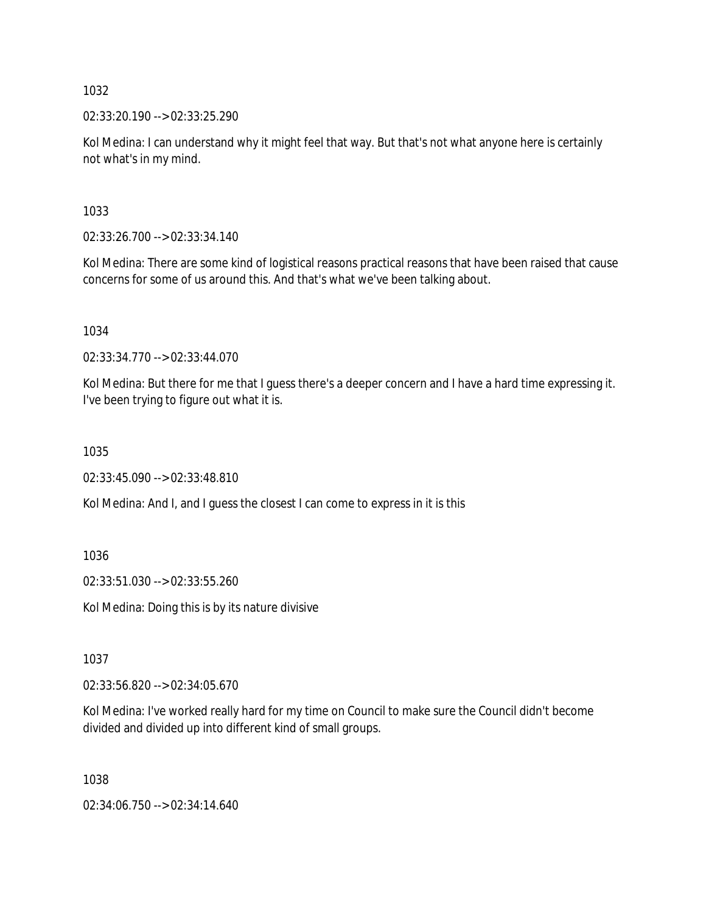1032

02:33:20.190 --> 02:33:25.290

Kol Medina: I can understand why it might feel that way. But that's not what anyone here is certainly not what's in my mind.

1033

02:33:26.700 --> 02:33:34.140

Kol Medina: There are some kind of logistical reasons practical reasons that have been raised that cause concerns for some of us around this. And that's what we've been talking about.

1034

02:33:34.770 --> 02:33:44.070

Kol Medina: But there for me that I guess there's a deeper concern and I have a hard time expressing it. I've been trying to figure out what it is.

1035

02:33:45.090 --> 02:33:48.810

Kol Medina: And I, and I guess the closest I can come to express in it is this

1036

02:33:51.030 --> 02:33:55.260

Kol Medina: Doing this is by its nature divisive

1037

02:33:56.820 --> 02:34:05.670

Kol Medina: I've worked really hard for my time on Council to make sure the Council didn't become divided and divided up into different kind of small groups.

1038

02:34:06.750 --> 02:34:14.640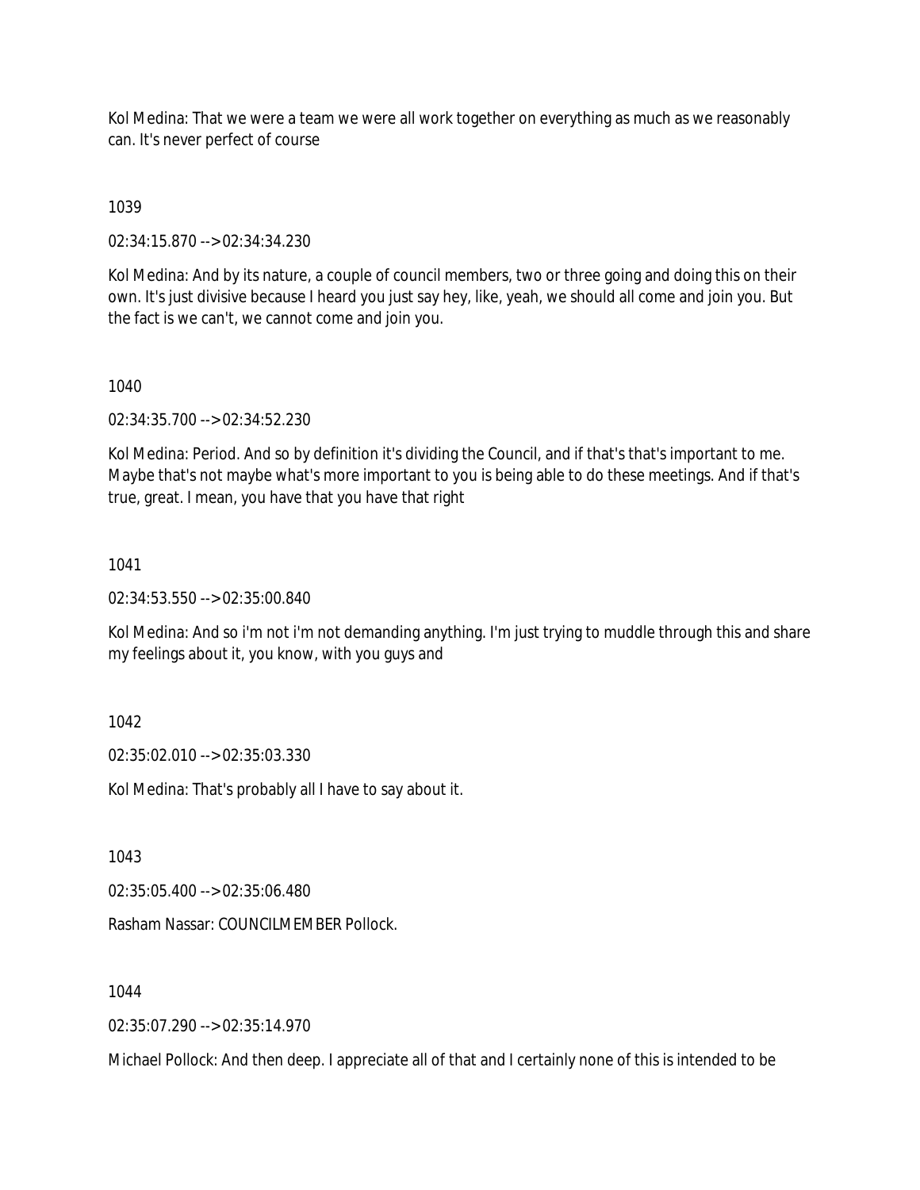Kol Medina: That we were a team we were all work together on everything as much as we reasonably can. It's never perfect of course

1039

02:34:15.870 --> 02:34:34.230

Kol Medina: And by its nature, a couple of council members, two or three going and doing this on their own. It's just divisive because I heard you just say hey, like, yeah, we should all come and join you. But the fact is we can't, we cannot come and join you.

1040

02:34:35.700 --> 02:34:52.230

Kol Medina: Period. And so by definition it's dividing the Council, and if that's that's important to me. Maybe that's not maybe what's more important to you is being able to do these meetings. And if that's true, great. I mean, you have that you have that right

1041

02:34:53.550 --> 02:35:00.840

Kol Medina: And so i'm not i'm not demanding anything. I'm just trying to muddle through this and share my feelings about it, you know, with you guys and

1042

02:35:02.010 --> 02:35:03.330

Kol Medina: That's probably all I have to say about it.

1043

02:35:05.400 --> 02:35:06.480

Rasham Nassar: COUNCILMEMBER Pollock.

1044

02:35:07.290 --> 02:35:14.970

Michael Pollock: And then deep. I appreciate all of that and I certainly none of this is intended to be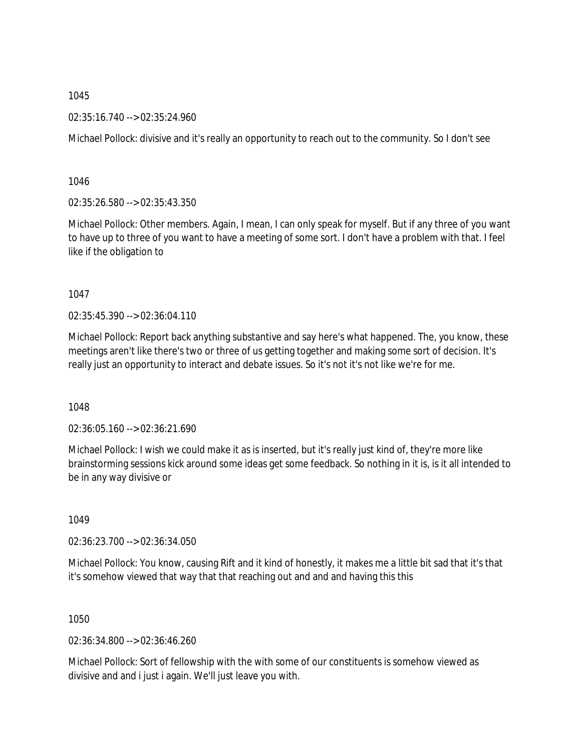1045

02:35:16.740 --> 02:35:24.960

Michael Pollock: divisive and it's really an opportunity to reach out to the community. So I don't see

1046

02:35:26.580 --> 02:35:43.350

Michael Pollock: Other members. Again, I mean, I can only speak for myself. But if any three of you want to have up to three of you want to have a meeting of some sort. I don't have a problem with that. I feel like if the obligation to

1047

02:35:45.390 --> 02:36:04.110

Michael Pollock: Report back anything substantive and say here's what happened. The, you know, these meetings aren't like there's two or three of us getting together and making some sort of decision. It's really just an opportunity to interact and debate issues. So it's not it's not like we're for me.

1048

02:36:05.160 --> 02:36:21.690

Michael Pollock: I wish we could make it as is inserted, but it's really just kind of, they're more like brainstorming sessions kick around some ideas get some feedback. So nothing in it is, is it all intended to be in any way divisive or

1049

02:36:23.700 --> 02:36:34.050

Michael Pollock: You know, causing Rift and it kind of honestly, it makes me a little bit sad that it's that it's somehow viewed that way that that reaching out and and and having this this

1050

02:36:34.800 --> 02:36:46.260

Michael Pollock: Sort of fellowship with the with some of our constituents is somehow viewed as divisive and and i just i again. We'll just leave you with.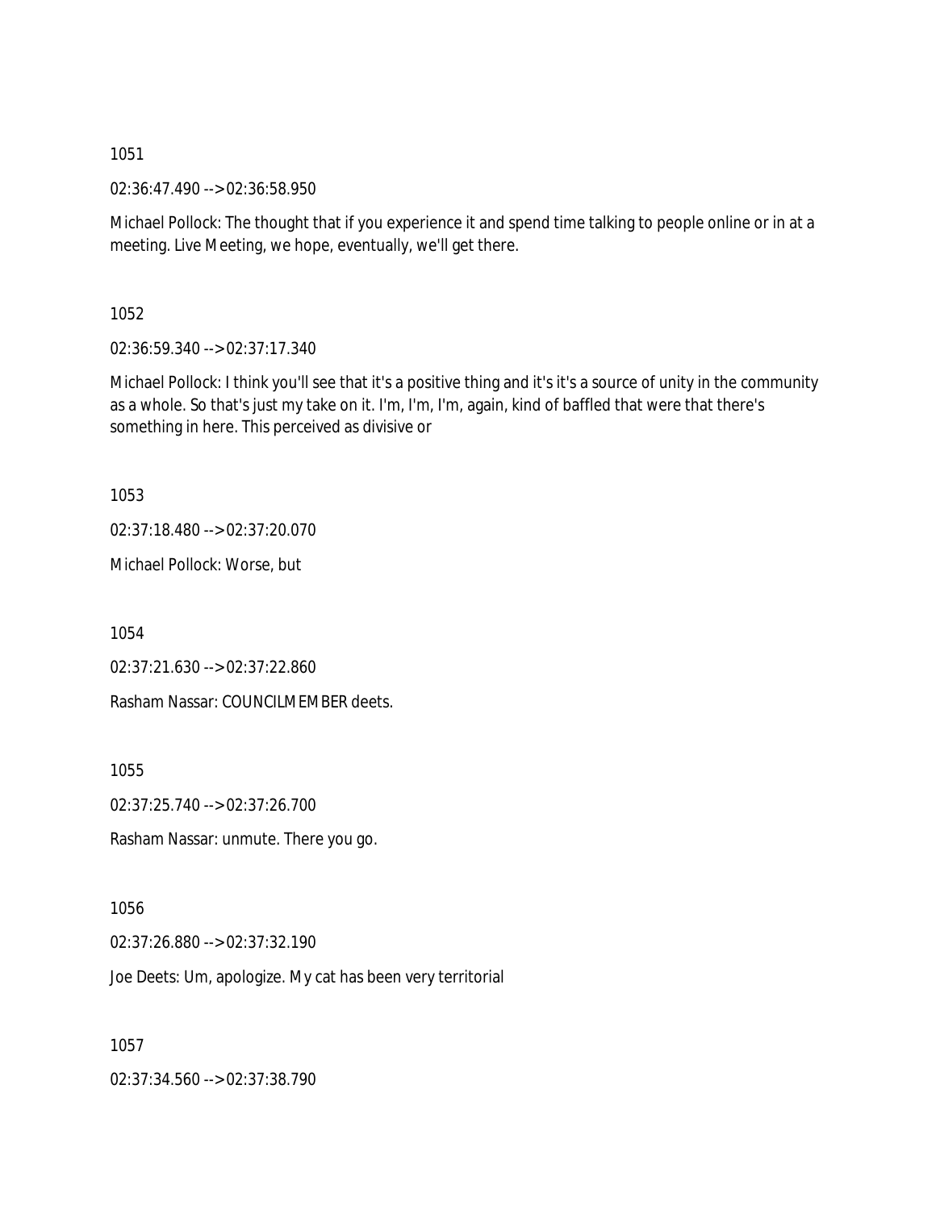1051

02:36:47.490 --> 02:36:58.950

Michael Pollock: The thought that if you experience it and spend time talking to people online or in at a meeting. Live Meeting, we hope, eventually, we'll get there.

1052

02:36:59.340 --> 02:37:17.340

Michael Pollock: I think you'll see that it's a positive thing and it's it's a source of unity in the community as a whole. So that's just my take on it. I'm, I'm, I'm, again, kind of baffled that were that there's something in here. This perceived as divisive or

1053

02:37:18.480 --> 02:37:20.070

Michael Pollock: Worse, but

1054

02:37:21.630 --> 02:37:22.860

Rasham Nassar: COUNCILMEMBER deets.

1055

02:37:25.740 --> 02:37:26.700

Rasham Nassar: unmute. There you go.

1056

02:37:26.880 --> 02:37:32.190

Joe Deets: Um, apologize. My cat has been very territorial

1057

02:37:34.560 --> 02:37:38.790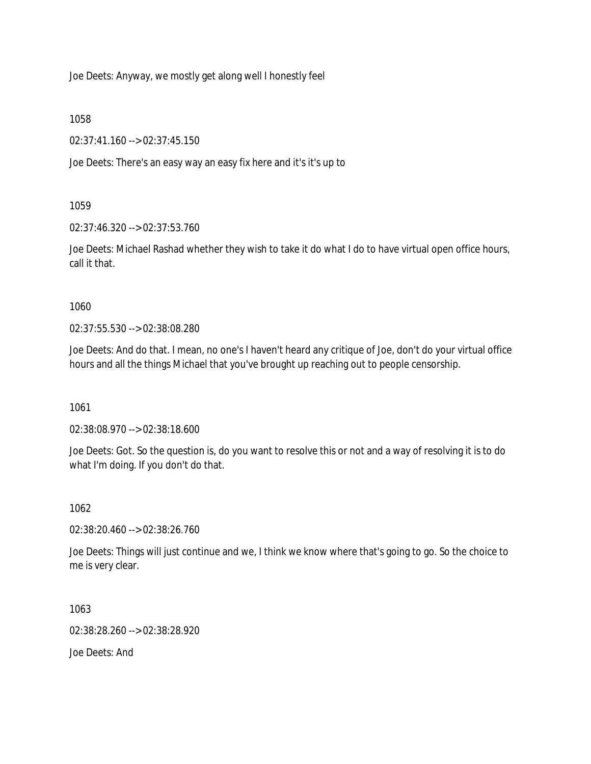Joe Deets: Anyway, we mostly get along well I honestly feel

1058

02:37:41.160 --> 02:37:45.150

Joe Deets: There's an easy way an easy fix here and it's it's up to

1059

02:37:46.320 --> 02:37:53.760

Joe Deets: Michael Rashad whether they wish to take it do what I do to have virtual open office hours, call it that.

1060

02:37:55.530 --> 02:38:08.280

Joe Deets: And do that. I mean, no one's I haven't heard any critique of Joe, don't do your virtual office hours and all the things Michael that you've brought up reaching out to people censorship.

1061

02:38:08.970 --> 02:38:18.600

Joe Deets: Got. So the question is, do you want to resolve this or not and a way of resolving it is to do what I'm doing. If you don't do that.

1062

02:38:20.460 --> 02:38:26.760

Joe Deets: Things will just continue and we, I think we know where that's going to go. So the choice to me is very clear.

1063

02:38:28.260 --> 02:38:28.920

Joe Deets: And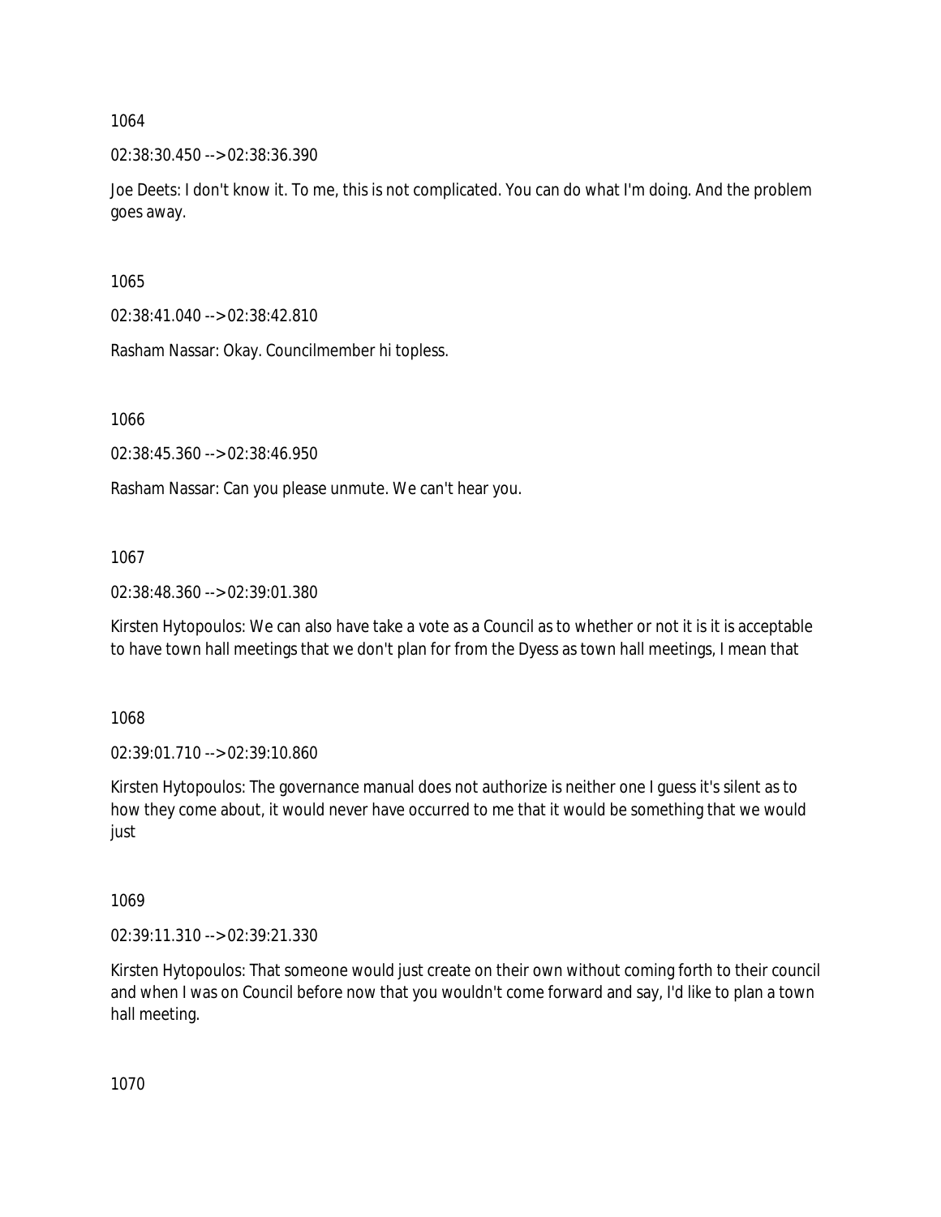1064

02:38:30.450 --> 02:38:36.390

Joe Deets: I don't know it. To me, this is not complicated. You can do what I'm doing. And the problem goes away.

1065

02:38:41.040 --> 02:38:42.810

Rasham Nassar: Okay. Councilmember hi topless.

1066

02:38:45.360 --> 02:38:46.950

Rasham Nassar: Can you please unmute. We can't hear you.

1067

02:38:48.360 --> 02:39:01.380

Kirsten Hytopoulos: We can also have take a vote as a Council as to whether or not it is it is acceptable to have town hall meetings that we don't plan for from the Dyess as town hall meetings, I mean that

1068

02:39:01.710 --> 02:39:10.860

Kirsten Hytopoulos: The governance manual does not authorize is neither one I guess it's silent as to how they come about, it would never have occurred to me that it would be something that we would just

1069

02:39:11.310 --> 02:39:21.330

Kirsten Hytopoulos: That someone would just create on their own without coming forth to their council and when I was on Council before now that you wouldn't come forward and say, I'd like to plan a town hall meeting.

1070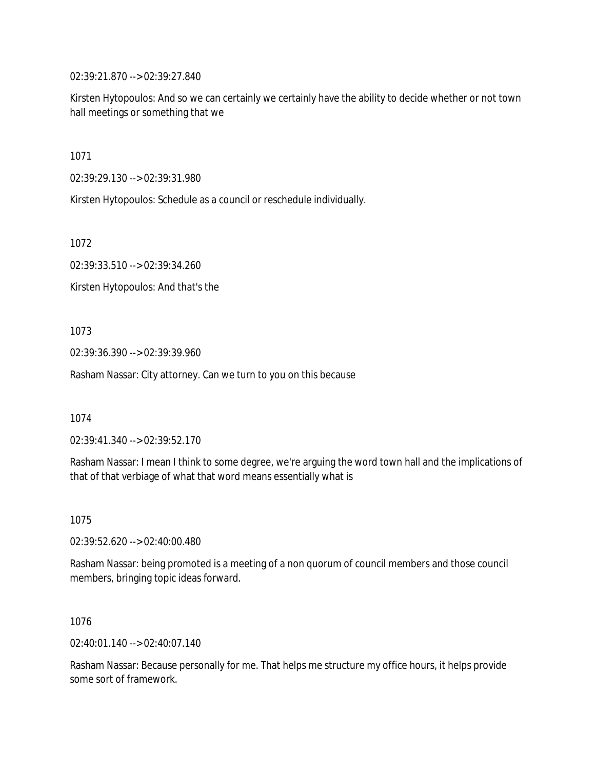02:39:21.870 --> 02:39:27.840

Kirsten Hytopoulos: And so we can certainly we certainly have the ability to decide whether or not town hall meetings or something that we

1071

02:39:29.130 --> 02:39:31.980

Kirsten Hytopoulos: Schedule as a council or reschedule individually.

1072

02:39:33.510 --> 02:39:34.260

Kirsten Hytopoulos: And that's the

1073

02:39:36.390 --> 02:39:39.960

Rasham Nassar: City attorney. Can we turn to you on this because

1074

02:39:41.340 --> 02:39:52.170

Rasham Nassar: I mean I think to some degree, we're arguing the word town hall and the implications of that of that verbiage of what that word means essentially what is

1075

02:39:52.620 --> 02:40:00.480

Rasham Nassar: being promoted is a meeting of a non quorum of council members and those council members, bringing topic ideas forward.

1076

02:40:01.140 --> 02:40:07.140

Rasham Nassar: Because personally for me. That helps me structure my office hours, it helps provide some sort of framework.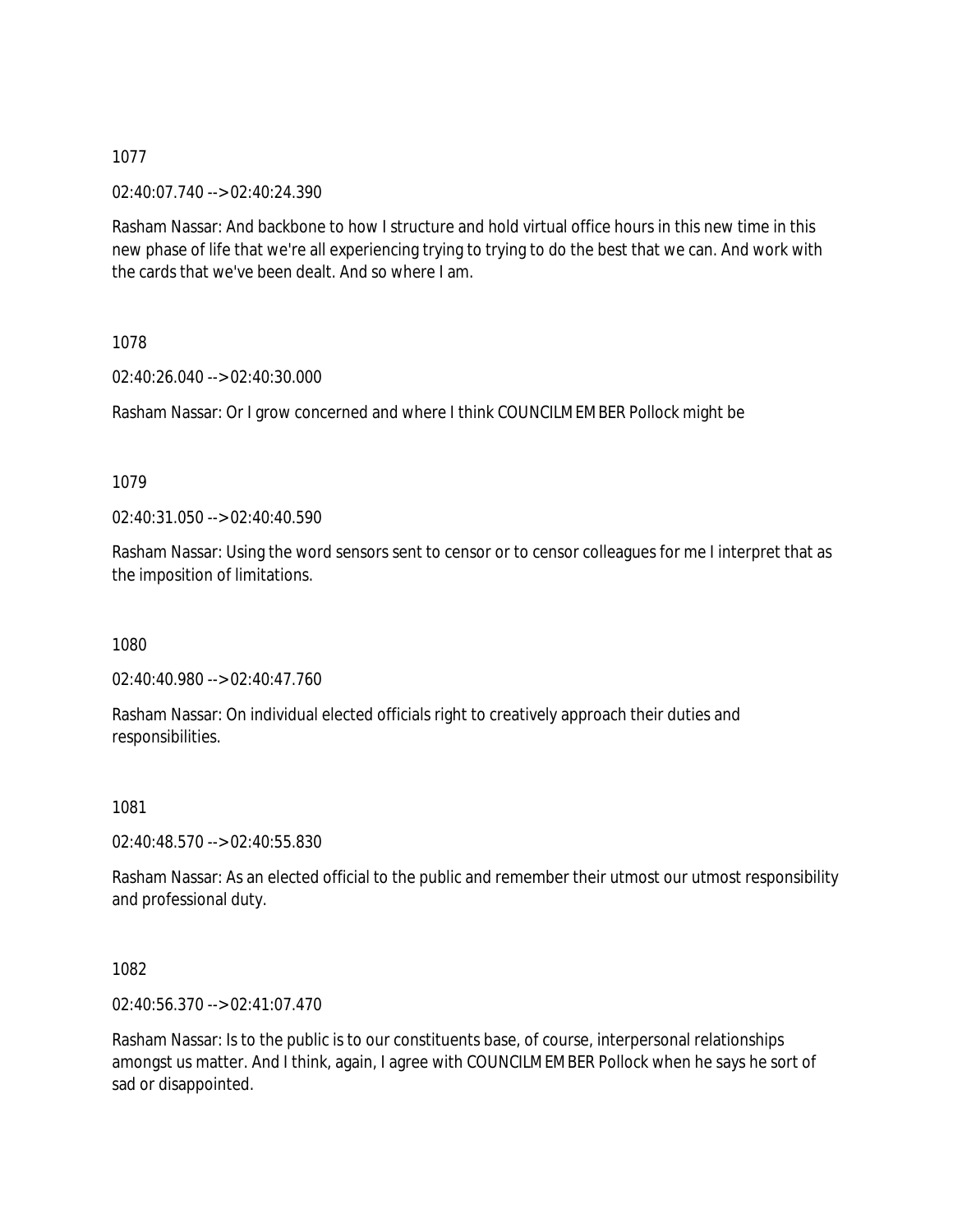1077

02:40:07.740 --> 02:40:24.390

Rasham Nassar: And backbone to how I structure and hold virtual office hours in this new time in this new phase of life that we're all experiencing trying to trying to do the best that we can. And work with the cards that we've been dealt. And so where I am.

1078

02:40:26.040 --> 02:40:30.000

Rasham Nassar: Or I grow concerned and where I think COUNCILMEMBER Pollock might be

1079

02:40:31.050 --> 02:40:40.590

Rasham Nassar: Using the word sensors sent to censor or to censor colleagues for me I interpret that as the imposition of limitations.

1080

02:40:40.980 --> 02:40:47.760

Rasham Nassar: On individual elected officials right to creatively approach their duties and responsibilities.

1081

02:40:48.570 --> 02:40:55.830

Rasham Nassar: As an elected official to the public and remember their utmost our utmost responsibility and professional duty.

1082

02:40:56.370 --> 02:41:07.470

Rasham Nassar: Is to the public is to our constituents base, of course, interpersonal relationships amongst us matter. And I think, again, I agree with COUNCILMEMBER Pollock when he says he sort of sad or disappointed.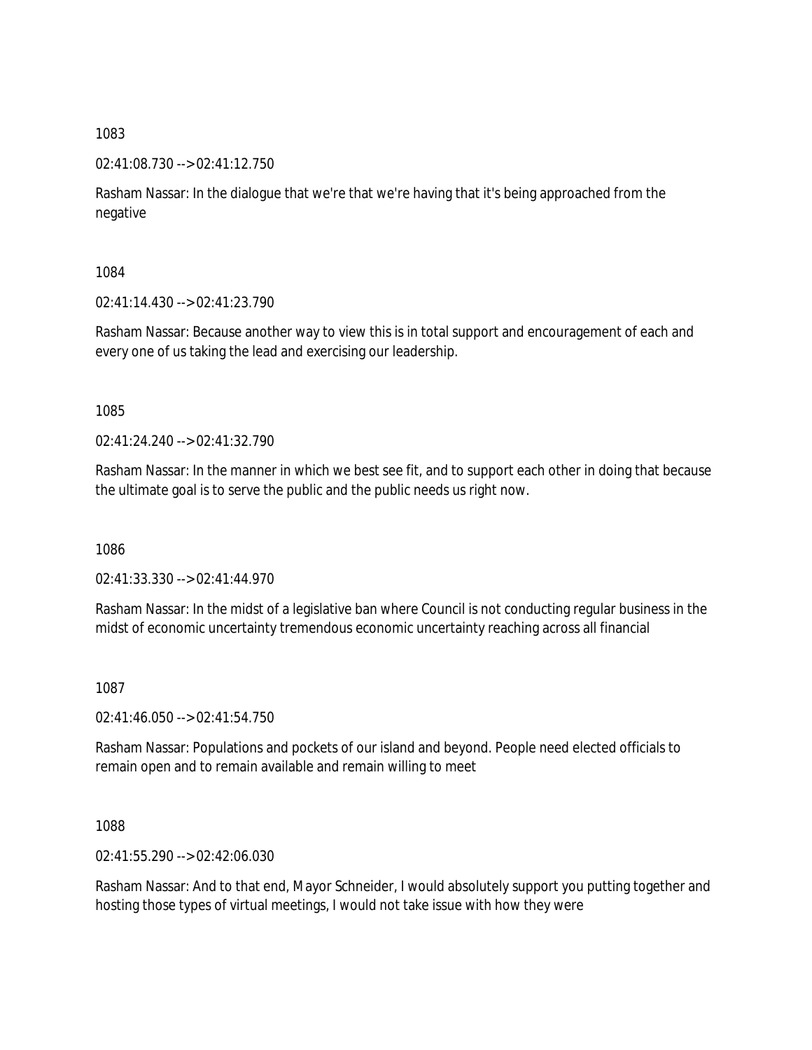1083

02:41:08.730 --> 02:41:12.750

Rasham Nassar: In the dialogue that we're that we're having that it's being approached from the negative

1084

02:41:14.430 --> 02:41:23.790

Rasham Nassar: Because another way to view this is in total support and encouragement of each and every one of us taking the lead and exercising our leadership.

1085

02:41:24.240 --> 02:41:32.790

Rasham Nassar: In the manner in which we best see fit, and to support each other in doing that because the ultimate goal is to serve the public and the public needs us right now.

1086

02:41:33.330 --> 02:41:44.970

Rasham Nassar: In the midst of a legislative ban where Council is not conducting regular business in the midst of economic uncertainty tremendous economic uncertainty reaching across all financial

1087

02:41:46.050 --> 02:41:54.750

Rasham Nassar: Populations and pockets of our island and beyond. People need elected officials to remain open and to remain available and remain willing to meet

1088

02:41:55.290 --> 02:42:06.030

Rasham Nassar: And to that end, Mayor Schneider, I would absolutely support you putting together and hosting those types of virtual meetings, I would not take issue with how they were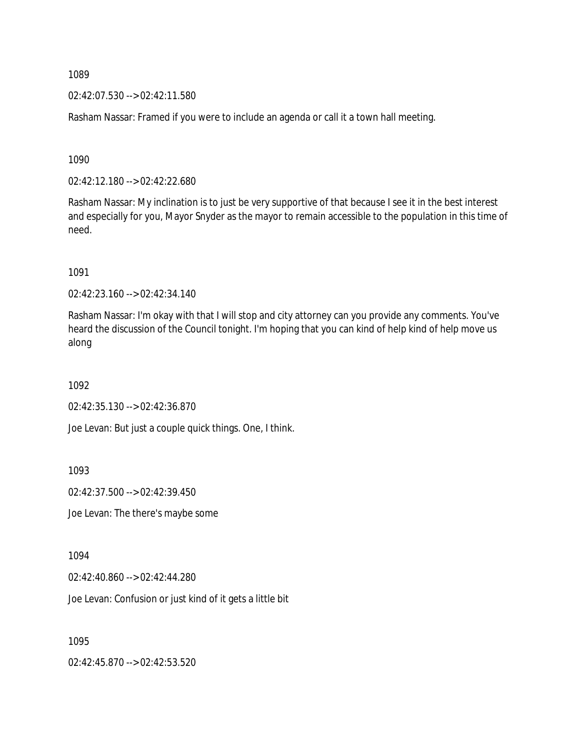1089

02:42:07.530 --> 02:42:11.580

Rasham Nassar: Framed if you were to include an agenda or call it a town hall meeting.

1090

02:42:12.180 --> 02:42:22.680

Rasham Nassar: My inclination is to just be very supportive of that because I see it in the best interest and especially for you, Mayor Snyder as the mayor to remain accessible to the population in this time of need.

1091

02:42:23.160 --> 02:42:34.140

Rasham Nassar: I'm okay with that I will stop and city attorney can you provide any comments. You've heard the discussion of the Council tonight. I'm hoping that you can kind of help kind of help move us along

1092

02:42:35.130 --> 02:42:36.870

Joe Levan: But just a couple quick things. One, I think.

1093

02:42:37.500 --> 02:42:39.450

Joe Levan: The there's maybe some

1094

02:42:40.860 --> 02:42:44.280

Joe Levan: Confusion or just kind of it gets a little bit

1095

02:42:45.870 --> 02:42:53.520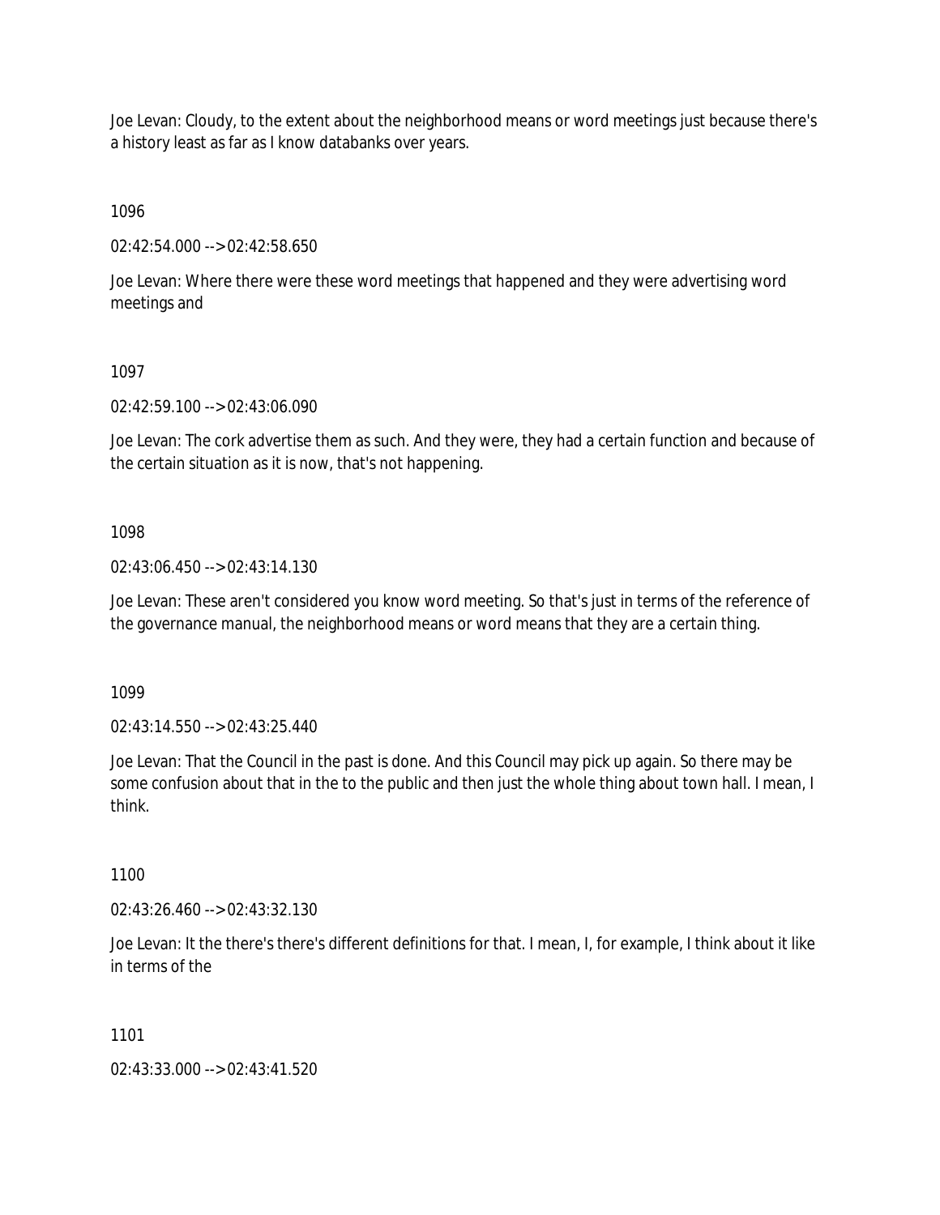Joe Levan: Cloudy, to the extent about the neighborhood means or word meetings just because there's a history least as far as I know databanks over years.

1096

02:42:54.000 --> 02:42:58.650

Joe Levan: Where there were these word meetings that happened and they were advertising word meetings and

1097

02:42:59.100 --> 02:43:06.090

Joe Levan: The cork advertise them as such. And they were, they had a certain function and because of the certain situation as it is now, that's not happening.

1098

02:43:06.450 --> 02:43:14.130

Joe Levan: These aren't considered you know word meeting. So that's just in terms of the reference of the governance manual, the neighborhood means or word means that they are a certain thing.

1099

02:43:14.550 --> 02:43:25.440

Joe Levan: That the Council in the past is done. And this Council may pick up again. So there may be some confusion about that in the to the public and then just the whole thing about town hall. I mean, I think.

1100

02:43:26.460 --> 02:43:32.130

Joe Levan: It the there's there's different definitions for that. I mean, I, for example, I think about it like in terms of the

1101

02:43:33.000 --> 02:43:41.520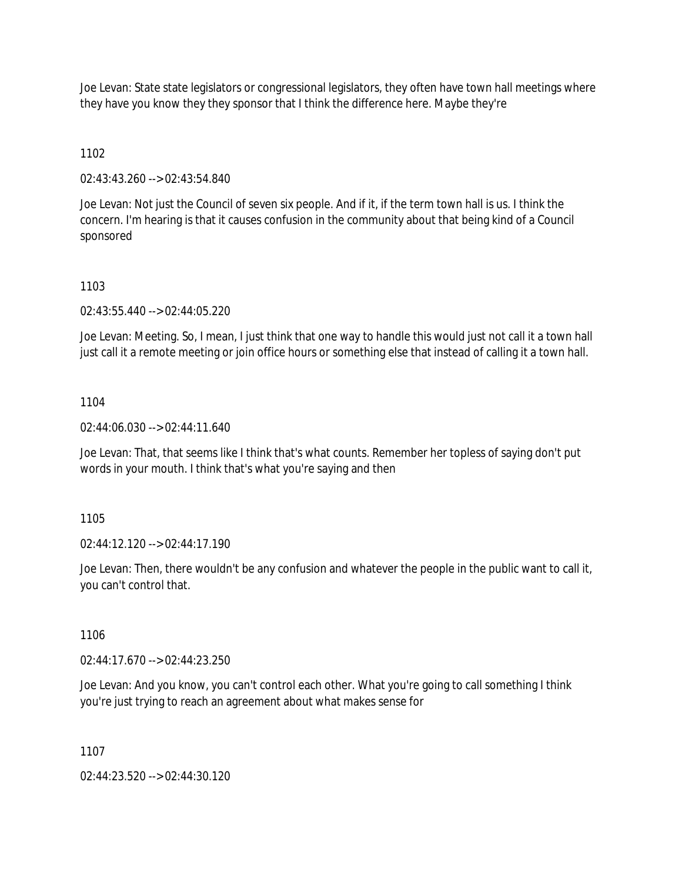Joe Levan: State state legislators or congressional legislators, they often have town hall meetings where they have you know they they sponsor that I think the difference here. Maybe they're

1102

02:43:43.260 --> 02:43:54.840

Joe Levan: Not just the Council of seven six people. And if it, if the term town hall is us. I think the concern. I'm hearing is that it causes confusion in the community about that being kind of a Council sponsored

1103

02:43:55.440 --> 02:44:05.220

Joe Levan: Meeting. So, I mean, I just think that one way to handle this would just not call it a town hall just call it a remote meeting or join office hours or something else that instead of calling it a town hall.

1104

02:44:06.030 --> 02:44:11.640

Joe Levan: That, that seems like I think that's what counts. Remember her topless of saying don't put words in your mouth. I think that's what you're saying and then

1105

02:44:12.120 --> 02:44:17.190

Joe Levan: Then, there wouldn't be any confusion and whatever the people in the public want to call it, you can't control that.

1106

02:44:17.670 --> 02:44:23.250

Joe Levan: And you know, you can't control each other. What you're going to call something I think you're just trying to reach an agreement about what makes sense for

1107

02:44:23.520 --> 02:44:30.120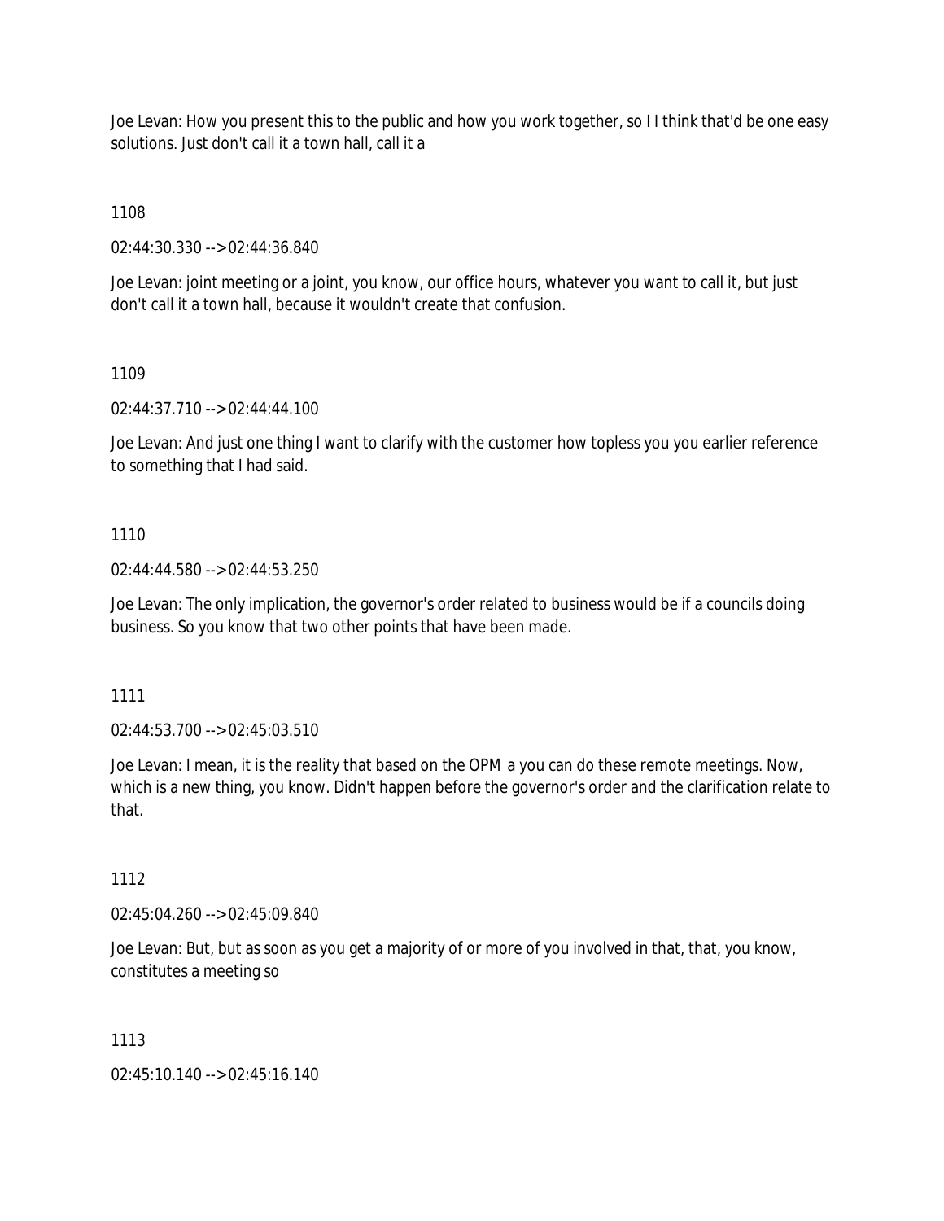Joe Levan: How you present this to the public and how you work together, so I I think that'd be one easy solutions. Just don't call it a town hall, call it a

1108

02:44:30.330 --> 02:44:36.840

Joe Levan: joint meeting or a joint, you know, our office hours, whatever you want to call it, but just don't call it a town hall, because it wouldn't create that confusion.

1109

02:44:37.710 --> 02:44:44.100

Joe Levan: And just one thing I want to clarify with the customer how topless you you earlier reference to something that I had said.

1110

02:44:44.580 --> 02:44:53.250

Joe Levan: The only implication, the governor's order related to business would be if a councils doing business. So you know that two other points that have been made.

1111

02:44:53.700 --> 02:45:03.510

Joe Levan: I mean, it is the reality that based on the OPM a you can do these remote meetings. Now, which is a new thing, you know. Didn't happen before the governor's order and the clarification relate to that.

1112

02:45:04.260 --> 02:45:09.840

Joe Levan: But, but as soon as you get a majority of or more of you involved in that, that, you know, constitutes a meeting so

1113

02:45:10.140 --> 02:45:16.140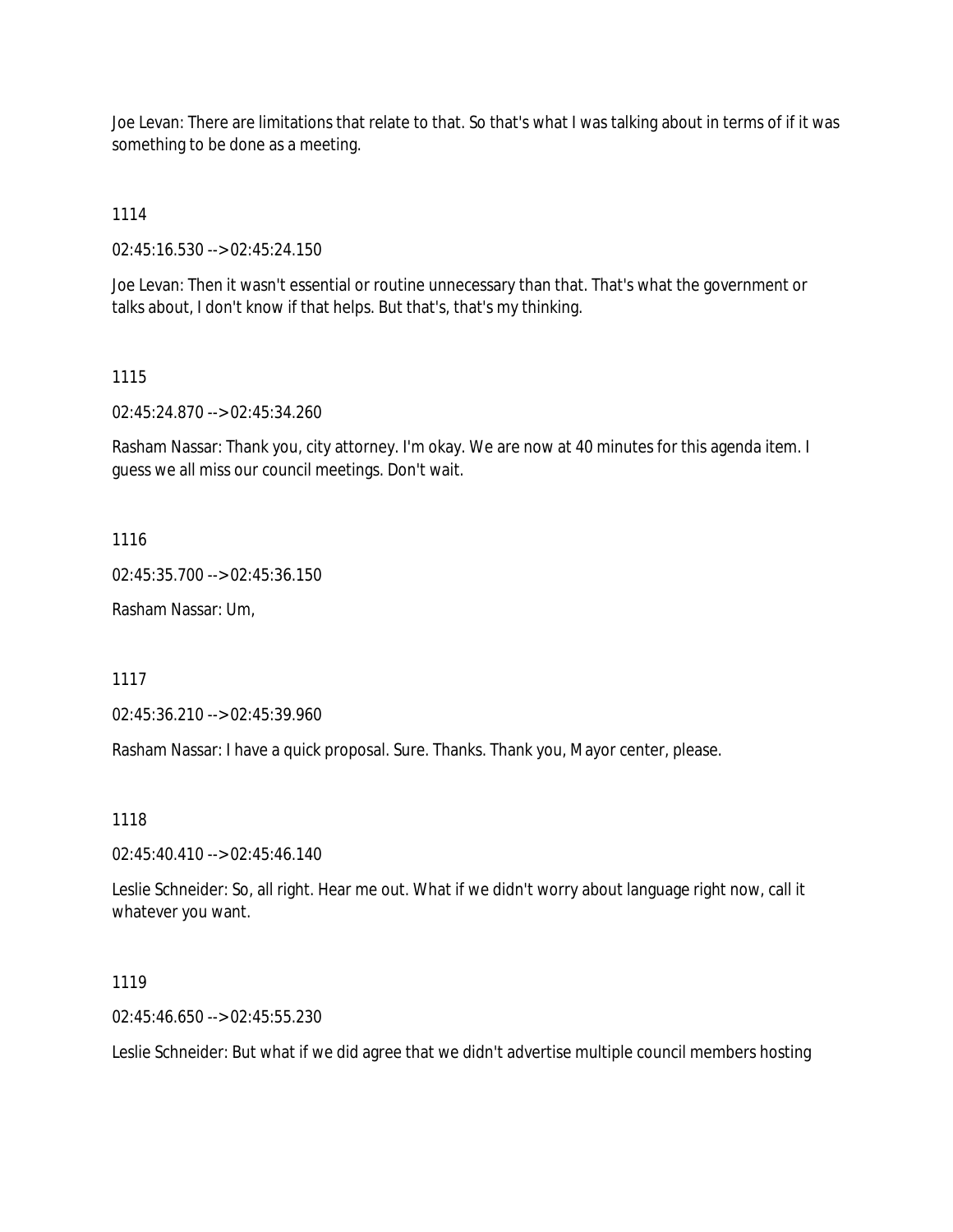Joe Levan: There are limitations that relate to that. So that's what I was talking about in terms of if it was something to be done as a meeting.

1114

02:45:16.530 --> 02:45:24.150

Joe Levan: Then it wasn't essential or routine unnecessary than that. That's what the government or talks about, I don't know if that helps. But that's, that's my thinking.

1115

02:45:24.870 --> 02:45:34.260

Rasham Nassar: Thank you, city attorney. I'm okay. We are now at 40 minutes for this agenda item. I guess we all miss our council meetings. Don't wait.

1116

02:45:35.700 --> 02:45:36.150

Rasham Nassar: Um,

1117

02:45:36.210 --> 02:45:39.960

Rasham Nassar: I have a quick proposal. Sure. Thanks. Thank you, Mayor center, please.

1118

02:45:40.410 --> 02:45:46.140

Leslie Schneider: So, all right. Hear me out. What if we didn't worry about language right now, call it whatever you want.

1119

02:45:46.650 --> 02:45:55.230

Leslie Schneider: But what if we did agree that we didn't advertise multiple council members hosting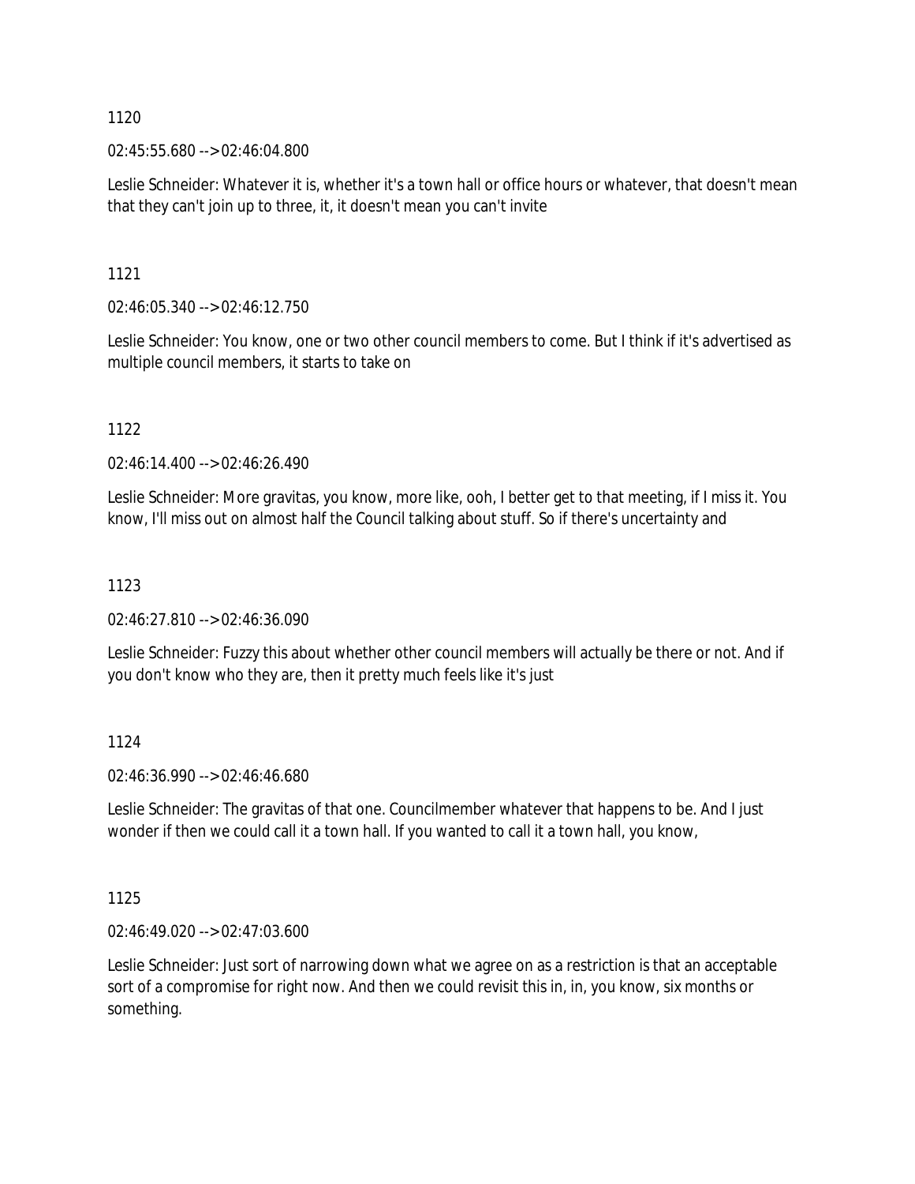1120

02:45:55.680 --> 02:46:04.800

Leslie Schneider: Whatever it is, whether it's a town hall or office hours or whatever, that doesn't mean that they can't join up to three, it, it doesn't mean you can't invite

1121

02:46:05.340 --> 02:46:12.750

Leslie Schneider: You know, one or two other council members to come. But I think if it's advertised as multiple council members, it starts to take on

1122

02:46:14.400 --> 02:46:26.490

Leslie Schneider: More gravitas, you know, more like, ooh, I better get to that meeting, if I miss it. You know, I'll miss out on almost half the Council talking about stuff. So if there's uncertainty and

1123

02:46:27.810 --> 02:46:36.090

Leslie Schneider: Fuzzy this about whether other council members will actually be there or not. And if you don't know who they are, then it pretty much feels like it's just

1124

02:46:36.990 --> 02:46:46.680

Leslie Schneider: The gravitas of that one. Councilmember whatever that happens to be. And I just wonder if then we could call it a town hall. If you wanted to call it a town hall, you know,

1125

02:46:49.020 --> 02:47:03.600

Leslie Schneider: Just sort of narrowing down what we agree on as a restriction is that an acceptable sort of a compromise for right now. And then we could revisit this in, in, you know, six months or something.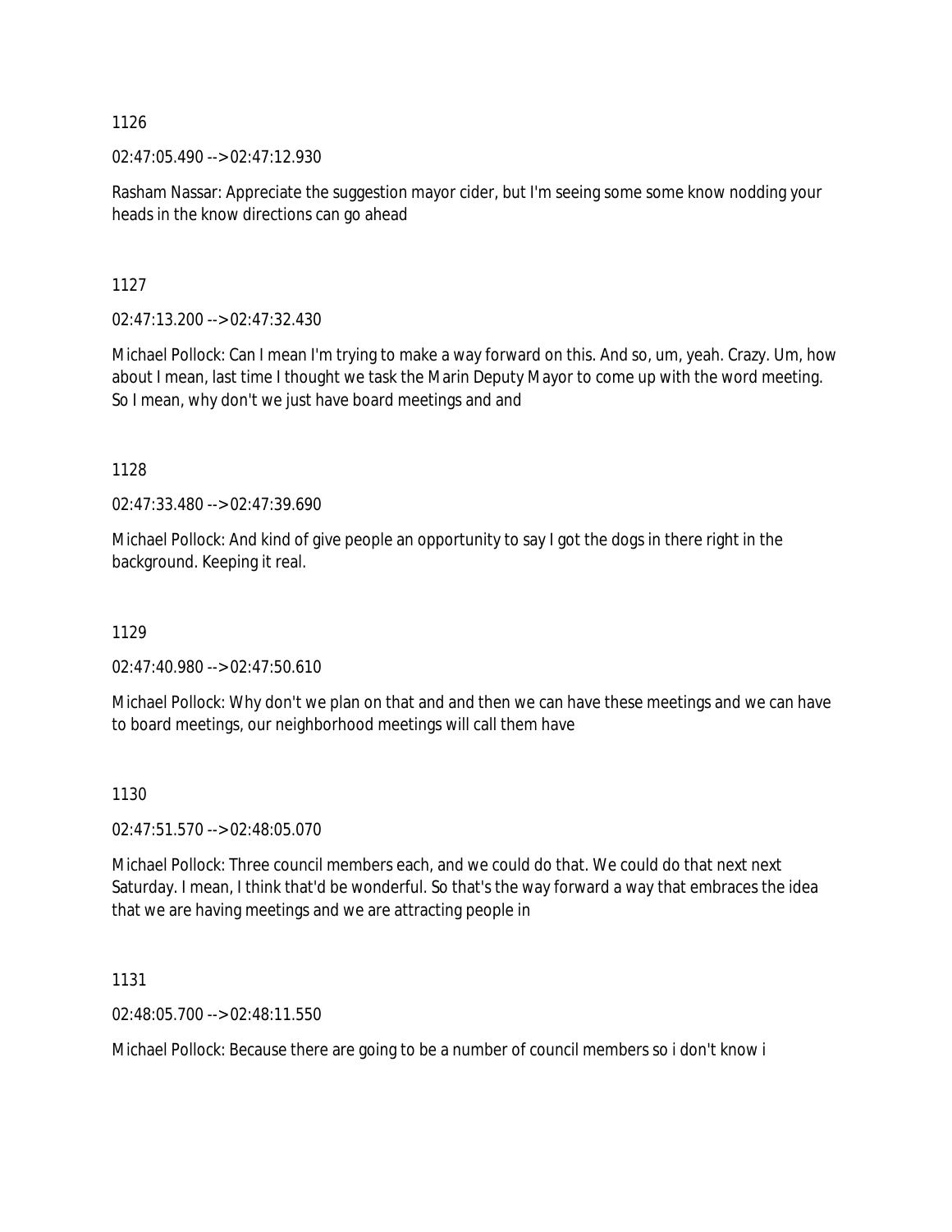1126

02:47:05.490 --> 02:47:12.930

Rasham Nassar: Appreciate the suggestion mayor cider, but I'm seeing some some know nodding your heads in the know directions can go ahead

1127

02:47:13.200 --> 02:47:32.430

Michael Pollock: Can I mean I'm trying to make a way forward on this. And so, um, yeah. Crazy. Um, how about I mean, last time I thought we task the Marin Deputy Mayor to come up with the word meeting. So I mean, why don't we just have board meetings and and

1128

02:47:33.480 --> 02:47:39.690

Michael Pollock: And kind of give people an opportunity to say I got the dogs in there right in the background. Keeping it real.

1129

02:47:40.980 --> 02:47:50.610

Michael Pollock: Why don't we plan on that and and then we can have these meetings and we can have to board meetings, our neighborhood meetings will call them have

1130

02:47:51.570 --> 02:48:05.070

Michael Pollock: Three council members each, and we could do that. We could do that next next Saturday. I mean, I think that'd be wonderful. So that's the way forward a way that embraces the idea that we are having meetings and we are attracting people in

1131

02:48:05.700 --> 02:48:11.550

Michael Pollock: Because there are going to be a number of council members so i don't know i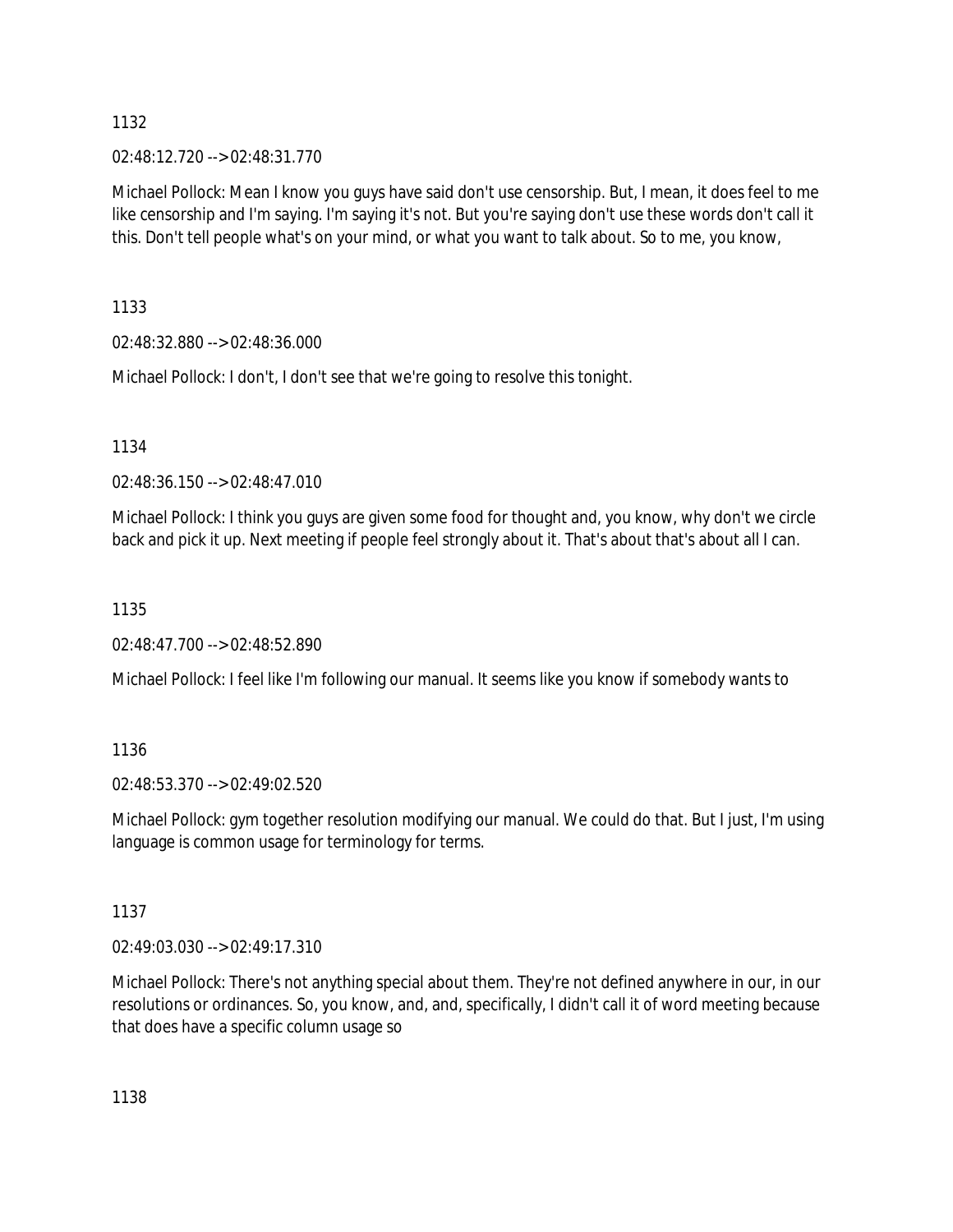1132

02:48:12.720 --> 02:48:31.770

Michael Pollock: Mean I know you guys have said don't use censorship. But, I mean, it does feel to me like censorship and I'm saying. I'm saying it's not. But you're saying don't use these words don't call it this. Don't tell people what's on your mind, or what you want to talk about. So to me, you know,

1133

02:48:32.880 --> 02:48:36.000

Michael Pollock: I don't, I don't see that we're going to resolve this tonight.

1134

02:48:36.150 --> 02:48:47.010

Michael Pollock: I think you guys are given some food for thought and, you know, why don't we circle back and pick it up. Next meeting if people feel strongly about it. That's about that's about all I can.

1135

02:48:47.700 --> 02:48:52.890

Michael Pollock: I feel like I'm following our manual. It seems like you know if somebody wants to

1136

02:48:53.370 --> 02:49:02.520

Michael Pollock: gym together resolution modifying our manual. We could do that. But I just, I'm using language is common usage for terminology for terms.

1137

02:49:03.030 --> 02:49:17.310

Michael Pollock: There's not anything special about them. They're not defined anywhere in our, in our resolutions or ordinances. So, you know, and, and, specifically, I didn't call it of word meeting because that does have a specific column usage so

1138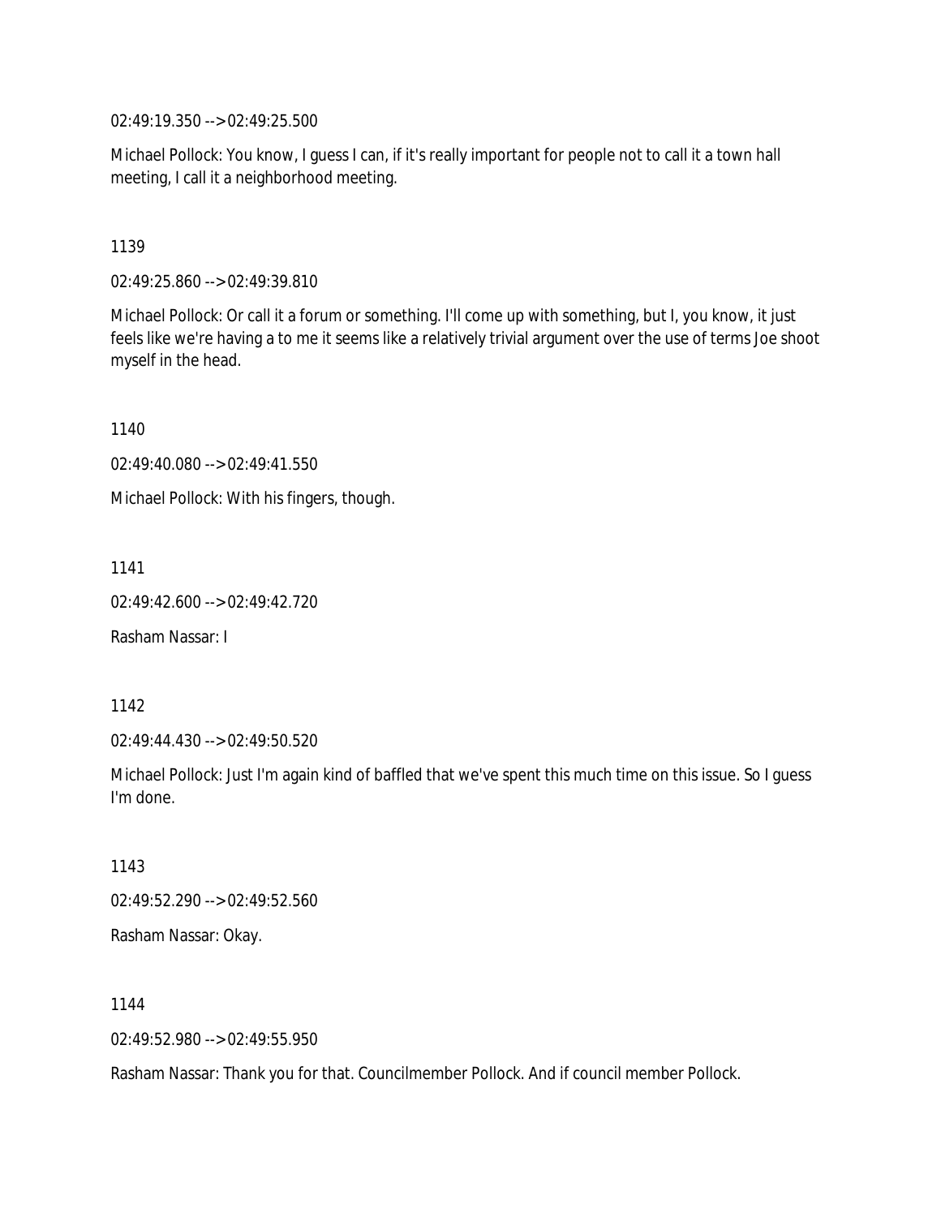02:49:19.350 --> 02:49:25.500

Michael Pollock: You know, I guess I can, if it's really important for people not to call it a town hall meeting, I call it a neighborhood meeting.

1139

02:49:25.860 --> 02:49:39.810

Michael Pollock: Or call it a forum or something. I'll come up with something, but I, you know, it just feels like we're having a to me it seems like a relatively trivial argument over the use of terms Joe shoot myself in the head.

1140

02:49:40.080 --> 02:49:41.550

Michael Pollock: With his fingers, though.

1141

02:49:42.600 --> 02:49:42.720

Rasham Nassar: I

1142

02:49:44.430 --> 02:49:50.520

Michael Pollock: Just I'm again kind of baffled that we've spent this much time on this issue. So I guess I'm done.

1143

02:49:52.290 --> 02:49:52.560

Rasham Nassar: Okay.

1144

02:49:52.980 --> 02:49:55.950

Rasham Nassar: Thank you for that. Councilmember Pollock. And if council member Pollock.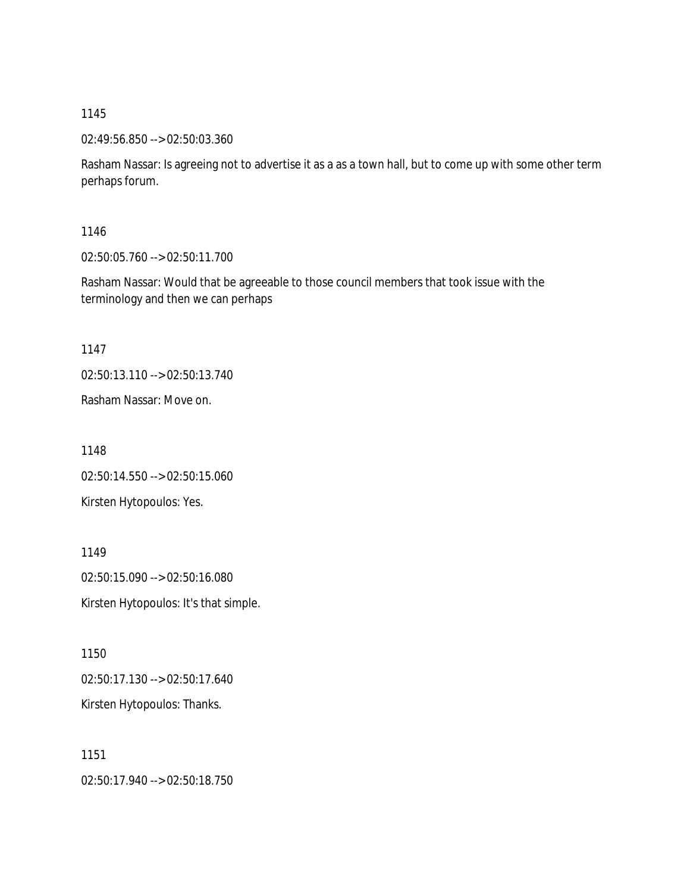1145

02:49:56.850 --> 02:50:03.360

Rasham Nassar: Is agreeing not to advertise it as a as a town hall, but to come up with some other term perhaps forum.

1146

02:50:05.760 --> 02:50:11.700

Rasham Nassar: Would that be agreeable to those council members that took issue with the terminology and then we can perhaps

1147

02:50:13.110 --> 02:50:13.740

Rasham Nassar: Move on.

1148

02:50:14.550 --> 02:50:15.060

Kirsten Hytopoulos: Yes.

1149

02:50:15.090 --> 02:50:16.080

Kirsten Hytopoulos: It's that simple.

1150

02:50:17.130 --> 02:50:17.640

Kirsten Hytopoulos: Thanks.

1151

02:50:17.940 --> 02:50:18.750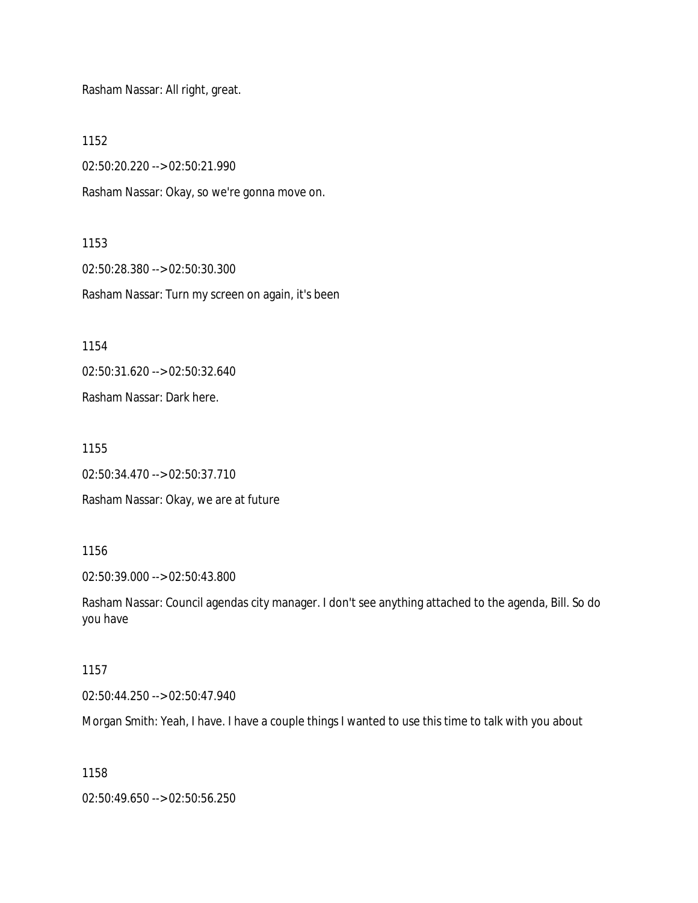Rasham Nassar: All right, great.

1152

02:50:20.220 --> 02:50:21.990

Rasham Nassar: Okay, so we're gonna move on.

1153

02:50:28.380 --> 02:50:30.300

Rasham Nassar: Turn my screen on again, it's been

1154

02:50:31.620 --> 02:50:32.640

Rasham Nassar: Dark here.

1155

02:50:34.470 --> 02:50:37.710

Rasham Nassar: Okay, we are at future

1156

02:50:39.000 --> 02:50:43.800

Rasham Nassar: Council agendas city manager. I don't see anything attached to the agenda, Bill. So do you have

1157

02:50:44.250 --> 02:50:47.940

Morgan Smith: Yeah, I have. I have a couple things I wanted to use this time to talk with you about

1158

02:50:49.650 --> 02:50:56.250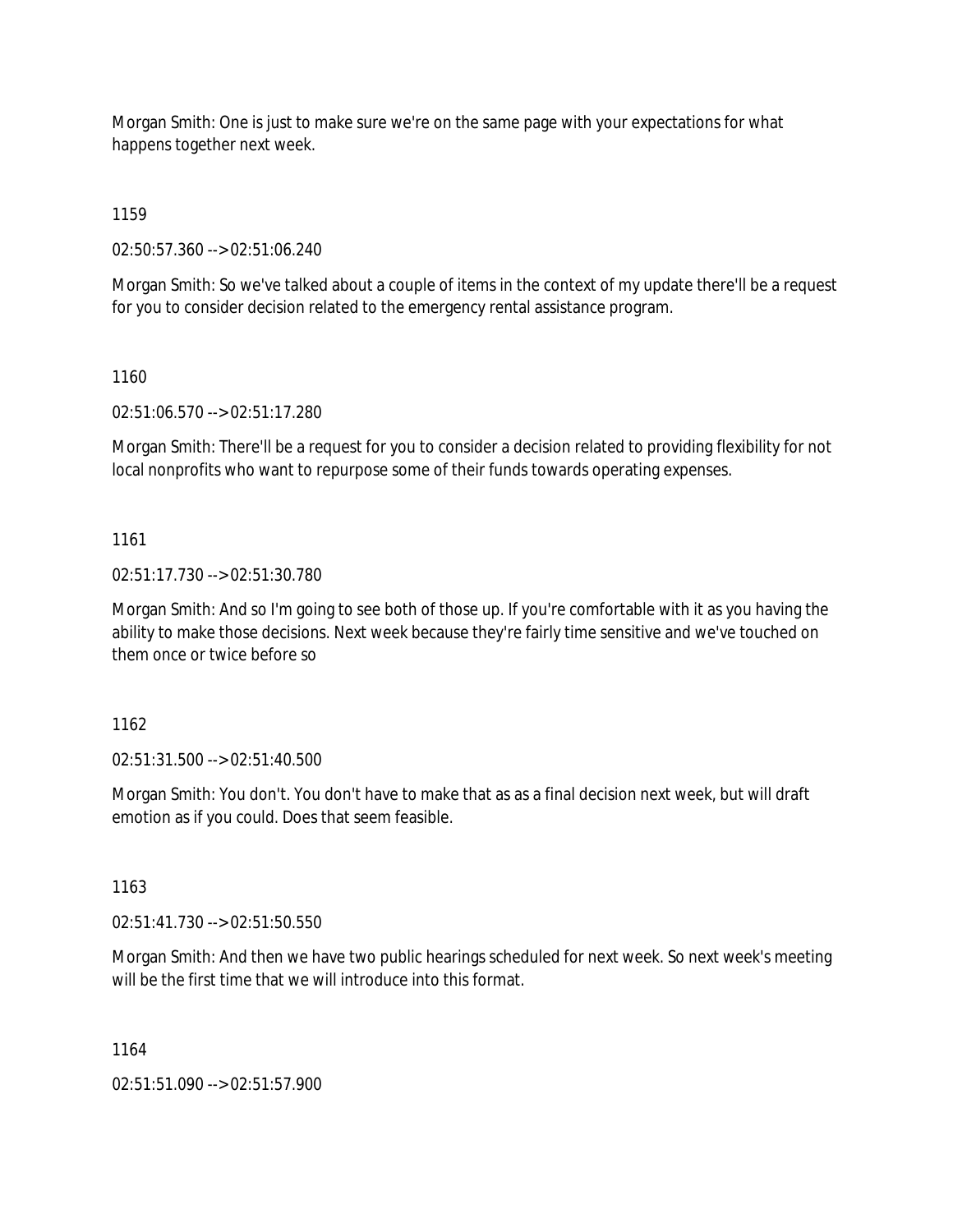Morgan Smith: One is just to make sure we're on the same page with your expectations for what happens together next week.

1159

02:50:57.360 --> 02:51:06.240

Morgan Smith: So we've talked about a couple of items in the context of my update there'll be a request for you to consider decision related to the emergency rental assistance program.

1160

02:51:06.570 --> 02:51:17.280

Morgan Smith: There'll be a request for you to consider a decision related to providing flexibility for not local nonprofits who want to repurpose some of their funds towards operating expenses.

1161

02:51:17.730 --> 02:51:30.780

Morgan Smith: And so I'm going to see both of those up. If you're comfortable with it as you having the ability to make those decisions. Next week because they're fairly time sensitive and we've touched on them once or twice before so

1162

02:51:31.500 --> 02:51:40.500

Morgan Smith: You don't. You don't have to make that as as a final decision next week, but will draft emotion as if you could. Does that seem feasible.

1163

02:51:41.730 --> 02:51:50.550

Morgan Smith: And then we have two public hearings scheduled for next week. So next week's meeting will be the first time that we will introduce into this format.

1164

02:51:51.090 --> 02:51:57.900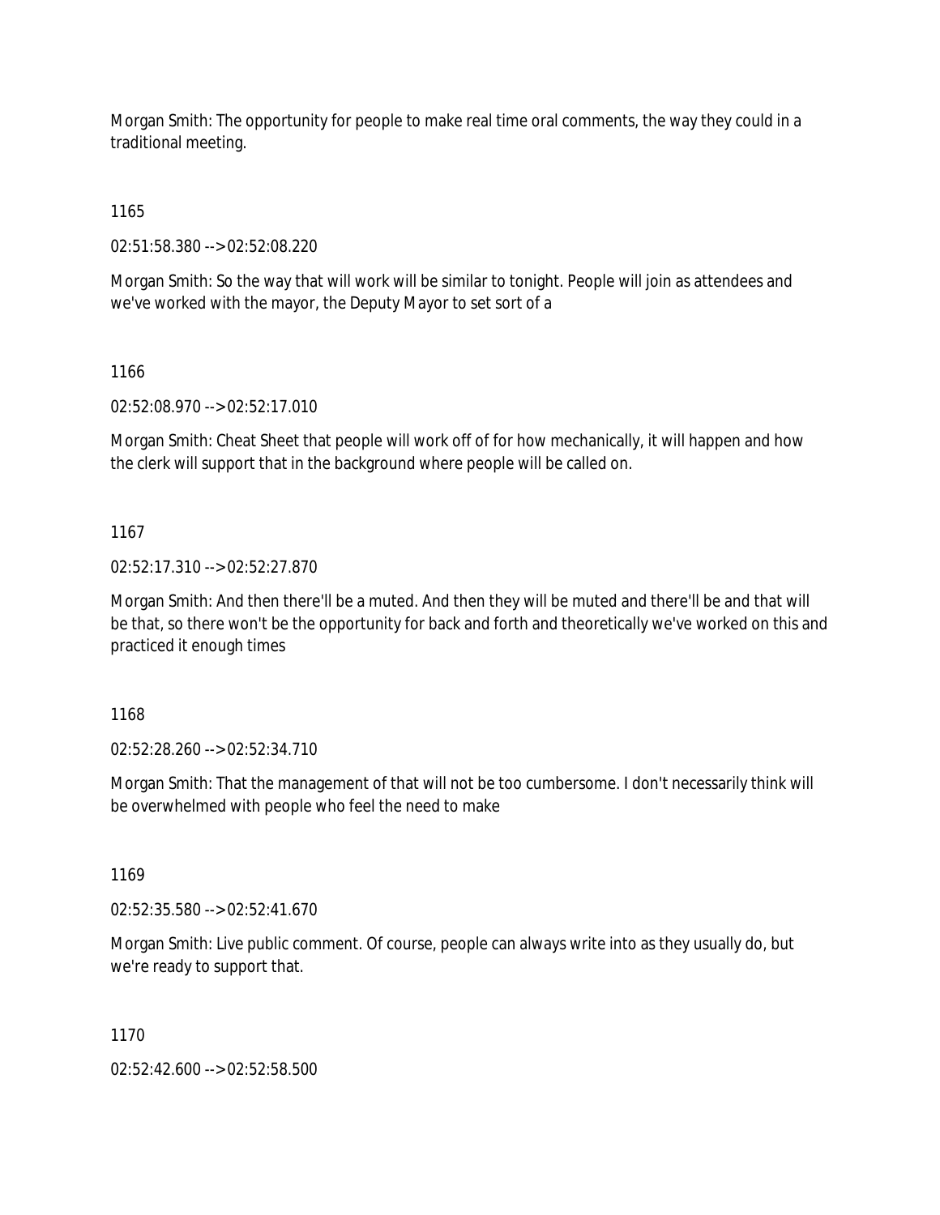Morgan Smith: The opportunity for people to make real time oral comments, the way they could in a traditional meeting.

1165

02:51:58.380 --> 02:52:08.220

Morgan Smith: So the way that will work will be similar to tonight. People will join as attendees and we've worked with the mayor, the Deputy Mayor to set sort of a

1166

02:52:08.970 --> 02:52:17.010

Morgan Smith: Cheat Sheet that people will work off of for how mechanically, it will happen and how the clerk will support that in the background where people will be called on.

1167

02:52:17.310 --> 02:52:27.870

Morgan Smith: And then there'll be a muted. And then they will be muted and there'll be and that will be that, so there won't be the opportunity for back and forth and theoretically we've worked on this and practiced it enough times

1168

02:52:28.260 --> 02:52:34.710

Morgan Smith: That the management of that will not be too cumbersome. I don't necessarily think will be overwhelmed with people who feel the need to make

1169

02:52:35.580 --> 02:52:41.670

Morgan Smith: Live public comment. Of course, people can always write into as they usually do, but we're ready to support that.

1170

02:52:42.600 --> 02:52:58.500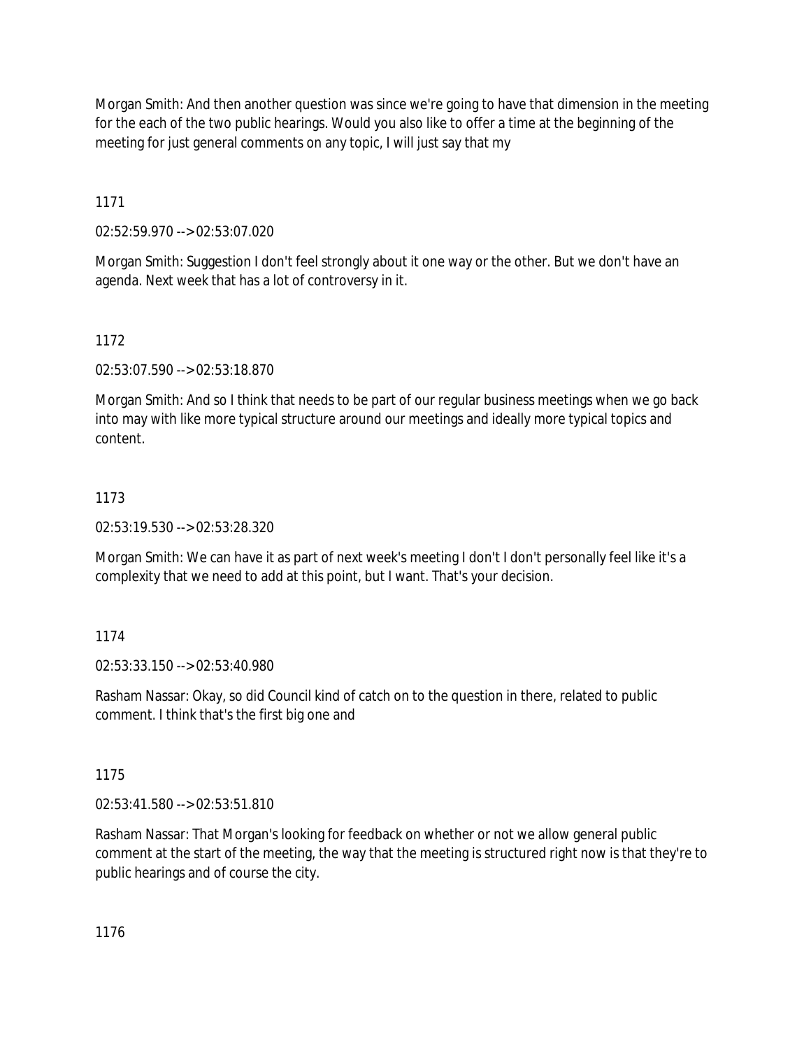Morgan Smith: And then another question was since we're going to have that dimension in the meeting for the each of the two public hearings. Would you also like to offer a time at the beginning of the meeting for just general comments on any topic, I will just say that my

1171

02:52:59.970 --> 02:53:07.020

Morgan Smith: Suggestion I don't feel strongly about it one way or the other. But we don't have an agenda. Next week that has a lot of controversy in it.

1172

02:53:07.590 --> 02:53:18.870

Morgan Smith: And so I think that needs to be part of our regular business meetings when we go back into may with like more typical structure around our meetings and ideally more typical topics and content.

1173

02:53:19.530 --> 02:53:28.320

Morgan Smith: We can have it as part of next week's meeting I don't I don't personally feel like it's a complexity that we need to add at this point, but I want. That's your decision.

1174

02:53:33.150 --> 02:53:40.980

Rasham Nassar: Okay, so did Council kind of catch on to the question in there, related to public comment. I think that's the first big one and

1175

02:53:41.580 --> 02:53:51.810

Rasham Nassar: That Morgan's looking for feedback on whether or not we allow general public comment at the start of the meeting, the way that the meeting is structured right now is that they're to public hearings and of course the city.

1176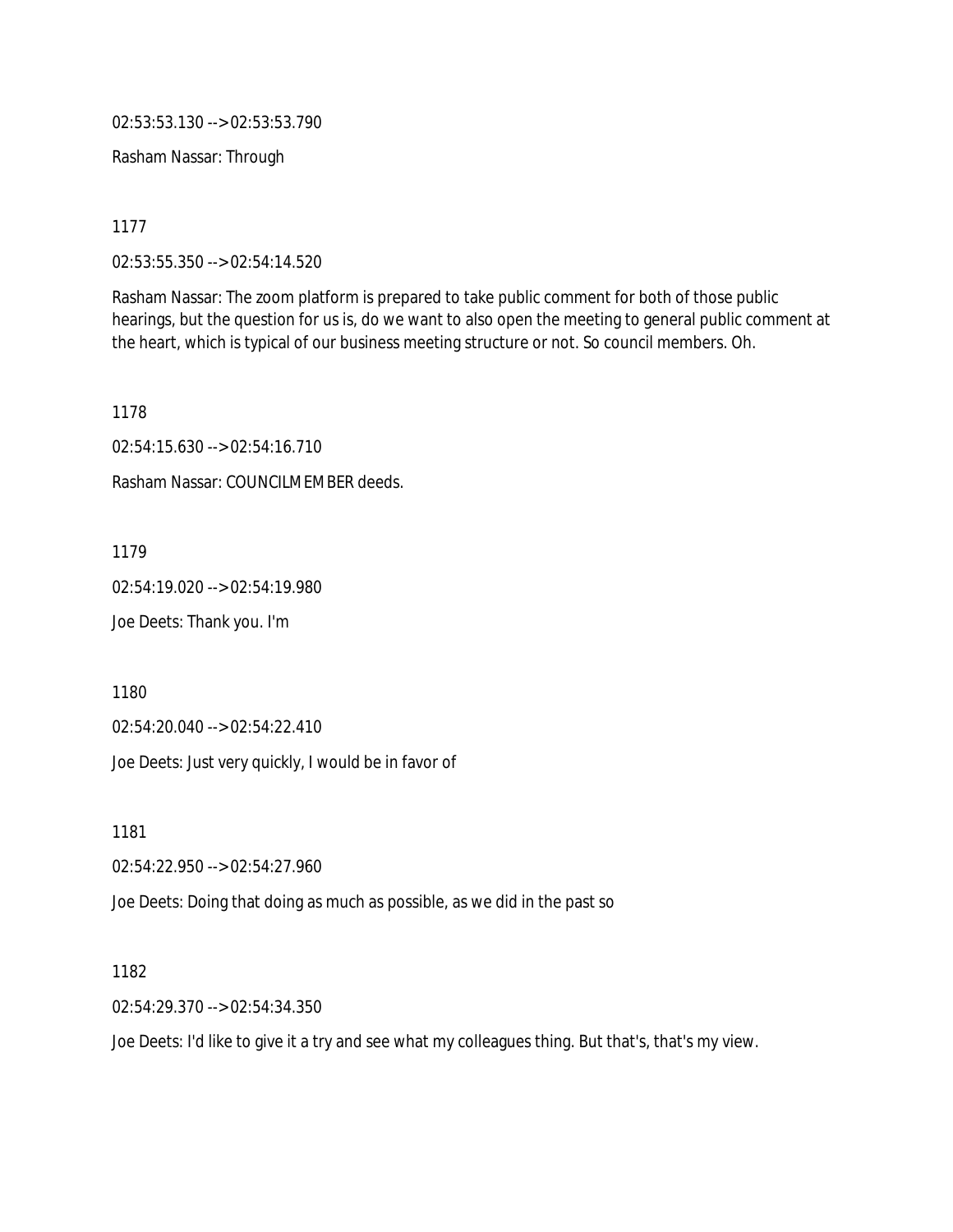02:53:53.130 --> 02:53:53.790

Rasham Nassar: Through

1177

02:53:55.350 --> 02:54:14.520

Rasham Nassar: The zoom platform is prepared to take public comment for both of those public hearings, but the question for us is, do we want to also open the meeting to general public comment at the heart, which is typical of our business meeting structure or not. So council members. Oh.

1178

02:54:15.630 --> 02:54:16.710

Rasham Nassar: COUNCILMEMBER deeds.

1179

02:54:19.020 --> 02:54:19.980

Joe Deets: Thank you. I'm

1180

02:54:20.040 --> 02:54:22.410

Joe Deets: Just very quickly, I would be in favor of

1181

02:54:22.950 --> 02:54:27.960

Joe Deets: Doing that doing as much as possible, as we did in the past so

1182

02:54:29.370 --> 02:54:34.350

Joe Deets: I'd like to give it a try and see what my colleagues thing. But that's, that's my view.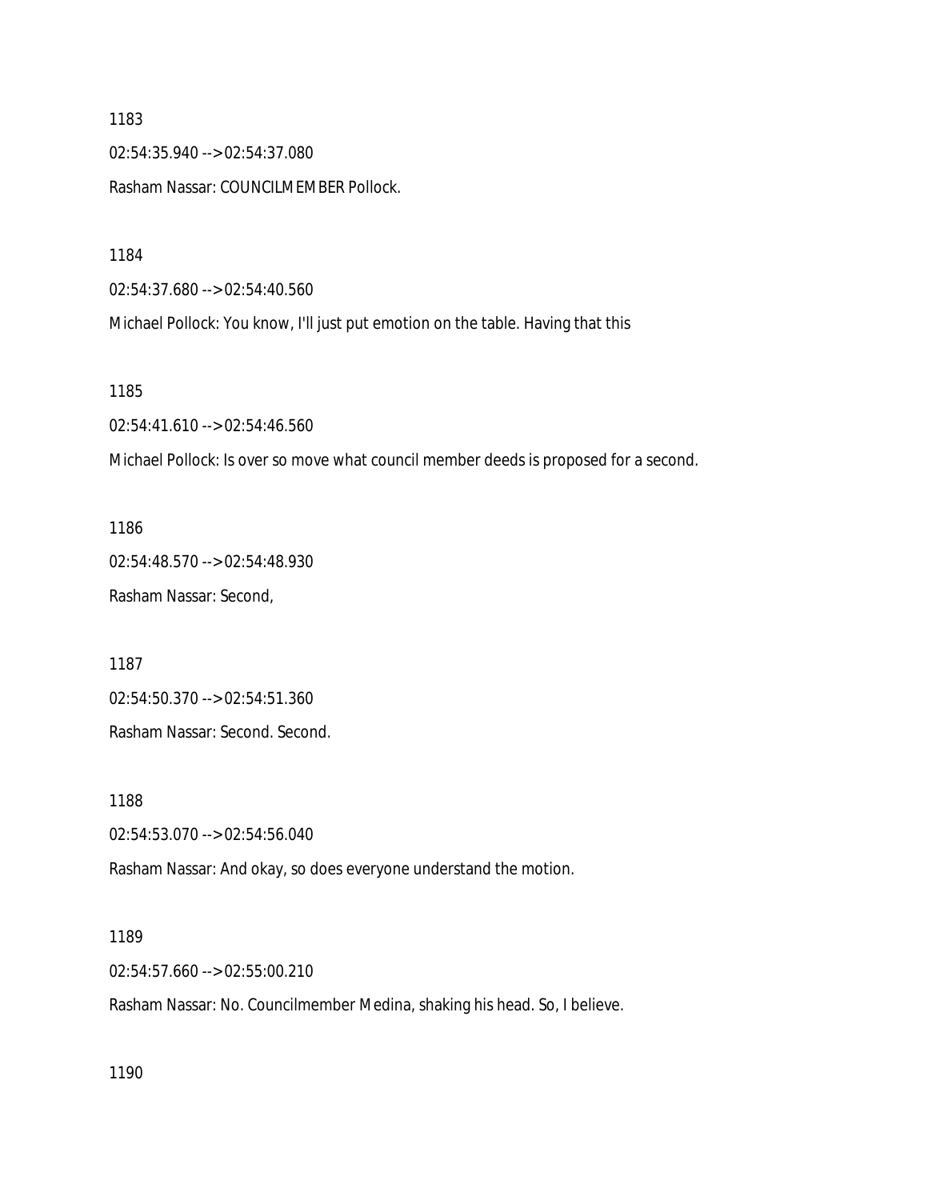1183

02:54:35.940 --> 02:54:37.080

Rasham Nassar: COUNCILMEMBER Pollock.

1184

02:54:37.680 --> 02:54:40.560

Michael Pollock: You know, I'll just put emotion on the table. Having that this

1185

02:54:41.610 --> 02:54:46.560

Michael Pollock: Is over so move what council member deeds is proposed for a second.

1186

02:54:48.570 --> 02:54:48.930

Rasham Nassar: Second,

1187

02:54:50.370 --> 02:54:51.360

Rasham Nassar: Second. Second.

1188

02:54:53.070 --> 02:54:56.040

Rasham Nassar: And okay, so does everyone understand the motion.

1189

02:54:57.660 --> 02:55:00.210

Rasham Nassar: No. Councilmember Medina, shaking his head. So, I believe.

1190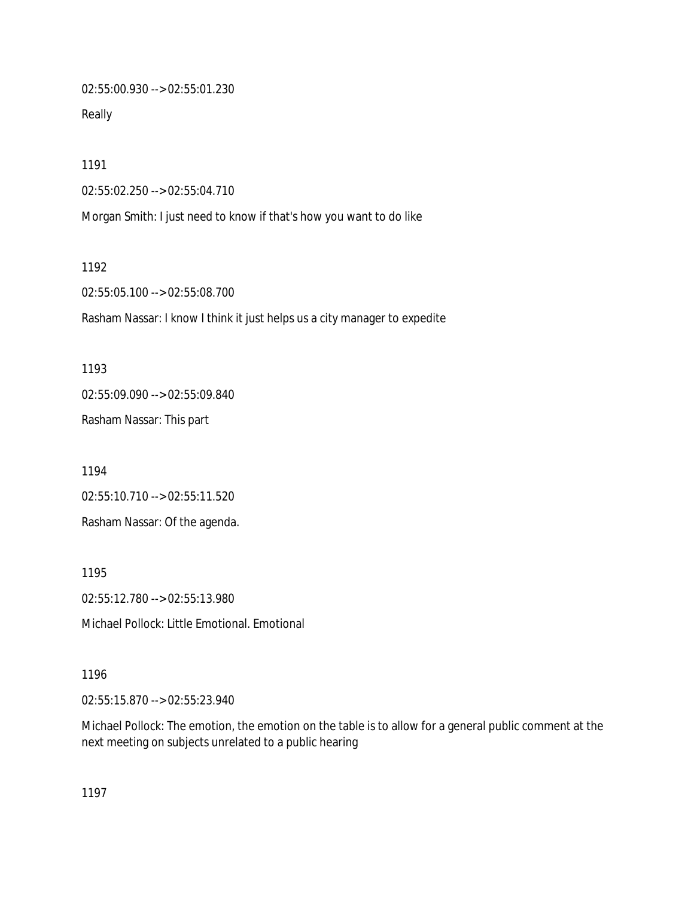02:55:00.930 --> 02:55:01.230

Really

1191

02:55:02.250 --> 02:55:04.710

Morgan Smith: I just need to know if that's how you want to do like

1192

02:55:05.100 --> 02:55:08.700

Rasham Nassar: I know I think it just helps us a city manager to expedite

1193

02:55:09.090 --> 02:55:09.840

Rasham Nassar: This part

1194

02:55:10.710 --> 02:55:11.520

Rasham Nassar: Of the agenda.

1195

02:55:12.780 --> 02:55:13.980

Michael Pollock: Little Emotional. Emotional

1196

02:55:15.870 --> 02:55:23.940

Michael Pollock: The emotion, the emotion on the table is to allow for a general public comment at the next meeting on subjects unrelated to a public hearing

1197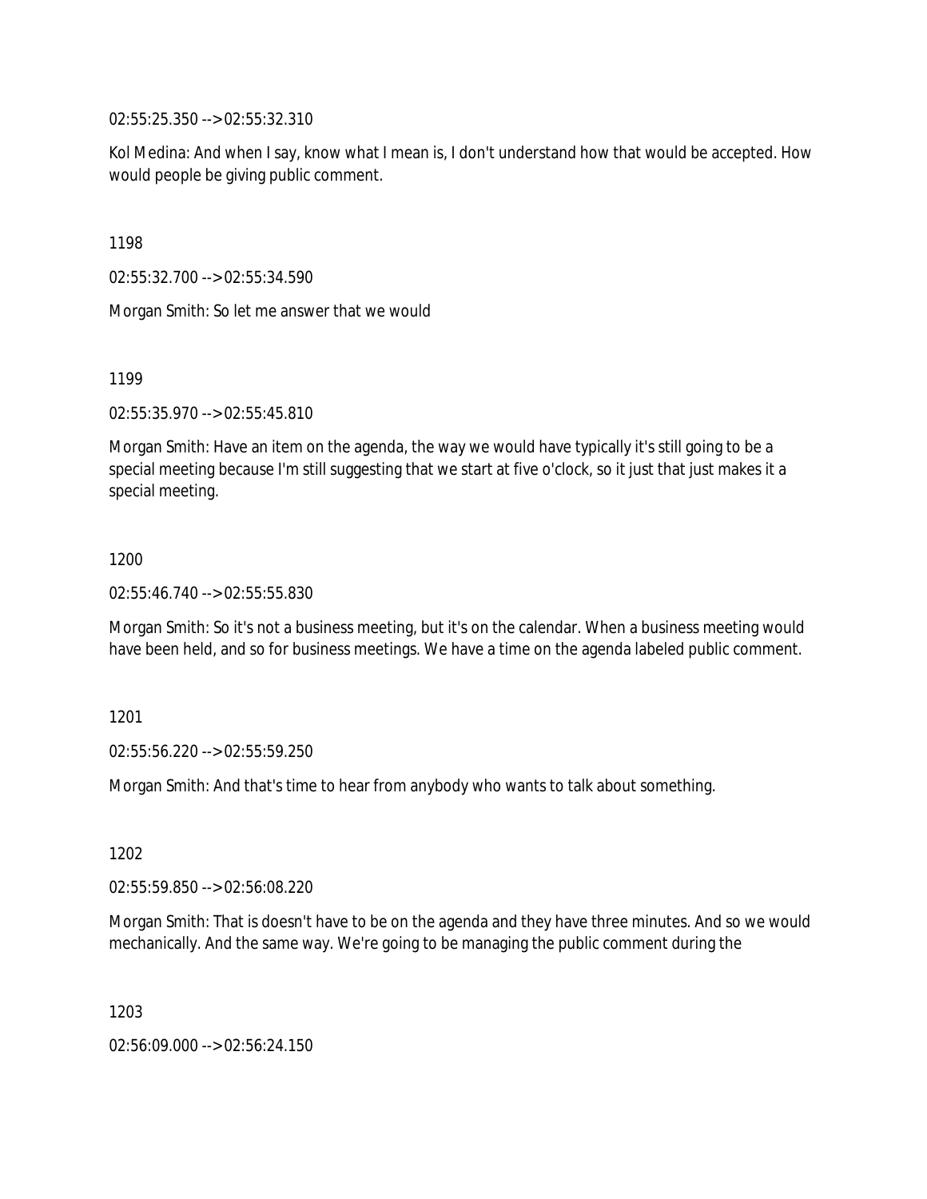02:55:25.350 --> 02:55:32.310

Kol Medina: And when I say, know what I mean is, I don't understand how that would be accepted. How would people be giving public comment.

1198

02:55:32.700 --> 02:55:34.590

Morgan Smith: So let me answer that we would

1199

02:55:35.970 --> 02:55:45.810

Morgan Smith: Have an item on the agenda, the way we would have typically it's still going to be a special meeting because I'm still suggesting that we start at five o'clock, so it just that just makes it a special meeting.

1200

02:55:46.740 --> 02:55:55.830

Morgan Smith: So it's not a business meeting, but it's on the calendar. When a business meeting would have been held, and so for business meetings. We have a time on the agenda labeled public comment.

1201

02:55:56.220 --> 02:55:59.250

Morgan Smith: And that's time to hear from anybody who wants to talk about something.

1202

02:55:59.850 --> 02:56:08.220

Morgan Smith: That is doesn't have to be on the agenda and they have three minutes. And so we would mechanically. And the same way. We're going to be managing the public comment during the

1203

02:56:09.000 --> 02:56:24.150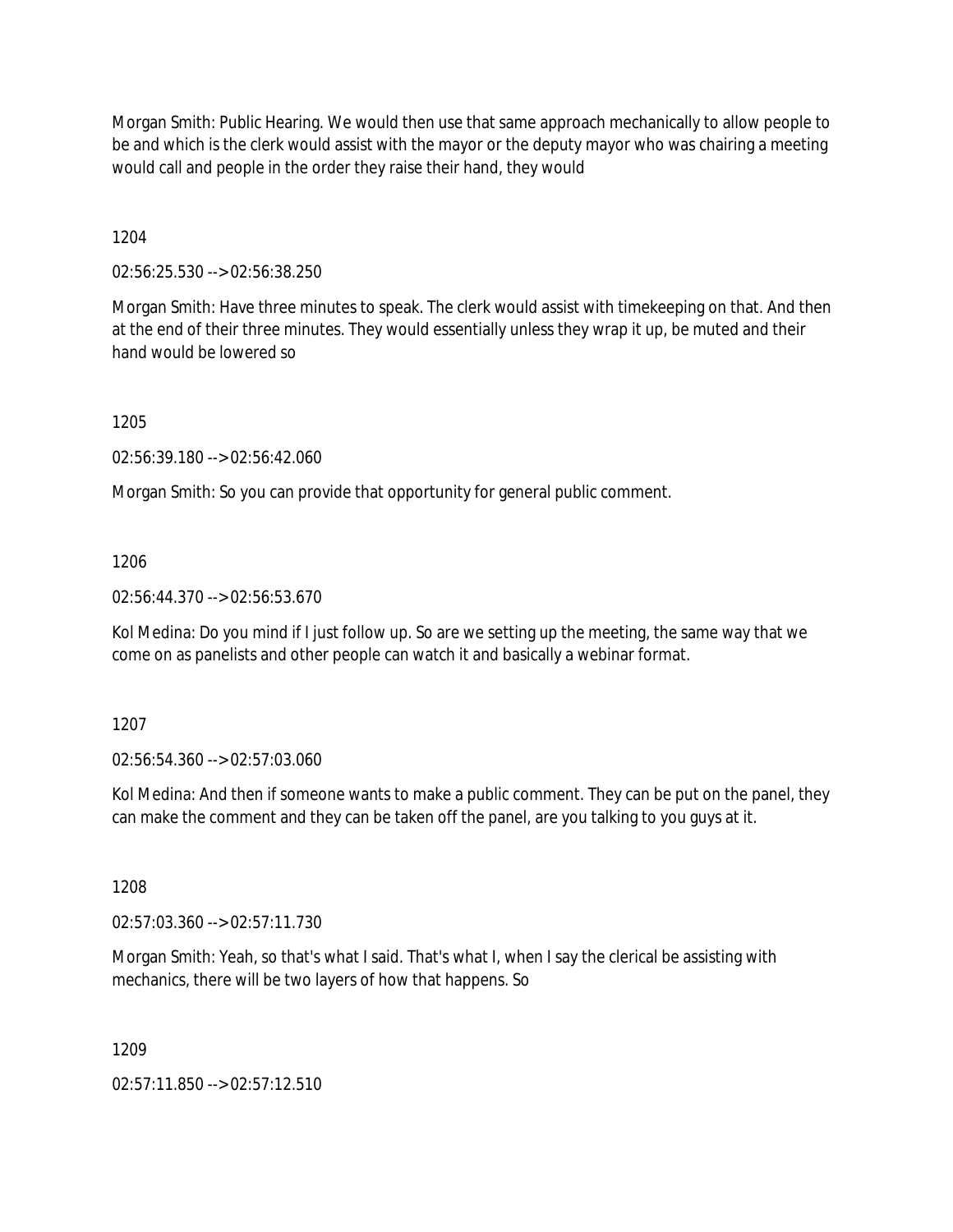Morgan Smith: Public Hearing. We would then use that same approach mechanically to allow people to be and which is the clerk would assist with the mayor or the deputy mayor who was chairing a meeting would call and people in the order they raise their hand, they would

1204

02:56:25.530 --> 02:56:38.250

Morgan Smith: Have three minutes to speak. The clerk would assist with timekeeping on that. And then at the end of their three minutes. They would essentially unless they wrap it up, be muted and their hand would be lowered so

1205

02:56:39.180 --> 02:56:42.060

Morgan Smith: So you can provide that opportunity for general public comment.

1206

02:56:44.370 --> 02:56:53.670

Kol Medina: Do you mind if I just follow up. So are we setting up the meeting, the same way that we come on as panelists and other people can watch it and basically a webinar format.

1207

02:56:54.360 --> 02:57:03.060

Kol Medina: And then if someone wants to make a public comment. They can be put on the panel, they can make the comment and they can be taken off the panel, are you talking to you guys at it.

1208

02:57:03.360 --> 02:57:11.730

Morgan Smith: Yeah, so that's what I said. That's what I, when I say the clerical be assisting with mechanics, there will be two layers of how that happens. So

1209

02:57:11.850 --> 02:57:12.510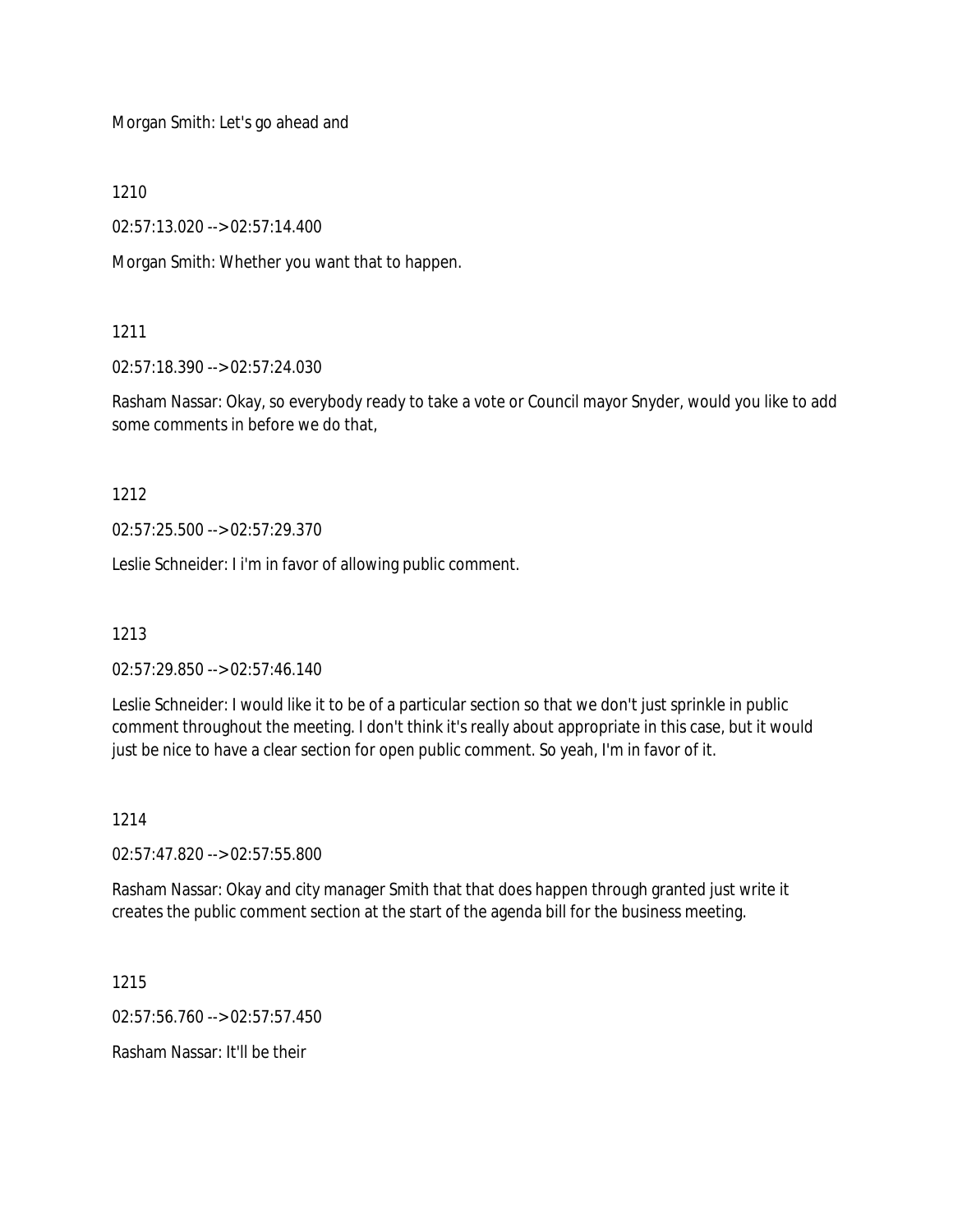Morgan Smith: Let's go ahead and

1210

02:57:13.020 --> 02:57:14.400

Morgan Smith: Whether you want that to happen.

1211

02:57:18.390 --> 02:57:24.030

Rasham Nassar: Okay, so everybody ready to take a vote or Council mayor Snyder, would you like to add some comments in before we do that,

1212

02:57:25.500 --> 02:57:29.370

Leslie Schneider: I i'm in favor of allowing public comment.

1213

02:57:29.850 --> 02:57:46.140

Leslie Schneider: I would like it to be of a particular section so that we don't just sprinkle in public comment throughout the meeting. I don't think it's really about appropriate in this case, but it would just be nice to have a clear section for open public comment. So yeah, I'm in favor of it.

1214

02:57:47.820 --> 02:57:55.800

Rasham Nassar: Okay and city manager Smith that that does happen through granted just write it creates the public comment section at the start of the agenda bill for the business meeting.

1215

02:57:56.760 --> 02:57:57.450

Rasham Nassar: It'll be their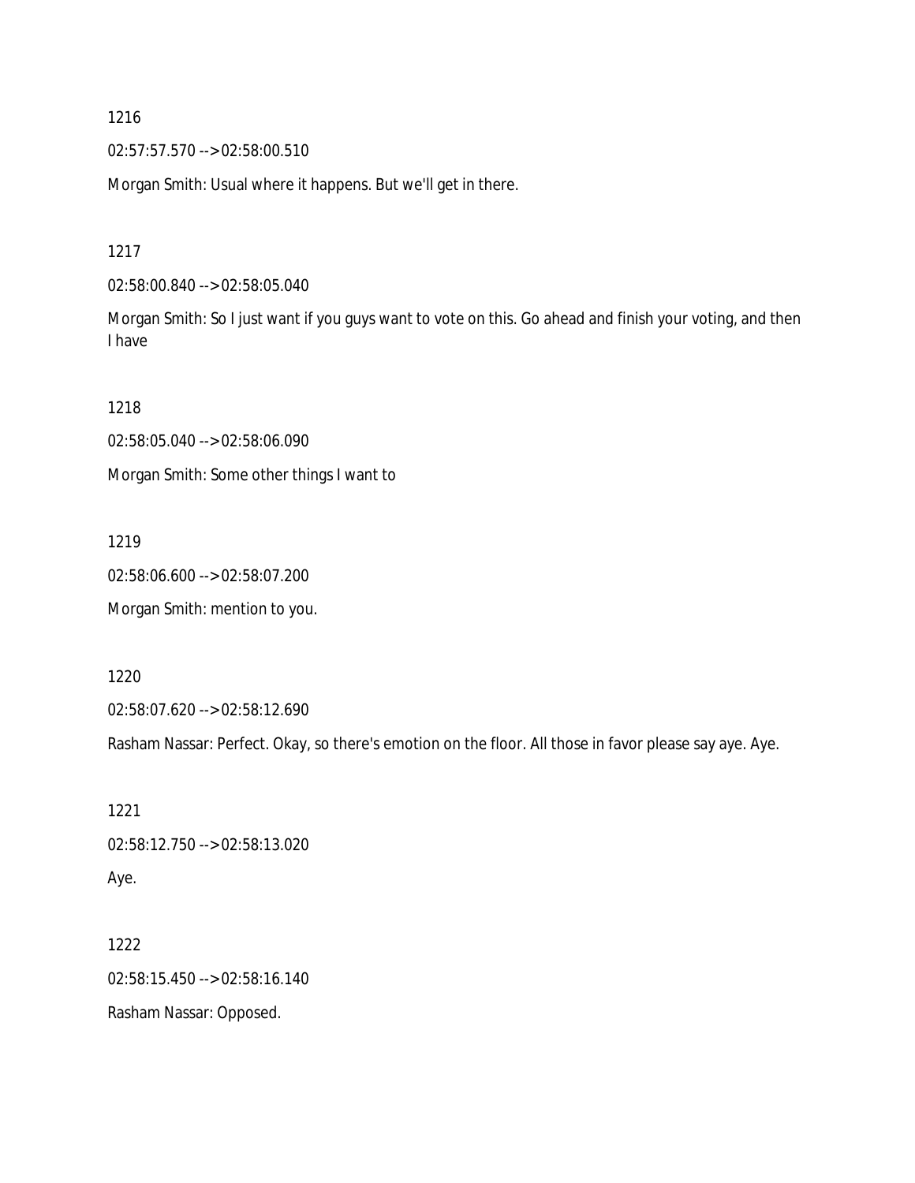1216

02:57:57.570 --> 02:58:00.510

Morgan Smith: Usual where it happens. But we'll get in there.

1217

02:58:00.840 --> 02:58:05.040

Morgan Smith: So I just want if you guys want to vote on this. Go ahead and finish your voting, and then I have

1218

02:58:05.040 --> 02:58:06.090

Morgan Smith: Some other things I want to

1219

02:58:06.600 --> 02:58:07.200

Morgan Smith: mention to you.

1220

02:58:07.620 --> 02:58:12.690

Rasham Nassar: Perfect. Okay, so there's emotion on the floor. All those in favor please say aye. Aye.

1221

02:58:12.750 --> 02:58:13.020

Aye.

1222

02:58:15.450 --> 02:58:16.140

Rasham Nassar: Opposed.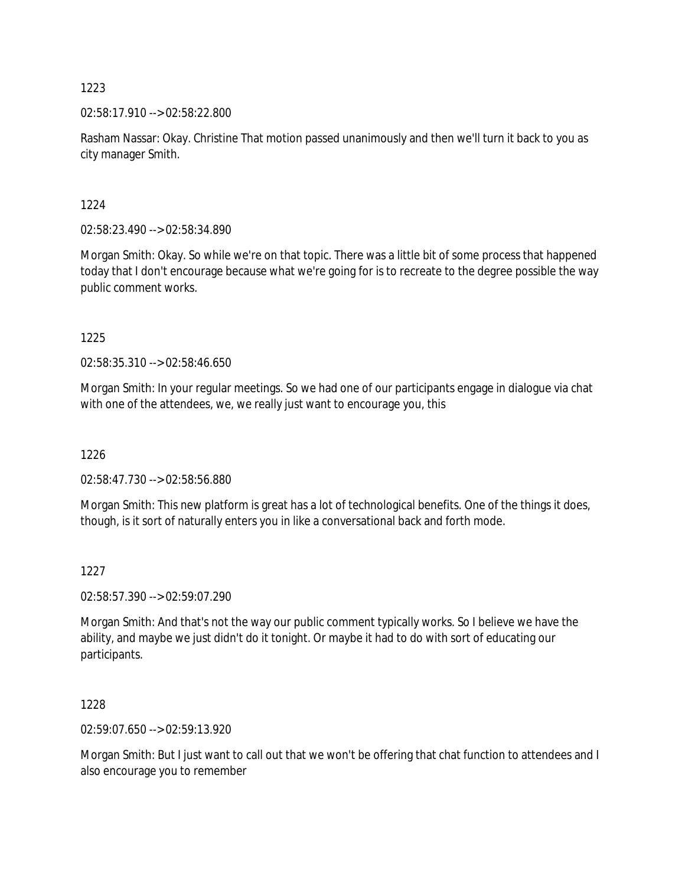1223

02:58:17.910 --> 02:58:22.800

Rasham Nassar: Okay. Christine That motion passed unanimously and then we'll turn it back to you as city manager Smith.

1224

02:58:23.490 --> 02:58:34.890

Morgan Smith: Okay. So while we're on that topic. There was a little bit of some process that happened today that I don't encourage because what we're going for is to recreate to the degree possible the way public comment works.

1225

02:58:35.310 --> 02:58:46.650

Morgan Smith: In your regular meetings. So we had one of our participants engage in dialogue via chat with one of the attendees, we, we really just want to encourage you, this

1226

02:58:47.730 --> 02:58:56.880

Morgan Smith: This new platform is great has a lot of technological benefits. One of the things it does, though, is it sort of naturally enters you in like a conversational back and forth mode.

1227

02:58:57.390 --> 02:59:07.290

Morgan Smith: And that's not the way our public comment typically works. So I believe we have the ability, and maybe we just didn't do it tonight. Or maybe it had to do with sort of educating our participants.

1228

02:59:07.650 --> 02:59:13.920

Morgan Smith: But I just want to call out that we won't be offering that chat function to attendees and I also encourage you to remember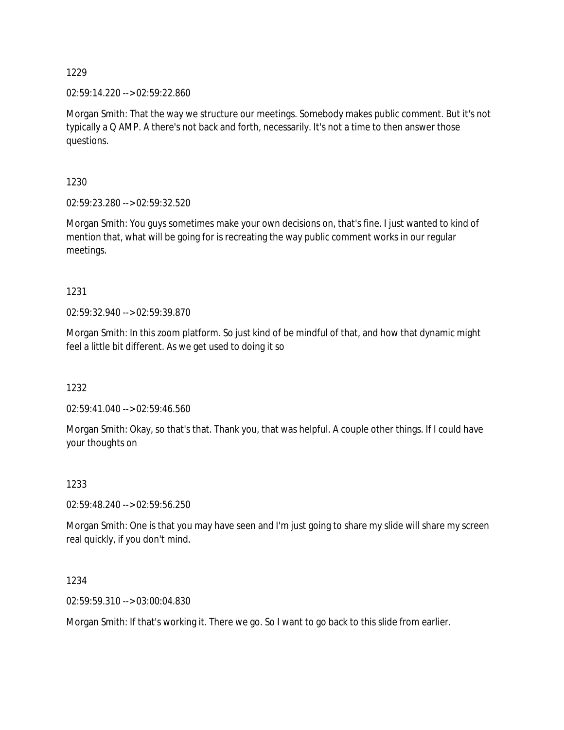1229

02:59:14.220 --> 02:59:22.860

Morgan Smith: That the way we structure our meetings. Somebody makes public comment. But it's not typically a Q AMP. A there's not back and forth, necessarily. It's not a time to then answer those questions.

1230

02:59:23.280 --> 02:59:32.520

Morgan Smith: You guys sometimes make your own decisions on, that's fine. I just wanted to kind of mention that, what will be going for is recreating the way public comment works in our regular meetings.

1231

02:59:32.940 --> 02:59:39.870

Morgan Smith: In this zoom platform. So just kind of be mindful of that, and how that dynamic might feel a little bit different. As we get used to doing it so

1232

02:59:41.040 --> 02:59:46.560

Morgan Smith: Okay, so that's that. Thank you, that was helpful. A couple other things. If I could have your thoughts on

1233

02:59:48.240 --> 02:59:56.250

Morgan Smith: One is that you may have seen and I'm just going to share my slide will share my screen real quickly, if you don't mind.

1234

02:59:59.310 --> 03:00:04.830

Morgan Smith: If that's working it. There we go. So I want to go back to this slide from earlier.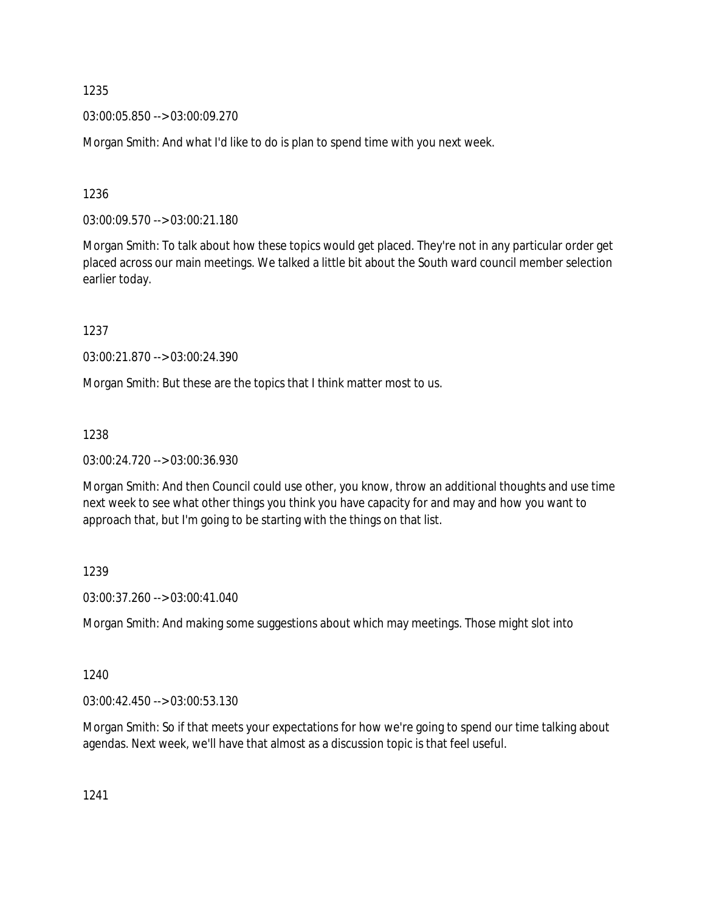1235

03:00:05.850 --> 03:00:09.270

Morgan Smith: And what I'd like to do is plan to spend time with you next week.

1236

03:00:09.570 --> 03:00:21.180

Morgan Smith: To talk about how these topics would get placed. They're not in any particular order get placed across our main meetings. We talked a little bit about the South ward council member selection earlier today.

1237

03:00:21.870 --> 03:00:24.390

Morgan Smith: But these are the topics that I think matter most to us.

1238

03:00:24.720 --> 03:00:36.930

Morgan Smith: And then Council could use other, you know, throw an additional thoughts and use time next week to see what other things you think you have capacity for and may and how you want to approach that, but I'm going to be starting with the things on that list.

1239

03:00:37.260 --> 03:00:41.040

Morgan Smith: And making some suggestions about which may meetings. Those might slot into

1240

03:00:42.450 --> 03:00:53.130

Morgan Smith: So if that meets your expectations for how we're going to spend our time talking about agendas. Next week, we'll have that almost as a discussion topic is that feel useful.

1241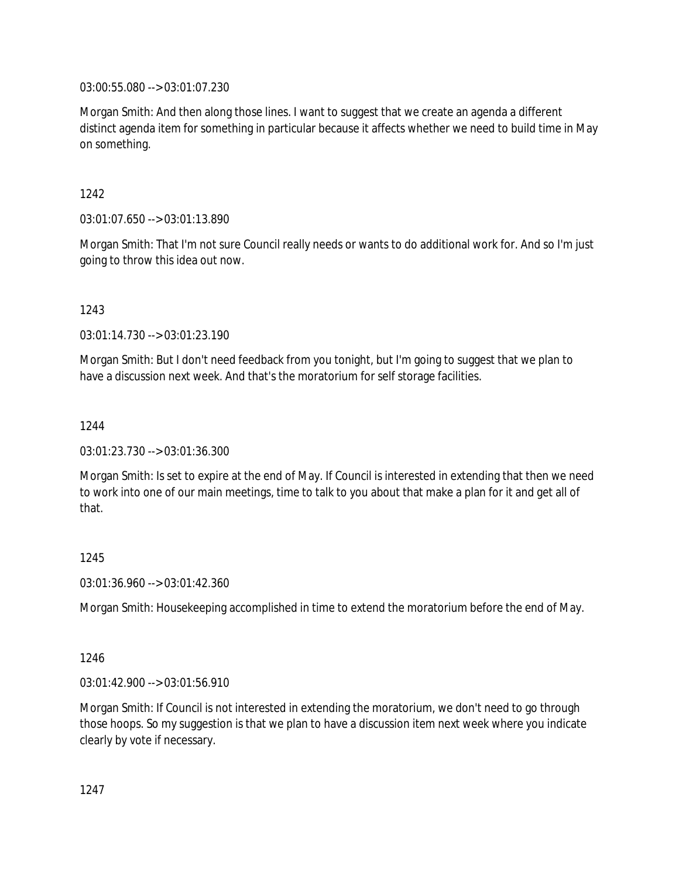03:00:55.080 --> 03:01:07.230

Morgan Smith: And then along those lines. I want to suggest that we create an agenda a different distinct agenda item for something in particular because it affects whether we need to build time in May on something.

1242

03:01:07.650 --> 03:01:13.890

Morgan Smith: That I'm not sure Council really needs or wants to do additional work for. And so I'm just going to throw this idea out now.

1243

03:01:14.730 --> 03:01:23.190

Morgan Smith: But I don't need feedback from you tonight, but I'm going to suggest that we plan to have a discussion next week. And that's the moratorium for self storage facilities.

1244

03:01:23.730 --> 03:01:36.300

Morgan Smith: Is set to expire at the end of May. If Council is interested in extending that then we need to work into one of our main meetings, time to talk to you about that make a plan for it and get all of that.

1245

03:01:36.960 --> 03:01:42.360

Morgan Smith: Housekeeping accomplished in time to extend the moratorium before the end of May.

1246

03:01:42.900 --> 03:01:56.910

Morgan Smith: If Council is not interested in extending the moratorium, we don't need to go through those hoops. So my suggestion is that we plan to have a discussion item next week where you indicate clearly by vote if necessary.

1247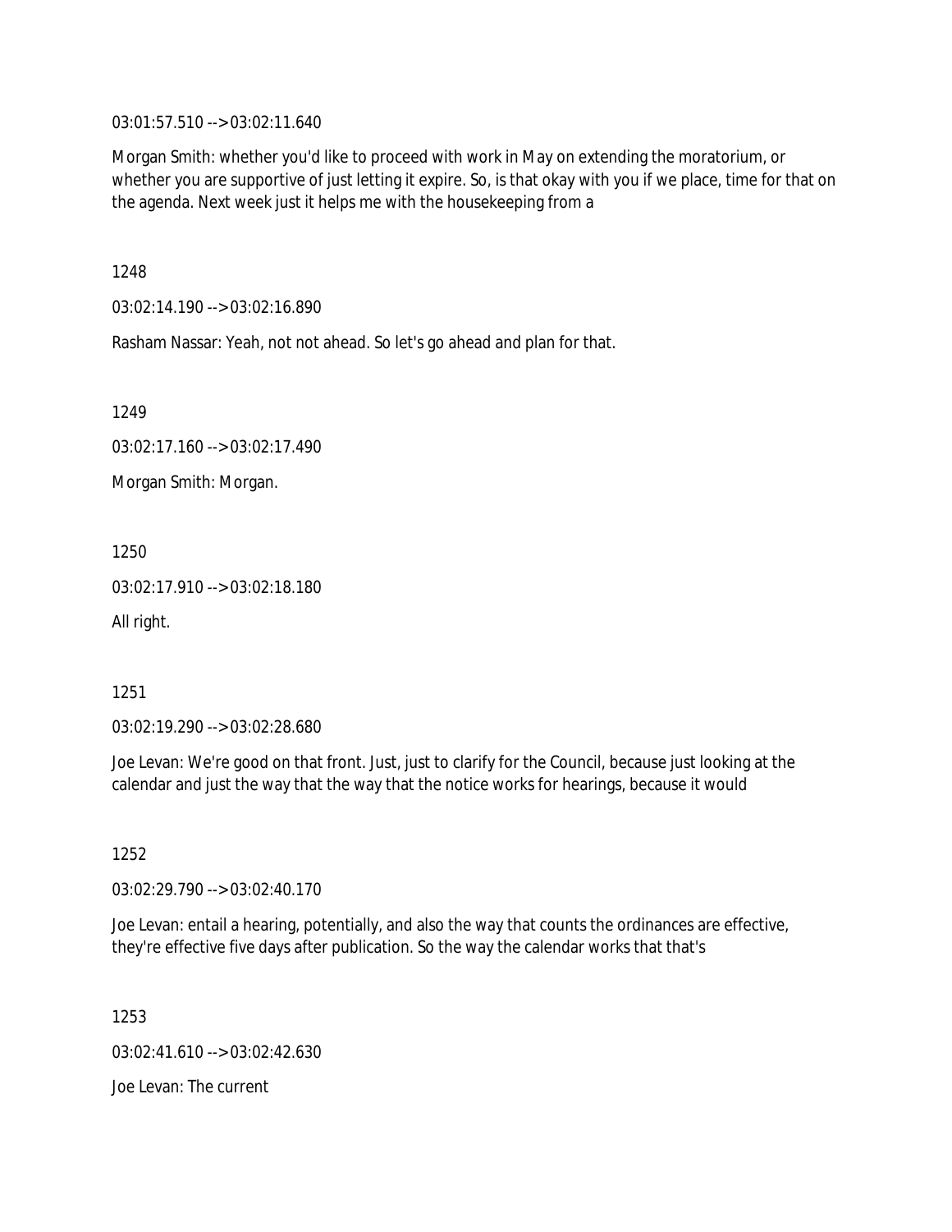03:01:57.510 --> 03:02:11.640

Morgan Smith: whether you'd like to proceed with work in May on extending the moratorium, or whether you are supportive of just letting it expire. So, is that okay with you if we place, time for that on the agenda. Next week just it helps me with the housekeeping from a

1248

03:02:14.190 --> 03:02:16.890

Rasham Nassar: Yeah, not not ahead. So let's go ahead and plan for that.

1249

03:02:17.160 --> 03:02:17.490

Morgan Smith: Morgan.

1250

03:02:17.910 --> 03:02:18.180

All right.

1251

03:02:19.290 --> 03:02:28.680

Joe Levan: We're good on that front. Just, just to clarify for the Council, because just looking at the calendar and just the way that the way that the notice works for hearings, because it would

1252

03:02:29.790 --> 03:02:40.170

Joe Levan: entail a hearing, potentially, and also the way that counts the ordinances are effective, they're effective five days after publication. So the way the calendar works that that's

1253

03:02:41.610 --> 03:02:42.630

Joe Levan: The current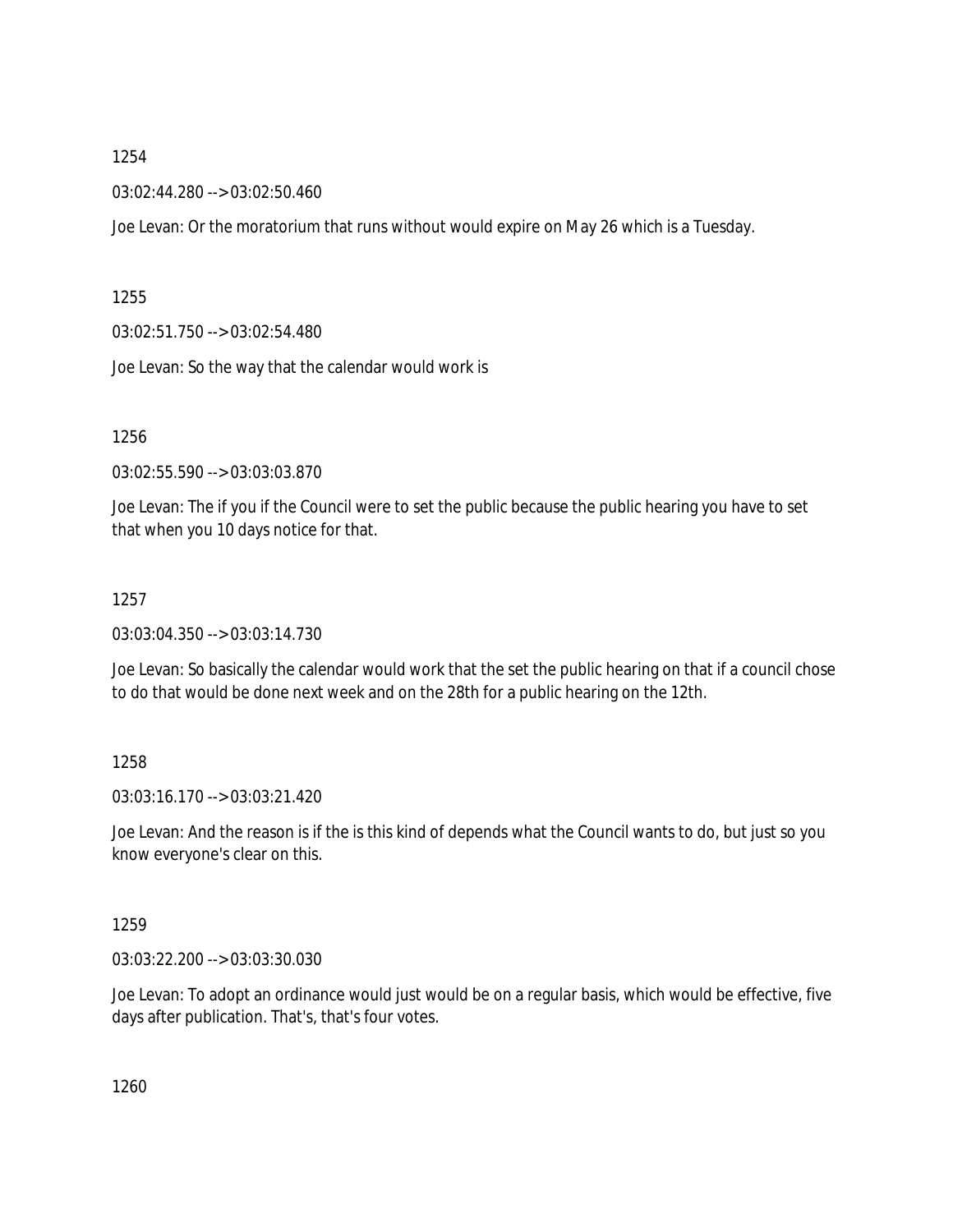1254

03:02:44.280 --> 03:02:50.460

Joe Levan: Or the moratorium that runs without would expire on May 26 which is a Tuesday.

1255

03:02:51.750 --> 03:02:54.480

Joe Levan: So the way that the calendar would work is

1256

03:02:55.590 --> 03:03:03.870

Joe Levan: The if you if the Council were to set the public because the public hearing you have to set that when you 10 days notice for that.

1257

03:03:04.350 --> 03:03:14.730

Joe Levan: So basically the calendar would work that the set the public hearing on that if a council chose to do that would be done next week and on the 28th for a public hearing on the 12th.

1258

03:03:16.170 --> 03:03:21.420

Joe Levan: And the reason is if the is this kind of depends what the Council wants to do, but just so you know everyone's clear on this.

1259

03:03:22.200 --> 03:03:30.030

Joe Levan: To adopt an ordinance would just would be on a regular basis, which would be effective, five days after publication. That's, that's four votes.

1260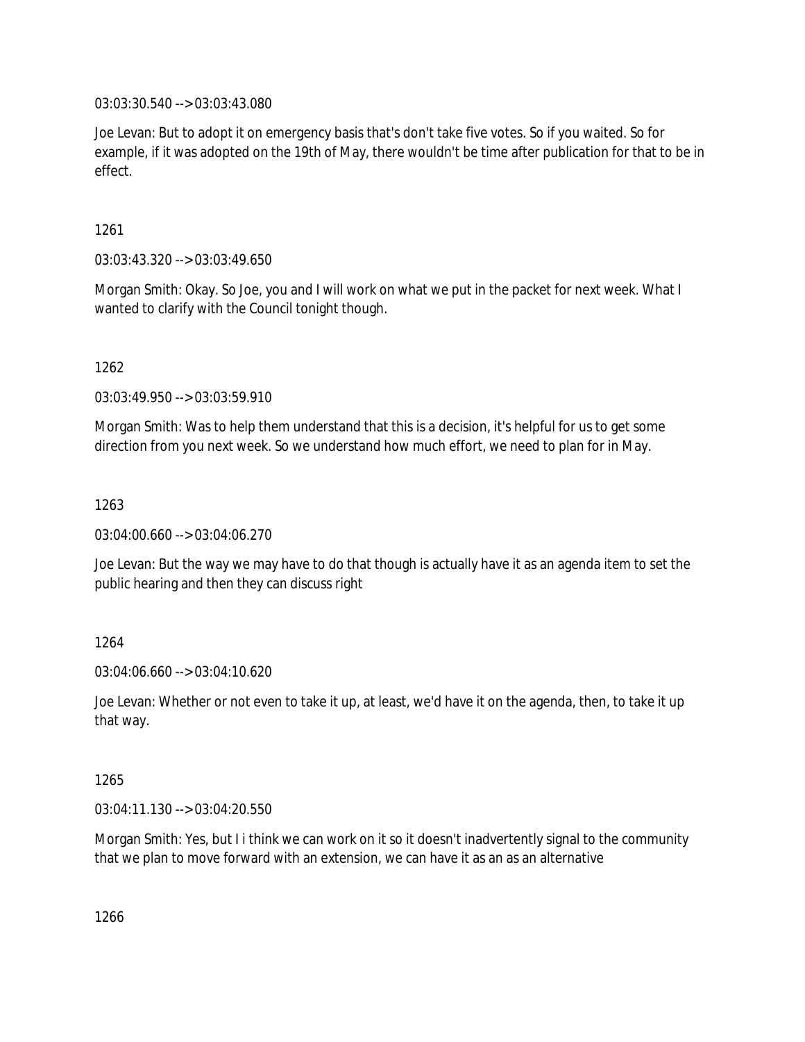03:03:30.540 --> 03:03:43.080

Joe Levan: But to adopt it on emergency basis that's don't take five votes. So if you waited. So for example, if it was adopted on the 19th of May, there wouldn't be time after publication for that to be in effect.

1261

03:03:43.320 --> 03:03:49.650

Morgan Smith: Okay. So Joe, you and I will work on what we put in the packet for next week. What I wanted to clarify with the Council tonight though.

1262

03:03:49.950 --> 03:03:59.910

Morgan Smith: Was to help them understand that this is a decision, it's helpful for us to get some direction from you next week. So we understand how much effort, we need to plan for in May.

1263

03:04:00.660 --> 03:04:06.270

Joe Levan: But the way we may have to do that though is actually have it as an agenda item to set the public hearing and then they can discuss right

1264

03:04:06.660 --> 03:04:10.620

Joe Levan: Whether or not even to take it up, at least, we'd have it on the agenda, then, to take it up that way.

1265

03:04:11.130 --> 03:04:20.550

Morgan Smith: Yes, but I i think we can work on it so it doesn't inadvertently signal to the community that we plan to move forward with an extension, we can have it as an as an alternative

1266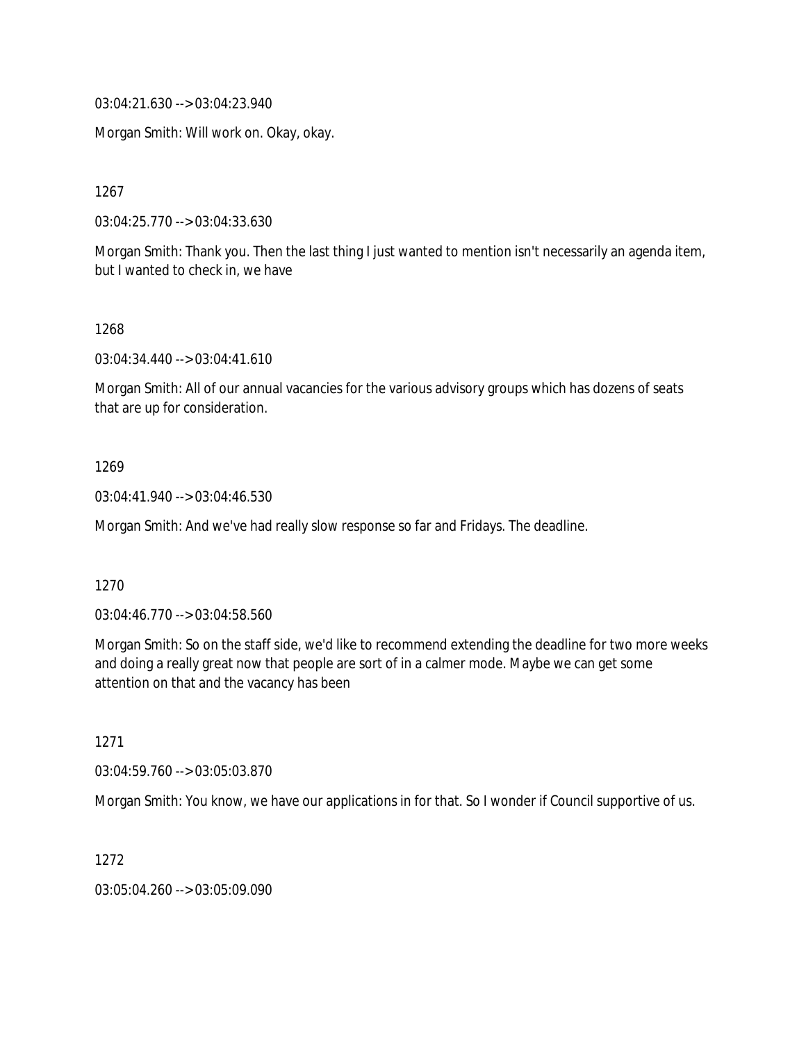03:04:21.630 --> 03:04:23.940

Morgan Smith: Will work on. Okay, okay.

1267

03:04:25.770 --> 03:04:33.630

Morgan Smith: Thank you. Then the last thing I just wanted to mention isn't necessarily an agenda item, but I wanted to check in, we have

1268

03:04:34.440 --> 03:04:41.610

Morgan Smith: All of our annual vacancies for the various advisory groups which has dozens of seats that are up for consideration.

1269

03:04:41.940 --> 03:04:46.530

Morgan Smith: And we've had really slow response so far and Fridays. The deadline.

1270

03:04:46.770 --> 03:04:58.560

Morgan Smith: So on the staff side, we'd like to recommend extending the deadline for two more weeks and doing a really great now that people are sort of in a calmer mode. Maybe we can get some attention on that and the vacancy has been

1271

03:04:59.760 --> 03:05:03.870

Morgan Smith: You know, we have our applications in for that. So I wonder if Council supportive of us.

1272

03:05:04.260 --> 03:05:09.090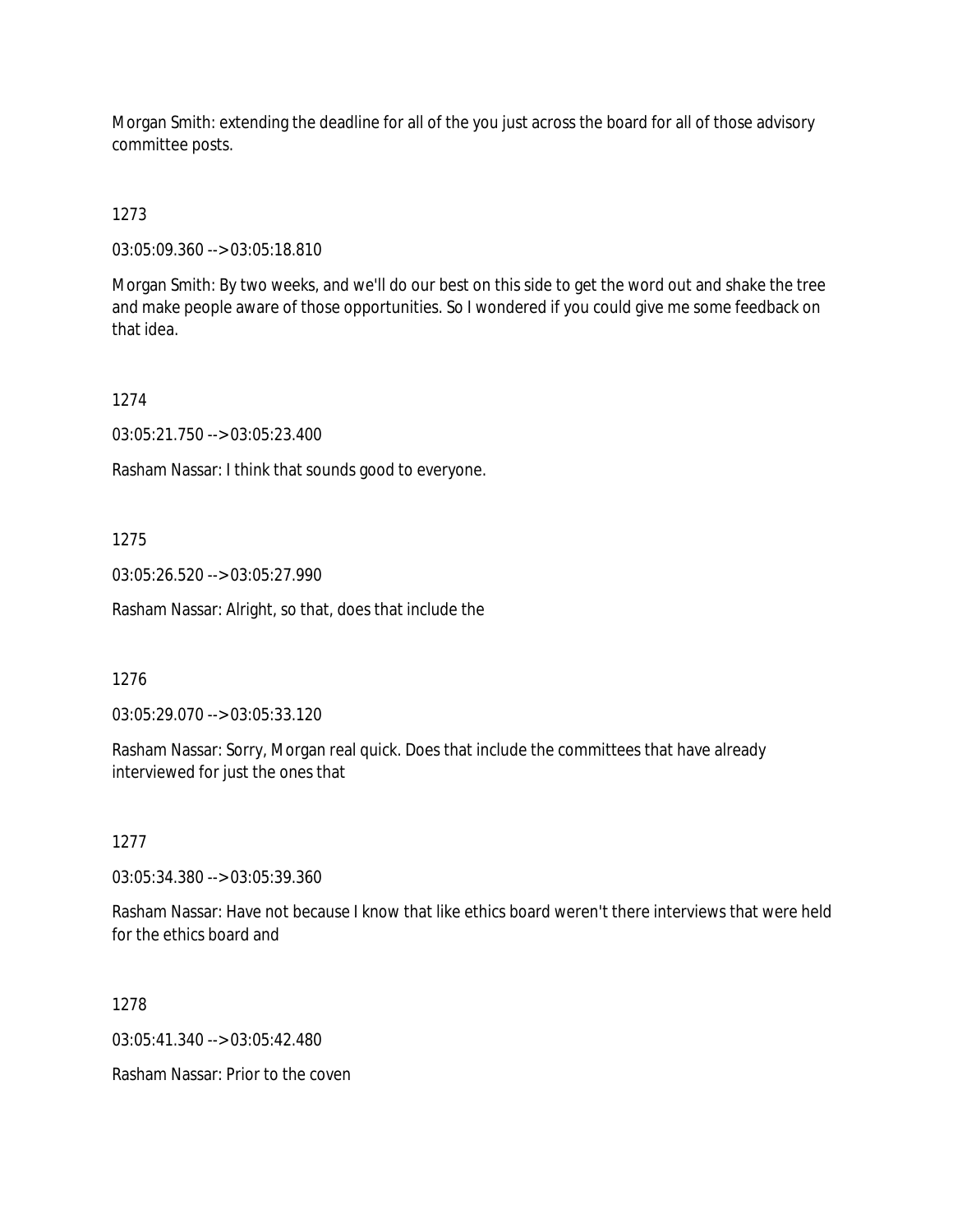Morgan Smith: extending the deadline for all of the you just across the board for all of those advisory committee posts.

1273

03:05:09.360 --> 03:05:18.810

Morgan Smith: By two weeks, and we'll do our best on this side to get the word out and shake the tree and make people aware of those opportunities. So I wondered if you could give me some feedback on that idea.

1274

03:05:21.750 --> 03:05:23.400

Rasham Nassar: I think that sounds good to everyone.

1275

03:05:26.520 --> 03:05:27.990

Rasham Nassar: Alright, so that, does that include the

1276

03:05:29.070 --> 03:05:33.120

Rasham Nassar: Sorry, Morgan real quick. Does that include the committees that have already interviewed for just the ones that

1277

03:05:34.380 --> 03:05:39.360

Rasham Nassar: Have not because I know that like ethics board weren't there interviews that were held for the ethics board and

1278

03:05:41.340 --> 03:05:42.480

Rasham Nassar: Prior to the coven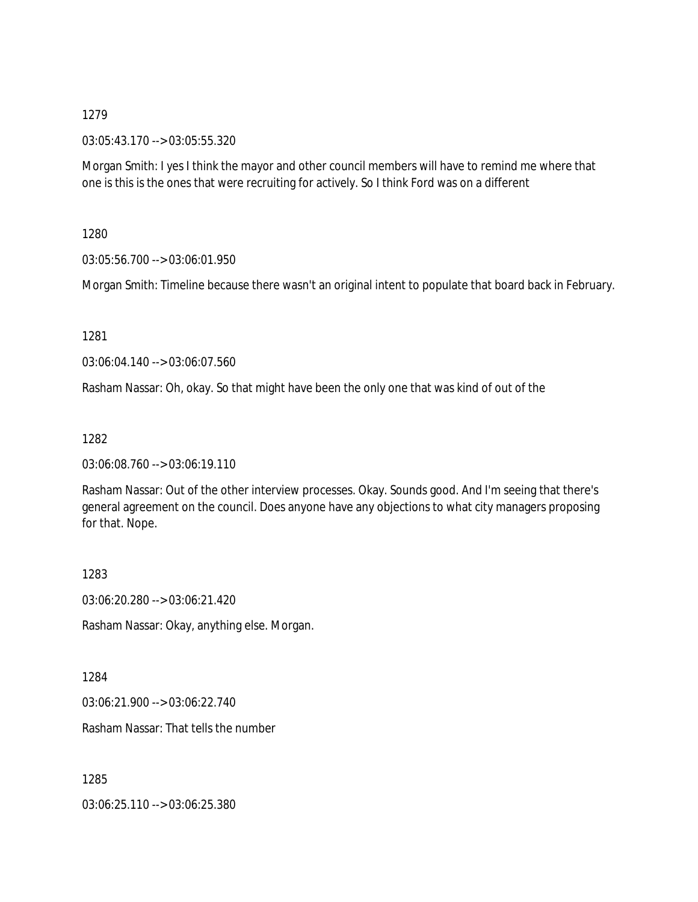1279

03:05:43.170 --> 03:05:55.320

Morgan Smith: I yes I think the mayor and other council members will have to remind me where that one is this is the ones that were recruiting for actively. So I think Ford was on a different

1280

03:05:56.700 --> 03:06:01.950

Morgan Smith: Timeline because there wasn't an original intent to populate that board back in February.

1281

03:06:04.140 --> 03:06:07.560

Rasham Nassar: Oh, okay. So that might have been the only one that was kind of out of the

1282

03:06:08.760 --> 03:06:19.110

Rasham Nassar: Out of the other interview processes. Okay. Sounds good. And I'm seeing that there's general agreement on the council. Does anyone have any objections to what city managers proposing for that. Nope.

1283

03:06:20.280 --> 03:06:21.420

Rasham Nassar: Okay, anything else. Morgan.

1284

03:06:21.900 --> 03:06:22.740

Rasham Nassar: That tells the number

1285

03:06:25.110 --> 03:06:25.380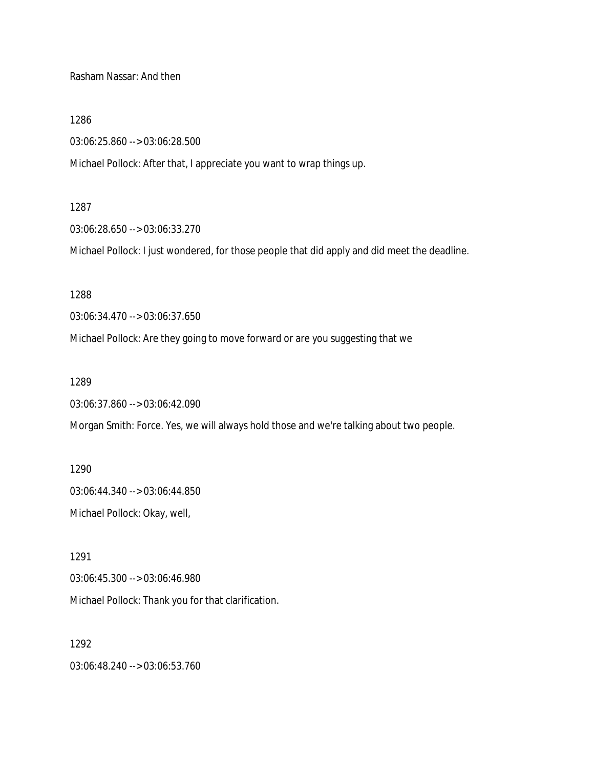Rasham Nassar: And then

1286

03:06:25.860 --> 03:06:28.500

Michael Pollock: After that, I appreciate you want to wrap things up.

1287

03:06:28.650 --> 03:06:33.270

Michael Pollock: I just wondered, for those people that did apply and did meet the deadline.

1288

03:06:34.470 --> 03:06:37.650

Michael Pollock: Are they going to move forward or are you suggesting that we

1289

03:06:37.860 --> 03:06:42.090

Morgan Smith: Force. Yes, we will always hold those and we're talking about two people.

1290

03:06:44.340 --> 03:06:44.850

Michael Pollock: Okay, well,

1291

03:06:45.300 --> 03:06:46.980

Michael Pollock: Thank you for that clarification.

1292

03:06:48.240 --> 03:06:53.760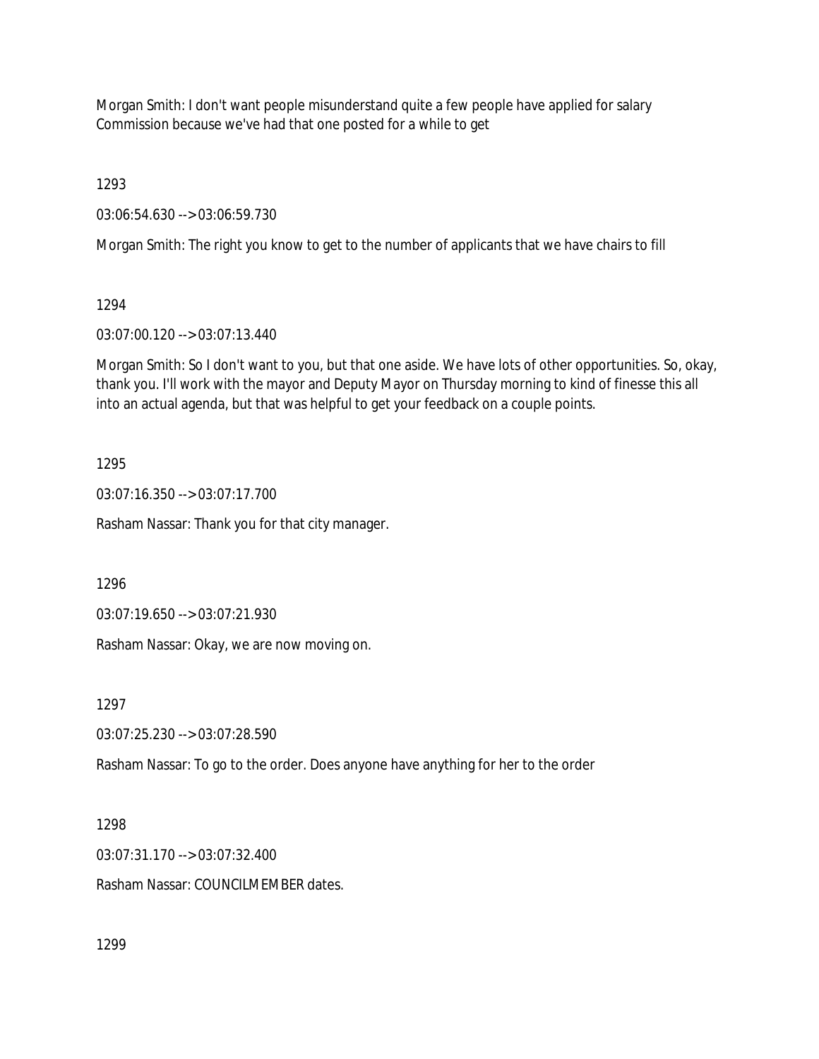Morgan Smith: I don't want people misunderstand quite a few people have applied for salary Commission because we've had that one posted for a while to get

1293

03:06:54.630 --> 03:06:59.730

Morgan Smith: The right you know to get to the number of applicants that we have chairs to fill

1294

03:07:00.120 --> 03:07:13.440

Morgan Smith: So I don't want to you, but that one aside. We have lots of other opportunities. So, okay, thank you. I'll work with the mayor and Deputy Mayor on Thursday morning to kind of finesse this all into an actual agenda, but that was helpful to get your feedback on a couple points.

1295

03:07:16.350 --> 03:07:17.700

Rasham Nassar: Thank you for that city manager.

1296

03:07:19.650 --> 03:07:21.930

Rasham Nassar: Okay, we are now moving on.

1297

03:07:25.230 --> 03:07:28.590

Rasham Nassar: To go to the order. Does anyone have anything for her to the order

1298

03:07:31.170 --> 03:07:32.400

Rasham Nassar: COUNCILMEMBER dates.

1299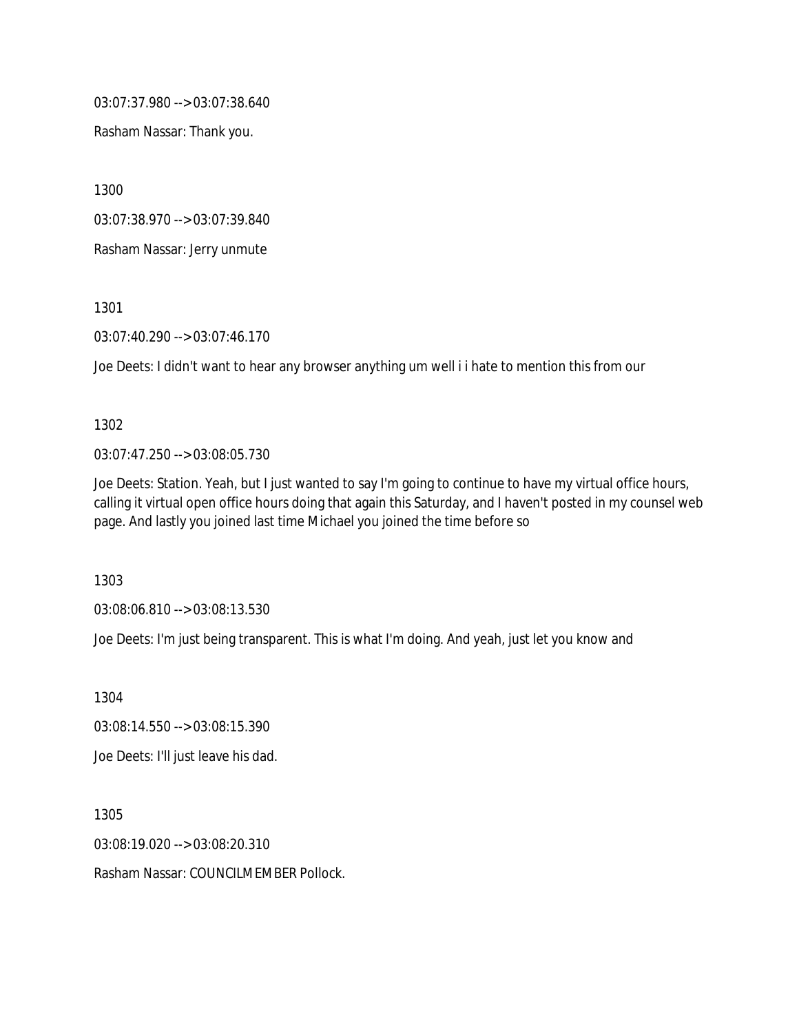03:07:37.980 --> 03:07:38.640

Rasham Nassar: Thank you.

1300

03:07:38.970 --> 03:07:39.840

Rasham Nassar: Jerry unmute

1301

03:07:40.290 --> 03:07:46.170

Joe Deets: I didn't want to hear any browser anything um well i i hate to mention this from our

1302

03:07:47.250 --> 03:08:05.730

Joe Deets: Station. Yeah, but I just wanted to say I'm going to continue to have my virtual office hours, calling it virtual open office hours doing that again this Saturday, and I haven't posted in my counsel web page. And lastly you joined last time Michael you joined the time before so

1303

03:08:06.810 --> 03:08:13.530

Joe Deets: I'm just being transparent. This is what I'm doing. And yeah, just let you know and

1304

03:08:14.550 --> 03:08:15.390

Joe Deets: I'll just leave his dad.

1305

03:08:19.020 --> 03:08:20.310

Rasham Nassar: COUNCILMEMBER Pollock.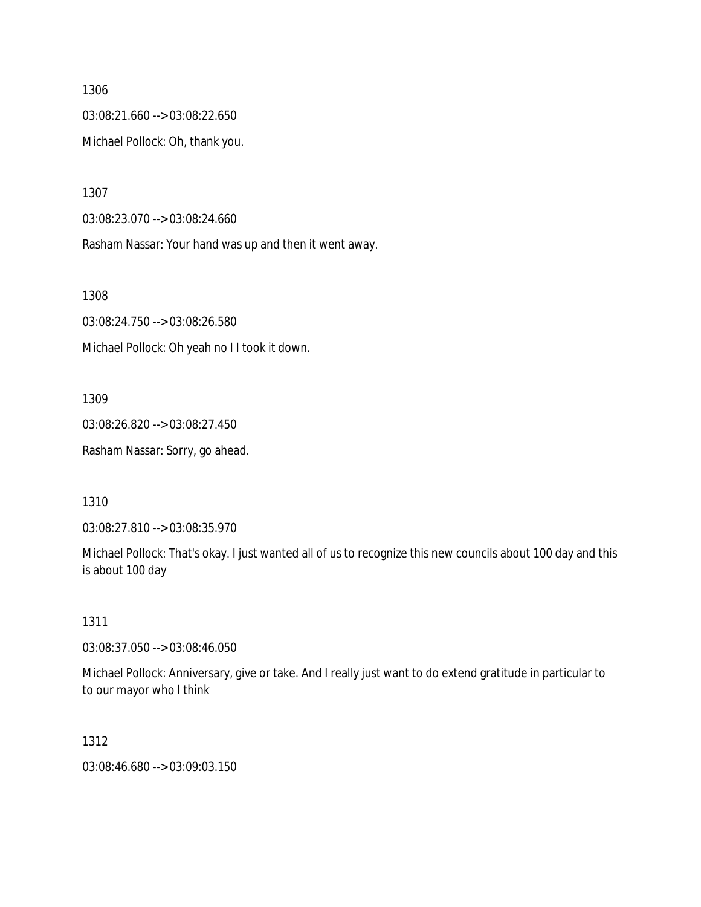1306

03:08:21.660 --> 03:08:22.650

Michael Pollock: Oh, thank you.

1307

03:08:23.070 --> 03:08:24.660

Rasham Nassar: Your hand was up and then it went away.

1308

03:08:24.750 --> 03:08:26.580

Michael Pollock: Oh yeah no I I took it down.

1309

03:08:26.820 --> 03:08:27.450

Rasham Nassar: Sorry, go ahead.

1310

03:08:27.810 --> 03:08:35.970

Michael Pollock: That's okay. I just wanted all of us to recognize this new councils about 100 day and this is about 100 day

1311

03:08:37.050 --> 03:08:46.050

Michael Pollock: Anniversary, give or take. And I really just want to do extend gratitude in particular to to our mayor who I think

1312

03:08:46.680 --> 03:09:03.150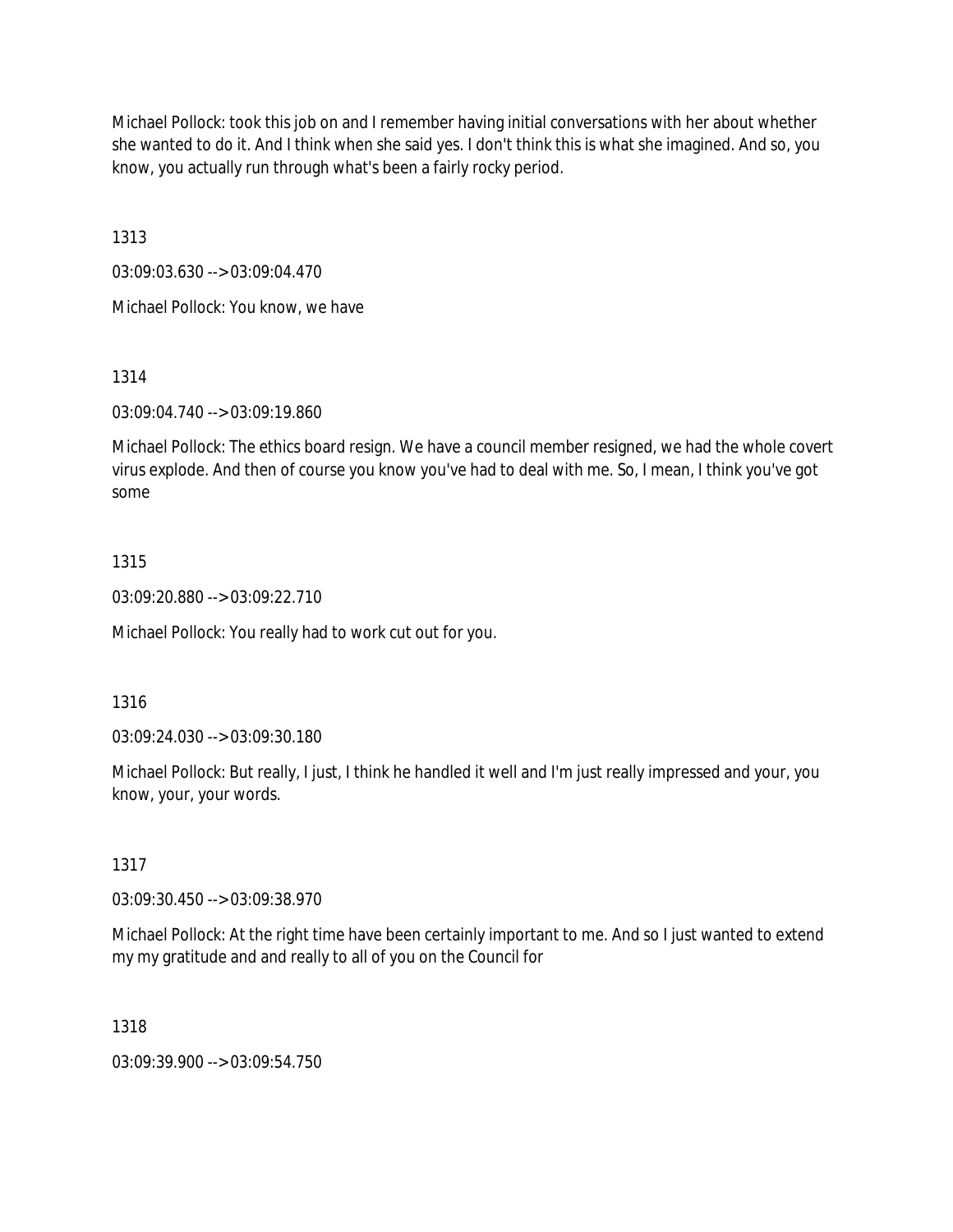Michael Pollock: took this job on and I remember having initial conversations with her about whether she wanted to do it. And I think when she said yes. I don't think this is what she imagined. And so, you know, you actually run through what's been a fairly rocky period.

1313

03:09:03.630 --> 03:09:04.470

Michael Pollock: You know, we have

1314

03:09:04.740 --> 03:09:19.860

Michael Pollock: The ethics board resign. We have a council member resigned, we had the whole covert virus explode. And then of course you know you've had to deal with me. So, I mean, I think you've got some

1315

03:09:20.880 --> 03:09:22.710

Michael Pollock: You really had to work cut out for you.

1316

03:09:24.030 --> 03:09:30.180

Michael Pollock: But really, I just, I think he handled it well and I'm just really impressed and your, you know, your, your words.

1317

03:09:30.450 --> 03:09:38.970

Michael Pollock: At the right time have been certainly important to me. And so I just wanted to extend my my gratitude and and really to all of you on the Council for

1318

03:09:39.900 --> 03:09:54.750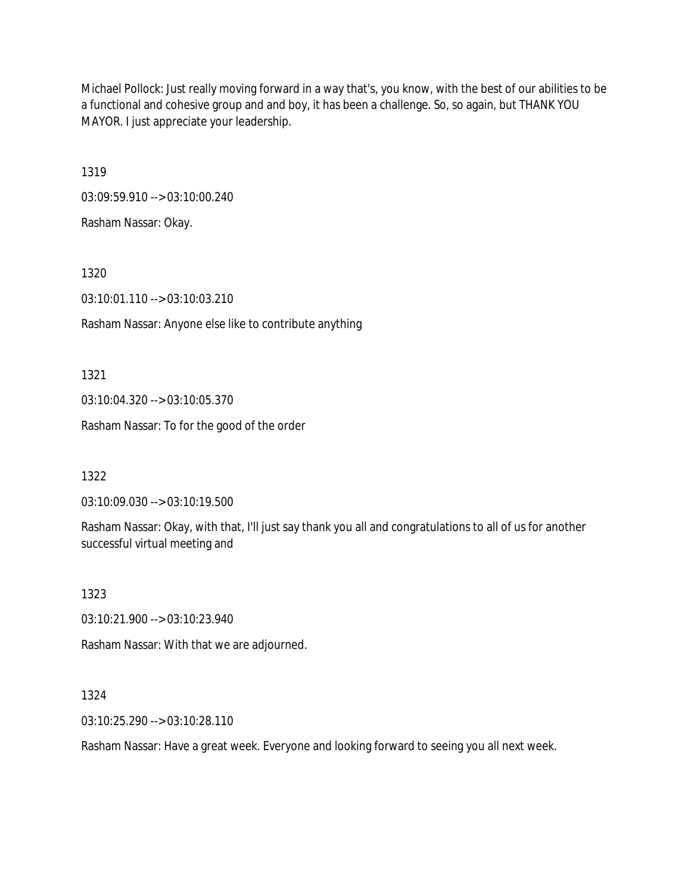Michael Pollock: Just really moving forward in a way that's, you know, with the best of our abilities to be a functional and cohesive group and and boy, it has been a challenge. So, so again, but THANK YOU MAYOR. I just appreciate your leadership.

1319

03:09:59.910 --> 03:10:00.240

Rasham Nassar: Okay.

1320

03:10:01.110 --> 03:10:03.210

Rasham Nassar: Anyone else like to contribute anything

1321

03:10:04.320 --> 03:10:05.370

Rasham Nassar: To for the good of the order

1322

03:10:09.030 --> 03:10:19.500

Rasham Nassar: Okay, with that, I'll just say thank you all and congratulations to all of us for another successful virtual meeting and

1323

03:10:21.900 --> 03:10:23.940

Rasham Nassar: With that we are adjourned.

1324

03:10:25.290 --> 03:10:28.110

Rasham Nassar: Have a great week. Everyone and looking forward to seeing you all next week.